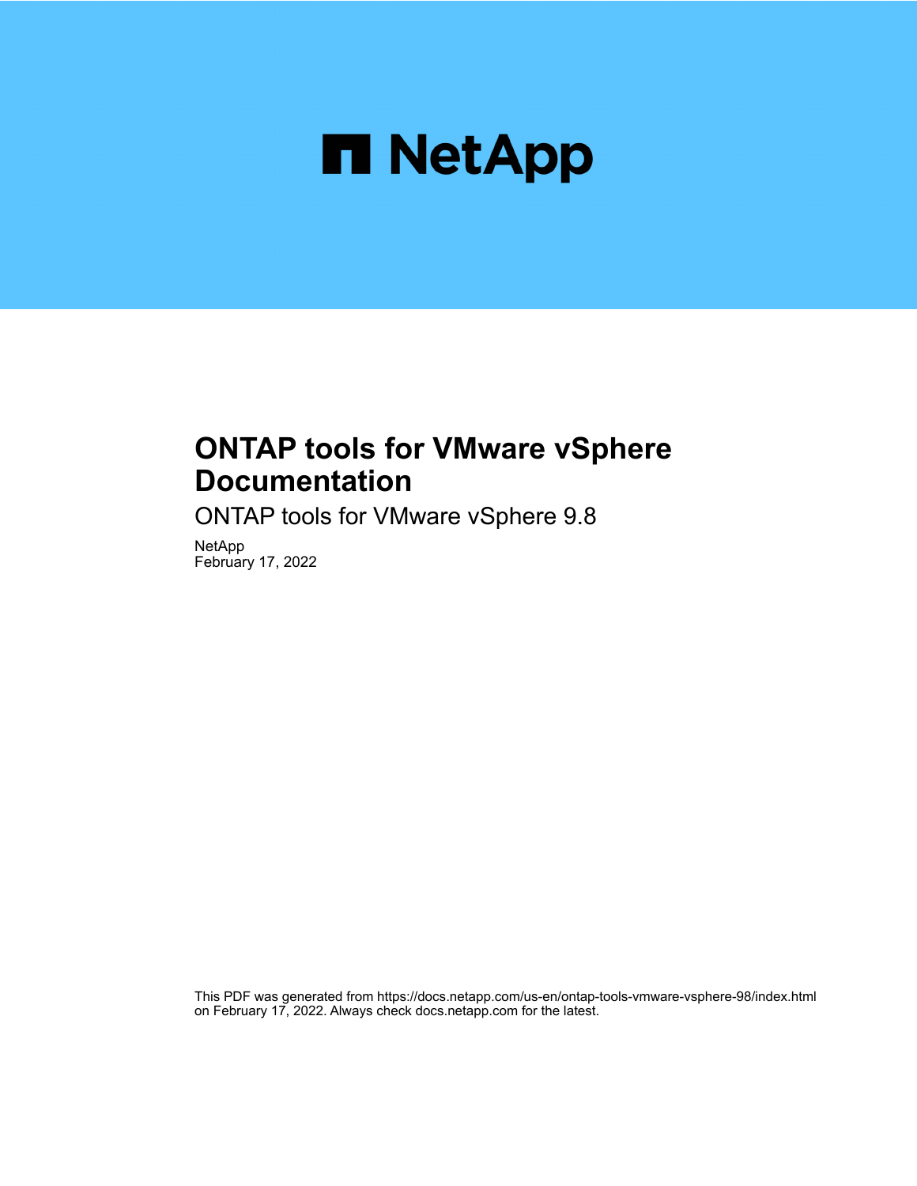NetApp

# ONTAP tools for VMware vSphere Documentation

ONTAP tools for VMware vSphere 9.8

NetApp
February 17, 2022

This PDF was generated from https://docs.netapp.com/us-en/ontap-tools-vmware-vsphere-98/index.html on February 17, 2022. Always check docs.netapp.com for the latest.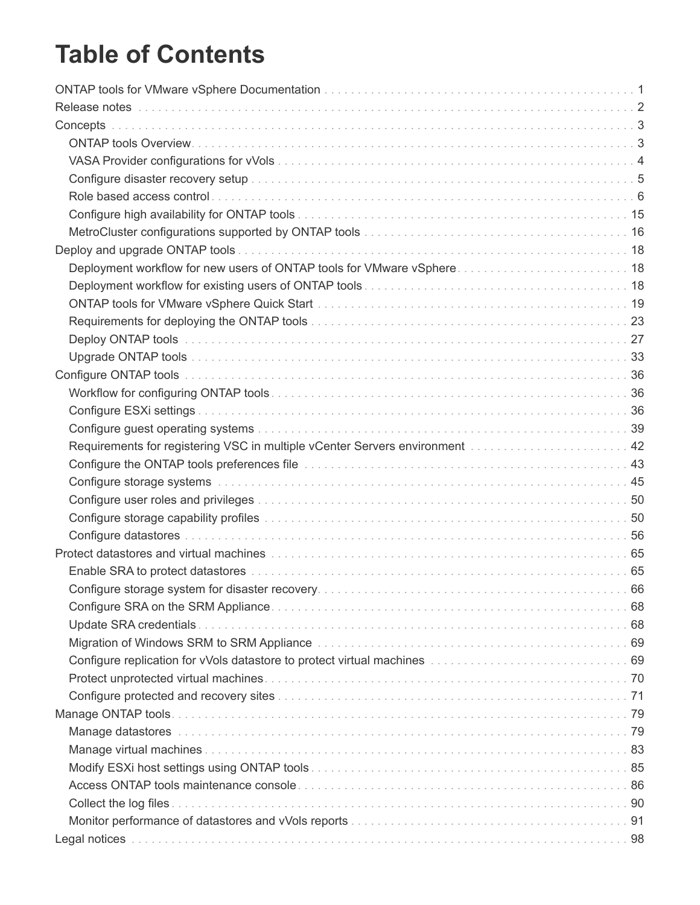# Table of Contents

- ONTAP tools for VMware vSphere Documentation . . . 1
- Release notes . . . 2
- Concepts . . . 3
  - ONTAP tools Overview . . . 3
  - VASA Provider configurations for vVols . . . 4
  - Configure disaster recovery setup . . . 5
  - Role based access control . . . 6
  - Configure high availability for ONTAP tools . . . 15
  - MetroCluster configurations supported by ONTAP tools . . . 16
- Deploy and upgrade ONTAP tools . . . 18
  - Deployment workflow for new users of ONTAP tools for VMware vSphere . . . 18
  - Deployment workflow for existing users of ONTAP tools . . . 18
  - ONTAP tools for VMware vSphere Quick Start . . . 19
  - Requirements for deploying the ONTAP tools . . . 23
  - Deploy ONTAP tools . . . 27
  - Upgrade ONTAP tools . . . 33
- Configure ONTAP tools . . . 36
  - Workflow for configuring ONTAP tools . . . 36
  - Configure ESXi settings . . . 36
  - Configure guest operating systems . . . 39
  - Requirements for registering VSC in multiple vCenter Servers environment . . . 42
  - Configure the ONTAP tools preferences file . . . 43
  - Configure storage systems . . . 45
  - Configure user roles and privileges . . . 50
  - Configure storage capability profiles . . . 50
  - Configure datastores . . . 56
- Protect datastores and virtual machines . . . 65
  - Enable SRA to protect datastores . . . 65
  - Configure storage system for disaster recovery . . . 66
  - Configure SRA on the SRM Appliance . . . 68
  - Update SRA credentials . . . 68
  - Migration of Windows SRM to SRM Appliance . . . 69
  - Configure replication for vVols datastore to protect virtual machines . . . 69
  - Protect unprotected virtual machines . . . 70
  - Configure protected and recovery sites . . . 71
- Manage ONTAP tools . . . 79
  - Manage datastores . . . 79
  - Manage virtual machines . . . 83
  - Modify ESXi host settings using ONTAP tools . . . 85
  - Access ONTAP tools maintenance console . . . 86
  - Collect the log files . . . 90
  - Monitor performance of datastores and vVols reports . . . 91
- Legal notices . . . 98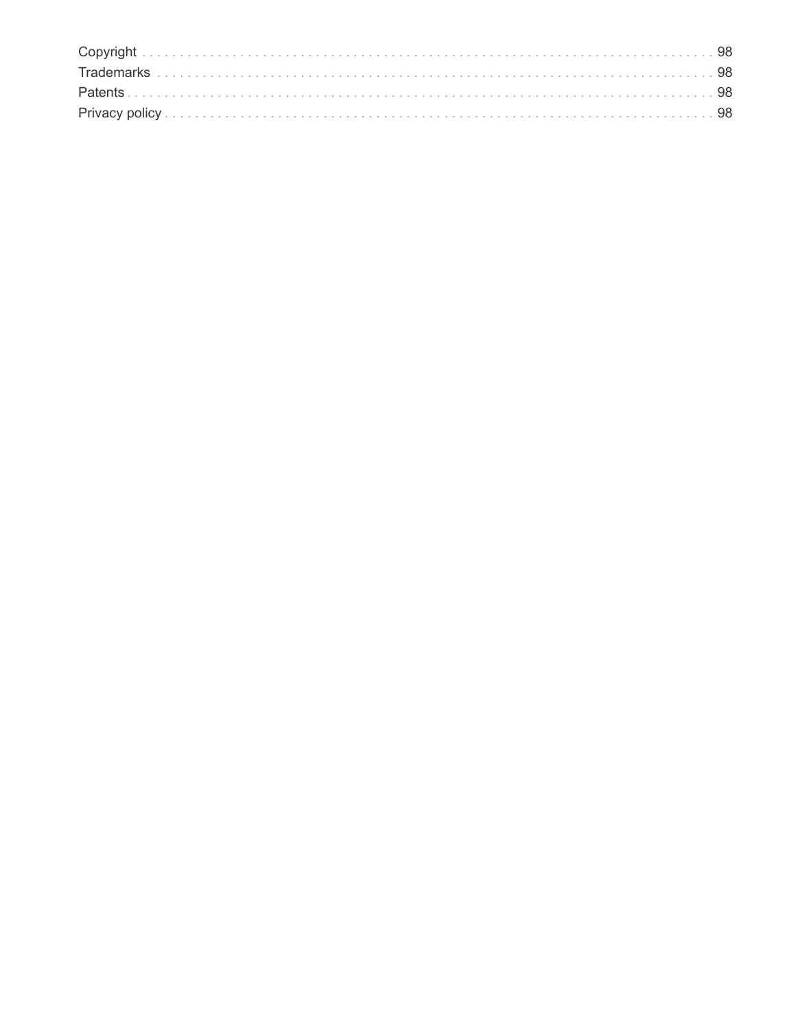Copyright . . . . . . . . . . . . . . . . . . . . . . . . . . . . . . . . . . . . . . . . . . . . . . . . . . . . . . . . . . . . . . . . . . . 98
Trademarks . . . . . . . . . . . . . . . . . . . . . . . . . . . . . . . . . . . . . . . . . . . . . . . . . . . . . . . . . . . . . . . . . 98
Patents . . . . . . . . . . . . . . . . . . . . . . . . . . . . . . . . . . . . . . . . . . . . . . . . . . . . . . . . . . . . . . . . . . . . 98
Privacy policy . . . . . . . . . . . . . . . . . . . . . . . . . . . . . . . . . . . . . . . . . . . . . . . . . . . . . . . . . . . . . . . 98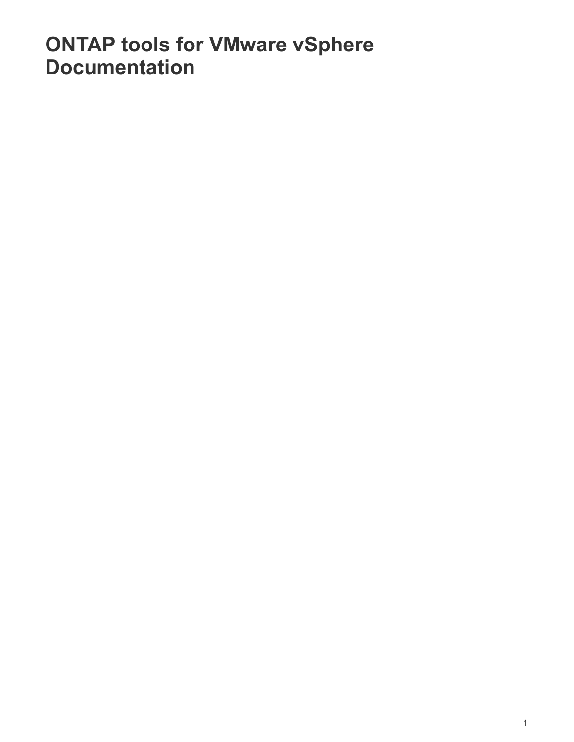# ONTAP tools for VMware vSphere Documentation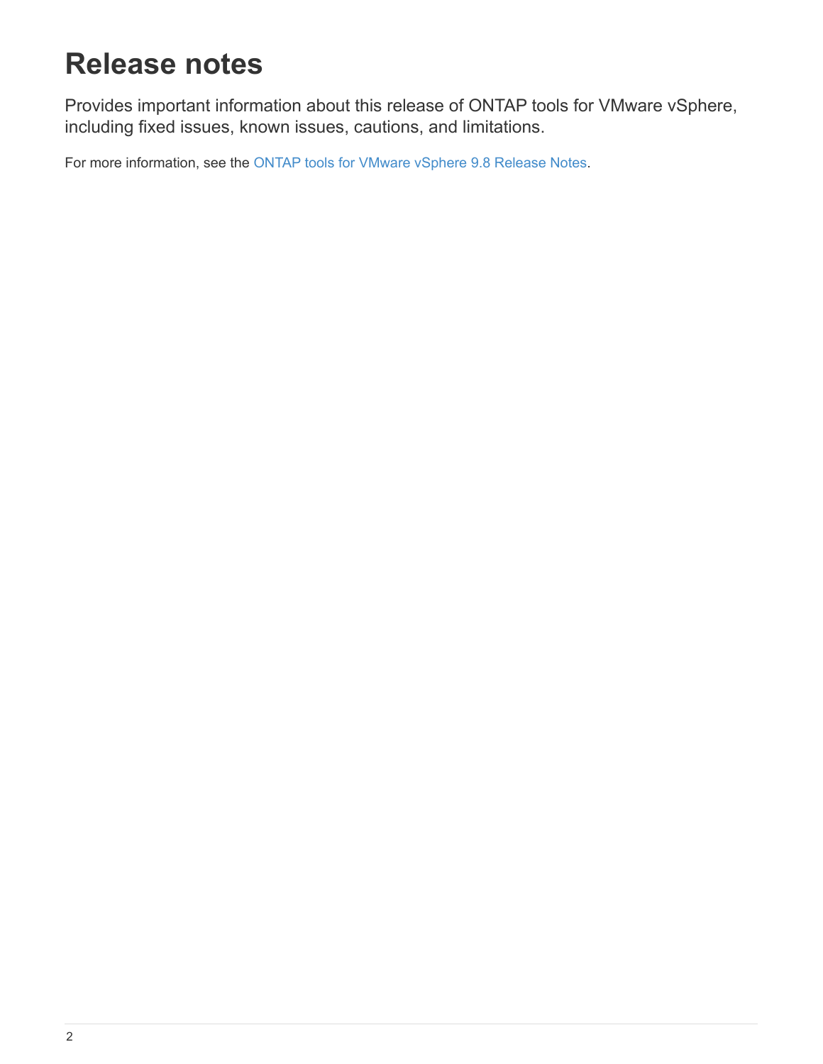# Release notes

Provides important information about this release of ONTAP tools for VMware vSphere, including fixed issues, known issues, cautions, and limitations.

For more information, see the ONTAP tools for VMware vSphere 9.8 Release Notes.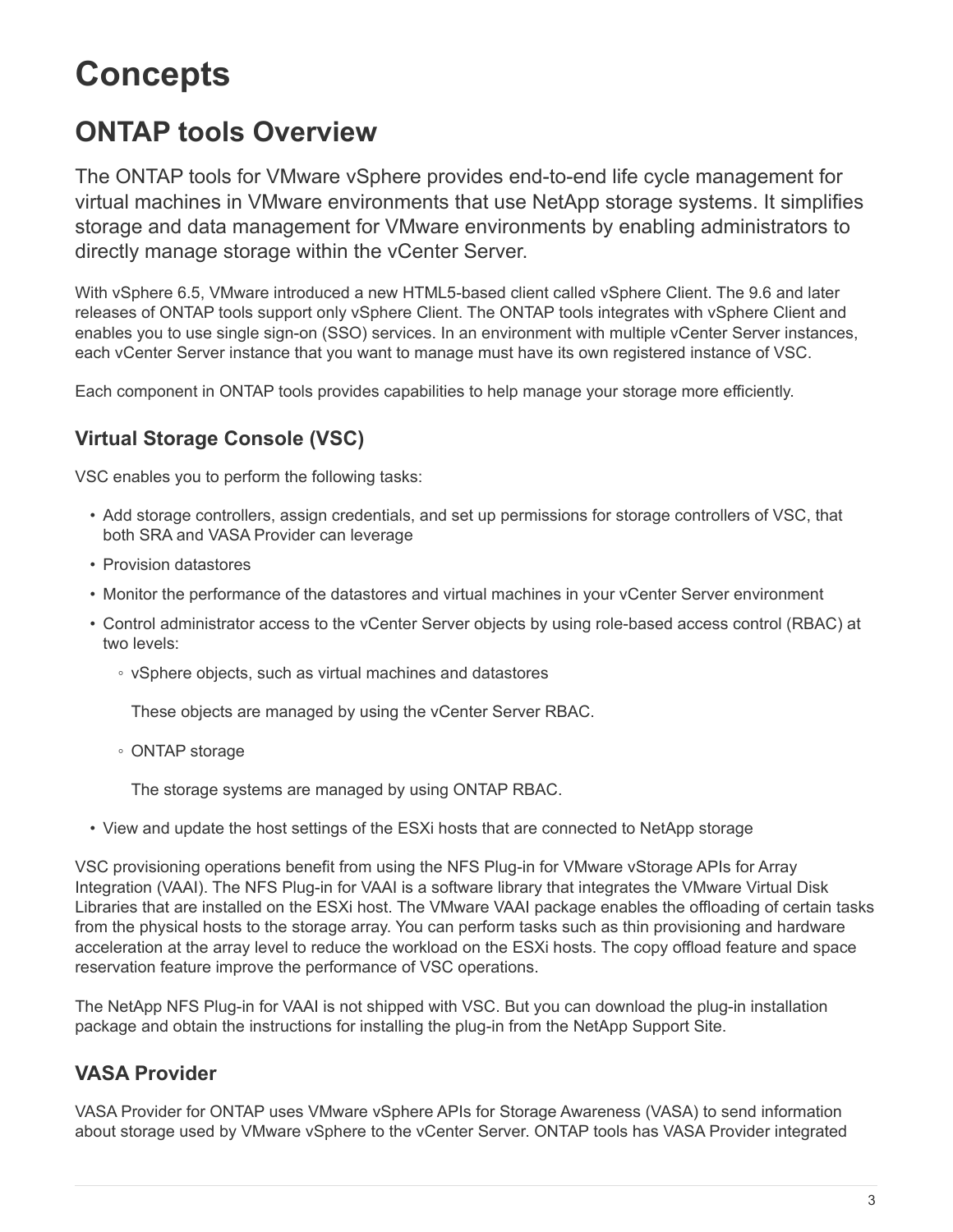# Concepts

## ONTAP tools Overview

The ONTAP tools for VMware vSphere provides end-to-end life cycle management for virtual machines in VMware environments that use NetApp storage systems. It simplifies storage and data management for VMware environments by enabling administrators to directly manage storage within the vCenter Server.

With vSphere 6.5, VMware introduced a new HTML5-based client called vSphere Client. The 9.6 and later releases of ONTAP tools support only vSphere Client. The ONTAP tools integrates with vSphere Client and enables you to use single sign-on (SSO) services. In an environment with multiple vCenter Server instances, each vCenter Server instance that you want to manage must have its own registered instance of VSC.

Each component in ONTAP tools provides capabilities to help manage your storage more efficiently.

### Virtual Storage Console (VSC)

VSC enables you to perform the following tasks:

- Add storage controllers, assign credentials, and set up permissions for storage controllers of VSC, that both SRA and VASA Provider can leverage
- Provision datastores
- Monitor the performance of the datastores and virtual machines in your vCenter Server environment
- Control administrator access to the vCenter Server objects by using role-based access control (RBAC) at two levels:
  - vSphere objects, such as virtual machines and datastores

    These objects are managed by using the vCenter Server RBAC.
  - ONTAP storage

    The storage systems are managed by using ONTAP RBAC.
- View and update the host settings of the ESXi hosts that are connected to NetApp storage

VSC provisioning operations benefit from using the NFS Plug-in for VMware vStorage APIs for Array Integration (VAAI). The NFS Plug-in for VAAI is a software library that integrates the VMware Virtual Disk Libraries that are installed on the ESXi host. The VMware VAAI package enables the offloading of certain tasks from the physical hosts to the storage array. You can perform tasks such as thin provisioning and hardware acceleration at the array level to reduce the workload on the ESXi hosts. The copy offload feature and space reservation feature improve the performance of VSC operations.

The NetApp NFS Plug-in for VAAI is not shipped with VSC. But you can download the plug-in installation package and obtain the instructions for installing the plug-in from the NetApp Support Site.

### VASA Provider

VASA Provider for ONTAP uses VMware vSphere APIs for Storage Awareness (VASA) to send information about storage used by VMware vSphere to the vCenter Server. ONTAP tools has VASA Provider integrated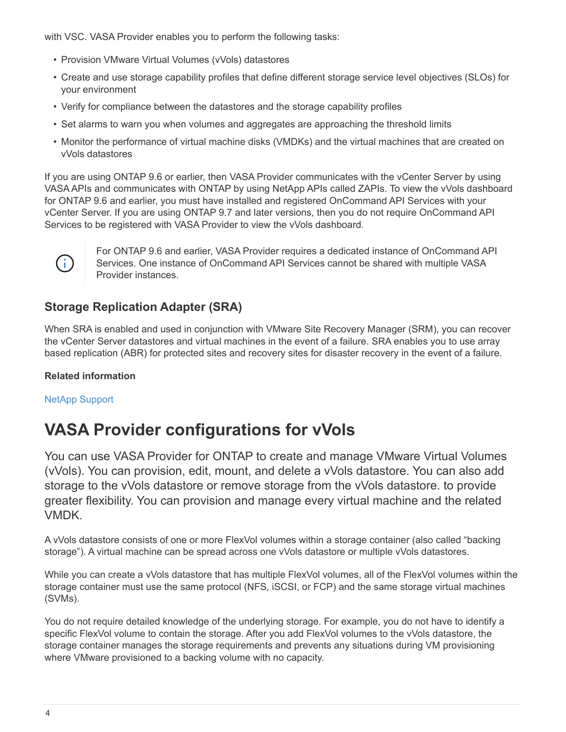with VSC. VASA Provider enables you to perform the following tasks:

- Provision VMware Virtual Volumes (vVols) datastores
- Create and use storage capability profiles that define different storage service level objectives (SLOs) for your environment
- Verify for compliance between the datastores and the storage capability profiles
- Set alarms to warn you when volumes and aggregates are approaching the threshold limits
- Monitor the performance of virtual machine disks (VMDKs) and the virtual machines that are created on vVols datastores

If you are using ONTAP 9.6 or earlier, then VASA Provider communicates with the vCenter Server by using VASA APIs and communicates with ONTAP by using NetApp APIs called ZAPIs. To view the vVols dashboard for ONTAP 9.6 and earlier, you must have installed and registered OnCommand API Services with your vCenter Server. If you are using ONTAP 9.7 and later versions, then you do not require OnCommand API Services to be registered with VASA Provider to view the vVols dashboard.

> For ONTAP 9.6 and earlier, VASA Provider requires a dedicated instance of OnCommand API Services. One instance of OnCommand API Services cannot be shared with multiple VASA Provider instances.

### Storage Replication Adapter (SRA)

When SRA is enabled and used in conjunction with VMware Site Recovery Manager (SRM), you can recover the vCenter Server datastores and virtual machines in the event of a failure. SRA enables you to use array based replication (ABR) for protected sites and recovery sites for disaster recovery in the event of a failure.

**Related information**

NetApp Support

## VASA Provider configurations for vVols

You can use VASA Provider for ONTAP to create and manage VMware Virtual Volumes (vVols). You can provision, edit, mount, and delete a vVols datastore. You can also add storage to the vVols datastore or remove storage from the vVols datastore. to provide greater flexibility. You can provision and manage every virtual machine and the related VMDK.

A vVols datastore consists of one or more FlexVol volumes within a storage container (also called “backing storage”). A virtual machine can be spread across one vVols datastore or multiple vVols datastores.

While you can create a vVols datastore that has multiple FlexVol volumes, all of the FlexVol volumes within the storage container must use the same protocol (NFS, iSCSI, or FCP) and the same storage virtual machines (SVMs).

You do not require detailed knowledge of the underlying storage. For example, you do not have to identify a specific FlexVol volume to contain the storage. After you add FlexVol volumes to the vVols datastore, the storage container manages the storage requirements and prevents any situations during VM provisioning where VMware provisioned to a backing volume with no capacity.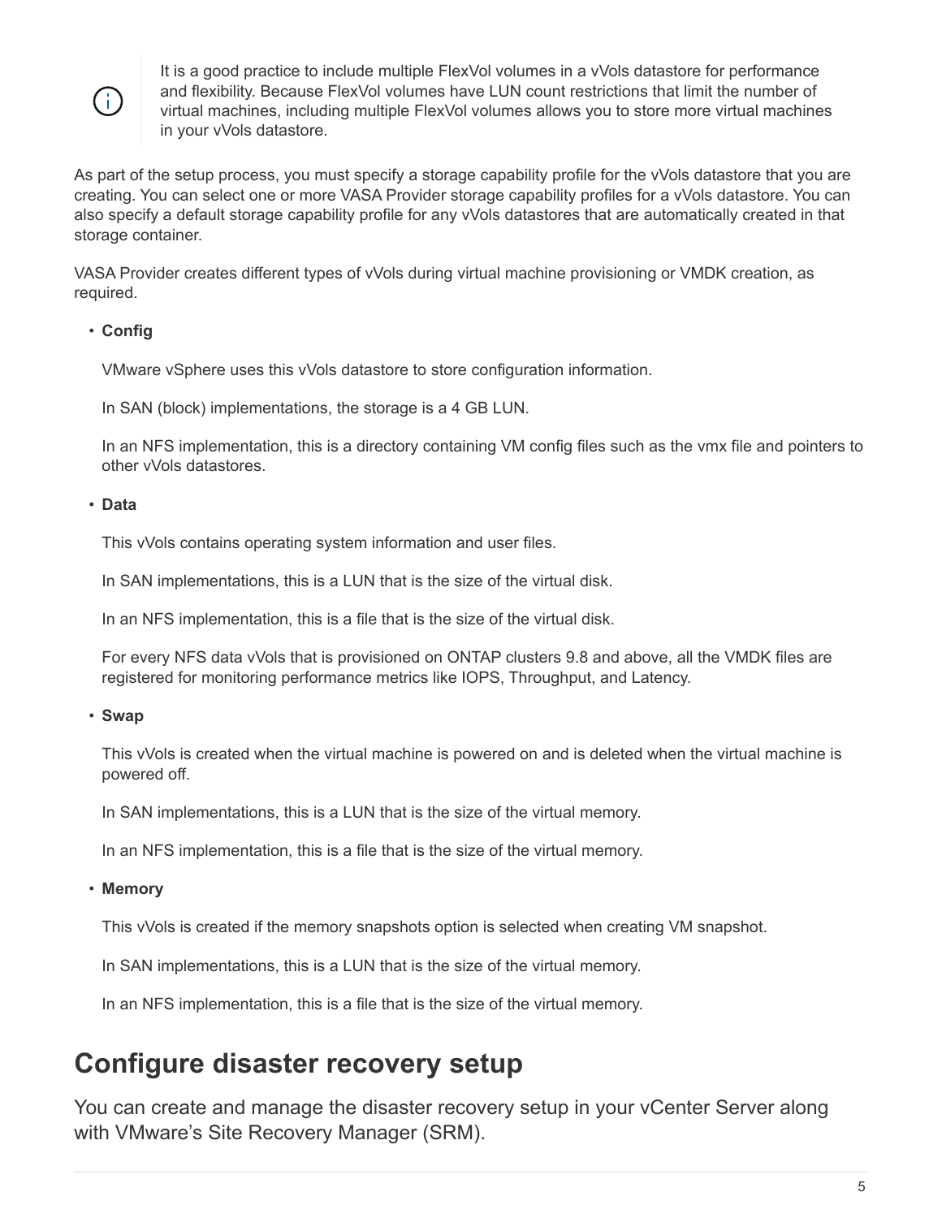> It is a good practice to include multiple FlexVol volumes in a vVols datastore for performance and flexibility. Because FlexVol volumes have LUN count restrictions that limit the number of virtual machines, including multiple FlexVol volumes allows you to store more virtual machines in your vVols datastore.

As part of the setup process, you must specify a storage capability profile for the vVols datastore that you are creating. You can select one or more VASA Provider storage capability profiles for a vVols datastore. You can also specify a default storage capability profile for any vVols datastores that are automatically created in that storage container.

VASA Provider creates different types of vVols during virtual machine provisioning or VMDK creation, as required.

- **Config**

  VMware vSphere uses this vVols datastore to store configuration information.

  In SAN (block) implementations, the storage is a 4 GB LUN.

  In an NFS implementation, this is a directory containing VM config files such as the vmx file and pointers to other vVols datastores.

- **Data**

  This vVols contains operating system information and user files.

  In SAN implementations, this is a LUN that is the size of the virtual disk.

  In an NFS implementation, this is a file that is the size of the virtual disk.

  For every NFS data vVols that is provisioned on ONTAP clusters 9.8 and above, all the VMDK files are registered for monitoring performance metrics like IOPS, Throughput, and Latency.

- **Swap**

  This vVols is created when the virtual machine is powered on and is deleted when the virtual machine is powered off.

  In SAN implementations, this is a LUN that is the size of the virtual memory.

  In an NFS implementation, this is a file that is the size of the virtual memory.

- **Memory**

  This vVols is created if the memory snapshots option is selected when creating VM snapshot.

  In SAN implementations, this is a LUN that is the size of the virtual memory.

  In an NFS implementation, this is a file that is the size of the virtual memory.

# Configure disaster recovery setup

You can create and manage the disaster recovery setup in your vCenter Server along with VMware's Site Recovery Manager (SRM).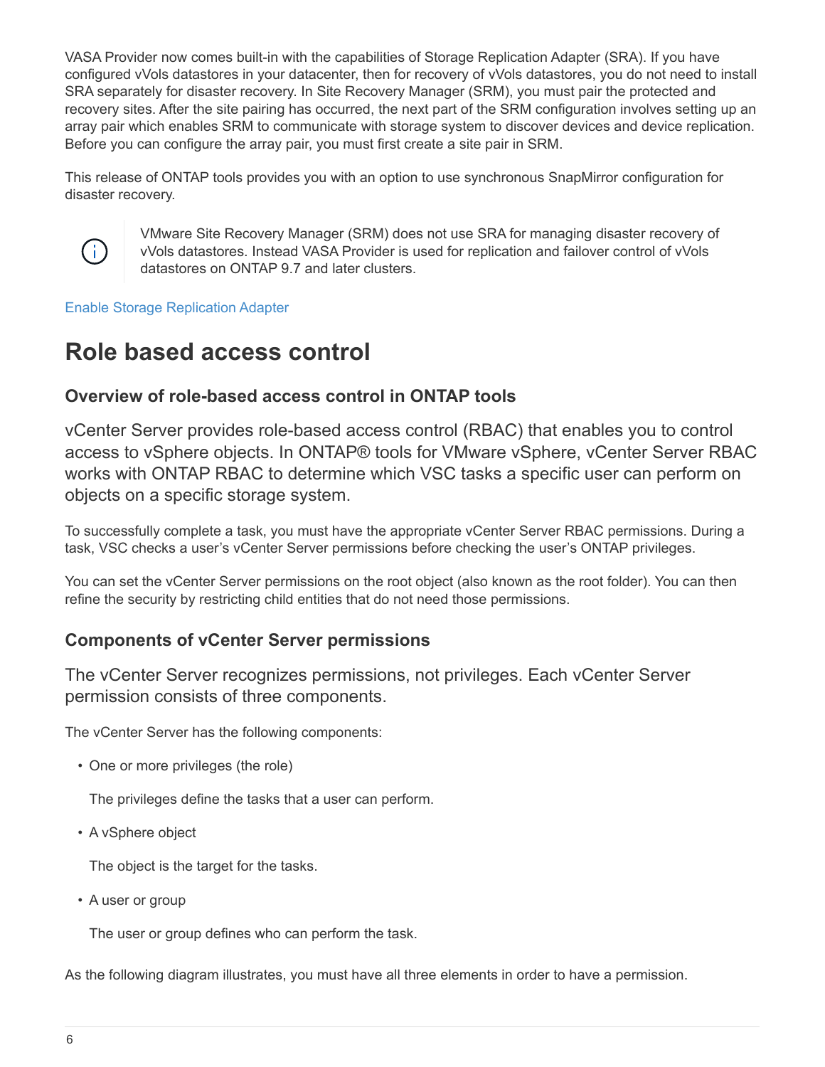VASA Provider now comes built-in with the capabilities of Storage Replication Adapter (SRA). If you have configured vVols datastores in your datacenter, then for recovery of vVols datastores, you do not need to install SRA separately for disaster recovery. In Site Recovery Manager (SRM), you must pair the protected and recovery sites. After the site pairing has occurred, the next part of the SRM configuration involves setting up an array pair which enables SRM to communicate with storage system to discover devices and device replication. Before you can configure the array pair, you must first create a site pair in SRM.

This release of ONTAP tools provides you with an option to use synchronous SnapMirror configuration for disaster recovery.

> VMware Site Recovery Manager (SRM) does not use SRA for managing disaster recovery of vVols datastores. Instead VASA Provider is used for replication and failover control of vVols datastores on ONTAP 9.7 and later clusters.

Enable Storage Replication Adapter

# Role based access control

## Overview of role-based access control in ONTAP tools

vCenter Server provides role-based access control (RBAC) that enables you to control access to vSphere objects. In ONTAP® tools for VMware vSphere, vCenter Server RBAC works with ONTAP RBAC to determine which VSC tasks a specific user can perform on objects on a specific storage system.

To successfully complete a task, you must have the appropriate vCenter Server RBAC permissions. During a task, VSC checks a user's vCenter Server permissions before checking the user's ONTAP privileges.

You can set the vCenter Server permissions on the root object (also known as the root folder). You can then refine the security by restricting child entities that do not need those permissions.

## Components of vCenter Server permissions

The vCenter Server recognizes permissions, not privileges. Each vCenter Server permission consists of three components.

The vCenter Server has the following components:

- One or more privileges (the role)

  The privileges define the tasks that a user can perform.

- A vSphere object

  The object is the target for the tasks.

- A user or group

  The user or group defines who can perform the task.

As the following diagram illustrates, you must have all three elements in order to have a permission.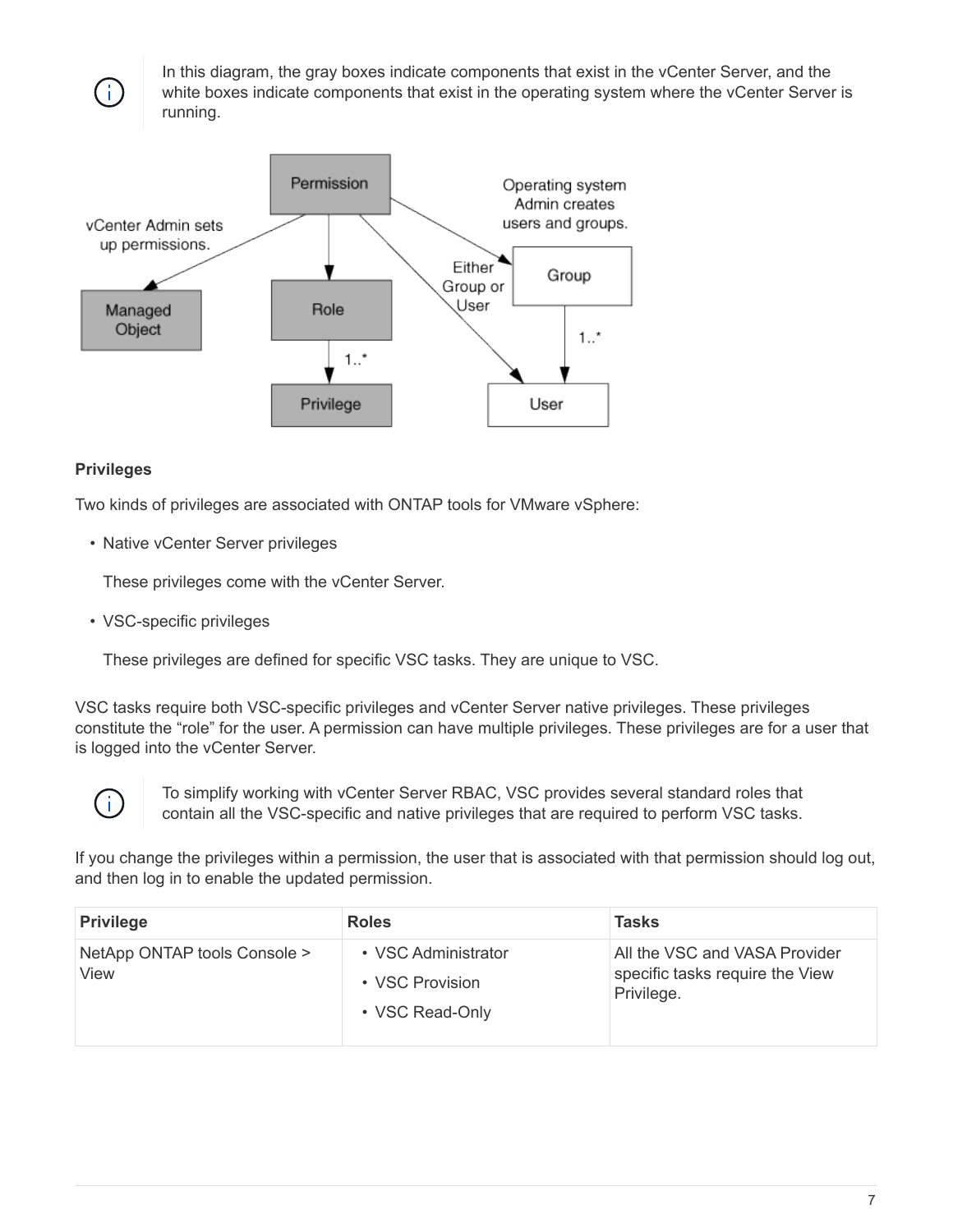> In this diagram, the gray boxes indicate components that exist in the vCenter Server, and the white boxes indicate components that exist in the operating system where the vCenter Server is running.

**Privileges**

Two kinds of privileges are associated with ONTAP tools for VMware vSphere:

- Native vCenter Server privileges

  These privileges come with the vCenter Server.

- VSC-specific privileges

  These privileges are defined for specific VSC tasks. They are unique to VSC.

VSC tasks require both VSC-specific privileges and vCenter Server native privileges. These privileges constitute the "role" for the user. A permission can have multiple privileges. These privileges are for a user that is logged into the vCenter Server.

> To simplify working with vCenter Server RBAC, VSC provides several standard roles that contain all the VSC-specific and native privileges that are required to perform VSC tasks.

If you change the privileges within a permission, the user that is associated with that permission should log out, and then log in to enable the updated permission.

| Privilege | Roles | Tasks |
|---|---|---|
| NetApp ONTAP tools Console > View | • VSC Administrator<br>• VSC Provision<br>• VSC Read-Only | All the VSC and VASA Provider specific tasks require the View Privilege. |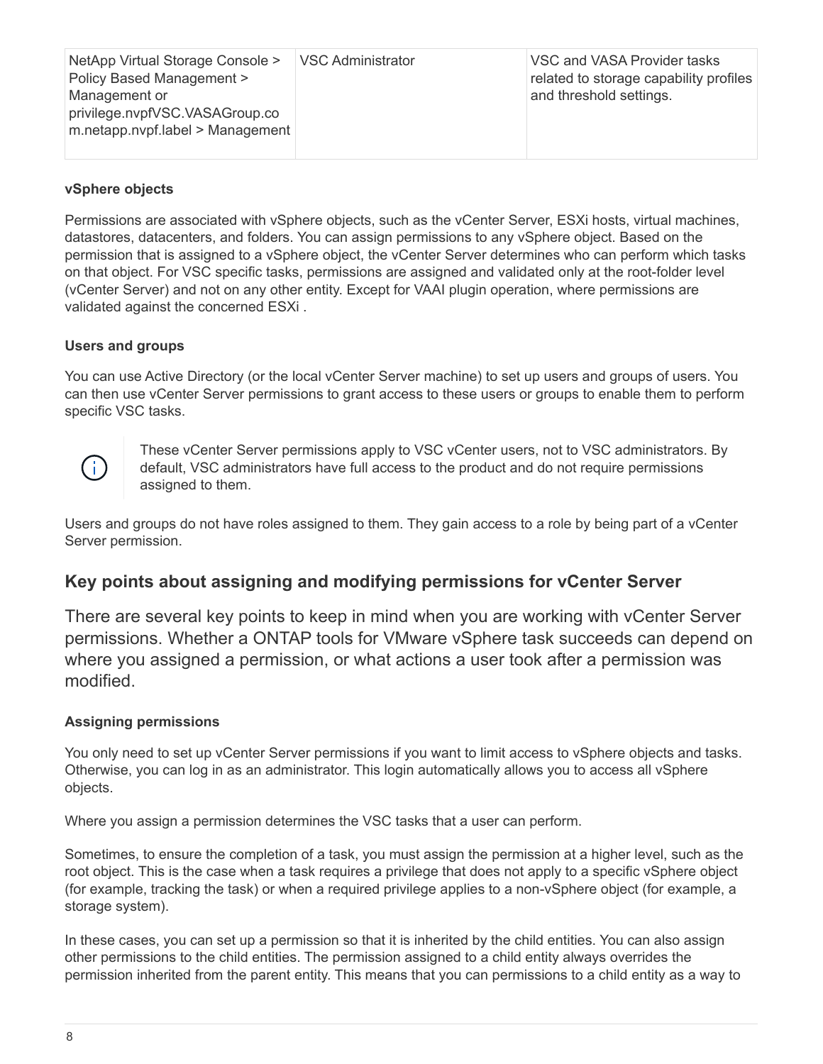| NetApp Virtual Storage Console > Policy Based Management > Management or privilege.nvpfVSC.VASAGroup.com.netapp.nvpf.label > Management | VSC Administrator | VSC and VASA Provider tasks related to storage capability profiles and threshold settings. |
|---|---|---|

**vSphere objects**

Permissions are associated with vSphere objects, such as the vCenter Server, ESXi hosts, virtual machines, datastores, datacenters, and folders. You can assign permissions to any vSphere object. Based on the permission that is assigned to a vSphere object, the vCenter Server determines who can perform which tasks on that object. For VSC specific tasks, permissions are assigned and validated only at the root-folder level (vCenter Server) and not on any other entity. Except for VAAI plugin operation, where permissions are validated against the concerned ESXi .

**Users and groups**

You can use Active Directory (or the local vCenter Server machine) to set up users and groups of users. You can then use vCenter Server permissions to grant access to these users or groups to enable them to perform specific VSC tasks.

> These vCenter Server permissions apply to VSC vCenter users, not to VSC administrators. By default, VSC administrators have full access to the product and do not require permissions assigned to them.

Users and groups do not have roles assigned to them. They gain access to a role by being part of a vCenter Server permission.

## Key points about assigning and modifying permissions for vCenter Server

There are several key points to keep in mind when you are working with vCenter Server permissions. Whether a ONTAP tools for VMware vSphere task succeeds can depend on where you assigned a permission, or what actions a user took after a permission was modified.

**Assigning permissions**

You only need to set up vCenter Server permissions if you want to limit access to vSphere objects and tasks. Otherwise, you can log in as an administrator. This login automatically allows you to access all vSphere objects.

Where you assign a permission determines the VSC tasks that a user can perform.

Sometimes, to ensure the completion of a task, you must assign the permission at a higher level, such as the root object. This is the case when a task requires a privilege that does not apply to a specific vSphere object (for example, tracking the task) or when a required privilege applies to a non-vSphere object (for example, a storage system).

In these cases, you can set up a permission so that it is inherited by the child entities. You can also assign other permissions to the child entities. The permission assigned to a child entity always overrides the permission inherited from the parent entity. This means that you can permissions to a child entity as a way to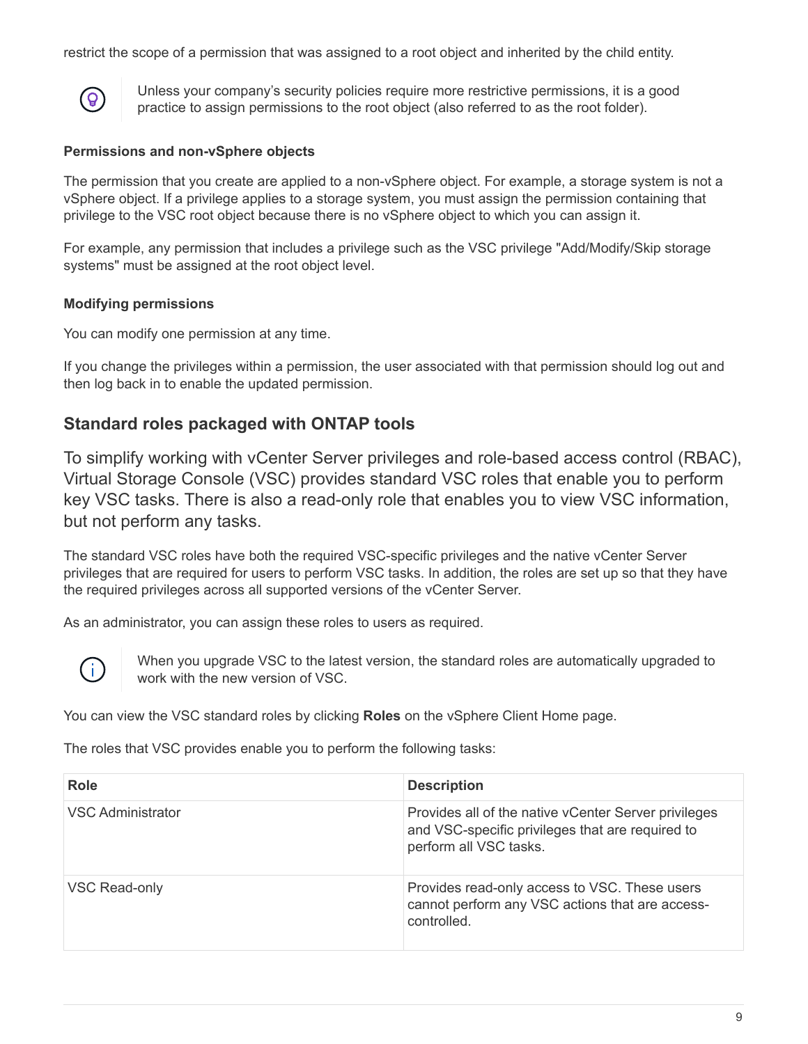restrict the scope of a permission that was assigned to a root object and inherited by the child entity.

> Unless your company's security policies require more restrictive permissions, it is a good practice to assign permissions to the root object (also referred to as the root folder).

#### Permissions and non-vSphere objects

The permission that you create are applied to a non-vSphere object. For example, a storage system is not a vSphere object. If a privilege applies to a storage system, you must assign the permission containing that privilege to the VSC root object because there is no vSphere object to which you can assign it.

For example, any permission that includes a privilege such as the VSC privilege "Add/Modify/Skip storage systems" must be assigned at the root object level.

#### Modifying permissions

You can modify one permission at any time.

If you change the privileges within a permission, the user associated with that permission should log out and then log back in to enable the updated permission.

## Standard roles packaged with ONTAP tools

To simplify working with vCenter Server privileges and role-based access control (RBAC), Virtual Storage Console (VSC) provides standard VSC roles that enable you to perform key VSC tasks. There is also a read-only role that enables you to view VSC information, but not perform any tasks.

The standard VSC roles have both the required VSC-specific privileges and the native vCenter Server privileges that are required for users to perform VSC tasks. In addition, the roles are set up so that they have the required privileges across all supported versions of the vCenter Server.

As an administrator, you can assign these roles to users as required.

> When you upgrade VSC to the latest version, the standard roles are automatically upgraded to work with the new version of VSC.

You can view the VSC standard roles by clicking **Roles** on the vSphere Client Home page.

The roles that VSC provides enable you to perform the following tasks:

| Role | Description |
| --- | --- |
| VSC Administrator | Provides all of the native vCenter Server privileges and VSC-specific privileges that are required to perform all VSC tasks. |
| VSC Read-only | Provides read-only access to VSC. These users cannot perform any VSC actions that are access-controlled. |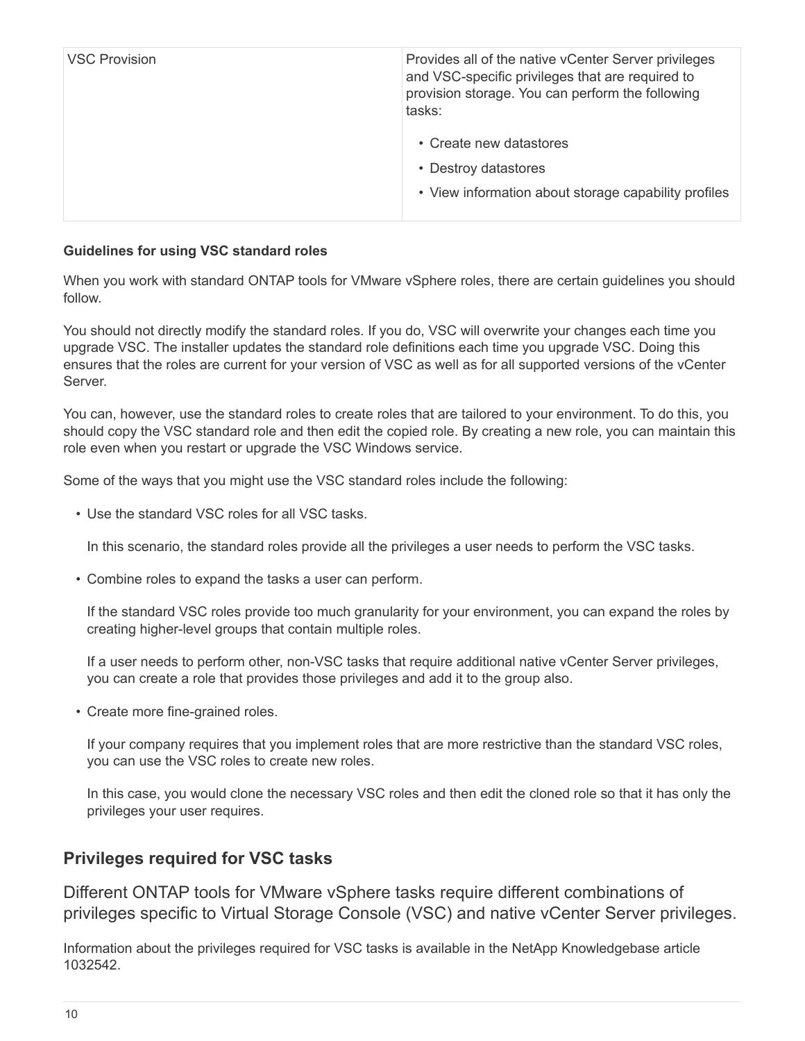| VSC Provision | Provides all of the native vCenter Server privileges and VSC-specific privileges that are required to provision storage. You can perform the following tasks:<br><br>• Create new datastores<br>• Destroy datastores<br>• View information about storage capability profiles |
| --- | --- |

**Guidelines for using VSC standard roles**

When you work with standard ONTAP tools for VMware vSphere roles, there are certain guidelines you should follow.

You should not directly modify the standard roles. If you do, VSC will overwrite your changes each time you upgrade VSC. The installer updates the standard role definitions each time you upgrade VSC. Doing this ensures that the roles are current for your version of VSC as well as for all supported versions of the vCenter Server.

You can, however, use the standard roles to create roles that are tailored to your environment. To do this, you should copy the VSC standard role and then edit the copied role. By creating a new role, you can maintain this role even when you restart or upgrade the VSC Windows service.

Some of the ways that you might use the VSC standard roles include the following:

- Use the standard VSC roles for all VSC tasks.

  In this scenario, the standard roles provide all the privileges a user needs to perform the VSC tasks.

- Combine roles to expand the tasks a user can perform.

  If the standard VSC roles provide too much granularity for your environment, you can expand the roles by creating higher-level groups that contain multiple roles.

  If a user needs to perform other, non-VSC tasks that require additional native vCenter Server privileges, you can create a role that provides those privileges and add it to the group also.

- Create more fine-grained roles.

  If your company requires that you implement roles that are more restrictive than the standard VSC roles, you can use the VSC roles to create new roles.

  In this case, you would clone the necessary VSC roles and then edit the cloned role so that it has only the privileges your user requires.

## Privileges required for VSC tasks

Different ONTAP tools for VMware vSphere tasks require different combinations of privileges specific to Virtual Storage Console (VSC) and native vCenter Server privileges.

Information about the privileges required for VSC tasks is available in the NetApp Knowledgebase article 1032542.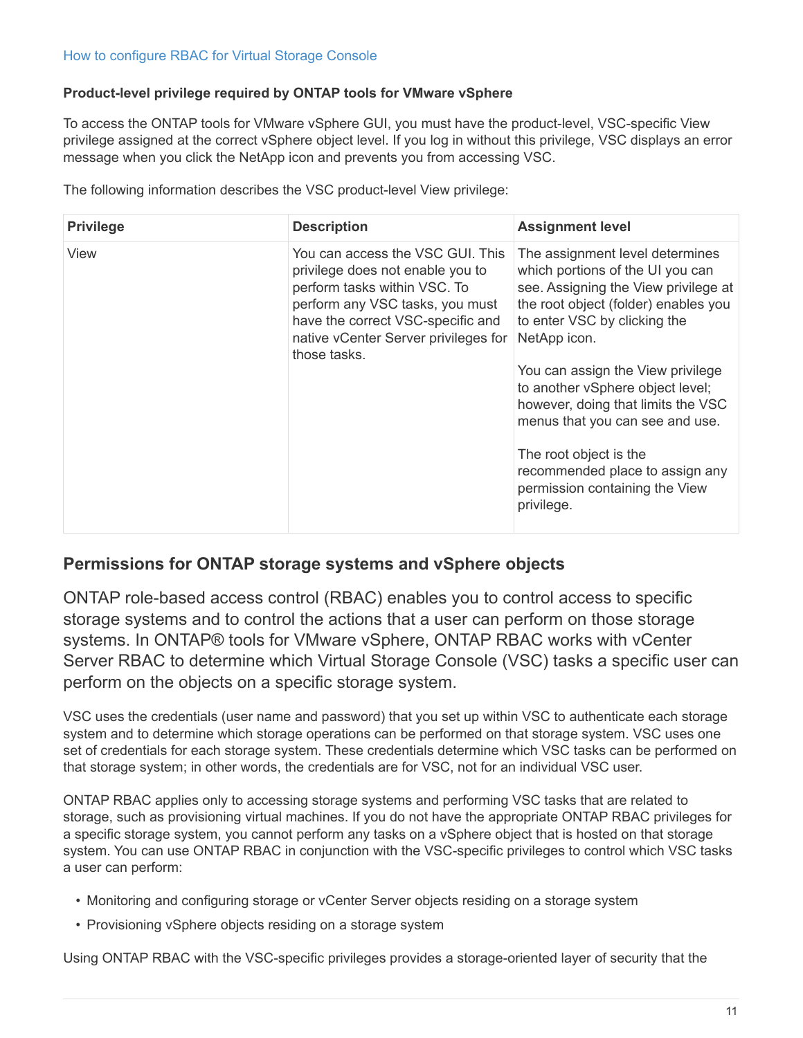[How to configure RBAC for Virtual Storage Console]

**Product-level privilege required by ONTAP tools for VMware vSphere**

To access the ONTAP tools for VMware vSphere GUI, you must have the product-level, VSC-specific View privilege assigned at the correct vSphere object level. If you log in without this privilege, VSC displays an error message when you click the NetApp icon and prevents you from accessing VSC.

The following information describes the VSC product-level View privilege:

| Privilege | Description | Assignment level |
| --- | --- | --- |
| View | You can access the VSC GUI. This privilege does not enable you to perform tasks within VSC. To perform any VSC tasks, you must have the correct VSC-specific and native vCenter Server privileges for those tasks. | The assignment level determines which portions of the UI you can see. Assigning the View privilege at the root object (folder) enables you to enter VSC by clicking the NetApp icon.<br><br>You can assign the View privilege to another vSphere object level; however, doing that limits the VSC menus that you can see and use.<br><br>The root object is the recommended place to assign any permission containing the View privilege. |

## Permissions for ONTAP storage systems and vSphere objects

ONTAP role-based access control (RBAC) enables you to control access to specific storage systems and to control the actions that a user can perform on those storage systems. In ONTAP® tools for VMware vSphere, ONTAP RBAC works with vCenter Server RBAC to determine which Virtual Storage Console (VSC) tasks a specific user can perform on the objects on a specific storage system.

VSC uses the credentials (user name and password) that you set up within VSC to authenticate each storage system and to determine which storage operations can be performed on that storage system. VSC uses one set of credentials for each storage system. These credentials determine which VSC tasks can be performed on that storage system; in other words, the credentials are for VSC, not for an individual VSC user.

ONTAP RBAC applies only to accessing storage systems and performing VSC tasks that are related to storage, such as provisioning virtual machines. If you do not have the appropriate ONTAP RBAC privileges for a specific storage system, you cannot perform any tasks on a vSphere object that is hosted on that storage system. You can use ONTAP RBAC in conjunction with the VSC-specific privileges to control which VSC tasks a user can perform:

- Monitoring and configuring storage or vCenter Server objects residing on a storage system
- Provisioning vSphere objects residing on a storage system

Using ONTAP RBAC with the VSC-specific privileges provides a storage-oriented layer of security that the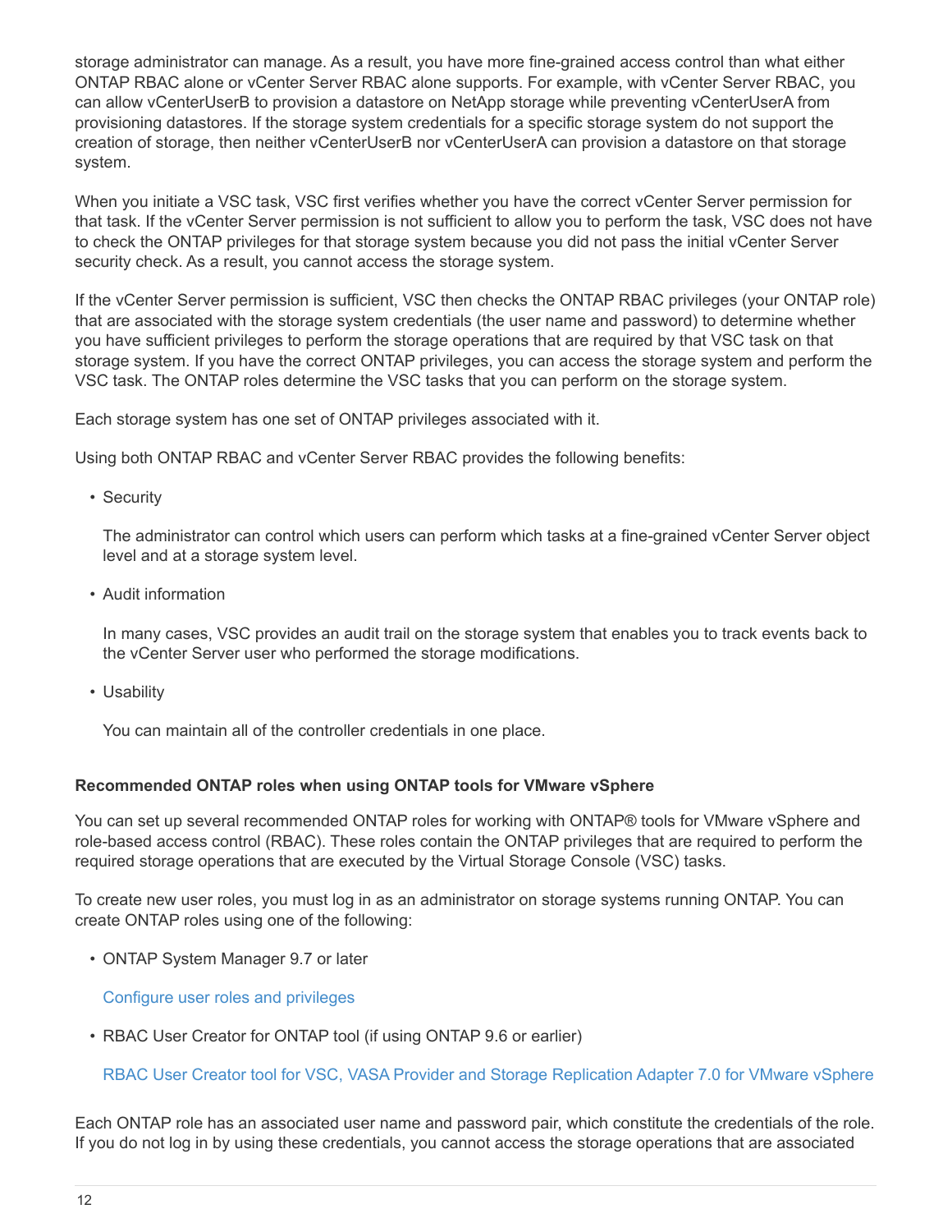storage administrator can manage. As a result, you have more fine-grained access control than what either ONTAP RBAC alone or vCenter Server RBAC alone supports. For example, with vCenter Server RBAC, you can allow vCenterUserB to provision a datastore on NetApp storage while preventing vCenterUserA from provisioning datastores. If the storage system credentials for a specific storage system do not support the creation of storage, then neither vCenterUserB nor vCenterUserA can provision a datastore on that storage system.

When you initiate a VSC task, VSC first verifies whether you have the correct vCenter Server permission for that task. If the vCenter Server permission is not sufficient to allow you to perform the task, VSC does not have to check the ONTAP privileges for that storage system because you did not pass the initial vCenter Server security check. As a result, you cannot access the storage system.

If the vCenter Server permission is sufficient, VSC then checks the ONTAP RBAC privileges (your ONTAP role) that are associated with the storage system credentials (the user name and password) to determine whether you have sufficient privileges to perform the storage operations that are required by that VSC task on that storage system. If you have the correct ONTAP privileges, you can access the storage system and perform the VSC task. The ONTAP roles determine the VSC tasks that you can perform on the storage system.

Each storage system has one set of ONTAP privileges associated with it.

Using both ONTAP RBAC and vCenter Server RBAC provides the following benefits:

- Security

  The administrator can control which users can perform which tasks at a fine-grained vCenter Server object level and at a storage system level.

- Audit information

  In many cases, VSC provides an audit trail on the storage system that enables you to track events back to the vCenter Server user who performed the storage modifications.

- Usability

  You can maintain all of the controller credentials in one place.

#### Recommended ONTAP roles when using ONTAP tools for VMware vSphere

You can set up several recommended ONTAP roles for working with ONTAP® tools for VMware vSphere and role-based access control (RBAC). These roles contain the ONTAP privileges that are required to perform the required storage operations that are executed by the Virtual Storage Console (VSC) tasks.

To create new user roles, you must log in as an administrator on storage systems running ONTAP. You can create ONTAP roles using one of the following:

- ONTAP System Manager 9.7 or later

  Configure user roles and privileges

- RBAC User Creator for ONTAP tool (if using ONTAP 9.6 or earlier)

  RBAC User Creator tool for VSC, VASA Provider and Storage Replication Adapter 7.0 for VMware vSphere

Each ONTAP role has an associated user name and password pair, which constitute the credentials of the role. If you do not log in by using these credentials, you cannot access the storage operations that are associated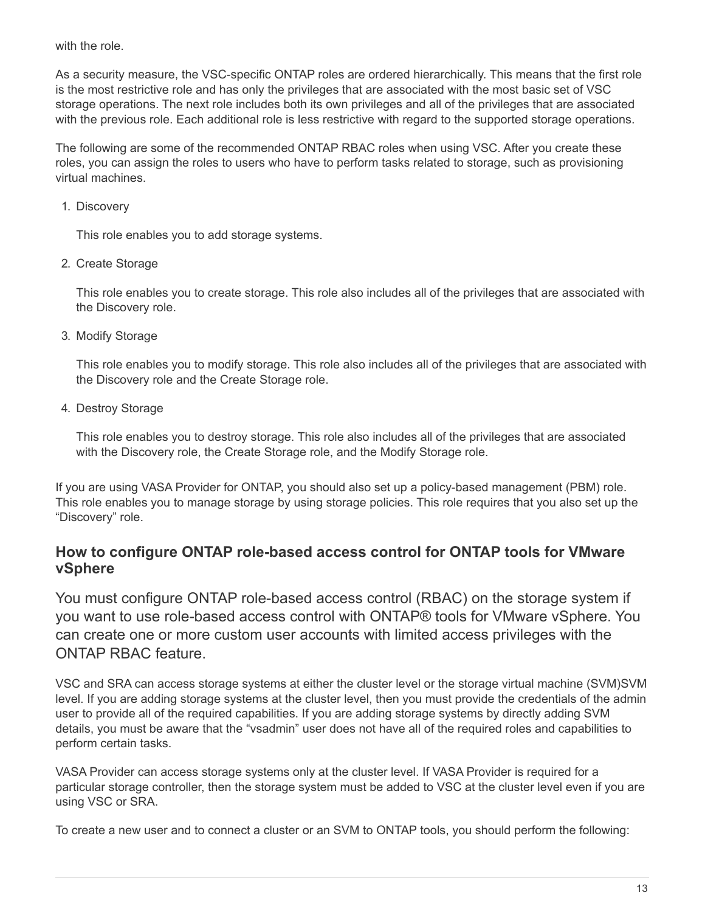with the role.

As a security measure, the VSC-specific ONTAP roles are ordered hierarchically. This means that the first role is the most restrictive role and has only the privileges that are associated with the most basic set of VSC storage operations. The next role includes both its own privileges and all of the privileges that are associated with the previous role. Each additional role is less restrictive with regard to the supported storage operations.

The following are some of the recommended ONTAP RBAC roles when using VSC. After you create these roles, you can assign the roles to users who have to perform tasks related to storage, such as provisioning virtual machines.

1. Discovery

   This role enables you to add storage systems.

2. Create Storage

   This role enables you to create storage. This role also includes all of the privileges that are associated with the Discovery role.

3. Modify Storage

   This role enables you to modify storage. This role also includes all of the privileges that are associated with the Discovery role and the Create Storage role.

4. Destroy Storage

   This role enables you to destroy storage. This role also includes all of the privileges that are associated with the Discovery role, the Create Storage role, and the Modify Storage role.

If you are using VASA Provider for ONTAP, you should also set up a policy-based management (PBM) role. This role enables you to manage storage by using storage policies. This role requires that you also set up the "Discovery" role.

### How to configure ONTAP role-based access control for ONTAP tools for VMware vSphere

You must configure ONTAP role-based access control (RBAC) on the storage system if you want to use role-based access control with ONTAP® tools for VMware vSphere. You can create one or more custom user accounts with limited access privileges with the ONTAP RBAC feature.

VSC and SRA can access storage systems at either the cluster level or the storage virtual machine (SVM)SVM level. If you are adding storage systems at the cluster level, then you must provide the credentials of the admin user to provide all of the required capabilities. If you are adding storage systems by directly adding SVM details, you must be aware that the "vsadmin" user does not have all of the required roles and capabilities to perform certain tasks.

VASA Provider can access storage systems only at the cluster level. If VASA Provider is required for a particular storage controller, then the storage system must be added to VSC at the cluster level even if you are using VSC or SRA.

To create a new user and to connect a cluster or an SVM to ONTAP tools, you should perform the following: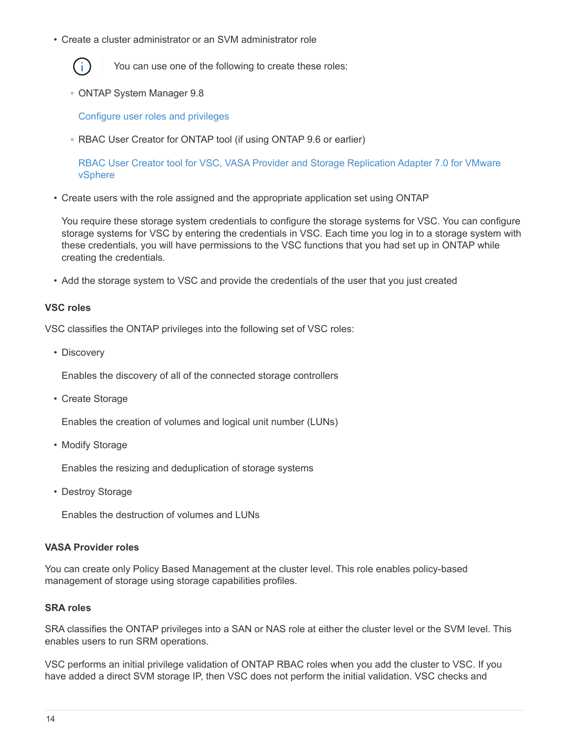- Create a cluster administrator or an SVM administrator role

  > You can use one of the following to create these roles:

  - ONTAP System Manager 9.8

    Configure user roles and privileges

  - RBAC User Creator for ONTAP tool (if using ONTAP 9.6 or earlier)

    RBAC User Creator tool for VSC, VASA Provider and Storage Replication Adapter 7.0 for VMware vSphere

- Create users with the role assigned and the appropriate application set using ONTAP

  You require these storage system credentials to configure the storage systems for VSC. You can configure storage systems for VSC by entering the credentials in VSC. Each time you log in to a storage system with these credentials, you will have permissions to the VSC functions that you had set up in ONTAP while creating the credentials.

- Add the storage system to VSC and provide the credentials of the user that you just created

#### VSC roles

VSC classifies the ONTAP privileges into the following set of VSC roles:

- Discovery

  Enables the discovery of all of the connected storage controllers

- Create Storage

  Enables the creation of volumes and logical unit number (LUNs)

- Modify Storage

  Enables the resizing and deduplication of storage systems

- Destroy Storage

  Enables the destruction of volumes and LUNs

#### VASA Provider roles

You can create only Policy Based Management at the cluster level. This role enables policy-based management of storage using storage capabilities profiles.

#### SRA roles

SRA classifies the ONTAP privileges into a SAN or NAS role at either the cluster level or the SVM level. This enables users to run SRM operations.

VSC performs an initial privilege validation of ONTAP RBAC roles when you add the cluster to VSC. If you have added a direct SVM storage IP, then VSC does not perform the initial validation. VSC checks and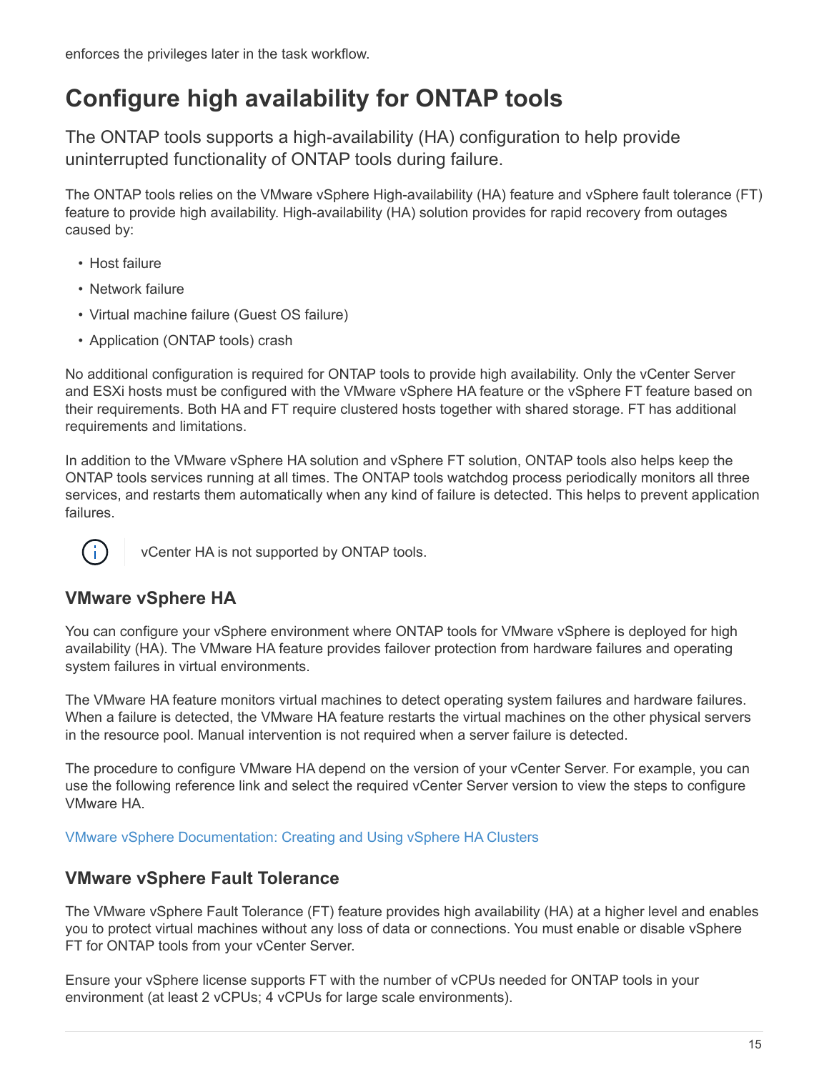enforces the privileges later in the task workflow.

# Configure high availability for ONTAP tools

The ONTAP tools supports a high-availability (HA) configuration to help provide uninterrupted functionality of ONTAP tools during failure.

The ONTAP tools relies on the VMware vSphere High-availability (HA) feature and vSphere fault tolerance (FT) feature to provide high availability. High-availability (HA) solution provides for rapid recovery from outages caused by:

- Host failure
- Network failure
- Virtual machine failure (Guest OS failure)
- Application (ONTAP tools) crash

No additional configuration is required for ONTAP tools to provide high availability. Only the vCenter Server and ESXi hosts must be configured with the VMware vSphere HA feature or the vSphere FT feature based on their requirements. Both HA and FT require clustered hosts together with shared storage. FT has additional requirements and limitations.

In addition to the VMware vSphere HA solution and vSphere FT solution, ONTAP tools also helps keep the ONTAP tools services running at all times. The ONTAP tools watchdog process periodically monitors all three services, and restarts them automatically when any kind of failure is detected. This helps to prevent application failures.

> vCenter HA is not supported by ONTAP tools.

## VMware vSphere HA

You can configure your vSphere environment where ONTAP tools for VMware vSphere is deployed for high availability (HA). The VMware HA feature provides failover protection from hardware failures and operating system failures in virtual environments.

The VMware HA feature monitors virtual machines to detect operating system failures and hardware failures. When a failure is detected, the VMware HA feature restarts the virtual machines on the other physical servers in the resource pool. Manual intervention is not required when a server failure is detected.

The procedure to configure VMware HA depend on the version of your vCenter Server. For example, you can use the following reference link and select the required vCenter Server version to view the steps to configure VMware HA.

VMware vSphere Documentation: Creating and Using vSphere HA Clusters

## VMware vSphere Fault Tolerance

The VMware vSphere Fault Tolerance (FT) feature provides high availability (HA) at a higher level and enables you to protect virtual machines without any loss of data or connections. You must enable or disable vSphere FT for ONTAP tools from your vCenter Server.

Ensure your vSphere license supports FT with the number of vCPUs needed for ONTAP tools in your environment (at least 2 vCPUs; 4 vCPUs for large scale environments).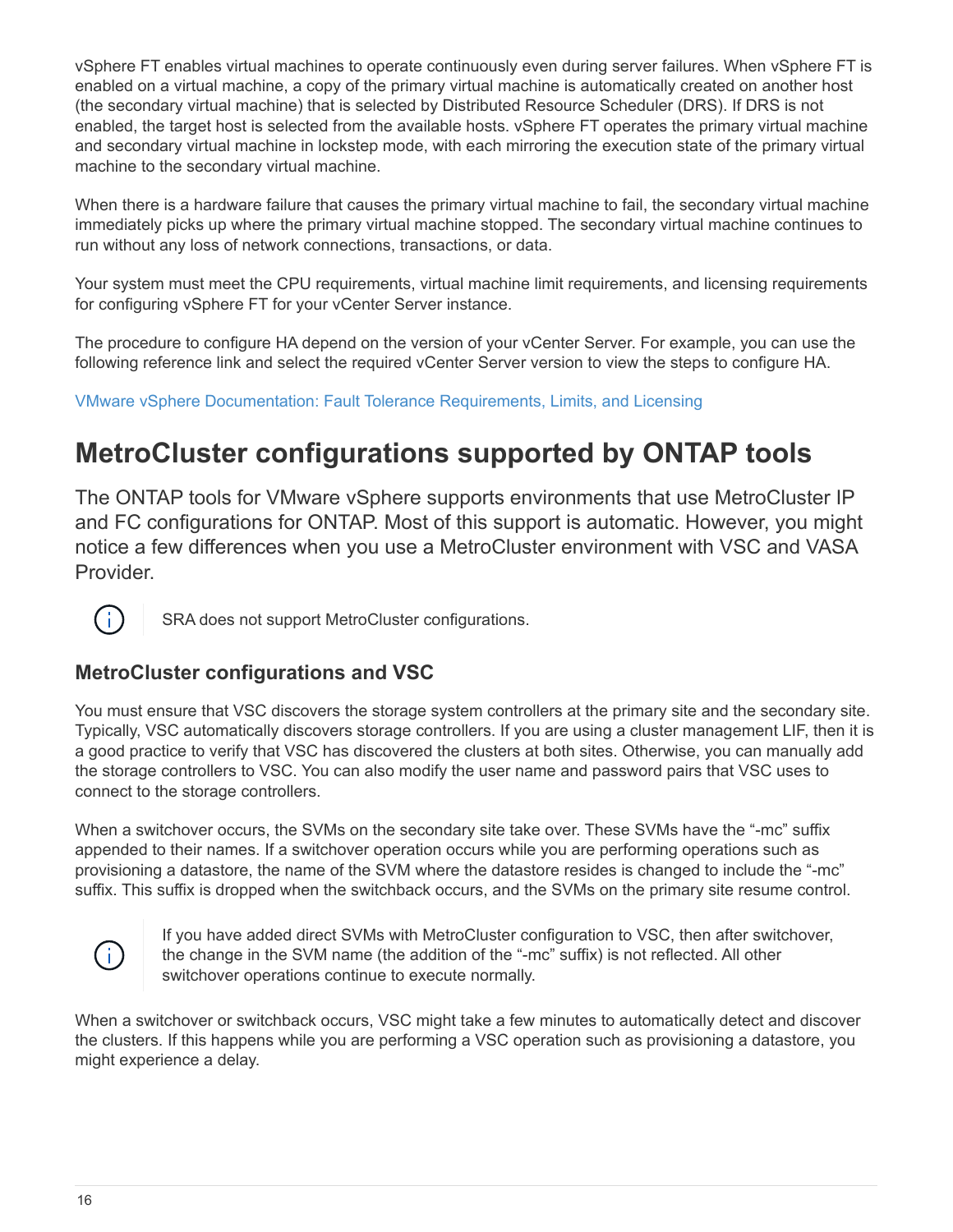vSphere FT enables virtual machines to operate continuously even during server failures. When vSphere FT is enabled on a virtual machine, a copy of the primary virtual machine is automatically created on another host (the secondary virtual machine) that is selected by Distributed Resource Scheduler (DRS). If DRS is not enabled, the target host is selected from the available hosts. vSphere FT operates the primary virtual machine and secondary virtual machine in lockstep mode, with each mirroring the execution state of the primary virtual machine to the secondary virtual machine.

When there is a hardware failure that causes the primary virtual machine to fail, the secondary virtual machine immediately picks up where the primary virtual machine stopped. The secondary virtual machine continues to run without any loss of network connections, transactions, or data.

Your system must meet the CPU requirements, virtual machine limit requirements, and licensing requirements for configuring vSphere FT for your vCenter Server instance.

The procedure to configure HA depend on the version of your vCenter Server. For example, you can use the following reference link and select the required vCenter Server version to view the steps to configure HA.

VMware vSphere Documentation: Fault Tolerance Requirements, Limits, and Licensing

# MetroCluster configurations supported by ONTAP tools

The ONTAP tools for VMware vSphere supports environments that use MetroCluster IP and FC configurations for ONTAP. Most of this support is automatic. However, you might notice a few differences when you use a MetroCluster environment with VSC and VASA Provider.

> SRA does not support MetroCluster configurations.

## MetroCluster configurations and VSC

You must ensure that VSC discovers the storage system controllers at the primary site and the secondary site. Typically, VSC automatically discovers storage controllers. If you are using a cluster management LIF, then it is a good practice to verify that VSC has discovered the clusters at both sites. Otherwise, you can manually add the storage controllers to VSC. You can also modify the user name and password pairs that VSC uses to connect to the storage controllers.

When a switchover occurs, the SVMs on the secondary site take over. These SVMs have the “-mc” suffix appended to their names. If a switchover operation occurs while you are performing operations such as provisioning a datastore, the name of the SVM where the datastore resides is changed to include the “-mc” suffix. This suffix is dropped when the switchback occurs, and the SVMs on the primary site resume control.

> If you have added direct SVMs with MetroCluster configuration to VSC, then after switchover, the change in the SVM name (the addition of the “-mc” suffix) is not reflected. All other switchover operations continue to execute normally.

When a switchover or switchback occurs, VSC might take a few minutes to automatically detect and discover the clusters. If this happens while you are performing a VSC operation such as provisioning a datastore, you might experience a delay.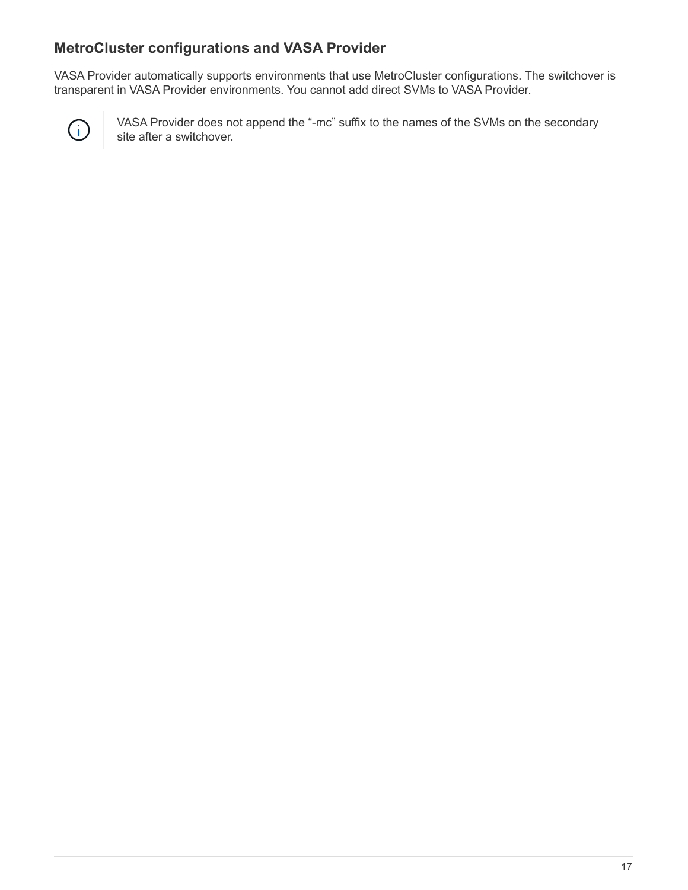## MetroCluster configurations and VASA Provider

VASA Provider automatically supports environments that use MetroCluster configurations. The switchover is transparent in VASA Provider environments. You cannot add direct SVMs to VASA Provider.

> VASA Provider does not append the "-mc" suffix to the names of the SVMs on the secondary site after a switchover.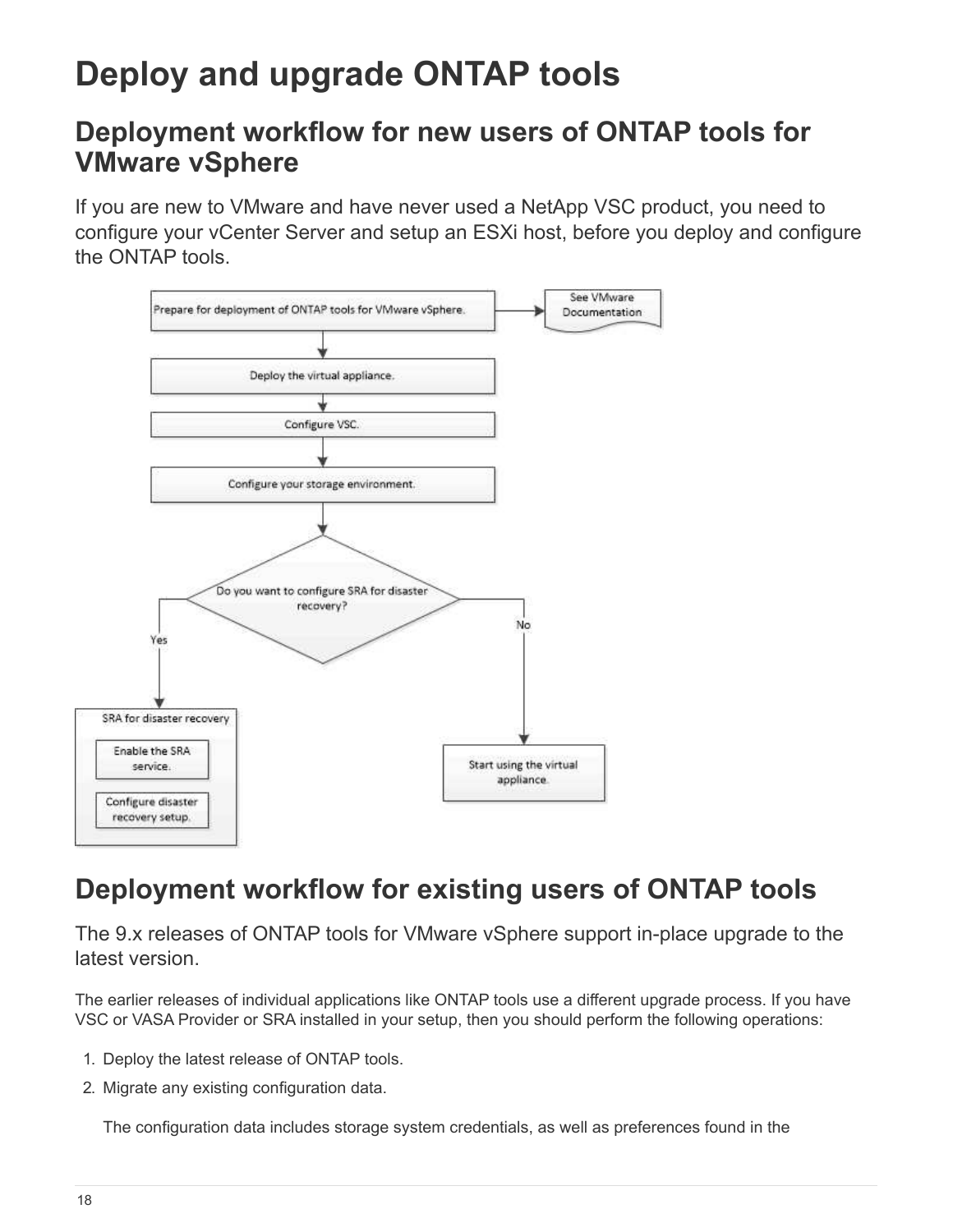# Deploy and upgrade ONTAP tools

## Deployment workflow for new users of ONTAP tools for VMware vSphere

If you are new to VMware and have never used a NetApp VSC product, you need to configure your vCenter Server and setup an ESXi host, before you deploy and configure the ONTAP tools.

## Deployment workflow for existing users of ONTAP tools

The 9.x releases of ONTAP tools for VMware vSphere support in-place upgrade to the latest version.

The earlier releases of individual applications like ONTAP tools use a different upgrade process. If you have VSC or VASA Provider or SRA installed in your setup, then you should perform the following operations:

1. Deploy the latest release of ONTAP tools.
2. Migrate any existing configuration data.

   The configuration data includes storage system credentials, as well as preferences found in the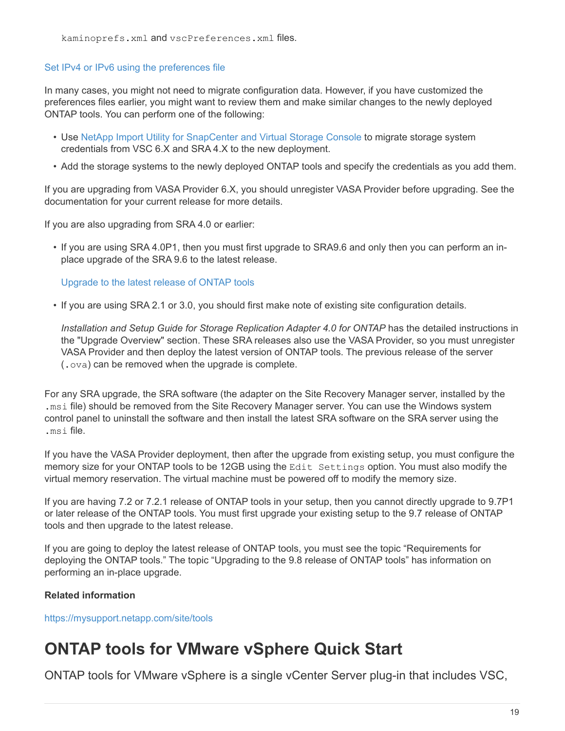`kaminoprefs.xml` and `vscPreferences.xml` files.

Set IPv4 or IPv6 using the preferences file

In many cases, you might not need to migrate configuration data. However, if you have customized the preferences files earlier, you might want to review them and make similar changes to the newly deployed ONTAP tools. You can perform one of the following:

- Use NetApp Import Utility for SnapCenter and Virtual Storage Console to migrate storage system credentials from VSC 6.X and SRA 4.X to the new deployment.
- Add the storage systems to the newly deployed ONTAP tools and specify the credentials as you add them.

If you are upgrading from VASA Provider 6.X, you should unregister VASA Provider before upgrading. See the documentation for your current release for more details.

If you are also upgrading from SRA 4.0 or earlier:

- If you are using SRA 4.0P1, then you must first upgrade to SRA9.6 and only then you can perform an in-place upgrade of the SRA 9.6 to the latest release.

  Upgrade to the latest release of ONTAP tools

- If you are using SRA 2.1 or 3.0, you should first make note of existing site configuration details.

  *Installation and Setup Guide for Storage Replication Adapter 4.0 for ONTAP* has the detailed instructions in the "Upgrade Overview" section. These SRA releases also use the VASA Provider, so you must unregister VASA Provider and then deploy the latest version of ONTAP tools. The previous release of the server (`.ova`) can be removed when the upgrade is complete.

For any SRA upgrade, the SRA software (the adapter on the Site Recovery Manager server, installed by the `.msi` file) should be removed from the Site Recovery Manager server. You can use the Windows system control panel to uninstall the software and then install the latest SRA software on the SRA server using the `.msi` file.

If you have the VASA Provider deployment, then after the upgrade from existing setup, you must configure the memory size for your ONTAP tools to be 12GB using the `Edit Settings` option. You must also modify the virtual memory reservation. The virtual machine must be powered off to modify the memory size.

If you are having 7.2 or 7.2.1 release of ONTAP tools in your setup, then you cannot directly upgrade to 9.7P1 or later release of the ONTAP tools. You must first upgrade your existing setup to the 9.7 release of ONTAP tools and then upgrade to the latest release.

If you are going to deploy the latest release of ONTAP tools, you must see the topic “Requirements for deploying the ONTAP tools.” The topic “Upgrading to the 9.8 release of ONTAP tools” has information on performing an in-place upgrade.

**Related information**

https://mysupport.netapp.com/site/tools

# ONTAP tools for VMware vSphere Quick Start

ONTAP tools for VMware vSphere is a single vCenter Server plug-in that includes VSC,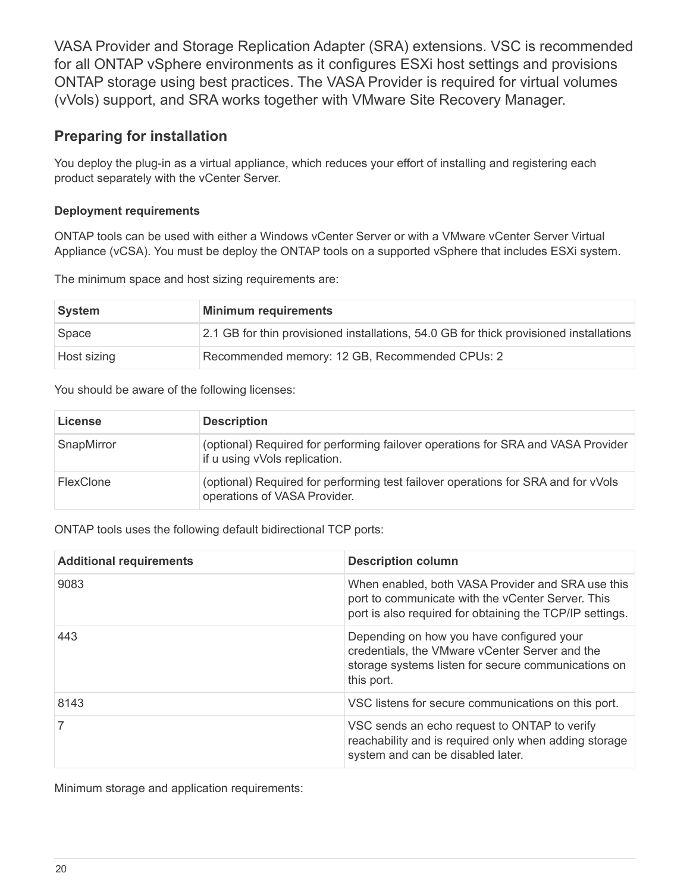VASA Provider and Storage Replication Adapter (SRA) extensions. VSC is recommended for all ONTAP vSphere environments as it configures ESXi host settings and provisions ONTAP storage using best practices. The VASA Provider is required for virtual volumes (vVols) support, and SRA works together with VMware Site Recovery Manager.

## Preparing for installation

You deploy the plug-in as a virtual appliance, which reduces your effort of installing and registering each product separately with the vCenter Server.

#### Deployment requirements

ONTAP tools can be used with either a Windows vCenter Server or with a VMware vCenter Server Virtual Appliance (vCSA). You must be deploy the ONTAP tools on a supported vSphere that includes ESXi system.

The minimum space and host sizing requirements are:

| System | Minimum requirements |
| --- | --- |
| Space | 2.1 GB for thin provisioned installations, 54.0 GB for thick provisioned installations |
| Host sizing | Recommended memory: 12 GB, Recommended CPUs: 2 |

You should be aware of the following licenses:

| License | Description |
| --- | --- |
| SnapMirror | (optional) Required for performing failover operations for SRA and VASA Provider if u using vVols replication. |
| FlexClone | (optional) Required for performing test failover operations for SRA and for vVols operations of VASA Provider. |

ONTAP tools uses the following default bidirectional TCP ports:

| Additional requirements | Description column |
| --- | --- |
| 9083 | When enabled, both VASA Provider and SRA use this port to communicate with the vCenter Server. This port is also required for obtaining the TCP/IP settings. |
| 443 | Depending on how you have configured your credentials, the VMware vCenter Server and the storage systems listen for secure communications on this port. |
| 8143 | VSC listens for secure communications on this port. |
| 7 | VSC sends an echo request to ONTAP to verify reachability and is required only when adding storage system and can be disabled later. |

Minimum storage and application requirements: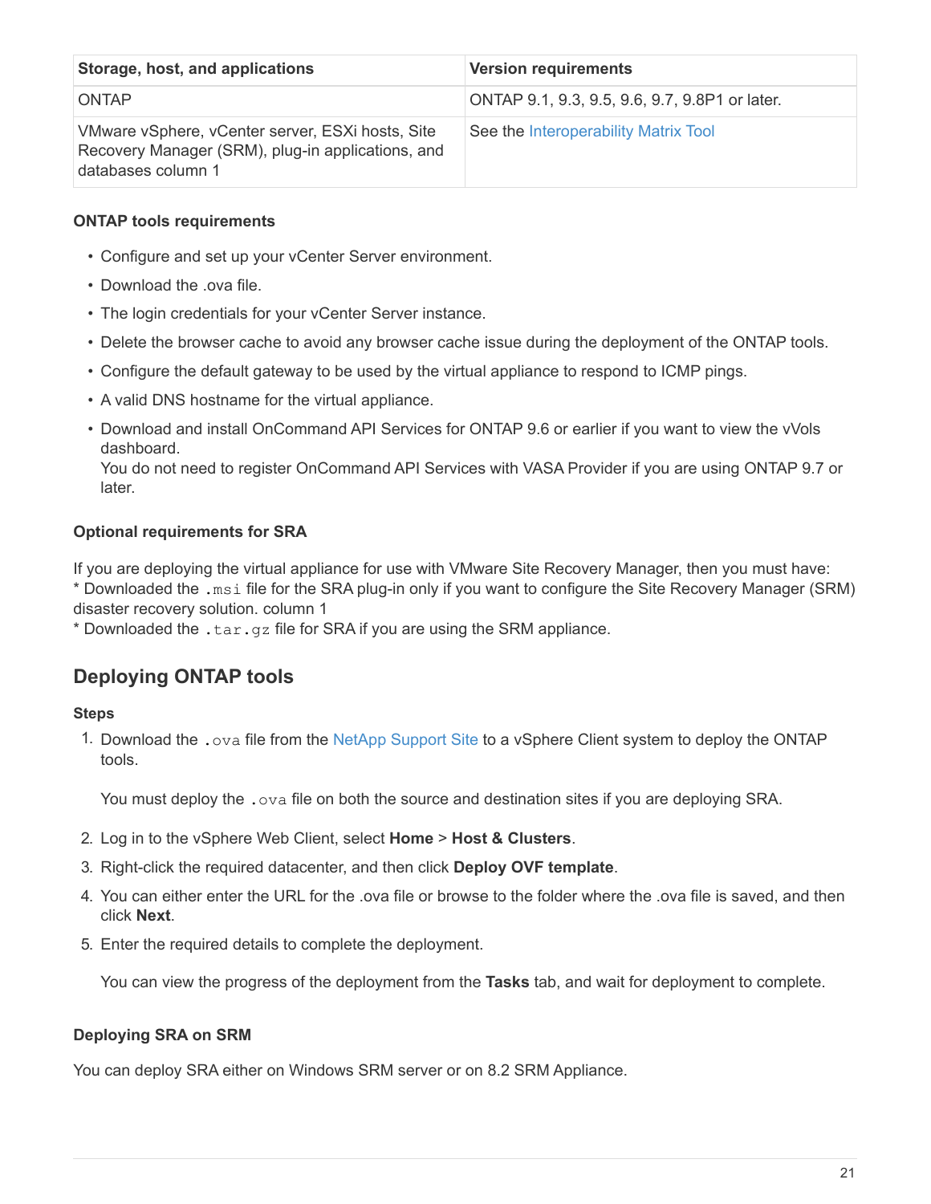| Storage, host, and applications | Version requirements |
| --- | --- |
| ONTAP | ONTAP 9.1, 9.3, 9.5, 9.6, 9.7, 9.8P1 or later. |
| VMware vSphere, vCenter server, ESXi hosts, Site Recovery Manager (SRM), plug-in applications, and databases column 1 | See the Interoperability Matrix Tool |

#### ONTAP tools requirements

- Configure and set up your vCenter Server environment.
- Download the .ova file.
- The login credentials for your vCenter Server instance.
- Delete the browser cache to avoid any browser cache issue during the deployment of the ONTAP tools.
- Configure the default gateway to be used by the virtual appliance to respond to ICMP pings.
- A valid DNS hostname for the virtual appliance.
- Download and install OnCommand API Services for ONTAP 9.6 or earlier if you want to view the vVols dashboard.
  You do not need to register OnCommand API Services with VASA Provider if you are using ONTAP 9.7 or later.

#### Optional requirements for SRA

If you are deploying the virtual appliance for use with VMware Site Recovery Manager, then you must have:
* Downloaded the `.msi` file for the SRA plug-in only if you want to configure the Site Recovery Manager (SRM) disaster recovery solution. column 1
* Downloaded the `.tar.gz` file for SRA if you are using the SRM appliance.

## Deploying ONTAP tools

#### Steps

1. Download the `.ova` file from the NetApp Support Site to a vSphere Client system to deploy the ONTAP tools.

   You must deploy the `.ova` file on both the source and destination sites if you are deploying SRA.

2. Log in to the vSphere Web Client, select **Home** > **Host & Clusters**.
3. Right-click the required datacenter, and then click **Deploy OVF template**.
4. You can either enter the URL for the .ova file or browse to the folder where the .ova file is saved, and then click **Next**.
5. Enter the required details to complete the deployment.

   You can view the progress of the deployment from the **Tasks** tab, and wait for deployment to complete.

#### Deploying SRA on SRM

You can deploy SRA either on Windows SRM server or on 8.2 SRM Appliance.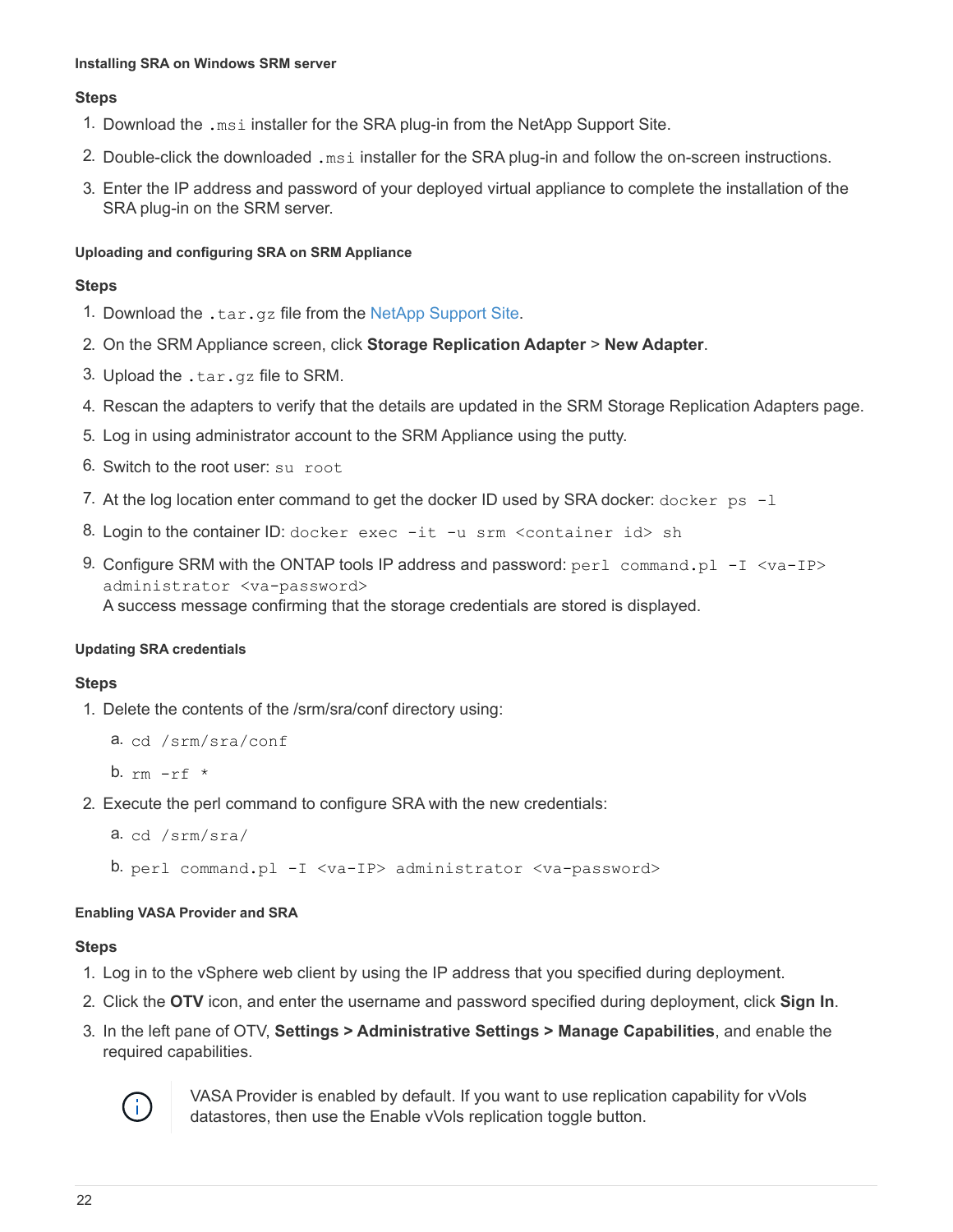#### Installing SRA on Windows SRM server

**Steps**

1. Download the `.msi` installer for the SRA plug-in from the NetApp Support Site.
2. Double-click the downloaded `.msi` installer for the SRA plug-in and follow the on-screen instructions.
3. Enter the IP address and password of your deployed virtual appliance to complete the installation of the SRA plug-in on the SRM server.

#### Uploading and configuring SRA on SRM Appliance

**Steps**

1. Download the `.tar.gz` file from the NetApp Support Site.
2. On the SRM Appliance screen, click **Storage Replication Adapter** > **New Adapter**.
3. Upload the `.tar.gz` file to SRM.
4. Rescan the adapters to verify that the details are updated in the SRM Storage Replication Adapters page.
5. Log in using administrator account to the SRM Appliance using the putty.
6. Switch to the root user: `su root`
7. At the log location enter command to get the docker ID used by SRA docker: `docker ps -l`
8. Login to the container ID: `docker exec -it -u srm <container id> sh`
9. Configure SRM with the ONTAP tools IP address and password: `perl command.pl -I <va-IP> administrator <va-password>`
   A success message confirming that the storage credentials are stored is displayed.

#### Updating SRA credentials

**Steps**

1. Delete the contents of the /srm/sra/conf directory using:
   a. `cd /srm/sra/conf`
   b. `rm -rf *`
2. Execute the perl command to configure SRA with the new credentials:
   a. `cd /srm/sra/`
   b. `perl command.pl -I <va-IP> administrator <va-password>`

#### Enabling VASA Provider and SRA

**Steps**

1. Log in to the vSphere web client by using the IP address that you specified during deployment.
2. Click the **OTV** icon, and enter the username and password specified during deployment, click **Sign In**.
3. In the left pane of OTV, **Settings > Administrative Settings > Manage Capabilities**, and enable the required capabilities.

   > VASA Provider is enabled by default. If you want to use replication capability for vVols datastores, then use the Enable vVols replication toggle button.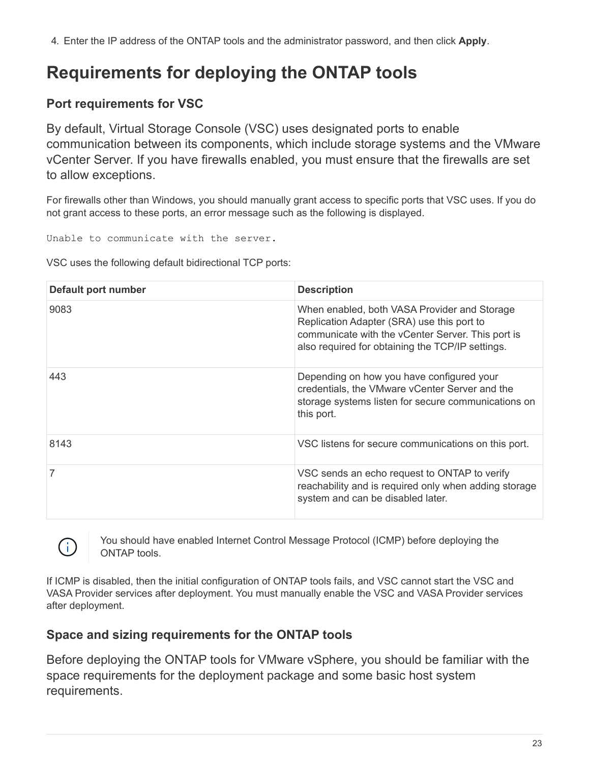4. Enter the IP address of the ONTAP tools and the administrator password, and then click **Apply**.

# Requirements for deploying the ONTAP tools

## Port requirements for VSC

By default, Virtual Storage Console (VSC) uses designated ports to enable communication between its components, which include storage systems and the VMware vCenter Server. If you have firewalls enabled, you must ensure that the firewalls are set to allow exceptions.

For firewalls other than Windows, you should manually grant access to specific ports that VSC uses. If you do not grant access to these ports, an error message such as the following is displayed.

```
Unable to communicate with the server.
```

VSC uses the following default bidirectional TCP ports:

| Default port number | Description |
|---|---|
| 9083 | When enabled, both VASA Provider and Storage Replication Adapter (SRA) use this port to communicate with the vCenter Server. This port is also required for obtaining the TCP/IP settings. |
| 443 | Depending on how you have configured your credentials, the VMware vCenter Server and the storage systems listen for secure communications on this port. |
| 8143 | VSC listens for secure communications on this port. |
| 7 | VSC sends an echo request to ONTAP to verify reachability and is required only when adding storage system and can be disabled later. |

> You should have enabled Internet Control Message Protocol (ICMP) before deploying the ONTAP tools.

If ICMP is disabled, then the initial configuration of ONTAP tools fails, and VSC cannot start the VSC and VASA Provider services after deployment. You must manually enable the VSC and VASA Provider services after deployment.

## Space and sizing requirements for the ONTAP tools

Before deploying the ONTAP tools for VMware vSphere, you should be familiar with the space requirements for the deployment package and some basic host system requirements.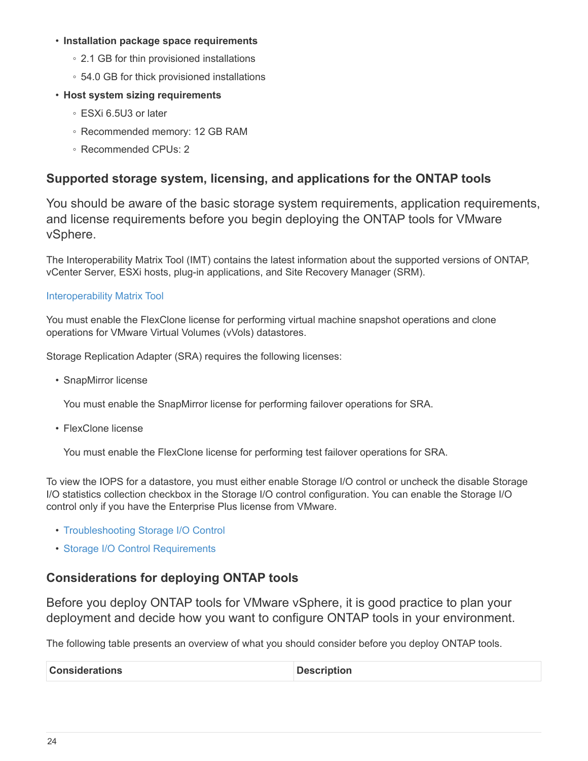- **Installation package space requirements**
  - 2.1 GB for thin provisioned installations
  - 54.0 GB for thick provisioned installations
- **Host system sizing requirements**
  - ESXi 6.5U3 or later
  - Recommended memory: 12 GB RAM
  - Recommended CPUs: 2

## Supported storage system, licensing, and applications for the ONTAP tools

You should be aware of the basic storage system requirements, application requirements, and license requirements before you begin deploying the ONTAP tools for VMware vSphere.

The Interoperability Matrix Tool (IMT) contains the latest information about the supported versions of ONTAP, vCenter Server, ESXi hosts, plug-in applications, and Site Recovery Manager (SRM).

Interoperability Matrix Tool

You must enable the FlexClone license for performing virtual machine snapshot operations and clone operations for VMware Virtual Volumes (vVols) datastores.

Storage Replication Adapter (SRA) requires the following licenses:

- SnapMirror license

  You must enable the SnapMirror license for performing failover operations for SRA.

- FlexClone license

  You must enable the FlexClone license for performing test failover operations for SRA.

To view the IOPS for a datastore, you must either enable Storage I/O control or uncheck the disable Storage I/O statistics collection checkbox in the Storage I/O control configuration. You can enable the Storage I/O control only if you have the Enterprise Plus license from VMware.

- Troubleshooting Storage I/O Control
- Storage I/O Control Requirements

## Considerations for deploying ONTAP tools

Before you deploy ONTAP tools for VMware vSphere, it is good practice to plan your deployment and decide how you want to configure ONTAP tools in your environment.

The following table presents an overview of what you should consider before you deploy ONTAP tools.

| Considerations | Description |
| --- | --- |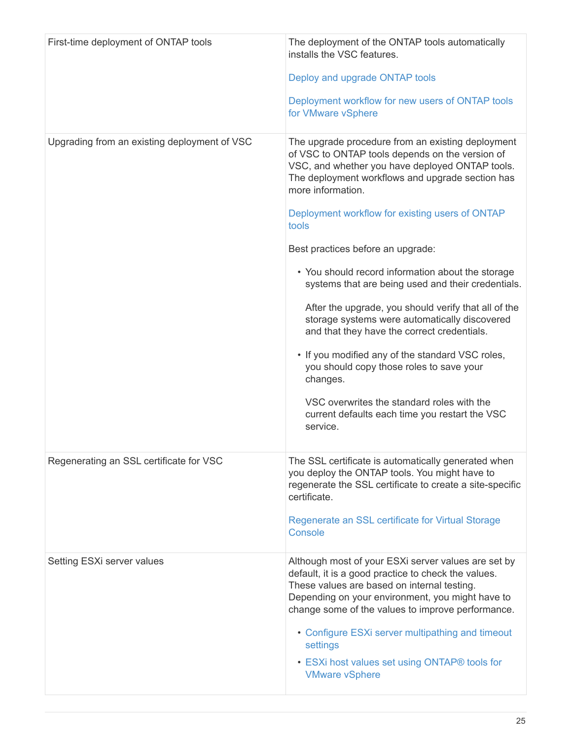| | |
|---|---|
| First-time deployment of ONTAP tools | The deployment of the ONTAP tools automatically installs the VSC features.<br><br>Deploy and upgrade ONTAP tools<br><br>Deployment workflow for new users of ONTAP tools for VMware vSphere |
| Upgrading from an existing deployment of VSC | The upgrade procedure from an existing deployment of VSC to ONTAP tools depends on the version of VSC, and whether you have deployed ONTAP tools. The deployment workflows and upgrade section has more information.<br><br>Deployment workflow for existing users of ONTAP tools<br><br>Best practices before an upgrade:<br><br>• You should record information about the storage systems that are being used and their credentials.<br><br>After the upgrade, you should verify that all of the storage systems were automatically discovered and that they have the correct credentials.<br><br>• If you modified any of the standard VSC roles, you should copy those roles to save your changes.<br><br>VSC overwrites the standard roles with the current defaults each time you restart the VSC service. |
| Regenerating an SSL certificate for VSC | The SSL certificate is automatically generated when you deploy the ONTAP tools. You might have to regenerate the SSL certificate to create a site-specific certificate.<br><br>Regenerate an SSL certificate for Virtual Storage Console |
| Setting ESXi server values | Although most of your ESXi server values are set by default, it is a good practice to check the values. These values are based on internal testing. Depending on your environment, you might have to change some of the values to improve performance.<br><br>• Configure ESXi server multipathing and timeout settings<br>• ESXi host values set using ONTAP® tools for VMware vSphere |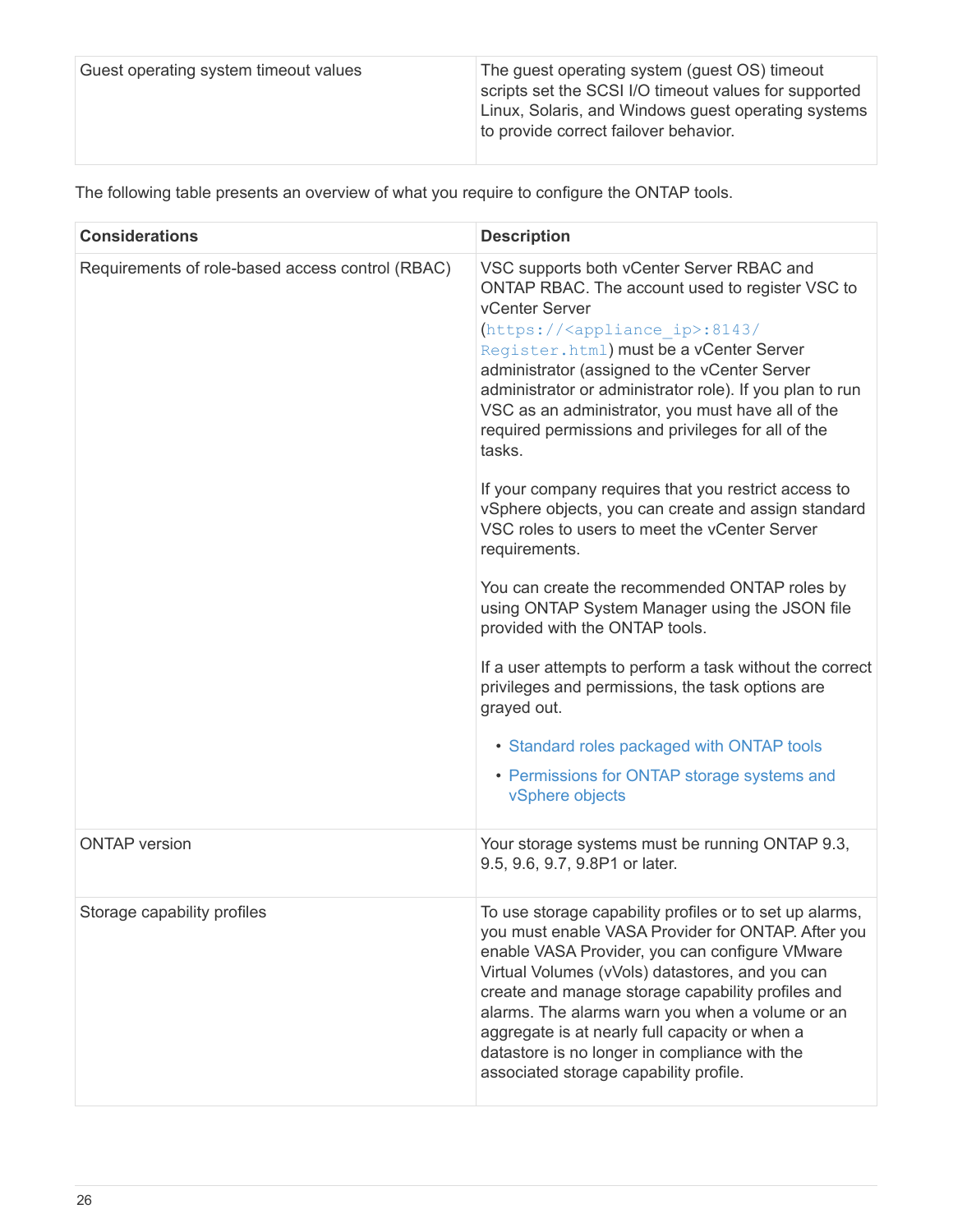| | |
|---|---|
| Guest operating system timeout values | The guest operating system (guest OS) timeout scripts set the SCSI I/O timeout values for supported Linux, Solaris, and Windows guest operating systems to provide correct failover behavior. |

The following table presents an overview of what you require to configure the ONTAP tools.

| Considerations | Description |
|---|---|
| Requirements of role-based access control (RBAC) | VSC supports both vCenter Server RBAC and ONTAP RBAC. The account used to register VSC to vCenter Server (`https://<appliance_ip>:8143/Register.html`) must be a vCenter Server administrator (assigned to the vCenter Server administrator or administrator role). If you plan to run VSC as an administrator, you must have all of the required permissions and privileges for all of the tasks.<br><br>If your company requires that you restrict access to vSphere objects, you can create and assign standard VSC roles to users to meet the vCenter Server requirements.<br><br>You can create the recommended ONTAP roles by using ONTAP System Manager using the JSON file provided with the ONTAP tools.<br><br>If a user attempts to perform a task without the correct privileges and permissions, the task options are grayed out.<br><br>• Standard roles packaged with ONTAP tools<br>• Permissions for ONTAP storage systems and vSphere objects |
| ONTAP version | Your storage systems must be running ONTAP 9.3, 9.5, 9.6, 9.7, 9.8P1 or later. |
| Storage capability profiles | To use storage capability profiles or to set up alarms, you must enable VASA Provider for ONTAP. After you enable VASA Provider, you can configure VMware Virtual Volumes (vVols) datastores, and you can create and manage storage capability profiles and alarms. The alarms warn you when a volume or an aggregate is at nearly full capacity or when a datastore is no longer in compliance with the associated storage capability profile. |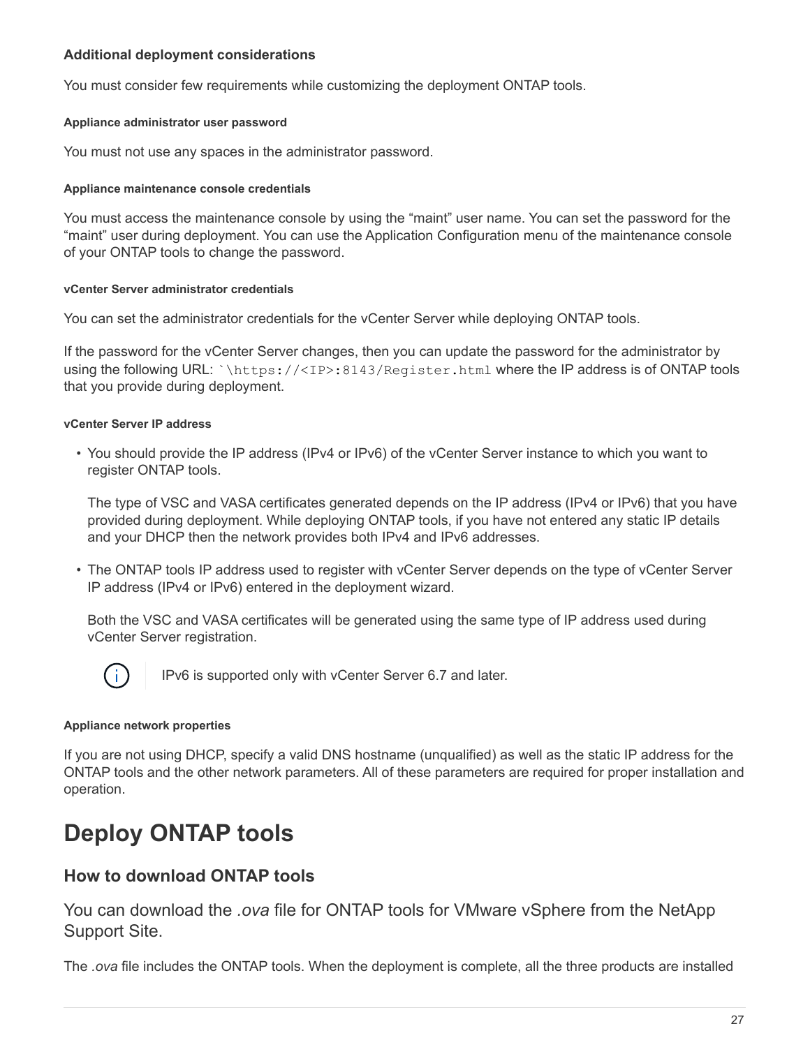### Additional deployment considerations

You must consider few requirements while customizing the deployment ONTAP tools.

#### Appliance administrator user password

You must not use any spaces in the administrator password.

#### Appliance maintenance console credentials

You must access the maintenance console by using the “maint” user name. You can set the password for the “maint” user during deployment. You can use the Application Configuration menu of the maintenance console of your ONTAP tools to change the password.

#### vCenter Server administrator credentials

You can set the administrator credentials for the vCenter Server while deploying ONTAP tools.

If the password for the vCenter Server changes, then you can update the password for the administrator by using the following URL: `` `\https://<IP>:8143/Register.html `` where the IP address is of ONTAP tools that you provide during deployment.

#### vCenter Server IP address

- You should provide the IP address (IPv4 or IPv6) of the vCenter Server instance to which you want to register ONTAP tools.

  The type of VSC and VASA certificates generated depends on the IP address (IPv4 or IPv6) that you have provided during deployment. While deploying ONTAP tools, if you have not entered any static IP details and your DHCP then the network provides both IPv4 and IPv6 addresses.

- The ONTAP tools IP address used to register with vCenter Server depends on the type of vCenter Server IP address (IPv4 or IPv6) entered in the deployment wizard.

  Both the VSC and VASA certificates will be generated using the same type of IP address used during vCenter Server registration.

> IPv6 is supported only with vCenter Server 6.7 and later.

#### Appliance network properties

If you are not using DHCP, specify a valid DNS hostname (unqualified) as well as the static IP address for the ONTAP tools and the other network parameters. All of these parameters are required for proper installation and operation.

# Deploy ONTAP tools

## How to download ONTAP tools

You can download the *.ova* file for ONTAP tools for VMware vSphere from the NetApp Support Site.

The *.ova* file includes the ONTAP tools. When the deployment is complete, all the three products are installed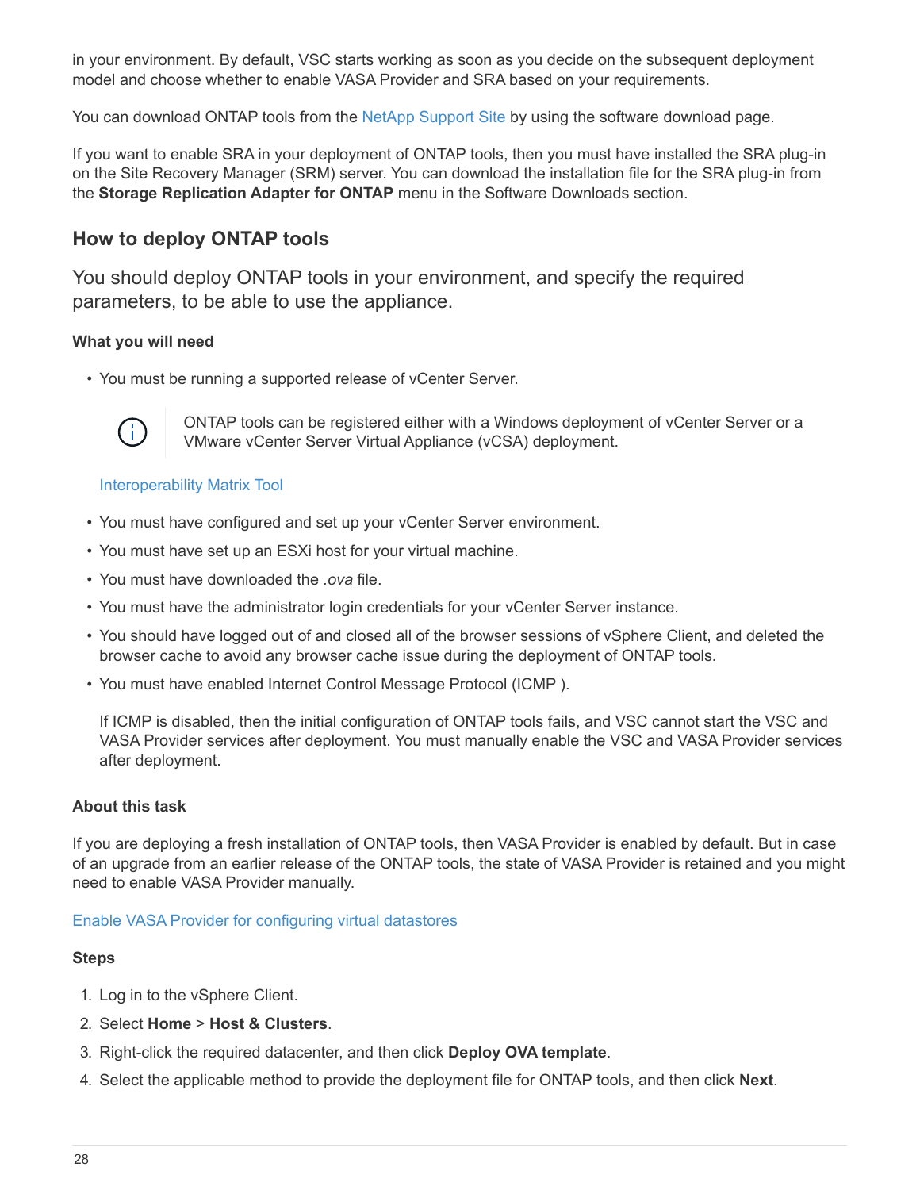in your environment. By default, VSC starts working as soon as you decide on the subsequent deployment model and choose whether to enable VASA Provider and SRA based on your requirements.

You can download ONTAP tools from the NetApp Support Site by using the software download page.

If you want to enable SRA in your deployment of ONTAP tools, then you must have installed the SRA plug-in on the Site Recovery Manager (SRM) server. You can download the installation file for the SRA plug-in from the **Storage Replication Adapter for ONTAP** menu in the Software Downloads section.

## How to deploy ONTAP tools

You should deploy ONTAP tools in your environment, and specify the required parameters, to be able to use the appliance.

### What you will need

- You must be running a supported release of vCenter Server.

  > ONTAP tools can be registered either with a Windows deployment of vCenter Server or a VMware vCenter Server Virtual Appliance (vCSA) deployment.

  Interoperability Matrix Tool

- You must have configured and set up your vCenter Server environment.
- You must have set up an ESXi host for your virtual machine.
- You must have downloaded the *.ova* file.
- You must have the administrator login credentials for your vCenter Server instance.
- You should have logged out of and closed all of the browser sessions of vSphere Client, and deleted the browser cache to avoid any browser cache issue during the deployment of ONTAP tools.
- You must have enabled Internet Control Message Protocol (ICMP ).

  If ICMP is disabled, then the initial configuration of ONTAP tools fails, and VSC cannot start the VSC and VASA Provider services after deployment. You must manually enable the VSC and VASA Provider services after deployment.

### About this task

If you are deploying a fresh installation of ONTAP tools, then VASA Provider is enabled by default. But in case of an upgrade from an earlier release of the ONTAP tools, the state of VASA Provider is retained and you might need to enable VASA Provider manually.

Enable VASA Provider for configuring virtual datastores

### Steps

1. Log in to the vSphere Client.
2. Select **Home** > **Host & Clusters**.
3. Right-click the required datacenter, and then click **Deploy OVA template**.
4. Select the applicable method to provide the deployment file for ONTAP tools, and then click **Next**.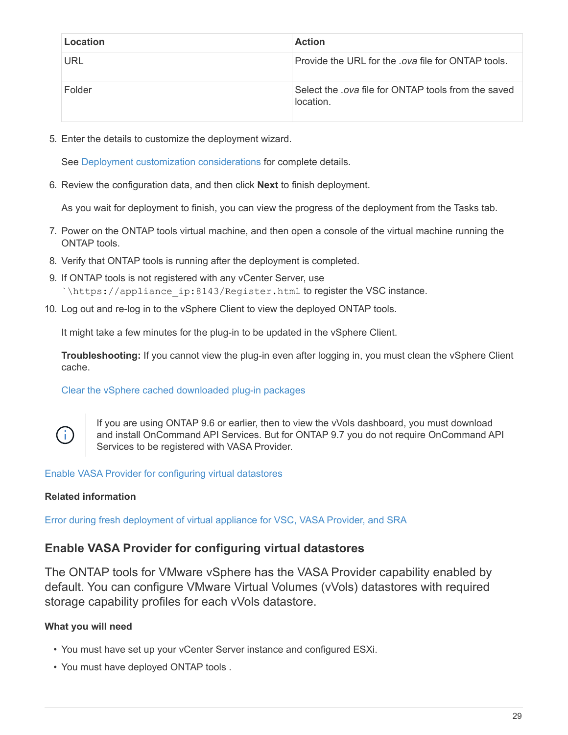| Location | Action |
| --- | --- |
| URL | Provide the URL for the *.ova* file for ONTAP tools. |
| Folder | Select the *.ova* file for ONTAP tools from the saved location. |

5. Enter the details to customize the deployment wizard.

   See Deployment customization considerations for complete details.

6. Review the configuration data, and then click **Next** to finish deployment.

   As you wait for deployment to finish, you can view the progress of the deployment from the Tasks tab.

7. Power on the ONTAP tools virtual machine, and then open a console of the virtual machine running the ONTAP tools.
8. Verify that ONTAP tools is running after the deployment is completed.
9. If ONTAP tools is not registered with any vCenter Server, use `\https://appliance_ip:8143/Register.html` to register the VSC instance.
10. Log out and re-log in to the vSphere Client to view the deployed ONTAP tools.

    It might take a few minutes for the plug-in to be updated in the vSphere Client.

    **Troubleshooting:** If you cannot view the plug-in even after logging in, you must clean the vSphere Client cache.

    Clear the vSphere cached downloaded plug-in packages

> If you are using ONTAP 9.6 or earlier, then to view the vVols dashboard, you must download and install OnCommand API Services. But for ONTAP 9.7 you do not require OnCommand API Services to be registered with VASA Provider.

Enable VASA Provider for configuring virtual datastores

**Related information**

Error during fresh deployment of virtual appliance for VSC, VASA Provider, and SRA

## Enable VASA Provider for configuring virtual datastores

The ONTAP tools for VMware vSphere has the VASA Provider capability enabled by default. You can configure VMware Virtual Volumes (vVols) datastores with required storage capability profiles for each vVols datastore.

**What you will need**

- You must have set up your vCenter Server instance and configured ESXi.
- You must have deployed ONTAP tools .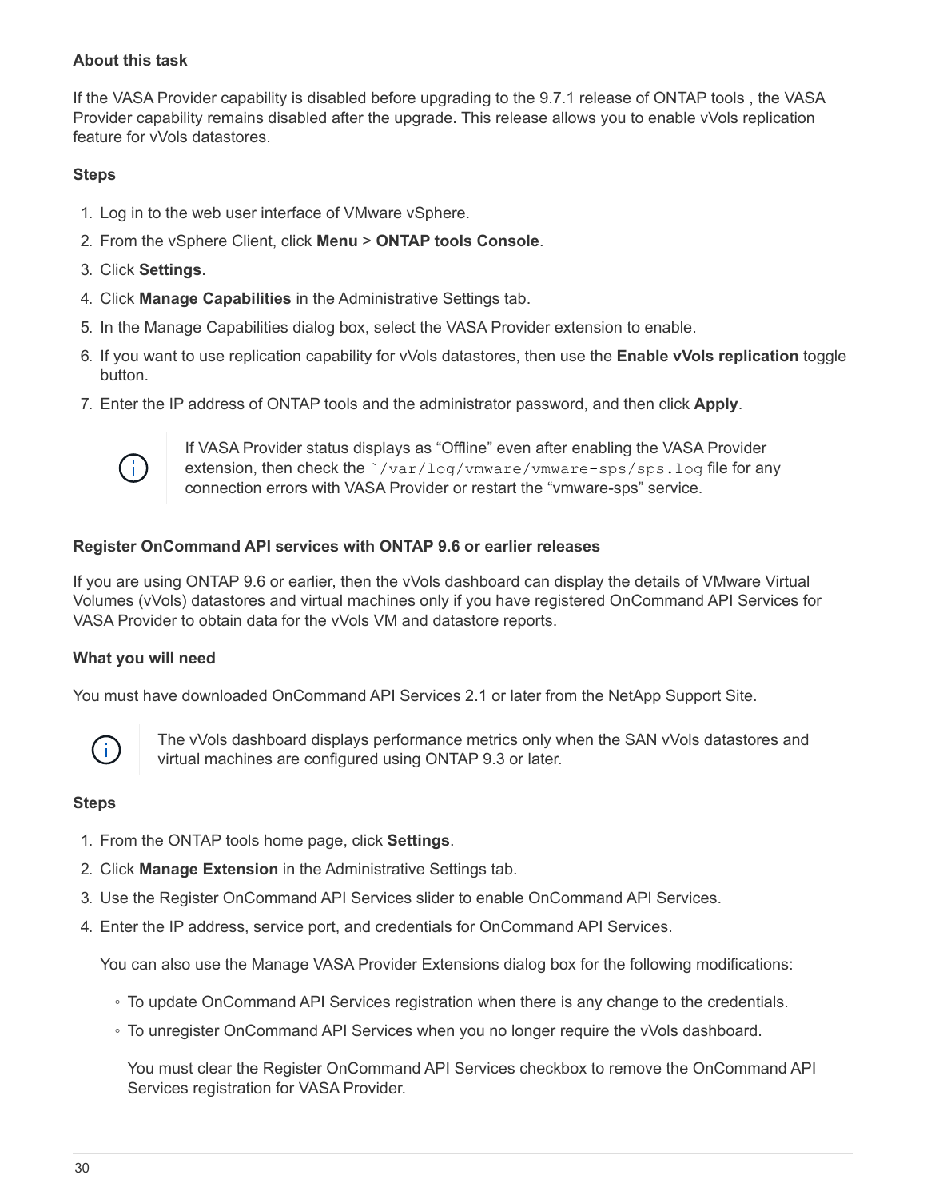**About this task**

If the VASA Provider capability is disabled before upgrading to the 9.7.1 release of ONTAP tools , the VASA Provider capability remains disabled after the upgrade. This release allows you to enable vVols replication feature for vVols datastores.

**Steps**

1. Log in to the web user interface of VMware vSphere.
2. From the vSphere Client, click **Menu** > **ONTAP tools Console**.
3. Click **Settings**.
4. Click **Manage Capabilities** in the Administrative Settings tab.
5. In the Manage Capabilities dialog box, select the VASA Provider extension to enable.
6. If you want to use replication capability for vVols datastores, then use the **Enable vVols replication** toggle button.
7. Enter the IP address of ONTAP tools and the administrator password, and then click **Apply**.

> If VASA Provider status displays as “Offline” even after enabling the VASA Provider extension, then check the `` `/var/log/vmware/vmware-sps/sps.log `` file for any connection errors with VASA Provider or restart the “vmware-sps” service.

#### Register OnCommand API services with ONTAP 9.6 or earlier releases

If you are using ONTAP 9.6 or earlier, then the vVols dashboard can display the details of VMware Virtual Volumes (vVols) datastores and virtual machines only if you have registered OnCommand API Services for VASA Provider to obtain data for the vVols VM and datastore reports.

**What you will need**

You must have downloaded OnCommand API Services 2.1 or later from the NetApp Support Site.

> The vVols dashboard displays performance metrics only when the SAN vVols datastores and virtual machines are configured using ONTAP 9.3 or later.

**Steps**

1. From the ONTAP tools home page, click **Settings**.
2. Click **Manage Extension** in the Administrative Settings tab.
3. Use the Register OnCommand API Services slider to enable OnCommand API Services.
4. Enter the IP address, service port, and credentials for OnCommand API Services.

   You can also use the Manage VASA Provider Extensions dialog box for the following modifications:

   - To update OnCommand API Services registration when there is any change to the credentials.
   - To unregister OnCommand API Services when you no longer require the vVols dashboard.

     You must clear the Register OnCommand API Services checkbox to remove the OnCommand API Services registration for VASA Provider.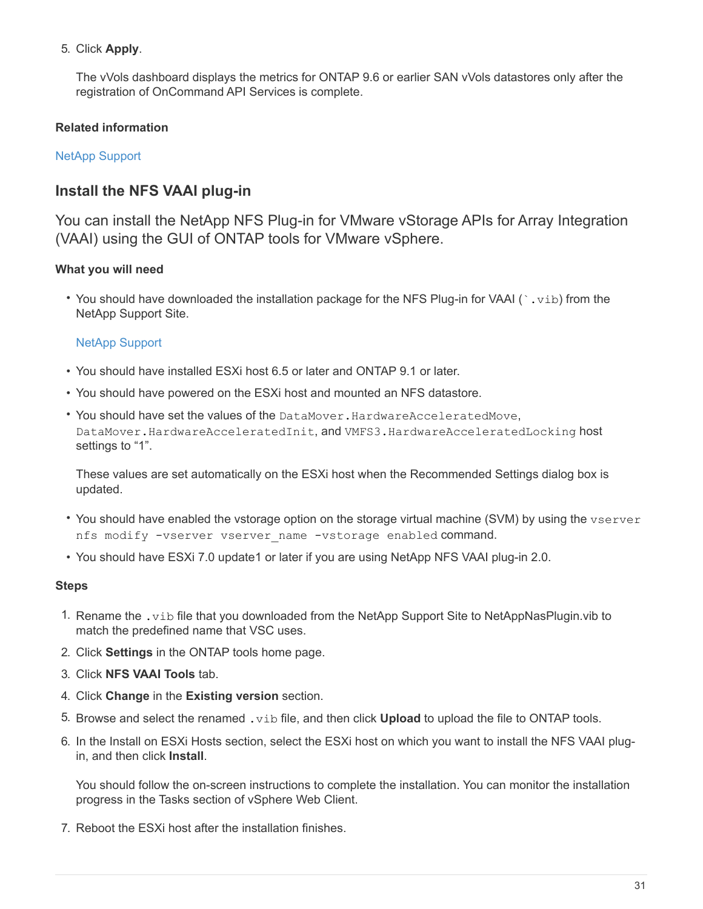5. Click **Apply**.

   The vVols dashboard displays the metrics for ONTAP 9.6 or earlier SAN vVols datastores only after the registration of OnCommand API Services is complete.

**Related information**

NetApp Support

## Install the NFS VAAI plug-in

You can install the NetApp NFS Plug-in for VMware vStorage APIs for Array Integration (VAAI) using the GUI of ONTAP tools for VMware vSphere.

**What you will need**

- You should have downloaded the installation package for the NFS Plug-in for VAAI (`` `.vib ``) from the NetApp Support Site.

  NetApp Support

- You should have installed ESXi host 6.5 or later and ONTAP 9.1 or later.
- You should have powered on the ESXi host and mounted an NFS datastore.
- You should have set the values of the `DataMover.HardwareAcceleratedMove`, `DataMover.HardwareAcceleratedInit`, and `VMFS3.HardwareAcceleratedLocking` host settings to “1”.

  These values are set automatically on the ESXi host when the Recommended Settings dialog box is updated.

- You should have enabled the vstorage option on the storage virtual machine (SVM) by using the `vserver nfs modify -vserver vserver_name -vstorage enabled` command.
- You should have ESXi 7.0 update1 or later if you are using NetApp NFS VAAI plug-in 2.0.

**Steps**

1. Rename the `.vib` file that you downloaded from the NetApp Support Site to NetAppNasPlugin.vib to match the predefined name that VSC uses.
2. Click **Settings** in the ONTAP tools home page.
3. Click **NFS VAAI Tools** tab.
4. Click **Change** in the **Existing version** section.
5. Browse and select the renamed `.vib` file, and then click **Upload** to upload the file to ONTAP tools.
6. In the Install on ESXi Hosts section, select the ESXi host on which you want to install the NFS VAAI plug-in, and then click **Install**.

   You should follow the on-screen instructions to complete the installation. You can monitor the installation progress in the Tasks section of vSphere Web Client.

7. Reboot the ESXi host after the installation finishes.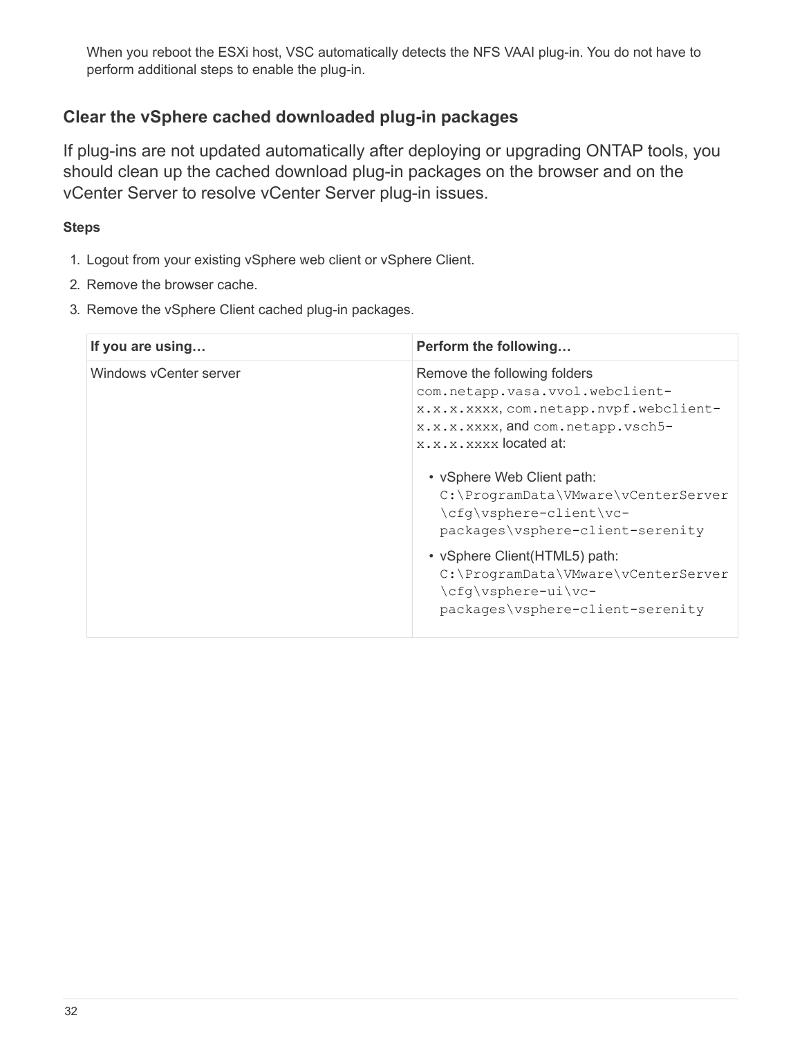When you reboot the ESXi host, VSC automatically detects the NFS VAAI plug-in. You do not have to perform additional steps to enable the plug-in.

## Clear the vSphere cached downloaded plug-in packages

If plug-ins are not updated automatically after deploying or upgrading ONTAP tools, you should clean up the cached download plug-in packages on the browser and on the vCenter Server to resolve vCenter Server plug-in issues.

**Steps**

1. Logout from your existing vSphere web client or vSphere Client.
2. Remove the browser cache.
3. Remove the vSphere Client cached plug-in packages.

| If you are using… | Perform the following… |
| --- | --- |
| Windows vCenter server | Remove the following folders `com.netapp.vasa.vvol.webclient-x.x.x.xxxx`, `com.netapp.nvpf.webclient-x.x.x.xxxx`, and `com.netapp.vsch5-x.x.x.xxxx` located at:<br>• vSphere Web Client path: `C:\ProgramData\VMware\vCenterServer\cfg\vsphere-client\vc-packages\vsphere-client-serenity`<br>• vSphere Client(HTML5) path: `C:\ProgramData\VMware\vCenterServer\cfg\vsphere-ui\vc-packages\vsphere-client-serenity` |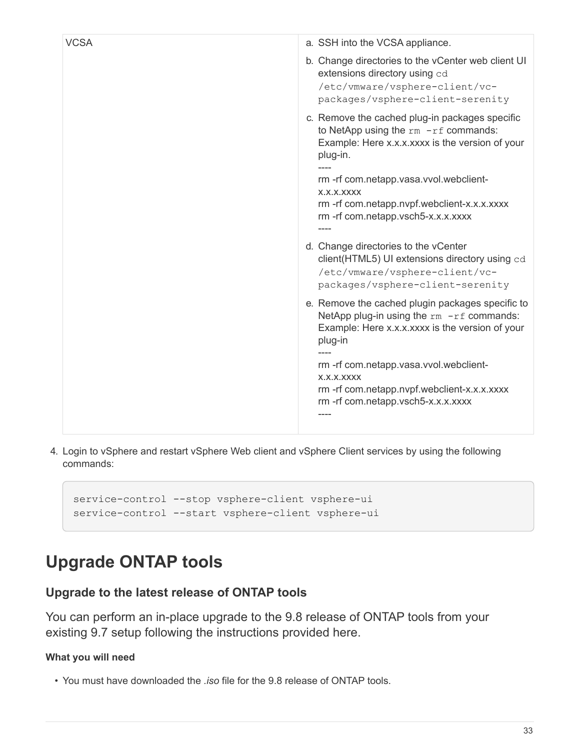| VCSA | a. SSH into the VCSA appliance.<br>b. Change directories to the vCenter web client UI extensions directory using `cd /etc/vmware/vsphere-client/vc-packages/vsphere-client-serenity`<br>c. Remove the cached plug-in packages specific to NetApp using the `rm -rf` commands: Example: Here x.x.x.xxxx is the version of your plug-in.<br>----<br>rm -rf com.netapp.vasa.vvol.webclient-x.x.x.xxxx<br>rm -rf com.netapp.nvpf.webclient-x.x.x.xxxx<br>rm -rf com.netapp.vsch5-x.x.x.xxxx<br>----<br>d. Change directories to the vCenter client(HTML5) UI extensions directory using `cd /etc/vmware/vsphere-client/vc-packages/vsphere-client-serenity`<br>e. Remove the cached plugin packages specific to NetApp plug-in using the `rm -rf` commands: Example: Here x.x.x.xxxx is the version of your plug-in<br>----<br>rm -rf com.netapp.vasa.vvol.webclient-x.x.x.xxxx<br>rm -rf com.netapp.nvpf.webclient-x.x.x.xxxx<br>rm -rf com.netapp.vsch5-x.x.x.xxxx<br>---- |
|---|---|

4. Login to vSphere and restart vSphere Web client and vSphere Client services by using the following commands:

```
service-control --stop vsphere-client vsphere-ui
service-control --start vsphere-client vsphere-ui
```

# Upgrade ONTAP tools

## Upgrade to the latest release of ONTAP tools

You can perform an in-place upgrade to the 9.8 release of ONTAP tools from your existing 9.7 setup following the instructions provided here.

**What you will need**

- You must have downloaded the *.iso* file for the 9.8 release of ONTAP tools.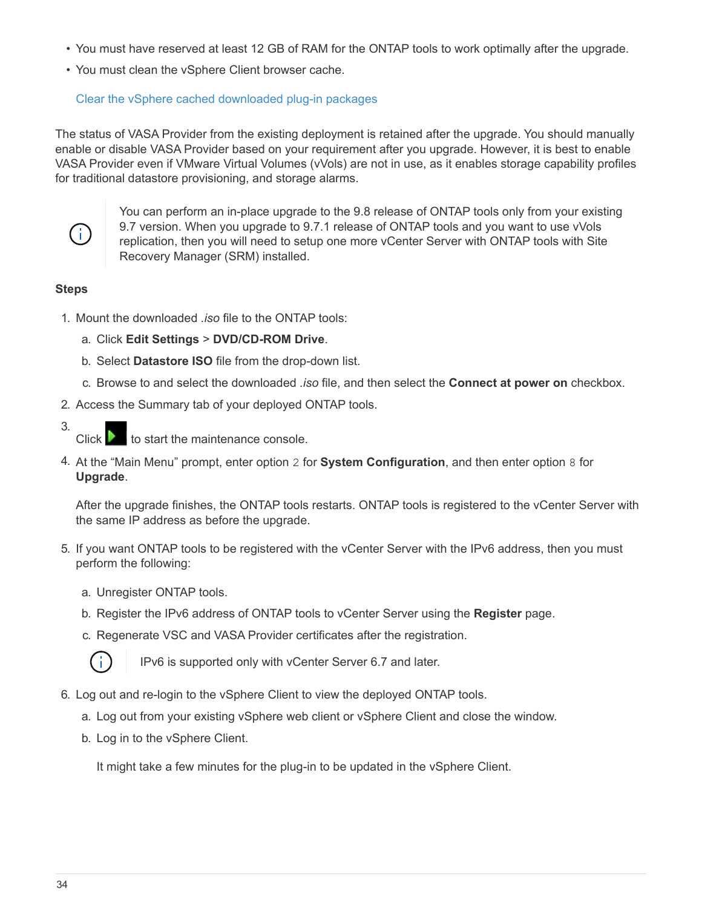- You must have reserved at least 12 GB of RAM for the ONTAP tools to work optimally after the upgrade.
- You must clean the vSphere Client browser cache.

  Clear the vSphere cached downloaded plug-in packages

The status of VASA Provider from the existing deployment is retained after the upgrade. You should manually enable or disable VASA Provider based on your requirement after you upgrade. However, it is best to enable VASA Provider even if VMware Virtual Volumes (vVols) are not in use, as it enables storage capability profiles for traditional datastore provisioning, and storage alarms.

> You can perform an in-place upgrade to the 9.8 release of ONTAP tools only from your existing 9.7 version. When you upgrade to 9.7.1 release of ONTAP tools and you want to use vVols replication, then you will need to setup one more vCenter Server with ONTAP tools with Site Recovery Manager (SRM) installed.

**Steps**

1. Mount the downloaded *.iso* file to the ONTAP tools:
   a. Click **Edit Settings** > **DVD/CD-ROM Drive**.
   b. Select **Datastore ISO** file from the drop-down list.
   c. Browse to and select the downloaded *.iso* file, and then select the **Connect at power on** checkbox.
2. Access the Summary tab of your deployed ONTAP tools.
3. Click ▶ to start the maintenance console.
4. At the "Main Menu" prompt, enter option `2` for **System Configuration**, and then enter option `8` for **Upgrade**.

   After the upgrade finishes, the ONTAP tools restarts. ONTAP tools is registered to the vCenter Server with the same IP address as before the upgrade.
5. If you want ONTAP tools to be registered with the vCenter Server with the IPv6 address, then you must perform the following:
   a. Unregister ONTAP tools.
   b. Register the IPv6 address of ONTAP tools to vCenter Server using the **Register** page.
   c. Regenerate VSC and VASA Provider certificates after the registration.

   > IPv6 is supported only with vCenter Server 6.7 and later.
6. Log out and re-login to the vSphere Client to view the deployed ONTAP tools.
   a. Log out from your existing vSphere web client or vSphere Client and close the window.
   b. Log in to the vSphere Client.

      It might take a few minutes for the plug-in to be updated in the vSphere Client.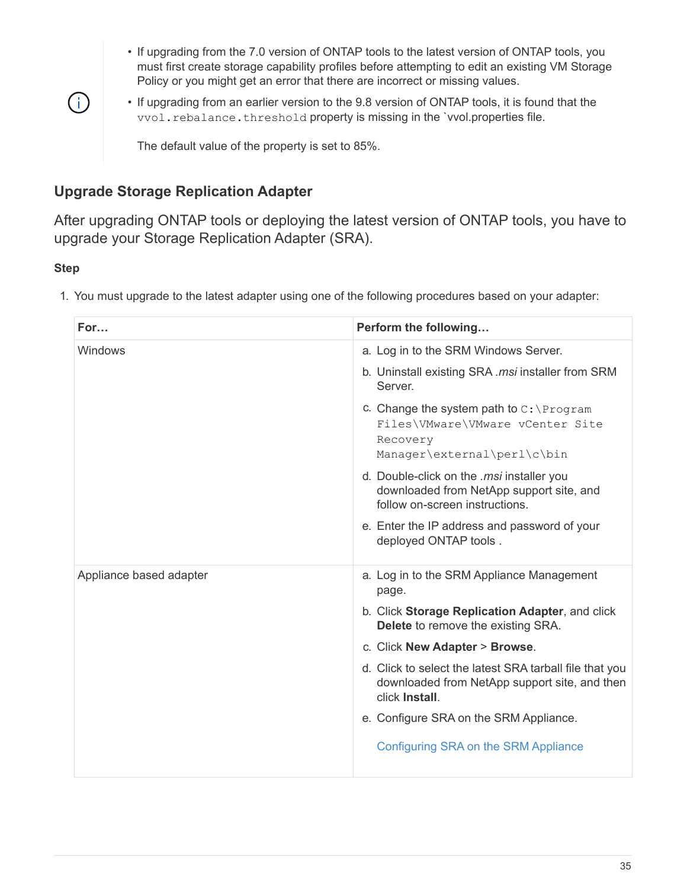- If upgrading from the 7.0 version of ONTAP tools to the latest version of ONTAP tools, you must first create storage capability profiles before attempting to edit an existing VM Storage Policy or you might get an error that there are incorrect or missing values.
- If upgrading from an earlier version to the 9.8 version of ONTAP tools, it is found that the `vvol.rebalance.threshold` property is missing in the `vvol.properties file.

  The default value of the property is set to 85%.

## Upgrade Storage Replication Adapter

After upgrading ONTAP tools or deploying the latest version of ONTAP tools, you have to upgrade your Storage Replication Adapter (SRA).

**Step**

1. You must upgrade to the latest adapter using one of the following procedures based on your adapter:

| For… | Perform the following… |
| --- | --- |
| Windows | a. Log in to the SRM Windows Server.<br>b. Uninstall existing SRA *.msi* installer from SRM Server.<br>c. Change the system path to `C:\Program Files\VMware\VMware vCenter Site Recovery Manager\external\perl\c\bin`<br>d. Double-click on the *.msi* installer you downloaded from NetApp support site, and follow on-screen instructions.<br>e. Enter the IP address and password of your deployed ONTAP tools . |
| Appliance based adapter | a. Log in to the SRM Appliance Management page.<br>b. Click **Storage Replication Adapter**, and click **Delete** to remove the existing SRA.<br>c. Click **New Adapter** > **Browse**.<br>d. Click to select the latest SRA tarball file that you downloaded from NetApp support site, and then click **Install**.<br>e. Configure SRA on the SRM Appliance.<br><br>Configuring SRA on the SRM Appliance |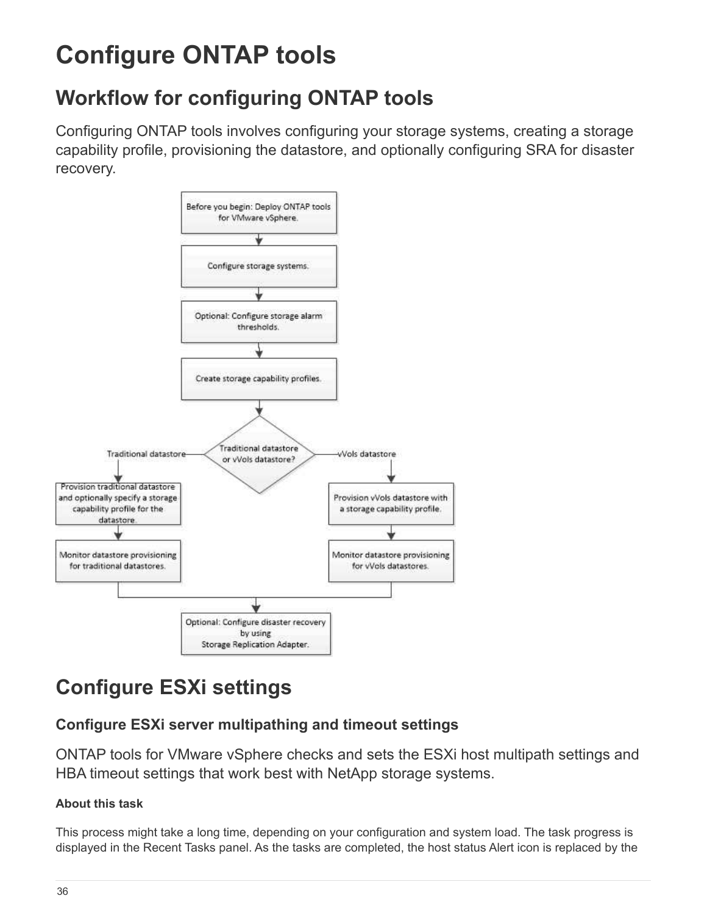# Configure ONTAP tools

## Workflow for configuring ONTAP tools

Configuring ONTAP tools involves configuring your storage systems, creating a storage capability profile, provisioning the datastore, and optionally configuring SRA for disaster recovery.

# Configure ESXi settings

### Configure ESXi server multipathing and timeout settings

ONTAP tools for VMware vSphere checks and sets the ESXi host multipath settings and HBA timeout settings that work best with NetApp storage systems.

#### About this task

This process might take a long time, depending on your configuration and system load. The task progress is displayed in the Recent Tasks panel. As the tasks are completed, the host status Alert icon is replaced by the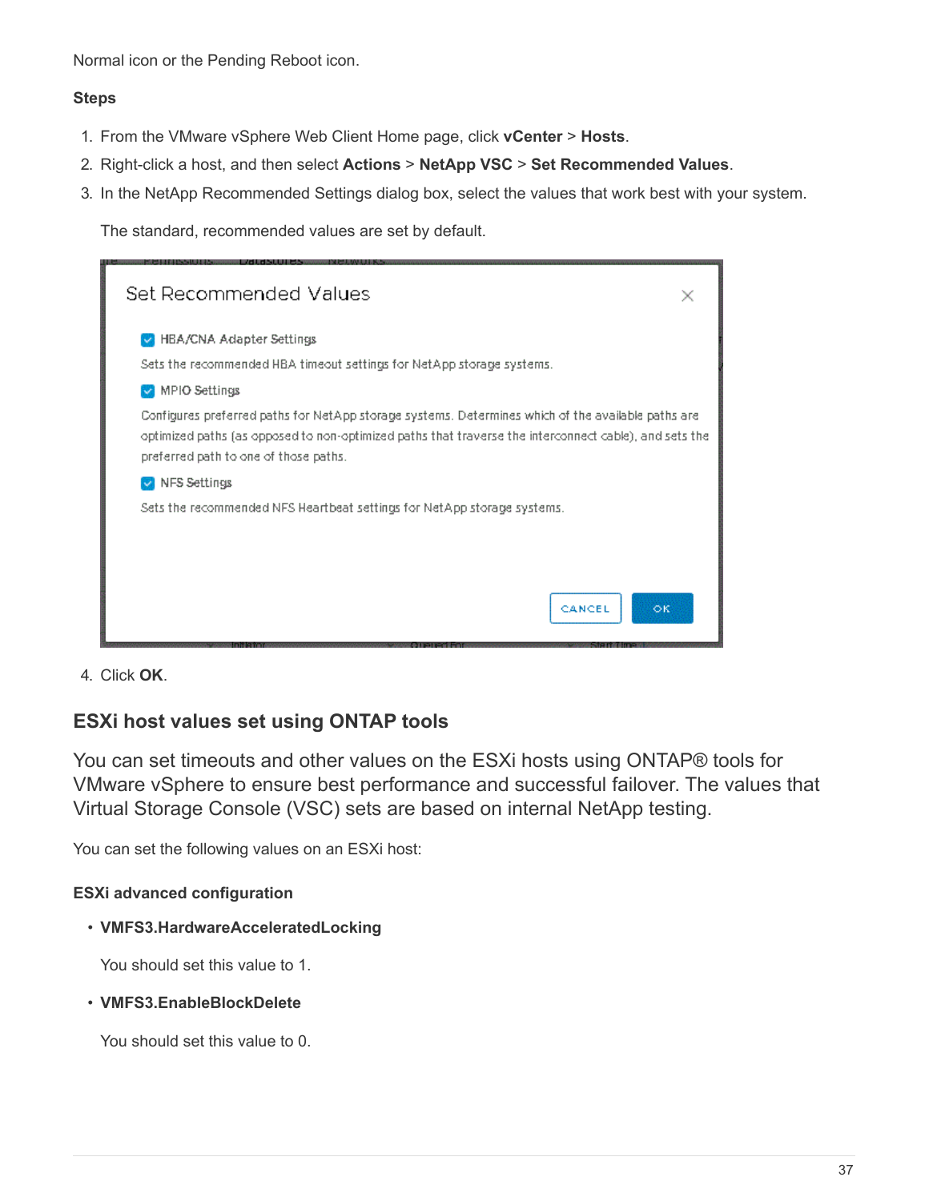Normal icon or the Pending Reboot icon.

**Steps**

1. From the VMware vSphere Web Client Home page, click **vCenter** > **Hosts**.
2. Right-click a host, and then select **Actions** > **NetApp VSC** > **Set Recommended Values**.
3. In the NetApp Recommended Settings dialog box, select the values that work best with your system.

   The standard, recommended values are set by default.

4. Click **OK**.

## ESXi host values set using ONTAP tools

You can set timeouts and other values on the ESXi hosts using ONTAP® tools for VMware vSphere to ensure best performance and successful failover. The values that Virtual Storage Console (VSC) sets are based on internal NetApp testing.

You can set the following values on an ESXi host:

#### ESXi advanced configuration

- **VMFS3.HardwareAcceleratedLocking**

  You should set this value to 1.

- **VMFS3.EnableBlockDelete**

  You should set this value to 0.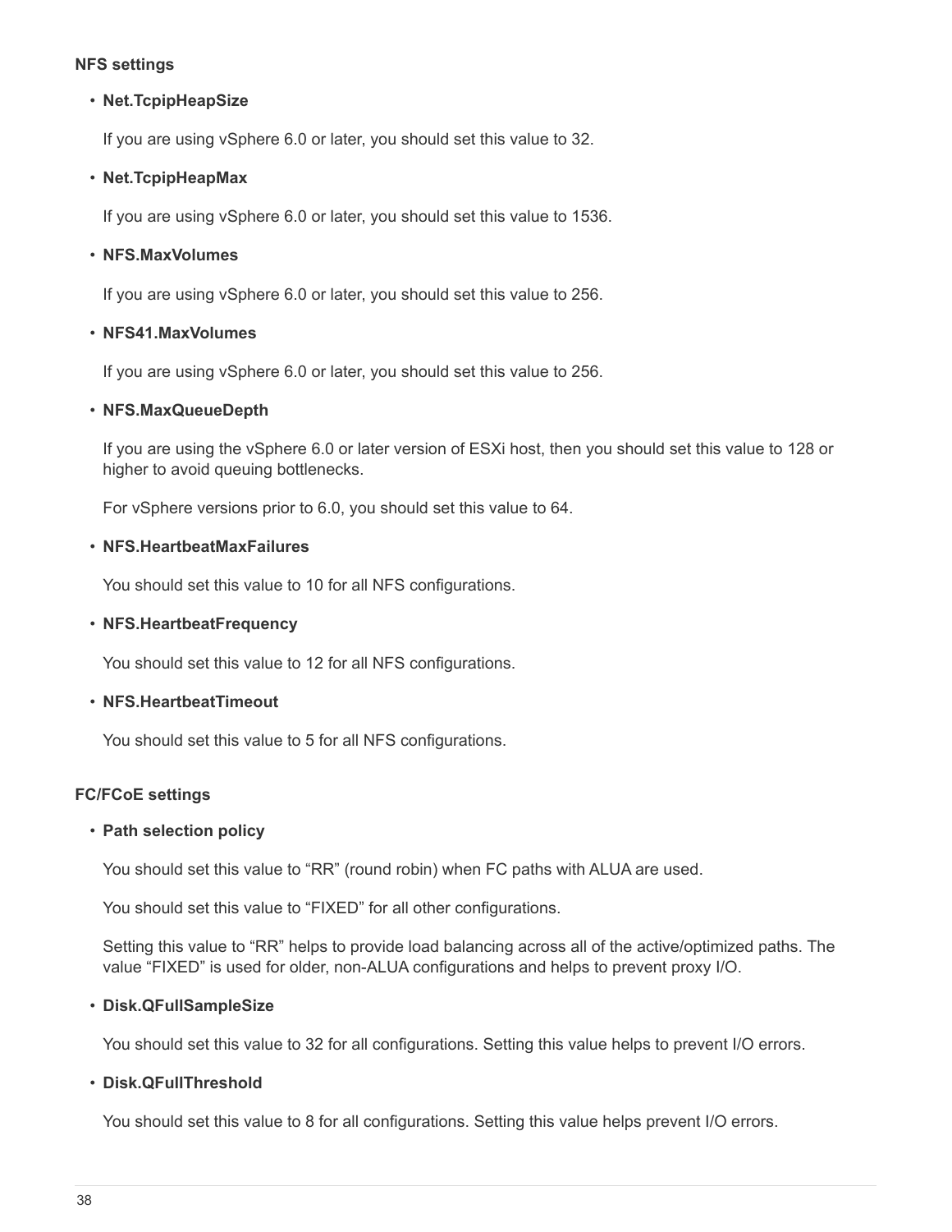**NFS settings**

- **Net.TcpipHeapSize**

  If you are using vSphere 6.0 or later, you should set this value to 32.

- **Net.TcpipHeapMax**

  If you are using vSphere 6.0 or later, you should set this value to 1536.

- **NFS.MaxVolumes**

  If you are using vSphere 6.0 or later, you should set this value to 256.

- **NFS41.MaxVolumes**

  If you are using vSphere 6.0 or later, you should set this value to 256.

- **NFS.MaxQueueDepth**

  If you are using the vSphere 6.0 or later version of ESXi host, then you should set this value to 128 or higher to avoid queuing bottlenecks.

  For vSphere versions prior to 6.0, you should set this value to 64.

- **NFS.HeartbeatMaxFailures**

  You should set this value to 10 for all NFS configurations.

- **NFS.HeartbeatFrequency**

  You should set this value to 12 for all NFS configurations.

- **NFS.HeartbeatTimeout**

  You should set this value to 5 for all NFS configurations.

**FC/FCoE settings**

- **Path selection policy**

  You should set this value to "RR" (round robin) when FC paths with ALUA are used.

  You should set this value to "FIXED" for all other configurations.

  Setting this value to "RR" helps to provide load balancing across all of the active/optimized paths. The value "FIXED" is used for older, non-ALUA configurations and helps to prevent proxy I/O.

- **Disk.QFullSampleSize**

  You should set this value to 32 for all configurations. Setting this value helps to prevent I/O errors.

- **Disk.QFullThreshold**

  You should set this value to 8 for all configurations. Setting this value helps prevent I/O errors.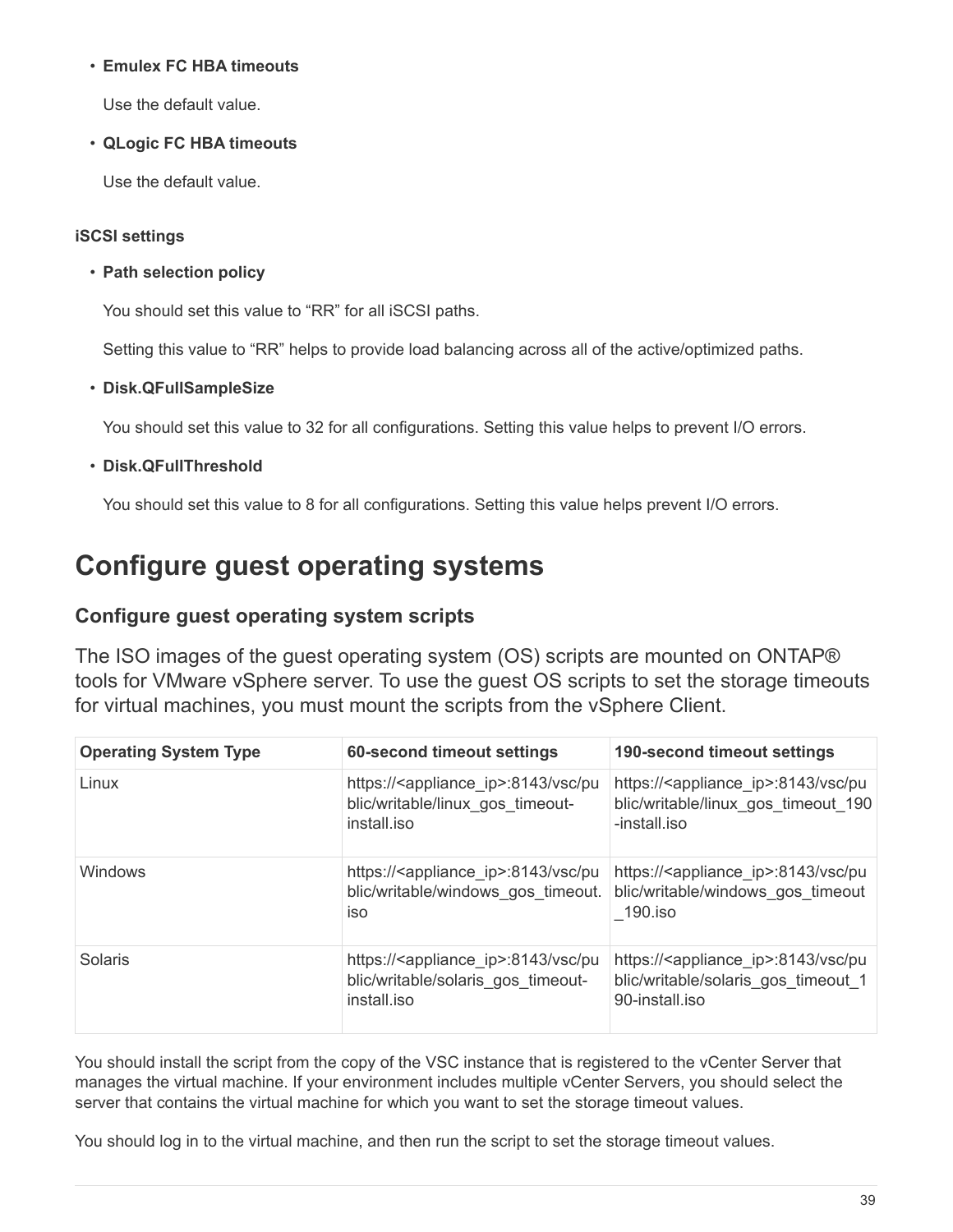- **Emulex FC HBA timeouts**

  Use the default value.

- **QLogic FC HBA timeouts**

  Use the default value.

#### iSCSI settings

- **Path selection policy**

  You should set this value to “RR” for all iSCSI paths.

  Setting this value to “RR” helps to provide load balancing across all of the active/optimized paths.

- **Disk.QFullSampleSize**

  You should set this value to 32 for all configurations. Setting this value helps to prevent I/O errors.

- **Disk.QFullThreshold**

  You should set this value to 8 for all configurations. Setting this value helps prevent I/O errors.

# Configure guest operating systems

## Configure guest operating system scripts

The ISO images of the guest operating system (OS) scripts are mounted on ONTAP® tools for VMware vSphere server. To use the guest OS scripts to set the storage timeouts for virtual machines, you must mount the scripts from the vSphere Client.

| Operating System Type | 60-second timeout settings | 190-second timeout settings |
| --- | --- | --- |
| Linux | https://<appliance_ip>:8143/vsc/public/writable/linux_gos_timeout-install.iso | https://<appliance_ip>:8143/vsc/public/writable/linux_gos_timeout_190-install.iso |
| Windows | https://<appliance_ip>:8143/vsc/public/writable/windows_gos_timeout.iso | https://<appliance_ip>:8143/vsc/public/writable/windows_gos_timeout_190.iso |
| Solaris | https://<appliance_ip>:8143/vsc/public/writable/solaris_gos_timeout-install.iso | https://<appliance_ip>:8143/vsc/public/writable/solaris_gos_timeout_190-install.iso |

You should install the script from the copy of the VSC instance that is registered to the vCenter Server that manages the virtual machine. If your environment includes multiple vCenter Servers, you should select the server that contains the virtual machine for which you want to set the storage timeout values.

You should log in to the virtual machine, and then run the script to set the storage timeout values.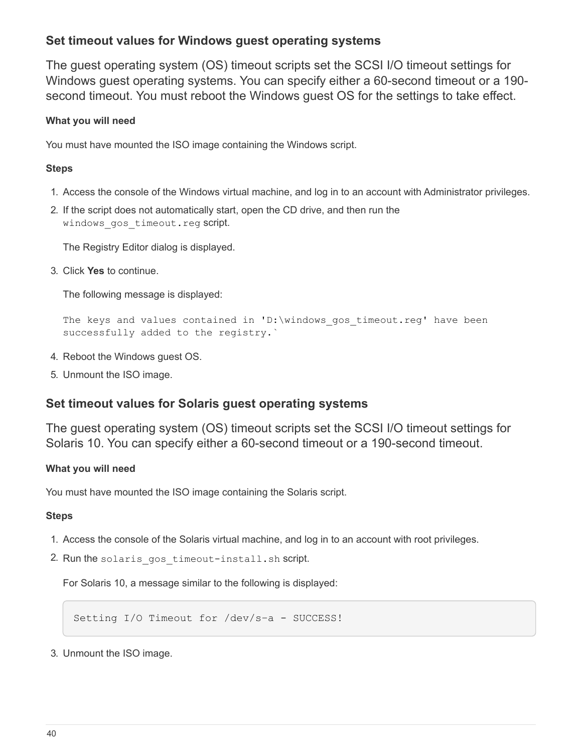## Set timeout values for Windows guest operating systems

The guest operating system (OS) timeout scripts set the SCSI I/O timeout settings for Windows guest operating systems. You can specify either a 60-second timeout or a 190-second timeout. You must reboot the Windows guest OS for the settings to take effect.

#### What you will need

You must have mounted the ISO image containing the Windows script.

#### Steps

1. Access the console of the Windows virtual machine, and log in to an account with Administrator privileges.
2. If the script does not automatically start, open the CD drive, and then run the `windows_gos_timeout.reg` script.

   The Registry Editor dialog is displayed.

3. Click **Yes** to continue.

   The following message is displayed:

   ```
   The keys and values contained in 'D:\windows_gos_timeout.reg' have been
   successfully added to the registry.`
   ```

4. Reboot the Windows guest OS.
5. Unmount the ISO image.

## Set timeout values for Solaris guest operating systems

The guest operating system (OS) timeout scripts set the SCSI I/O timeout settings for Solaris 10. You can specify either a 60-second timeout or a 190-second timeout.

#### What you will need

You must have mounted the ISO image containing the Solaris script.

#### Steps

1. Access the console of the Solaris virtual machine, and log in to an account with root privileges.
2. Run the `solaris_gos_timeout-install.sh` script.

   For Solaris 10, a message similar to the following is displayed:

   ```
   Setting I/O Timeout for /dev/s–a - SUCCESS!
   ```

3. Unmount the ISO image.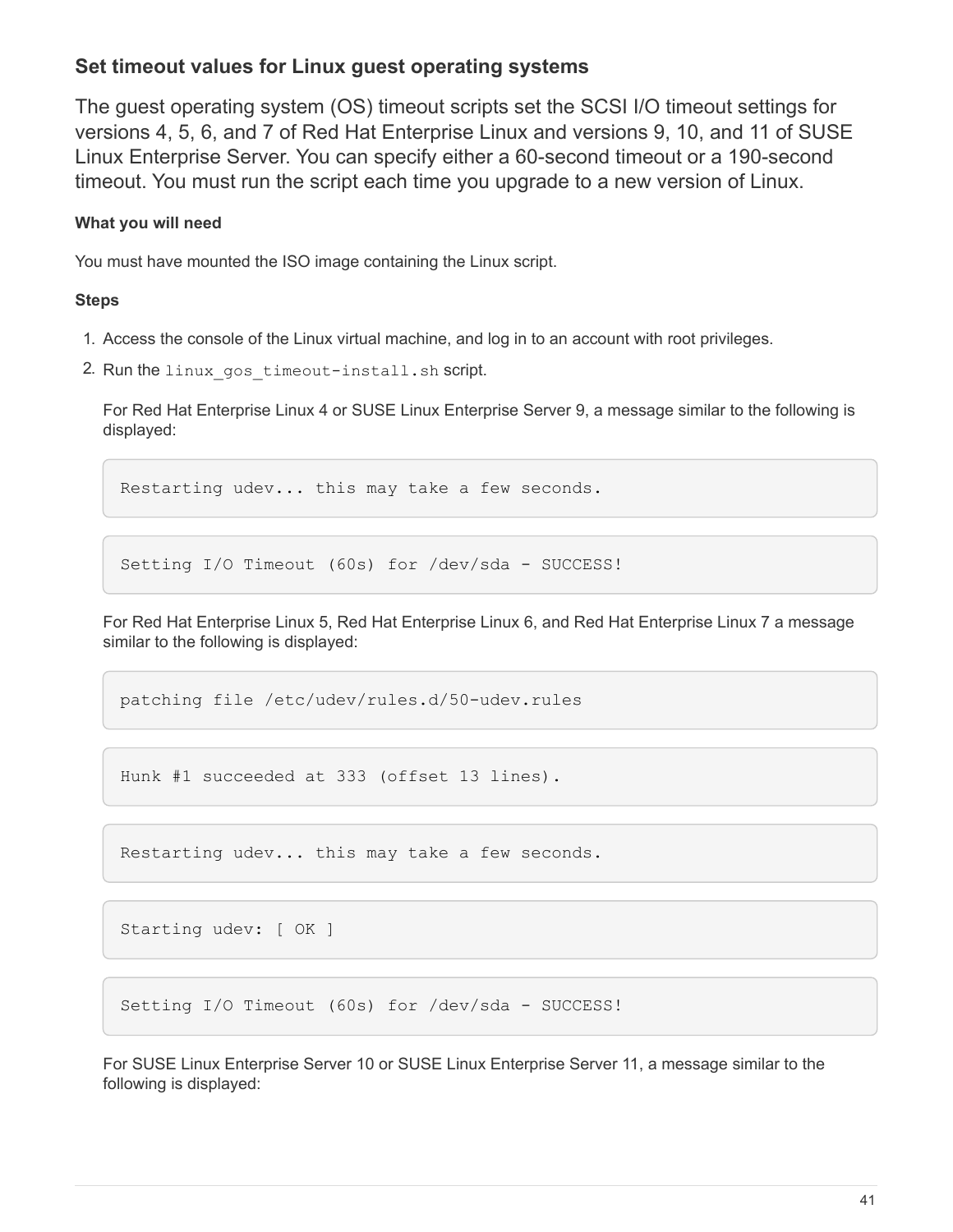## Set timeout values for Linux guest operating systems

The guest operating system (OS) timeout scripts set the SCSI I/O timeout settings for versions 4, 5, 6, and 7 of Red Hat Enterprise Linux and versions 9, 10, and 11 of SUSE Linux Enterprise Server. You can specify either a 60-second timeout or a 190-second timeout. You must run the script each time you upgrade to a new version of Linux.

#### What you will need

You must have mounted the ISO image containing the Linux script.

#### Steps

1. Access the console of the Linux virtual machine, and log in to an account with root privileges.
2. Run the `linux_gos_timeout-install.sh` script.

   For Red Hat Enterprise Linux 4 or SUSE Linux Enterprise Server 9, a message similar to the following is displayed:

   ```
   Restarting udev... this may take a few seconds.
   ```

   ```
   Setting I/O Timeout (60s) for /dev/sda - SUCCESS!
   ```

   For Red Hat Enterprise Linux 5, Red Hat Enterprise Linux 6, and Red Hat Enterprise Linux 7 a message similar to the following is displayed:

   ```
   patching file /etc/udev/rules.d/50-udev.rules
   ```

   ```
   Hunk #1 succeeded at 333 (offset 13 lines).
   ```

   ```
   Restarting udev... this may take a few seconds.
   ```

   ```
   Starting udev: [ OK ]
   ```

   ```
   Setting I/O Timeout (60s) for /dev/sda - SUCCESS!
   ```

   For SUSE Linux Enterprise Server 10 or SUSE Linux Enterprise Server 11, a message similar to the following is displayed: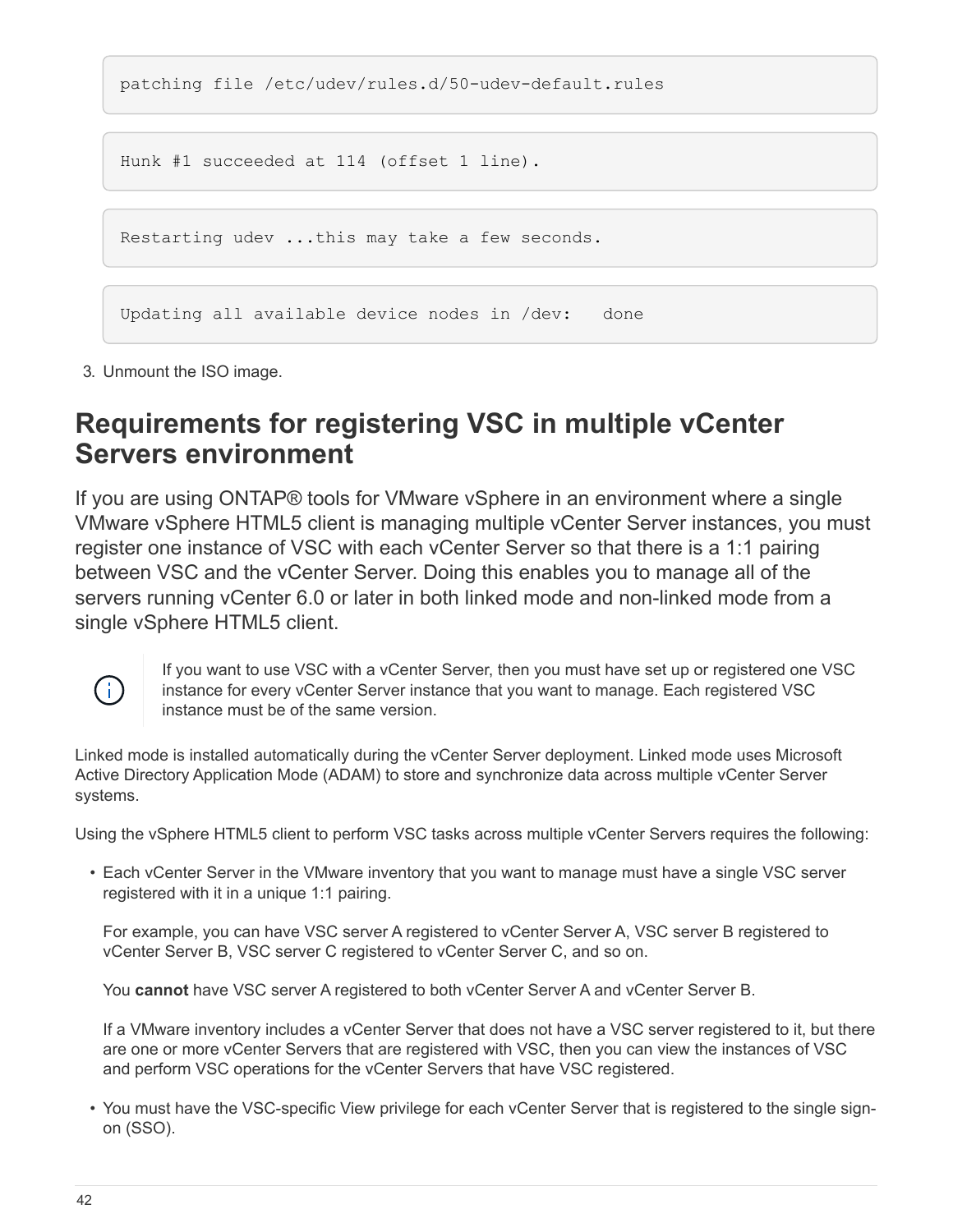```
patching file /etc/udev/rules.d/50-udev-default.rules
```

```
Hunk #1 succeeded at 114 (offset 1 line).
```

```
Restarting udev ...this may take a few seconds.
```

```
Updating all available device nodes in /dev:   done
```

3. Unmount the ISO image.

# Requirements for registering VSC in multiple vCenter Servers environment

If you are using ONTAP® tools for VMware vSphere in an environment where a single VMware vSphere HTML5 client is managing multiple vCenter Server instances, you must register one instance of VSC with each vCenter Server so that there is a 1:1 pairing between VSC and the vCenter Server. Doing this enables you to manage all of the servers running vCenter 6.0 or later in both linked mode and non-linked mode from a single vSphere HTML5 client.

> If you want to use VSC with a vCenter Server, then you must have set up or registered one VSC instance for every vCenter Server instance that you want to manage. Each registered VSC instance must be of the same version.

Linked mode is installed automatically during the vCenter Server deployment. Linked mode uses Microsoft Active Directory Application Mode (ADAM) to store and synchronize data across multiple vCenter Server systems.

Using the vSphere HTML5 client to perform VSC tasks across multiple vCenter Servers requires the following:

- Each vCenter Server in the VMware inventory that you want to manage must have a single VSC server registered with it in a unique 1:1 pairing.

  For example, you can have VSC server A registered to vCenter Server A, VSC server B registered to vCenter Server B, VSC server C registered to vCenter Server C, and so on.

  You **cannot** have VSC server A registered to both vCenter Server A and vCenter Server B.

  If a VMware inventory includes a vCenter Server that does not have a VSC server registered to it, but there are one or more vCenter Servers that are registered with VSC, then you can view the instances of VSC and perform VSC operations for the vCenter Servers that have VSC registered.

- You must have the VSC-specific View privilege for each vCenter Server that is registered to the single sign-on (SSO).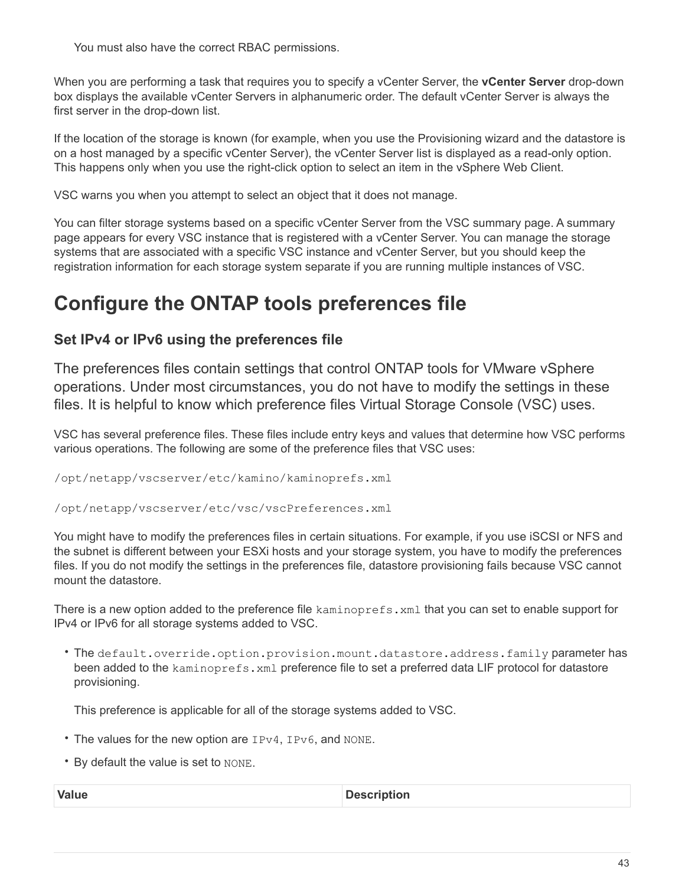You must also have the correct RBAC permissions.

When you are performing a task that requires you to specify a vCenter Server, the **vCenter Server** drop-down box displays the available vCenter Servers in alphanumeric order. The default vCenter Server is always the first server in the drop-down list.

If the location of the storage is known (for example, when you use the Provisioning wizard and the datastore is on a host managed by a specific vCenter Server), the vCenter Server list is displayed as a read-only option. This happens only when you use the right-click option to select an item in the vSphere Web Client.

VSC warns you when you attempt to select an object that it does not manage.

You can filter storage systems based on a specific vCenter Server from the VSC summary page. A summary page appears for every VSC instance that is registered with a vCenter Server. You can manage the storage systems that are associated with a specific VSC instance and vCenter Server, but you should keep the registration information for each storage system separate if you are running multiple instances of VSC.

# Configure the ONTAP tools preferences file

## Set IPv4 or IPv6 using the preferences file

The preferences files contain settings that control ONTAP tools for VMware vSphere operations. Under most circumstances, you do not have to modify the settings in these files. It is helpful to know which preference files Virtual Storage Console (VSC) uses.

VSC has several preference files. These files include entry keys and values that determine how VSC performs various operations. The following are some of the preference files that VSC uses:

```
/opt/netapp/vscserver/etc/kamino/kaminoprefs.xml
```

```
/opt/netapp/vscserver/etc/vsc/vscPreferences.xml
```

You might have to modify the preferences files in certain situations. For example, if you use iSCSI or NFS and the subnet is different between your ESXi hosts and your storage system, you have to modify the preferences files. If you do not modify the settings in the preferences file, datastore provisioning fails because VSC cannot mount the datastore.

There is a new option added to the preference file `kaminoprefs.xml` that you can set to enable support for IPv4 or IPv6 for all storage systems added to VSC.

- The `default.override.option.provision.mount.datastore.address.family` parameter has been added to the `kaminoprefs.xml` preference file to set a preferred data LIF protocol for datastore provisioning.

  This preference is applicable for all of the storage systems added to VSC.

- The values for the new option are `IPv4`, `IPv6`, and `NONE`.
- By default the value is set to `NONE`.

| Value | Description |
| --- | --- |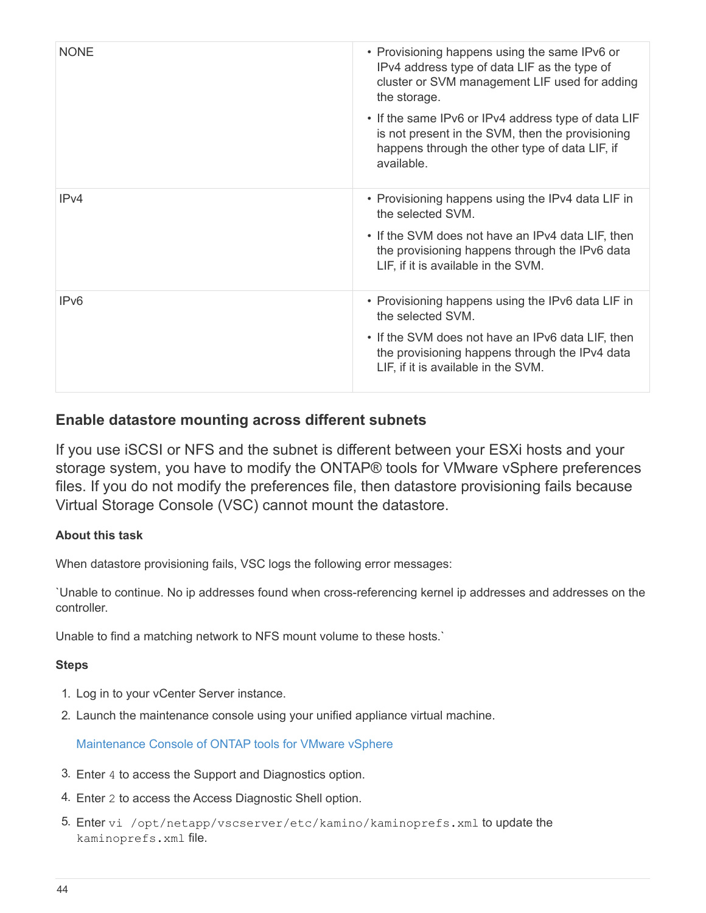| | |
|---|---|
| NONE | • Provisioning happens using the same IPv6 or IPv4 address type of data LIF as the type of cluster or SVM management LIF used for adding the storage.<br>• If the same IPv6 or IPv4 address type of data LIF is not present in the SVM, then the provisioning happens through the other type of data LIF, if available. |
| IPv4 | • Provisioning happens using the IPv4 data LIF in the selected SVM.<br>• If the SVM does not have an IPv4 data LIF, then the provisioning happens through the IPv6 data LIF, if it is available in the SVM. |
| IPv6 | • Provisioning happens using the IPv6 data LIF in the selected SVM.<br>• If the SVM does not have an IPv6 data LIF, then the provisioning happens through the IPv4 data LIF, if it is available in the SVM. |

### Enable datastore mounting across different subnets

If you use iSCSI or NFS and the subnet is different between your ESXi hosts and your storage system, you have to modify the ONTAP® tools for VMware vSphere preferences files. If you do not modify the preferences file, then datastore provisioning fails because Virtual Storage Console (VSC) cannot mount the datastore.

#### About this task

When datastore provisioning fails, VSC logs the following error messages:

`Unable to continue. No ip addresses found when cross-referencing kernel ip addresses and addresses on the controller.

Unable to find a matching network to NFS mount volume to these hosts.`

#### Steps

1. Log in to your vCenter Server instance.
2. Launch the maintenance console using your unified appliance virtual machine.

   Maintenance Console of ONTAP tools for VMware vSphere

3. Enter `4` to access the Support and Diagnostics option.
4. Enter `2` to access the Access Diagnostic Shell option.
5. Enter `vi /opt/netapp/vscserver/etc/kamino/kaminoprefs.xml` to update the `kaminoprefs.xml` file.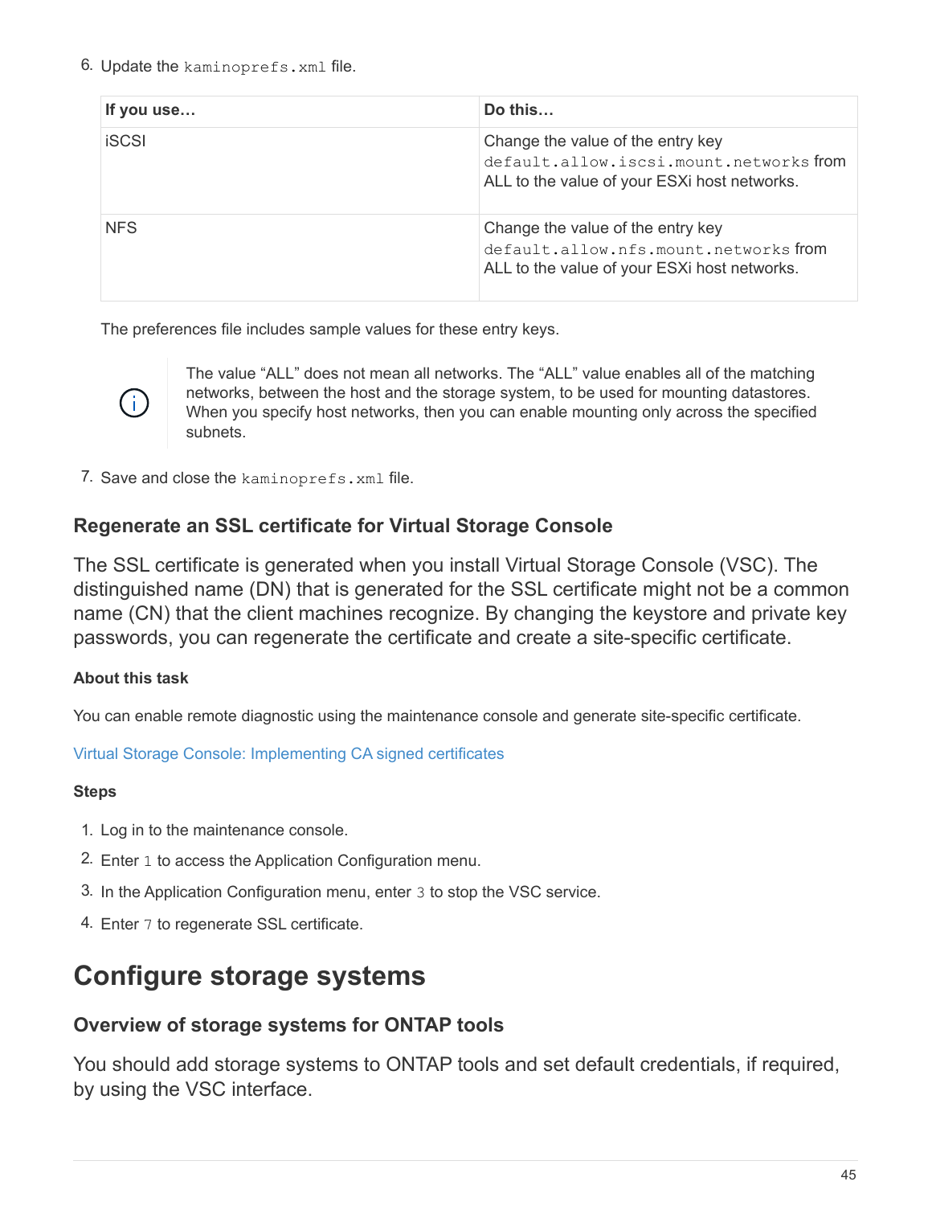6. Update the `kaminoprefs.xml` file.

| If you use… | Do this… |
| --- | --- |
| iSCSI | Change the value of the entry key `default.allow.iscsi.mount.networks` from ALL to the value of your ESXi host networks. |
| NFS | Change the value of the entry key `default.allow.nfs.mount.networks` from ALL to the value of your ESXi host networks. |

The preferences file includes sample values for these entry keys.

> The value “ALL” does not mean all networks. The “ALL” value enables all of the matching networks, between the host and the storage system, to be used for mounting datastores. When you specify host networks, then you can enable mounting only across the specified subnets.

7. Save and close the `kaminoprefs.xml` file.

### Regenerate an SSL certificate for Virtual Storage Console

The SSL certificate is generated when you install Virtual Storage Console (VSC). The distinguished name (DN) that is generated for the SSL certificate might not be a common name (CN) that the client machines recognize. By changing the keystore and private key passwords, you can regenerate the certificate and create a site-specific certificate.

#### About this task

You can enable remote diagnostic using the maintenance console and generate site-specific certificate.

Virtual Storage Console: Implementing CA signed certificates

#### Steps

1. Log in to the maintenance console.
2. Enter `1` to access the Application Configuration menu.
3. In the Application Configuration menu, enter `3` to stop the VSC service.
4. Enter `7` to regenerate SSL certificate.

## Configure storage systems

### Overview of storage systems for ONTAP tools

You should add storage systems to ONTAP tools and set default credentials, if required, by using the VSC interface.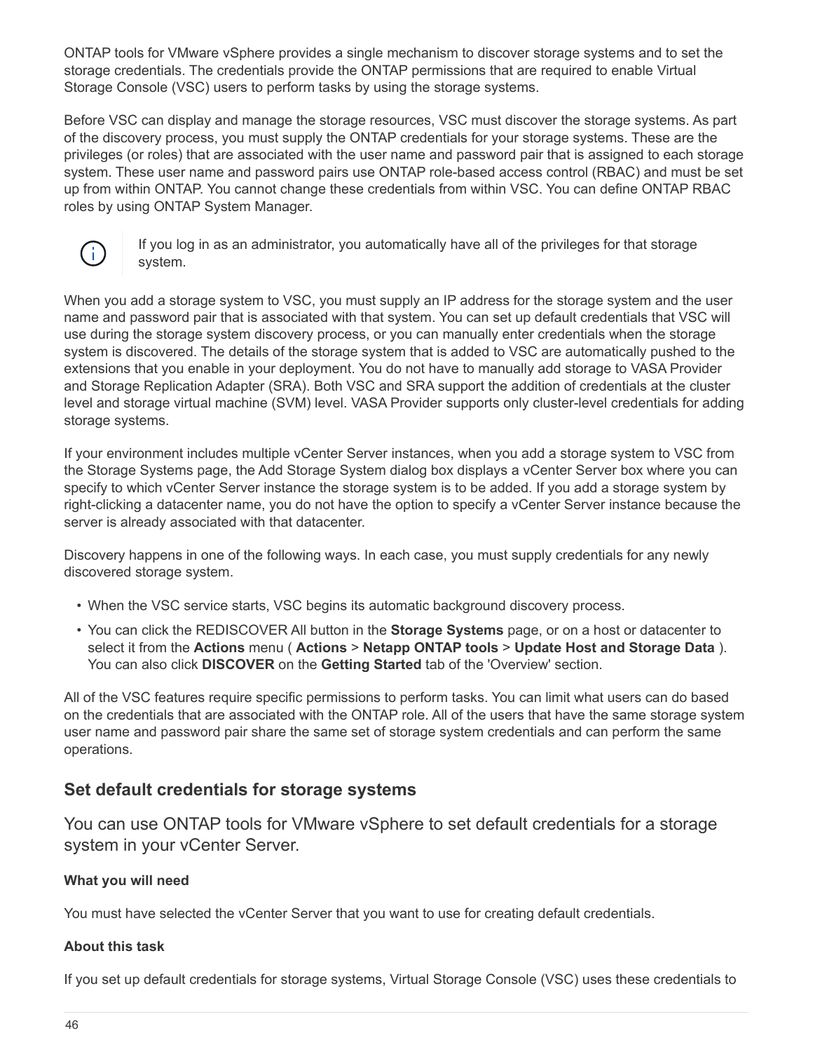ONTAP tools for VMware vSphere provides a single mechanism to discover storage systems and to set the storage credentials. The credentials provide the ONTAP permissions that are required to enable Virtual Storage Console (VSC) users to perform tasks by using the storage systems.

Before VSC can display and manage the storage resources, VSC must discover the storage systems. As part of the discovery process, you must supply the ONTAP credentials for your storage systems. These are the privileges (or roles) that are associated with the user name and password pair that is assigned to each storage system. These user name and password pairs use ONTAP role-based access control (RBAC) and must be set up from within ONTAP. You cannot change these credentials from within VSC. You can define ONTAP RBAC roles by using ONTAP System Manager.

> If you log in as an administrator, you automatically have all of the privileges for that storage system.

When you add a storage system to VSC, you must supply an IP address for the storage system and the user name and password pair that is associated with that system. You can set up default credentials that VSC will use during the storage system discovery process, or you can manually enter credentials when the storage system is discovered. The details of the storage system that is added to VSC are automatically pushed to the extensions that you enable in your deployment. You do not have to manually add storage to VASA Provider and Storage Replication Adapter (SRA). Both VSC and SRA support the addition of credentials at the cluster level and storage virtual machine (SVM) level. VASA Provider supports only cluster-level credentials for adding storage systems.

If your environment includes multiple vCenter Server instances, when you add a storage system to VSC from the Storage Systems page, the Add Storage System dialog box displays a vCenter Server box where you can specify to which vCenter Server instance the storage system is to be added. If you add a storage system by right-clicking a datacenter name, you do not have the option to specify a vCenter Server instance because the server is already associated with that datacenter.

Discovery happens in one of the following ways. In each case, you must supply credentials for any newly discovered storage system.

- When the VSC service starts, VSC begins its automatic background discovery process.
- You can click the REDISCOVER All button in the **Storage Systems** page, or on a host or datacenter to select it from the **Actions** menu ( **Actions** > **Netapp ONTAP tools** > **Update Host and Storage Data** ). You can also click **DISCOVER** on the **Getting Started** tab of the 'Overview' section.

All of the VSC features require specific permissions to perform tasks. You can limit what users can do based on the credentials that are associated with the ONTAP role. All of the users that have the same storage system user name and password pair share the same set of storage system credentials and can perform the same operations.

## Set default credentials for storage systems

You can use ONTAP tools for VMware vSphere to set default credentials for a storage system in your vCenter Server.

#### What you will need

You must have selected the vCenter Server that you want to use for creating default credentials.

#### About this task

If you set up default credentials for storage systems, Virtual Storage Console (VSC) uses these credentials to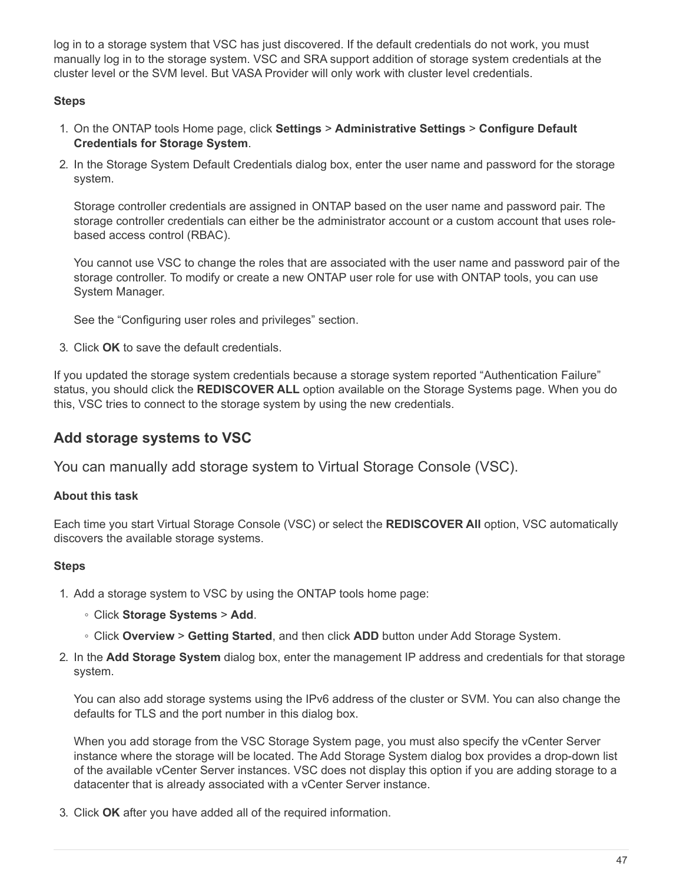log in to a storage system that VSC has just discovered. If the default credentials do not work, you must manually log in to the storage system. VSC and SRA support addition of storage system credentials at the cluster level or the SVM level. But VASA Provider will only work with cluster level credentials.

**Steps**

1. On the ONTAP tools Home page, click **Settings** > **Administrative Settings** > **Configure Default Credentials for Storage System**.
2. In the Storage System Default Credentials dialog box, enter the user name and password for the storage system.

   Storage controller credentials are assigned in ONTAP based on the user name and password pair. The storage controller credentials can either be the administrator account or a custom account that uses role-based access control (RBAC).

   You cannot use VSC to change the roles that are associated with the user name and password pair of the storage controller. To modify or create a new ONTAP user role for use with ONTAP tools, you can use System Manager.

   See the “Configuring user roles and privileges” section.
3. Click **OK** to save the default credentials.

If you updated the storage system credentials because a storage system reported “Authentication Failure” status, you should click the **REDISCOVER ALL** option available on the Storage Systems page. When you do this, VSC tries to connect to the storage system by using the new credentials.

## Add storage systems to VSC

You can manually add storage system to Virtual Storage Console (VSC).

**About this task**

Each time you start Virtual Storage Console (VSC) or select the **REDISCOVER All** option, VSC automatically discovers the available storage systems.

**Steps**

1. Add a storage system to VSC by using the ONTAP tools home page:
   - Click **Storage Systems** > **Add**.
   - Click **Overview** > **Getting Started**, and then click **ADD** button under Add Storage System.
2. In the **Add Storage System** dialog box, enter the management IP address and credentials for that storage system.

   You can also add storage systems using the IPv6 address of the cluster or SVM. You can also change the defaults for TLS and the port number in this dialog box.

   When you add storage from the VSC Storage System page, you must also specify the vCenter Server instance where the storage will be located. The Add Storage System dialog box provides a drop-down list of the available vCenter Server instances. VSC does not display this option if you are adding storage to a datacenter that is already associated with a vCenter Server instance.
3. Click **OK** after you have added all of the required information.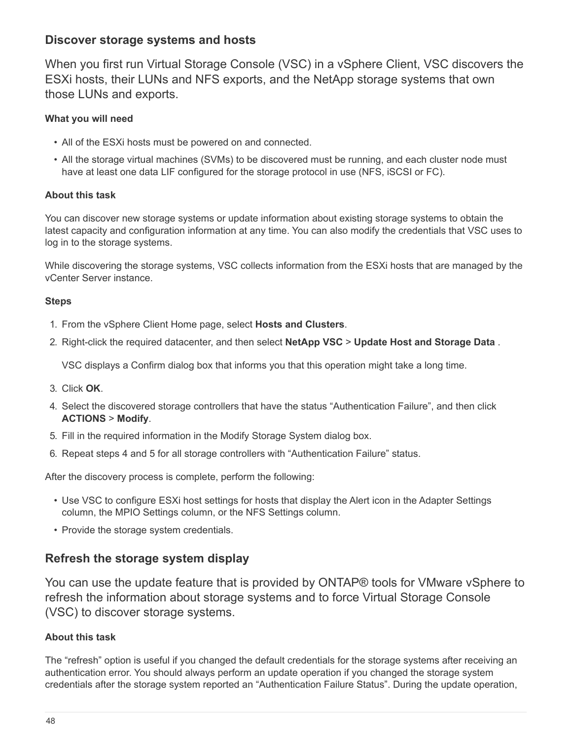## Discover storage systems and hosts

When you first run Virtual Storage Console (VSC) in a vSphere Client, VSC discovers the ESXi hosts, their LUNs and NFS exports, and the NetApp storage systems that own those LUNs and exports.

**What you will need**

- All of the ESXi hosts must be powered on and connected.
- All the storage virtual machines (SVMs) to be discovered must be running, and each cluster node must have at least one data LIF configured for the storage protocol in use (NFS, iSCSI or FC).

**About this task**

You can discover new storage systems or update information about existing storage systems to obtain the latest capacity and configuration information at any time. You can also modify the credentials that VSC uses to log in to the storage systems.

While discovering the storage systems, VSC collects information from the ESXi hosts that are managed by the vCenter Server instance.

**Steps**

1. From the vSphere Client Home page, select **Hosts and Clusters**.
2. Right-click the required datacenter, and then select **NetApp VSC** > **Update Host and Storage Data** .

   VSC displays a Confirm dialog box that informs you that this operation might take a long time.

3. Click **OK**.
4. Select the discovered storage controllers that have the status “Authentication Failure”, and then click **ACTIONS** > **Modify**.
5. Fill in the required information in the Modify Storage System dialog box.
6. Repeat steps 4 and 5 for all storage controllers with “Authentication Failure” status.

After the discovery process is complete, perform the following:

- Use VSC to configure ESXi host settings for hosts that display the Alert icon in the Adapter Settings column, the MPIO Settings column, or the NFS Settings column.
- Provide the storage system credentials.

## Refresh the storage system display

You can use the update feature that is provided by ONTAP® tools for VMware vSphere to refresh the information about storage systems and to force Virtual Storage Console (VSC) to discover storage systems.

**About this task**

The “refresh” option is useful if you changed the default credentials for the storage systems after receiving an authentication error. You should always perform an update operation if you changed the storage system credentials after the storage system reported an “Authentication Failure Status”. During the update operation,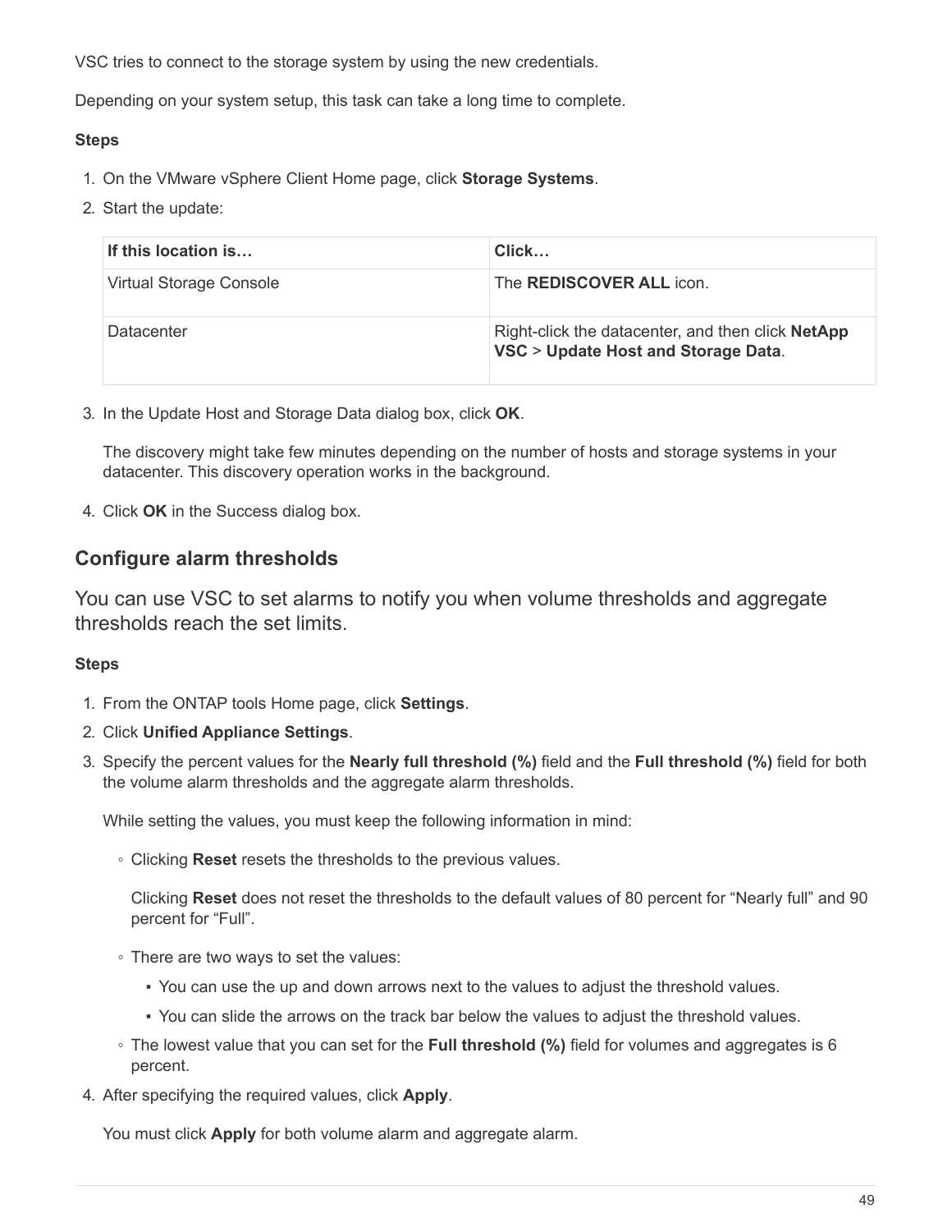VSC tries to connect to the storage system by using the new credentials.

Depending on your system setup, this task can take a long time to complete.

**Steps**

1. On the VMware vSphere Client Home page, click **Storage Systems**.
2. Start the update:

| If this location is… | Click… |
| --- | --- |
| Virtual Storage Console | The **REDISCOVER ALL** icon. |
| Datacenter | Right-click the datacenter, and then click **NetApp VSC** > **Update Host and Storage Data**. |

3. In the Update Host and Storage Data dialog box, click **OK**.

   The discovery might take few minutes depending on the number of hosts and storage systems in your datacenter. This discovery operation works in the background.

4. Click **OK** in the Success dialog box.

## Configure alarm thresholds

You can use VSC to set alarms to notify you when volume thresholds and aggregate thresholds reach the set limits.

**Steps**

1. From the ONTAP tools Home page, click **Settings**.
2. Click **Unified Appliance Settings**.
3. Specify the percent values for the **Nearly full threshold (%)** field and the **Full threshold (%)** field for both the volume alarm thresholds and the aggregate alarm thresholds.

   While setting the values, you must keep the following information in mind:

   - Clicking **Reset** resets the thresholds to the previous values.

     Clicking **Reset** does not reset the thresholds to the default values of 80 percent for “Nearly full” and 90 percent for “Full”.

   - There are two ways to set the values:
     - You can use the up and down arrows next to the values to adjust the threshold values.
     - You can slide the arrows on the track bar below the values to adjust the threshold values.
   - The lowest value that you can set for the **Full threshold (%)** field for volumes and aggregates is 6 percent.

4. After specifying the required values, click **Apply**.

   You must click **Apply** for both volume alarm and aggregate alarm.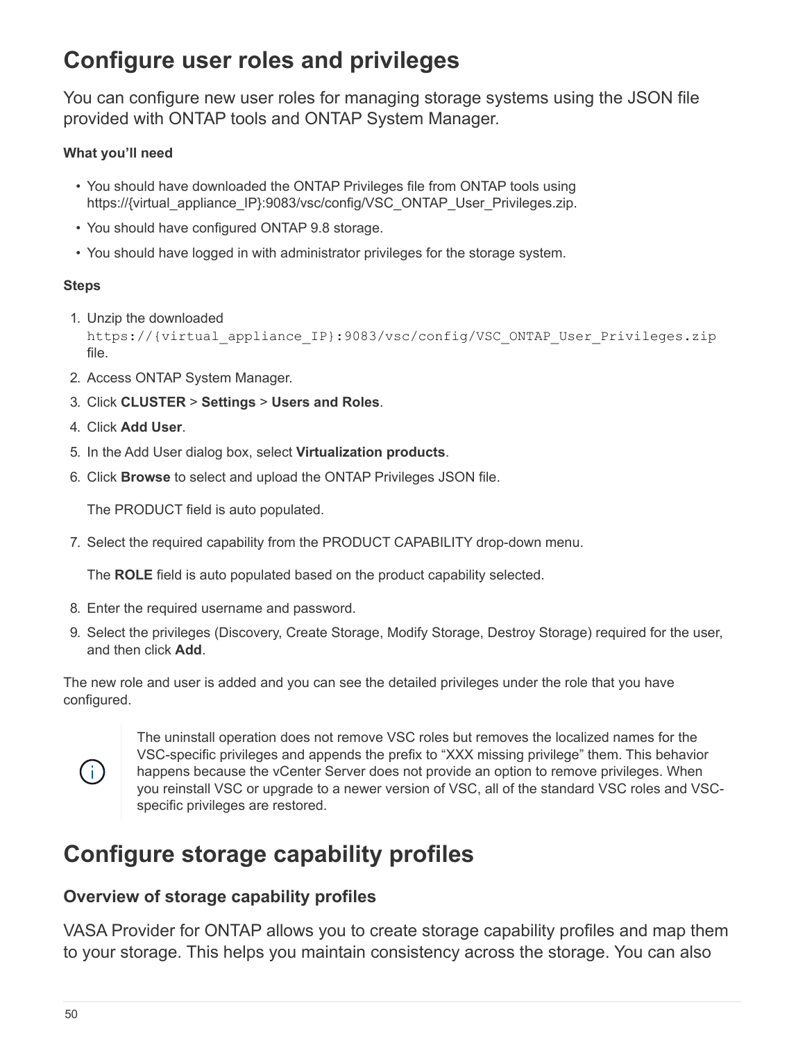# Configure user roles and privileges

You can configure new user roles for managing storage systems using the JSON file provided with ONTAP tools and ONTAP System Manager.

**What you'll need**

- You should have downloaded the ONTAP Privileges file from ONTAP tools using https://{virtual_appliance_IP}:9083/vsc/config/VSC_ONTAP_User_Privileges.zip.
- You should have configured ONTAP 9.8 storage.
- You should have logged in with administrator privileges for the storage system.

**Steps**

1. Unzip the downloaded `https://{virtual_appliance_IP}:9083/vsc/config/VSC_ONTAP_User_Privileges.zip` file.
2. Access ONTAP System Manager.
3. Click **CLUSTER** > **Settings** > **Users and Roles**.
4. Click **Add User**.
5. In the Add User dialog box, select **Virtualization products**.
6. Click **Browse** to select and upload the ONTAP Privileges JSON file.

   The PRODUCT field is auto populated.

7. Select the required capability from the PRODUCT CAPABILITY drop-down menu.

   The **ROLE** field is auto populated based on the product capability selected.

8. Enter the required username and password.
9. Select the privileges (Discovery, Create Storage, Modify Storage, Destroy Storage) required for the user, and then click **Add**.

The new role and user is added and you can see the detailed privileges under the role that you have configured.

> The uninstall operation does not remove VSC roles but removes the localized names for the VSC-specific privileges and appends the prefix to "XXX missing privilege" them. This behavior happens because the vCenter Server does not provide an option to remove privileges. When you reinstall VSC or upgrade to a newer version of VSC, all of the standard VSC roles and VSC-specific privileges are restored.

# Configure storage capability profiles

## Overview of storage capability profiles

VASA Provider for ONTAP allows you to create storage capability profiles and map them to your storage. This helps you maintain consistency across the storage. You can also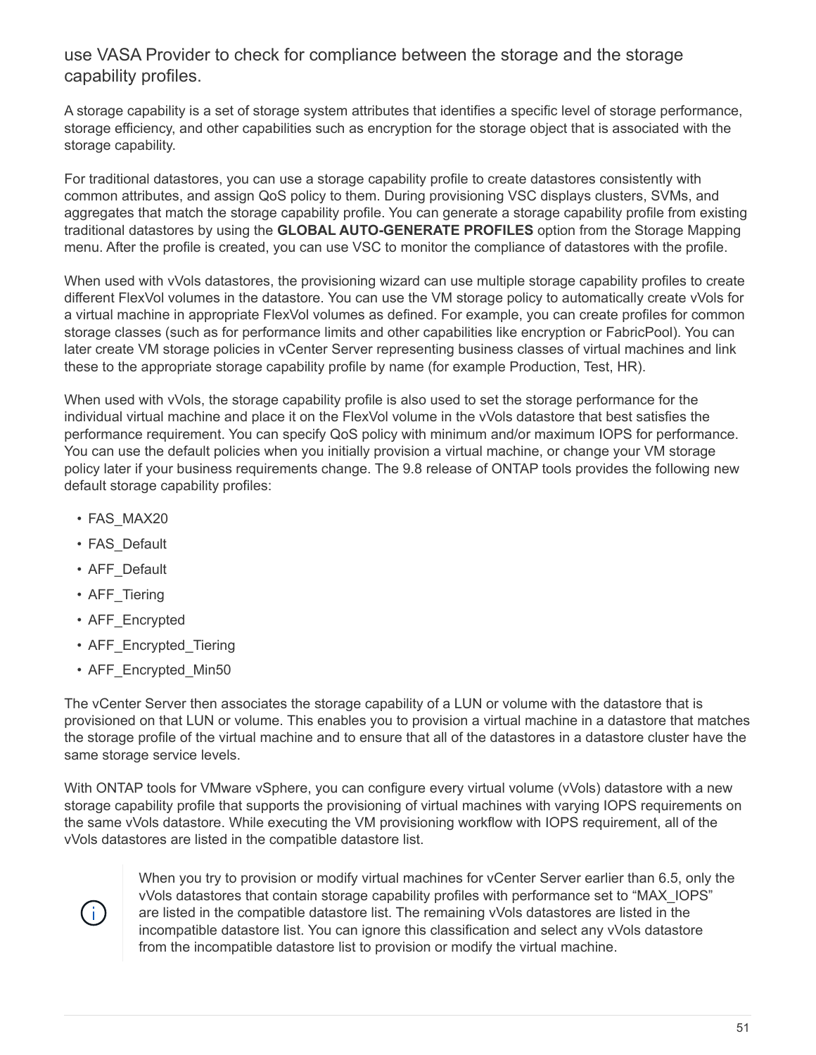use VASA Provider to check for compliance between the storage and the storage capability profiles.

A storage capability is a set of storage system attributes that identifies a specific level of storage performance, storage efficiency, and other capabilities such as encryption for the storage object that is associated with the storage capability.

For traditional datastores, you can use a storage capability profile to create datastores consistently with common attributes, and assign QoS policy to them. During provisioning VSC displays clusters, SVMs, and aggregates that match the storage capability profile. You can generate a storage capability profile from existing traditional datastores by using the **GLOBAL AUTO-GENERATE PROFILES** option from the Storage Mapping menu. After the profile is created, you can use VSC to monitor the compliance of datastores with the profile.

When used with vVols datastores, the provisioning wizard can use multiple storage capability profiles to create different FlexVol volumes in the datastore. You can use the VM storage policy to automatically create vVols for a virtual machine in appropriate FlexVol volumes as defined. For example, you can create profiles for common storage classes (such as for performance limits and other capabilities like encryption or FabricPool). You can later create VM storage policies in vCenter Server representing business classes of virtual machines and link these to the appropriate storage capability profile by name (for example Production, Test, HR).

When used with vVols, the storage capability profile is also used to set the storage performance for the individual virtual machine and place it on the FlexVol volume in the vVols datastore that best satisfies the performance requirement. You can specify QoS policy with minimum and/or maximum IOPS for performance. You can use the default policies when you initially provision a virtual machine, or change your VM storage policy later if your business requirements change. The 9.8 release of ONTAP tools provides the following new default storage capability profiles:

- FAS_MAX20
- FAS_Default
- AFF_Default
- AFF_Tiering
- AFF_Encrypted
- AFF_Encrypted_Tiering
- AFF_Encrypted_Min50

The vCenter Server then associates the storage capability of a LUN or volume with the datastore that is provisioned on that LUN or volume. This enables you to provision a virtual machine in a datastore that matches the storage profile of the virtual machine and to ensure that all of the datastores in a datastore cluster have the same storage service levels.

With ONTAP tools for VMware vSphere, you can configure every virtual volume (vVols) datastore with a new storage capability profile that supports the provisioning of virtual machines with varying IOPS requirements on the same vVols datastore. While executing the VM provisioning workflow with IOPS requirement, all of the vVols datastores are listed in the compatible datastore list.

> When you try to provision or modify virtual machines for vCenter Server earlier than 6.5, only the vVols datastores that contain storage capability profiles with performance set to “MAX_IOPS” are listed in the compatible datastore list. The remaining vVols datastores are listed in the incompatible datastore list. You can ignore this classification and select any vVols datastore from the incompatible datastore list to provision or modify the virtual machine.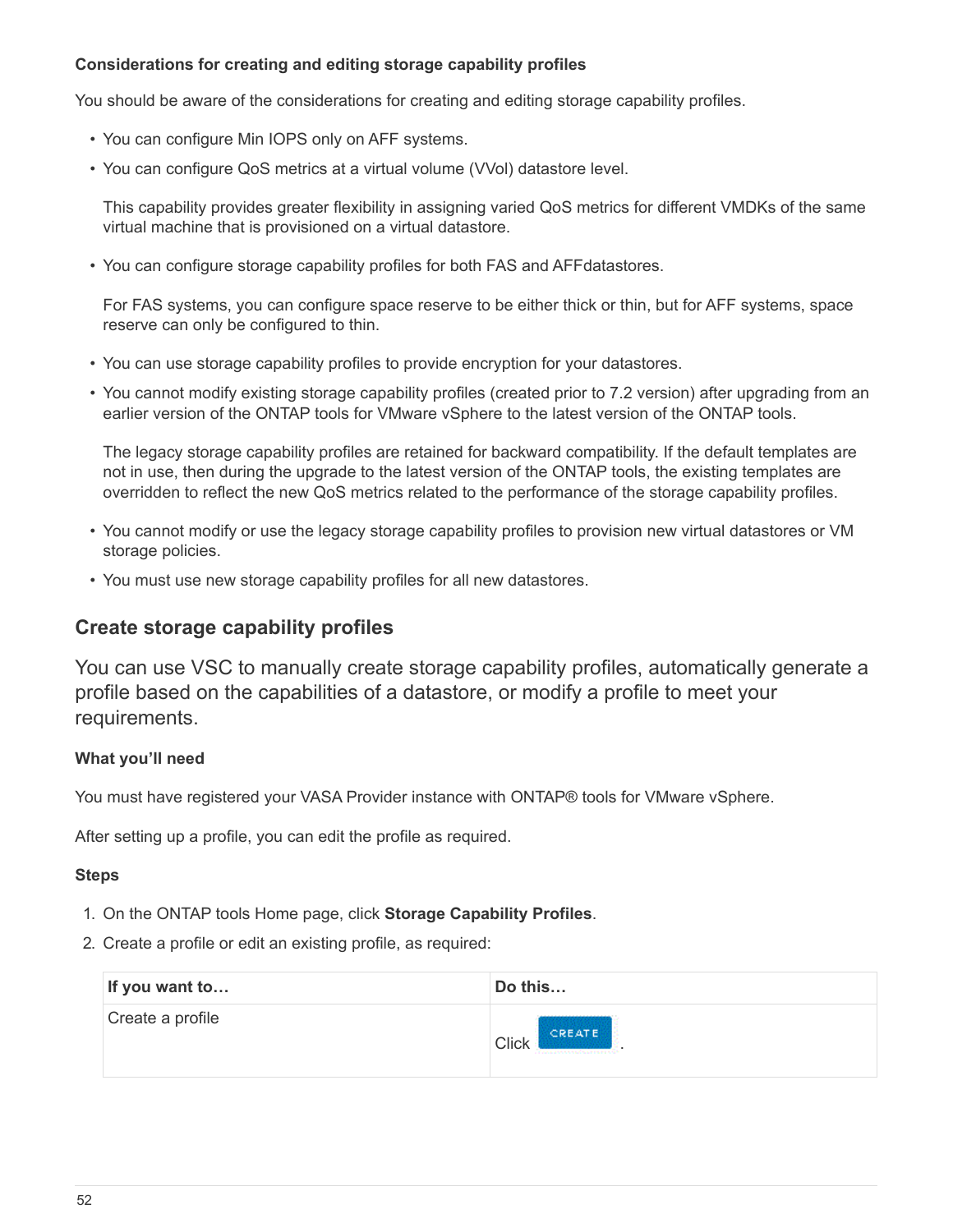#### Considerations for creating and editing storage capability profiles

You should be aware of the considerations for creating and editing storage capability profiles.

- You can configure Min IOPS only on AFF systems.
- You can configure QoS metrics at a virtual volume (VVol) datastore level.

  This capability provides greater flexibility in assigning varied QoS metrics for different VMDKs of the same virtual machine that is provisioned on a virtual datastore.

- You can configure storage capability profiles for both FAS and AFFdatastores.

  For FAS systems, you can configure space reserve to be either thick or thin, but for AFF systems, space reserve can only be configured to thin.

- You can use storage capability profiles to provide encryption for your datastores.
- You cannot modify existing storage capability profiles (created prior to 7.2 version) after upgrading from an earlier version of the ONTAP tools for VMware vSphere to the latest version of the ONTAP tools.

  The legacy storage capability profiles are retained for backward compatibility. If the default templates are not in use, then during the upgrade to the latest version of the ONTAP tools, the existing templates are overridden to reflect the new QoS metrics related to the performance of the storage capability profiles.

- You cannot modify or use the legacy storage capability profiles to provision new virtual datastores or VM storage policies.
- You must use new storage capability profiles for all new datastores.

### Create storage capability profiles

You can use VSC to manually create storage capability profiles, automatically generate a profile based on the capabilities of a datastore, or modify a profile to meet your requirements.

#### What you'll need

You must have registered your VASA Provider instance with ONTAP® tools for VMware vSphere.

After setting up a profile, you can edit the profile as required.

#### Steps

1. On the ONTAP tools Home page, click **Storage Capability Profiles**.
2. Create a profile or edit an existing profile, as required:

| If you want to… | Do this… |
| --- | --- |
| Create a profile | Click CREATE. |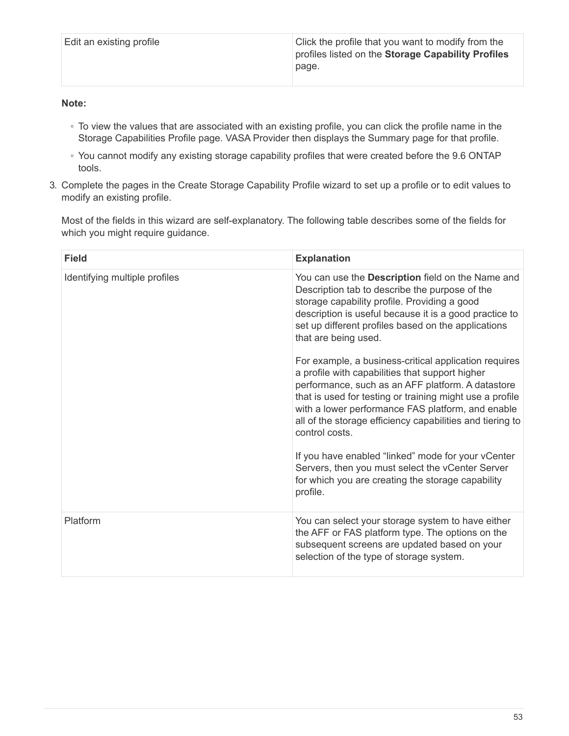| | |
|---|---|
| Edit an existing profile | Click the profile that you want to modify from the profiles listed on the **Storage Capability Profiles** page. |

**Note:**

- To view the values that are associated with an existing profile, you can click the profile name in the Storage Capabilities Profile page. VASA Provider then displays the Summary page for that profile.
- You cannot modify any existing storage capability profiles that were created before the 9.6 ONTAP tools.

3. Complete the pages in the Create Storage Capability Profile wizard to set up a profile or to edit values to modify an existing profile.

   Most of the fields in this wizard are self-explanatory. The following table describes some of the fields for which you might require guidance.

| Field | Explanation |
|---|---|
| Identifying multiple profiles | You can use the **Description** field on the Name and Description tab to describe the purpose of the storage capability profile. Providing a good description is useful because it is a good practice to set up different profiles based on the applications that are being used.<br><br>For example, a business-critical application requires a profile with capabilities that support higher performance, such as an AFF platform. A datastore that is used for testing or training might use a profile with a lower performance FAS platform, and enable all of the storage efficiency capabilities and tiering to control costs.<br><br>If you have enabled “linked” mode for your vCenter Servers, then you must select the vCenter Server for which you are creating the storage capability profile. |
| Platform | You can select your storage system to have either the AFF or FAS platform type. The options on the subsequent screens are updated based on your selection of the type of storage system. |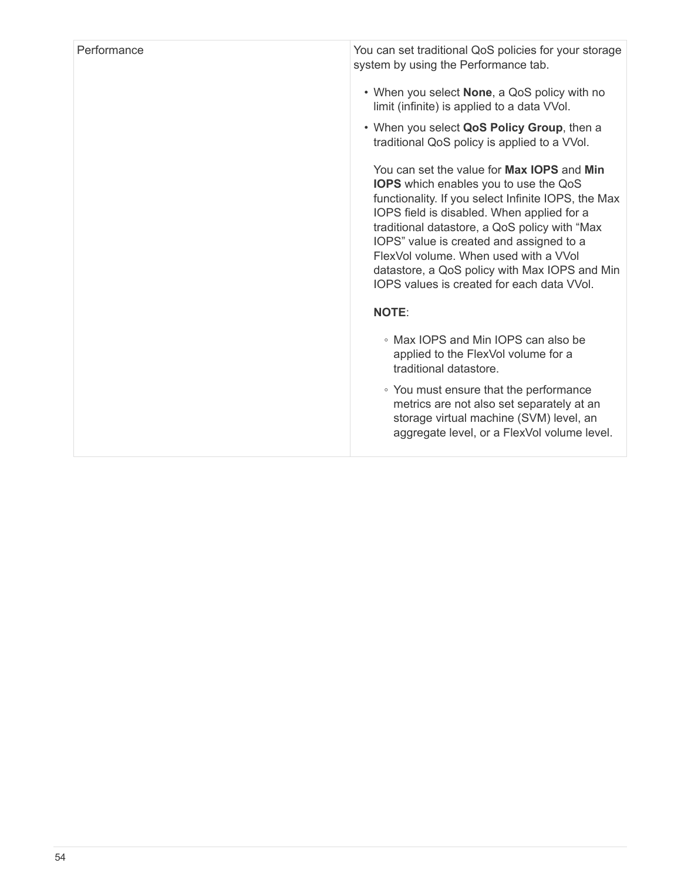| | |
|---|---|
| Performance | You can set traditional QoS policies for your storage system by using the Performance tab.<br><br>• When you select **None**, a QoS policy with no limit (infinite) is applied to a data VVol.<br>• When you select **QoS Policy Group**, then a traditional QoS policy is applied to a VVol.<br><br>You can set the value for **Max IOPS** and **Min IOPS** which enables you to use the QoS functionality. If you select Infinite IOPS, the Max IOPS field is disabled. When applied for a traditional datastore, a QoS policy with “Max IOPS” value is created and assigned to a FlexVol volume. When used with a VVol datastore, a QoS policy with Max IOPS and Min IOPS values is created for each data VVol.<br><br>**NOTE**:<br><br>◦ Max IOPS and Min IOPS can also be applied to the FlexVol volume for a traditional datastore.<br>◦ You must ensure that the performance metrics are not also set separately at an storage virtual machine (SVM) level, an aggregate level, or a FlexVol volume level. |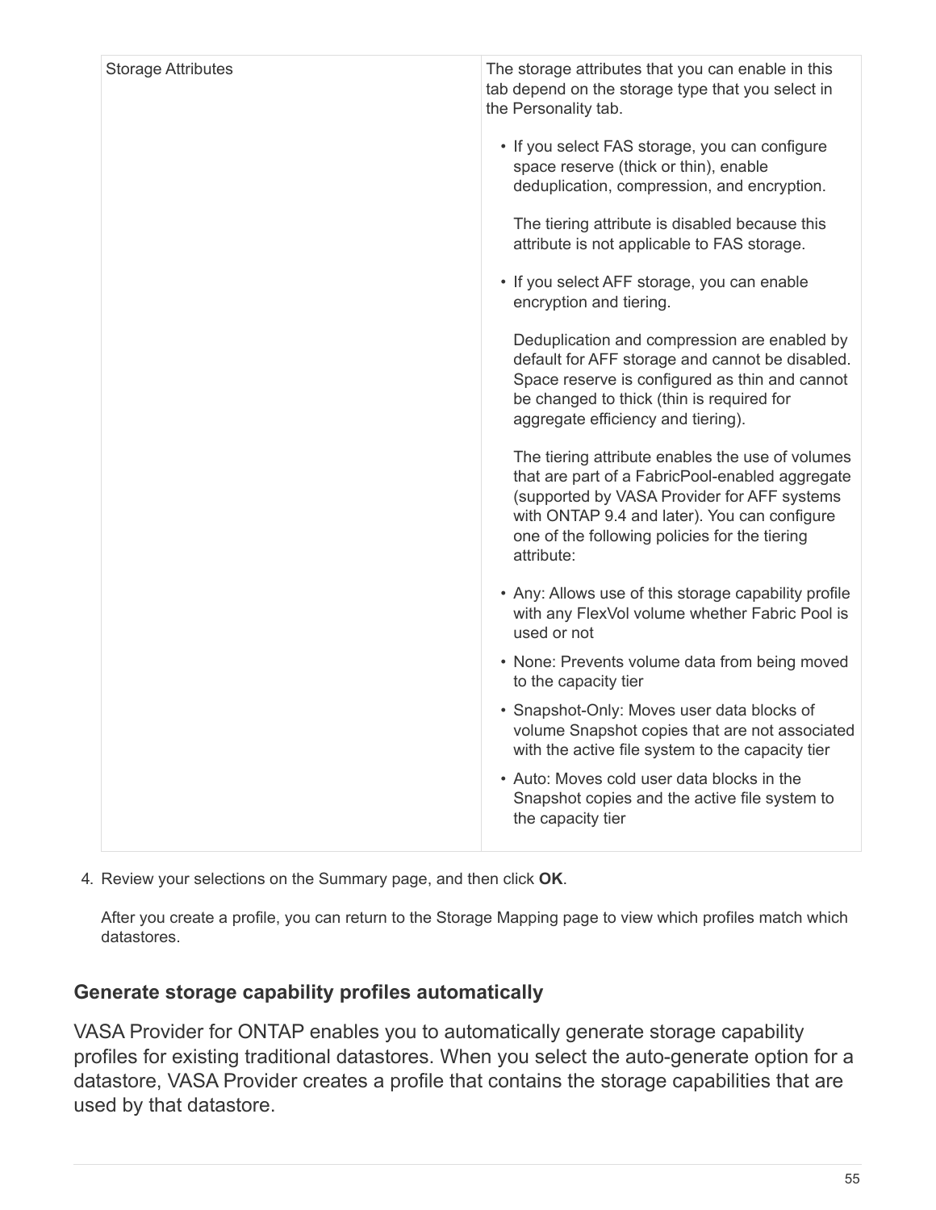| Storage Attributes | The storage attributes that you can enable in this tab depend on the storage type that you select in the Personality tab.<br><br>• If you select FAS storage, you can configure space reserve (thick or thin), enable deduplication, compression, and encryption.<br><br>The tiering attribute is disabled because this attribute is not applicable to FAS storage.<br><br>• If you select AFF storage, you can enable encryption and tiering.<br><br>Deduplication and compression are enabled by default for AFF storage and cannot be disabled. Space reserve is configured as thin and cannot be changed to thick (thin is required for aggregate efficiency and tiering).<br><br>The tiering attribute enables the use of volumes that are part of a FabricPool-enabled aggregate (supported by VASA Provider for AFF systems with ONTAP 9.4 and later). You can configure one of the following policies for the tiering attribute:<br><br>• Any: Allows use of this storage capability profile with any FlexVol volume whether Fabric Pool is used or not<br>• None: Prevents volume data from being moved to the capacity tier<br>• Snapshot-Only: Moves user data blocks of volume Snapshot copies that are not associated with the active file system to the capacity tier<br>• Auto: Moves cold user data blocks in the Snapshot copies and the active file system to the capacity tier |
|---|---|

4. Review your selections on the Summary page, and then click **OK**.

   After you create a profile, you can return to the Storage Mapping page to view which profiles match which datastores.

## Generate storage capability profiles automatically

VASA Provider for ONTAP enables you to automatically generate storage capability profiles for existing traditional datastores. When you select the auto-generate option for a datastore, VASA Provider creates a profile that contains the storage capabilities that are used by that datastore.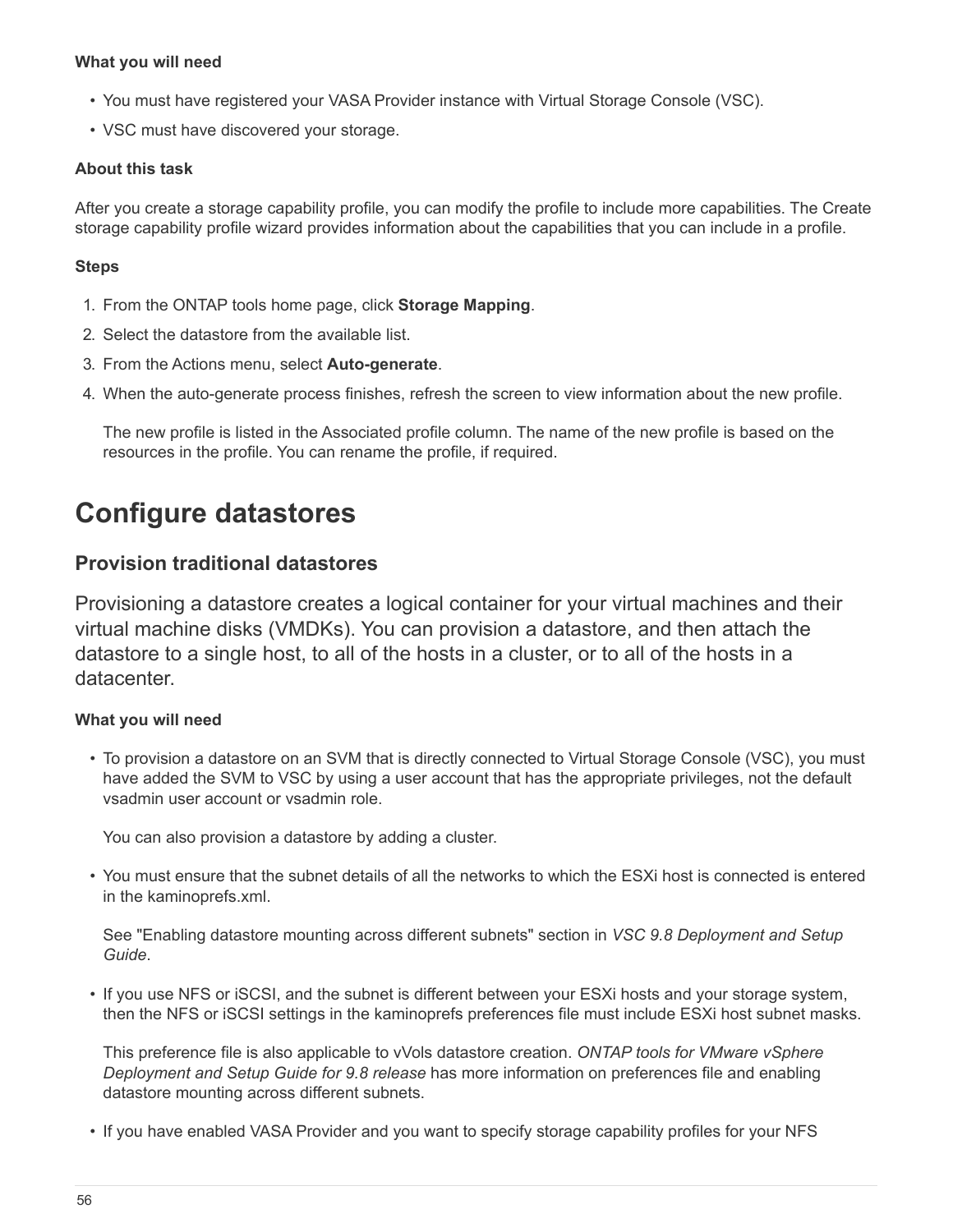**What you will need**

- You must have registered your VASA Provider instance with Virtual Storage Console (VSC).
- VSC must have discovered your storage.

**About this task**

After you create a storage capability profile, you can modify the profile to include more capabilities. The Create storage capability profile wizard provides information about the capabilities that you can include in a profile.

**Steps**

1. From the ONTAP tools home page, click **Storage Mapping**.
2. Select the datastore from the available list.
3. From the Actions menu, select **Auto-generate**.
4. When the auto-generate process finishes, refresh the screen to view information about the new profile.

   The new profile is listed in the Associated profile column. The name of the new profile is based on the resources in the profile. You can rename the profile, if required.

# Configure datastores

## Provision traditional datastores

Provisioning a datastore creates a logical container for your virtual machines and their virtual machine disks (VMDKs). You can provision a datastore, and then attach the datastore to a single host, to all of the hosts in a cluster, or to all of the hosts in a datacenter.

**What you will need**

- To provision a datastore on an SVM that is directly connected to Virtual Storage Console (VSC), you must have added the SVM to VSC by using a user account that has the appropriate privileges, not the default vsadmin user account or vsadmin role.

  You can also provision a datastore by adding a cluster.

- You must ensure that the subnet details of all the networks to which the ESXi host is connected is entered in the kaminoprefs.xml.

  See "Enabling datastore mounting across different subnets" section in *VSC 9.8 Deployment and Setup Guide*.

- If you use NFS or iSCSI, and the subnet is different between your ESXi hosts and your storage system, then the NFS or iSCSI settings in the kaminoprefs preferences file must include ESXi host subnet masks.

  This preference file is also applicable to vVols datastore creation. *ONTAP tools for VMware vSphere Deployment and Setup Guide for 9.8 release* has more information on preferences file and enabling datastore mounting across different subnets.

- If you have enabled VASA Provider and you want to specify storage capability profiles for your NFS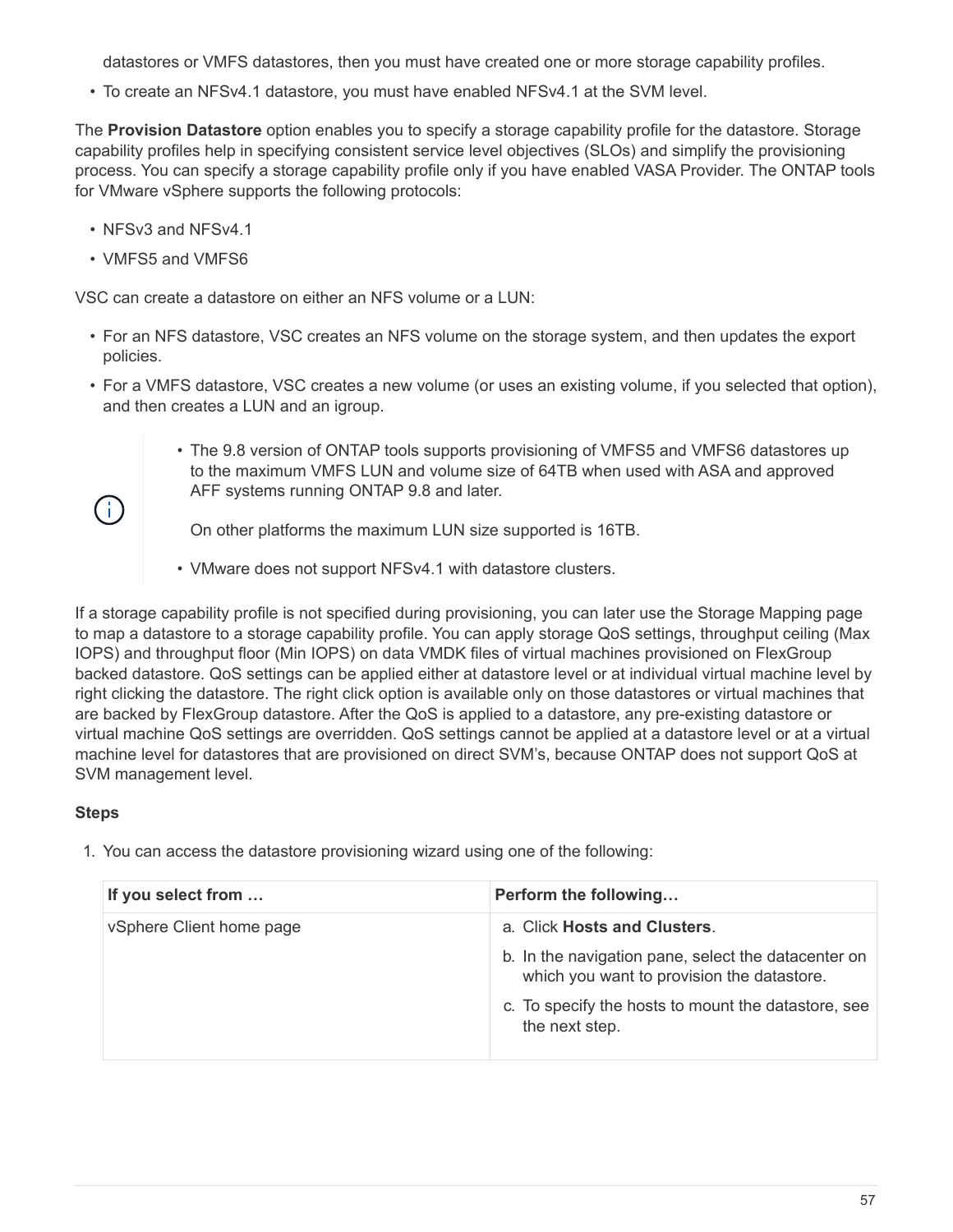datastores or VMFS datastores, then you must have created one or more storage capability profiles.

- To create an NFSv4.1 datastore, you must have enabled NFSv4.1 at the SVM level.

The **Provision Datastore** option enables you to specify a storage capability profile for the datastore. Storage capability profiles help in specifying consistent service level objectives (SLOs) and simplify the provisioning process. You can specify a storage capability profile only if you have enabled VASA Provider. The ONTAP tools for VMware vSphere supports the following protocols:

- NFSv3 and NFSv4.1
- VMFS5 and VMFS6

VSC can create a datastore on either an NFS volume or a LUN:

- For an NFS datastore, VSC creates an NFS volume on the storage system, and then updates the export policies.
- For a VMFS datastore, VSC creates a new volume (or uses an existing volume, if you selected that option), and then creates a LUN and an igroup.

> - The 9.8 version of ONTAP tools supports provisioning of VMFS5 and VMFS6 datastores up to the maximum VMFS LUN and volume size of 64TB when used with ASA and approved AFF systems running ONTAP 9.8 and later.
>
>   On other platforms the maximum LUN size supported is 16TB.
>
> - VMware does not support NFSv4.1 with datastore clusters.

If a storage capability profile is not specified during provisioning, you can later use the Storage Mapping page to map a datastore to a storage capability profile. You can apply storage QoS settings, throughput ceiling (Max IOPS) and throughput floor (Min IOPS) on data VMDK files of virtual machines provisioned on FlexGroup backed datastore. QoS settings can be applied either at datastore level or at individual virtual machine level by right clicking the datastore. The right click option is available only on those datastores or virtual machines that are backed by FlexGroup datastore. After the QoS is applied to a datastore, any pre-existing datastore or virtual machine QoS settings are overridden. QoS settings cannot be applied at a datastore level or at a virtual machine level for datastores that are provisioned on direct SVM's, because ONTAP does not support QoS at SVM management level.

**Steps**

1. You can access the datastore provisioning wizard using one of the following:

| If you select from … | Perform the following… |
|---|---|
| vSphere Client home page | a. Click **Hosts and Clusters**.<br>b. In the navigation pane, select the datacenter on which you want to provision the datastore.<br>c. To specify the hosts to mount the datastore, see the next step. |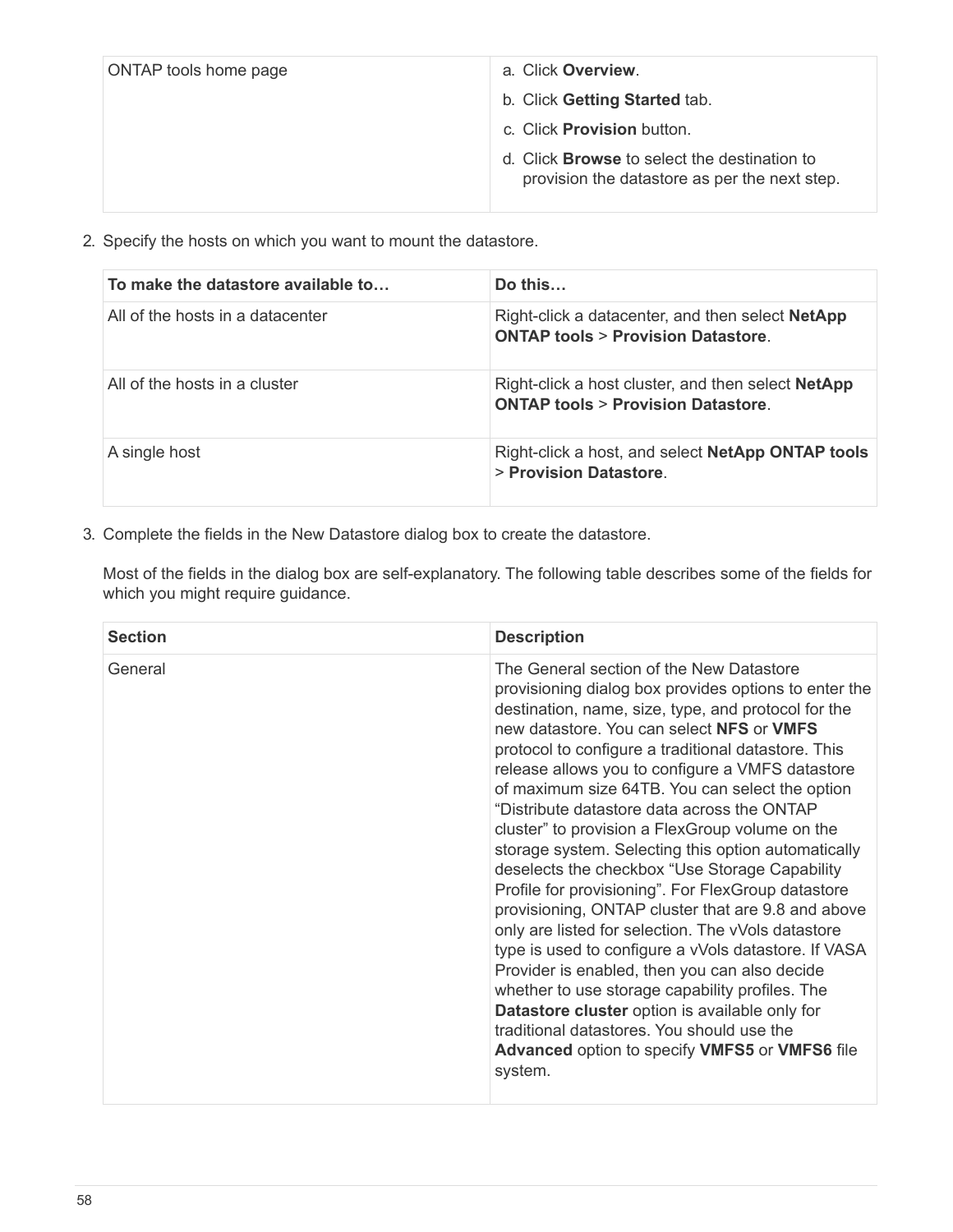| ONTAP tools home page | a. Click **Overview**.<br>b. Click **Getting Started** tab.<br>c. Click **Provision** button.<br>d. Click **Browse** to select the destination to provision the datastore as per the next step. |
|---|---|

2. Specify the hosts on which you want to mount the datastore.

| To make the datastore available to… | Do this… |
|---|---|
| All of the hosts in a datacenter | Right-click a datacenter, and then select **NetApp ONTAP tools** > **Provision Datastore**. |
| All of the hosts in a cluster | Right-click a host cluster, and then select **NetApp ONTAP tools** > **Provision Datastore**. |
| A single host | Right-click a host, and select **NetApp ONTAP tools** > **Provision Datastore**. |

3. Complete the fields in the New Datastore dialog box to create the datastore.

   Most of the fields in the dialog box are self-explanatory. The following table describes some of the fields for which you might require guidance.

| Section | Description |
|---|---|
| General | The General section of the New Datastore provisioning dialog box provides options to enter the destination, name, size, type, and protocol for the new datastore. You can select **NFS** or **VMFS** protocol to configure a traditional datastore. This release allows you to configure a VMFS datastore of maximum size 64TB. You can select the option “Distribute datastore data across the ONTAP cluster” to provision a FlexGroup volume on the storage system. Selecting this option automatically deselects the checkbox “Use Storage Capability Profile for provisioning”. For FlexGroup datastore provisioning, ONTAP cluster that are 9.8 and above only are listed for selection. The vVols datastore type is used to configure a vVols datastore. If VASA Provider is enabled, then you can also decide whether to use storage capability profiles. The **Datastore cluster** option is available only for traditional datastores. You should use the **Advanced** option to specify **VMFS5** or **VMFS6** file system. |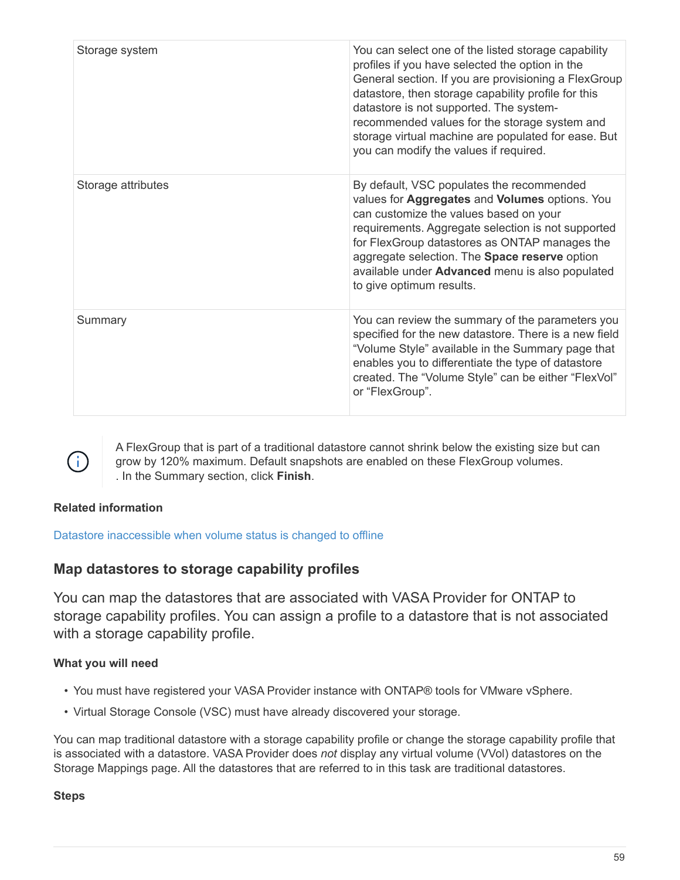| | |
|---|---|
| Storage system | You can select one of the listed storage capability profiles if you have selected the option in the General section. If you are provisioning a FlexGroup datastore, then storage capability profile for this datastore is not supported. The system-recommended values for the storage system and storage virtual machine are populated for ease. But you can modify the values if required. |
| Storage attributes | By default, VSC populates the recommended values for **Aggregates** and **Volumes** options. You can customize the values based on your requirements. Aggregate selection is not supported for FlexGroup datastores as ONTAP manages the aggregate selection. The **Space reserve** option available under **Advanced** menu is also populated to give optimum results. |
| Summary | You can review the summary of the parameters you specified for the new datastore. There is a new field “Volume Style” available in the Summary page that enables you to differentiate the type of datastore created. The “Volume Style” can be either “FlexVol” or “FlexGroup”. |

> A FlexGroup that is part of a traditional datastore cannot shrink below the existing size but can grow by 120% maximum. Default snapshots are enabled on these FlexGroup volumes.
> . In the Summary section, click **Finish**.

**Related information**

Datastore inaccessible when volume status is changed to offline

## Map datastores to storage capability profiles

You can map the datastores that are associated with VASA Provider for ONTAP to storage capability profiles. You can assign a profile to a datastore that is not associated with a storage capability profile.

**What you will need**

- You must have registered your VASA Provider instance with ONTAP® tools for VMware vSphere.
- Virtual Storage Console (VSC) must have already discovered your storage.

You can map traditional datastore with a storage capability profile or change the storage capability profile that is associated with a datastore. VASA Provider does *not* display any virtual volume (VVol) datastores on the Storage Mappings page. All the datastores that are referred to in this task are traditional datastores.

**Steps**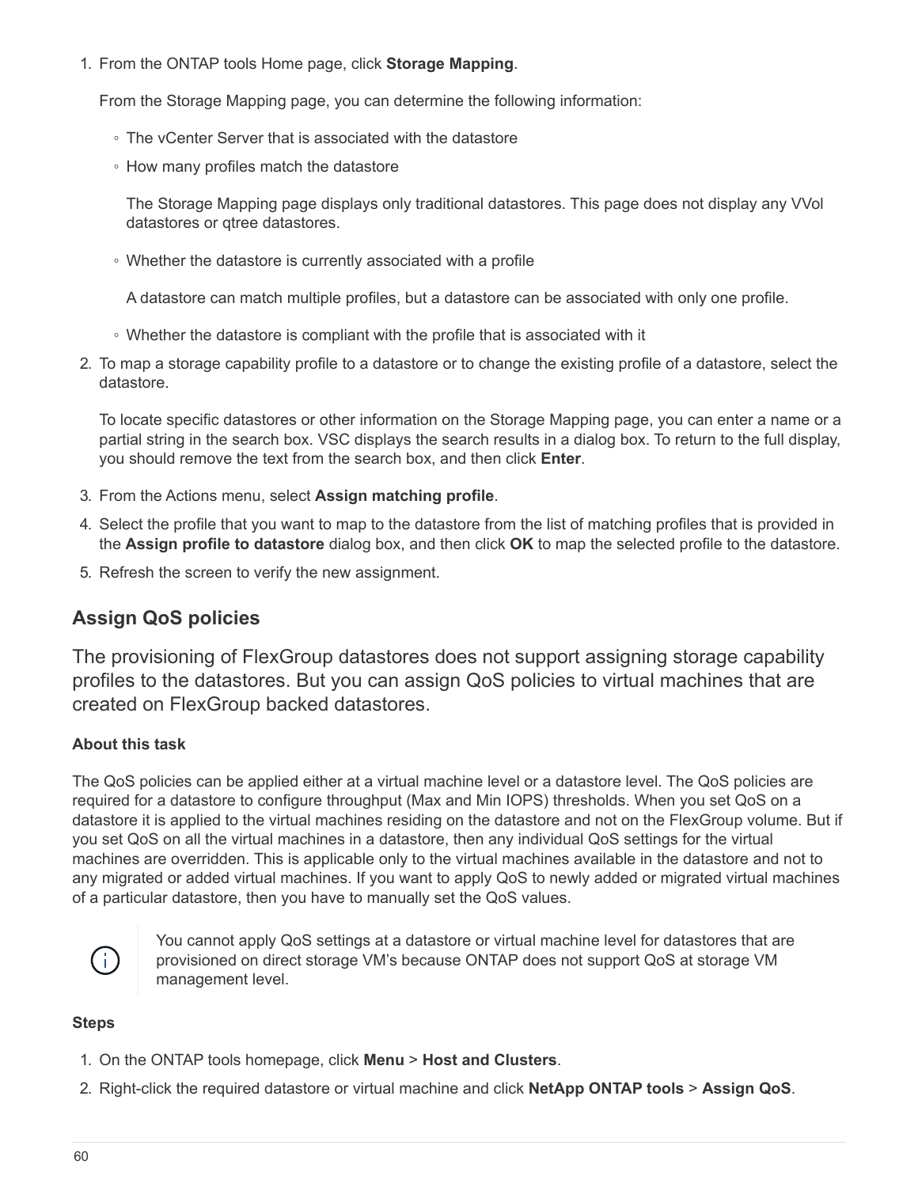1. From the ONTAP tools Home page, click **Storage Mapping**.

   From the Storage Mapping page, you can determine the following information:

   - The vCenter Server that is associated with the datastore
   - How many profiles match the datastore

     The Storage Mapping page displays only traditional datastores. This page does not display any VVol datastores or qtree datastores.

   - Whether the datastore is currently associated with a profile

     A datastore can match multiple profiles, but a datastore can be associated with only one profile.

   - Whether the datastore is compliant with the profile that is associated with it

2. To map a storage capability profile to a datastore or to change the existing profile of a datastore, select the datastore.

   To locate specific datastores or other information on the Storage Mapping page, you can enter a name or a partial string in the search box. VSC displays the search results in a dialog box. To return to the full display, you should remove the text from the search box, and then click **Enter**.

3. From the Actions menu, select **Assign matching profile**.
4. Select the profile that you want to map to the datastore from the list of matching profiles that is provided in the **Assign profile to datastore** dialog box, and then click **OK** to map the selected profile to the datastore.
5. Refresh the screen to verify the new assignment.

## Assign QoS policies

The provisioning of FlexGroup datastores does not support assigning storage capability profiles to the datastores. But you can assign QoS policies to virtual machines that are created on FlexGroup backed datastores.

### About this task

The QoS policies can be applied either at a virtual machine level or a datastore level. The QoS policies are required for a datastore to configure throughput (Max and Min IOPS) thresholds. When you set QoS on a datastore it is applied to the virtual machines residing on the datastore and not on the FlexGroup volume. But if you set QoS on all the virtual machines in a datastore, then any individual QoS settings for the virtual machines are overridden. This is applicable only to the virtual machines available in the datastore and not to any migrated or added virtual machines. If you want to apply QoS to newly added or migrated virtual machines of a particular datastore, then you have to manually set the QoS values.

> You cannot apply QoS settings at a datastore or virtual machine level for datastores that are provisioned on direct storage VM's because ONTAP does not support QoS at storage VM management level.

### Steps

1. On the ONTAP tools homepage, click **Menu** > **Host and Clusters**.
2. Right-click the required datastore or virtual machine and click **NetApp ONTAP tools** > **Assign QoS**.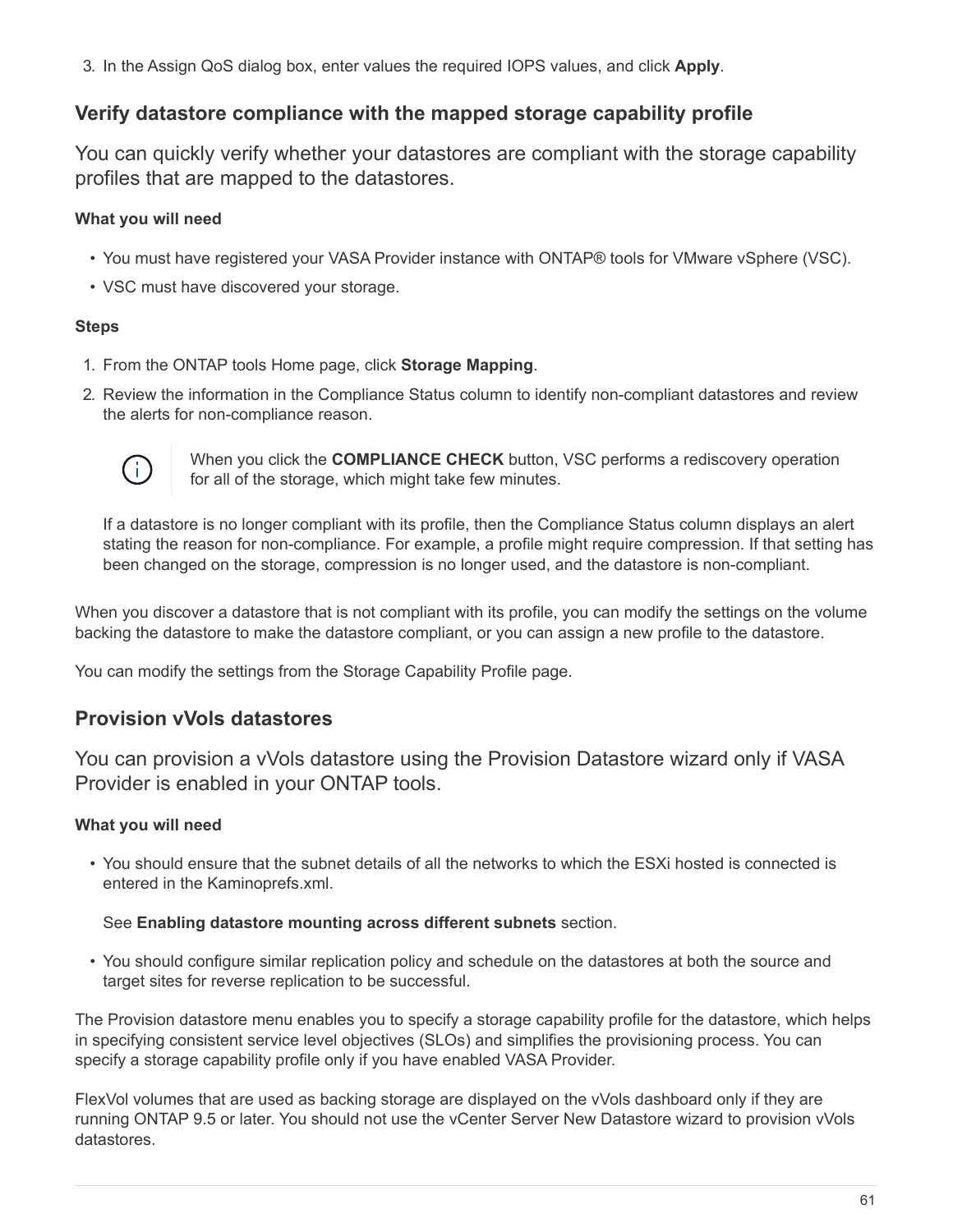3. In the Assign QoS dialog box, enter values the required IOPS values, and click **Apply**.

## Verify datastore compliance with the mapped storage capability profile

You can quickly verify whether your datastores are compliant with the storage capability profiles that are mapped to the datastores.

**What you will need**

- You must have registered your VASA Provider instance with ONTAP® tools for VMware vSphere (VSC).
- VSC must have discovered your storage.

**Steps**

1. From the ONTAP tools Home page, click **Storage Mapping**.
2. Review the information in the Compliance Status column to identify non-compliant datastores and review the alerts for non-compliance reason.

   > When you click the **COMPLIANCE CHECK** button, VSC performs a rediscovery operation for all of the storage, which might take few minutes.

   If a datastore is no longer compliant with its profile, then the Compliance Status column displays an alert stating the reason for non-compliance. For example, a profile might require compression. If that setting has been changed on the storage, compression is no longer used, and the datastore is non-compliant.

When you discover a datastore that is not compliant with its profile, you can modify the settings on the volume backing the datastore to make the datastore compliant, or you can assign a new profile to the datastore.

You can modify the settings from the Storage Capability Profile page.

## Provision vVols datastores

You can provision a vVols datastore using the Provision Datastore wizard only if VASA Provider is enabled in your ONTAP tools.

**What you will need**

- You should ensure that the subnet details of all the networks to which the ESXi hosted is connected is entered in the Kaminoprefs.xml.

  See **Enabling datastore mounting across different subnets** section.

- You should configure similar replication policy and schedule on the datastores at both the source and target sites for reverse replication to be successful.

The Provision datastore menu enables you to specify a storage capability profile for the datastore, which helps in specifying consistent service level objectives (SLOs) and simplifies the provisioning process. You can specify a storage capability profile only if you have enabled VASA Provider.

FlexVol volumes that are used as backing storage are displayed on the vVols dashboard only if they are running ONTAP 9.5 or later. You should not use the vCenter Server New Datastore wizard to provision vVols datastores.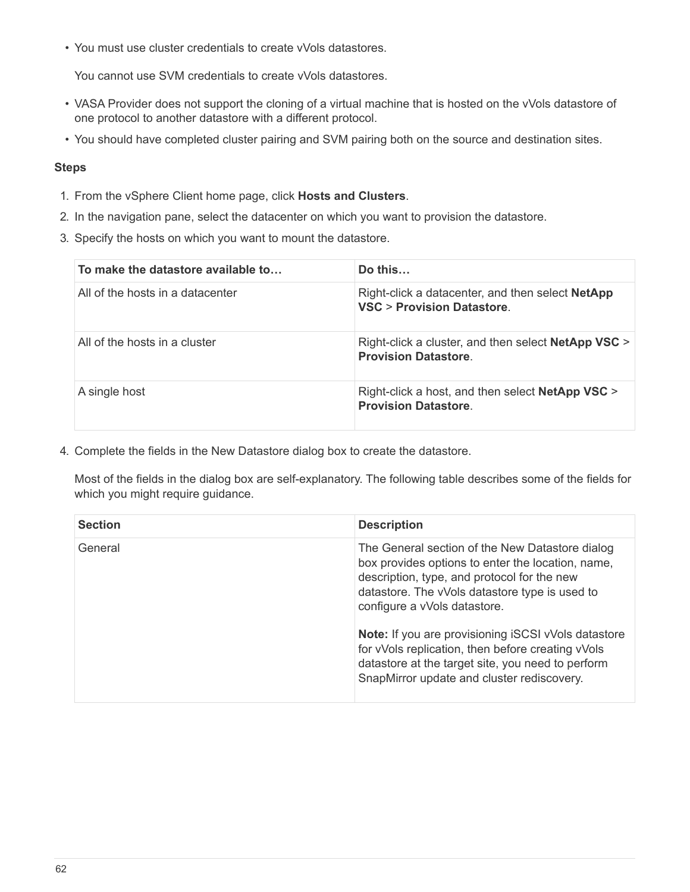- You must use cluster credentials to create vVols datastores.

  You cannot use SVM credentials to create vVols datastores.

- VASA Provider does not support the cloning of a virtual machine that is hosted on the vVols datastore of one protocol to another datastore with a different protocol.
- You should have completed cluster pairing and SVM pairing both on the source and destination sites.

**Steps**

1. From the vSphere Client home page, click **Hosts and Clusters**.
2. In the navigation pane, select the datacenter on which you want to provision the datastore.
3. Specify the hosts on which you want to mount the datastore.

   | To make the datastore available to… | Do this… |
   | --- | --- |
   | All of the hosts in a datacenter | Right-click a datacenter, and then select **NetApp VSC** > **Provision Datastore**. |
   | All of the hosts in a cluster | Right-click a cluster, and then select **NetApp VSC** > **Provision Datastore**. |
   | A single host | Right-click a host, and then select **NetApp VSC** > **Provision Datastore**. |

4. Complete the fields in the New Datastore dialog box to create the datastore.

   Most of the fields in the dialog box are self-explanatory. The following table describes some of the fields for which you might require guidance.

   | Section | Description |
   | --- | --- |
   | General | The General section of the New Datastore dialog box provides options to enter the location, name, description, type, and protocol for the new datastore. The vVols datastore type is used to configure a vVols datastore.<br><br>**Note:** If you are provisioning iSCSI vVols datastore for vVols replication, then before creating vVols datastore at the target site, you need to perform SnapMirror update and cluster rediscovery. |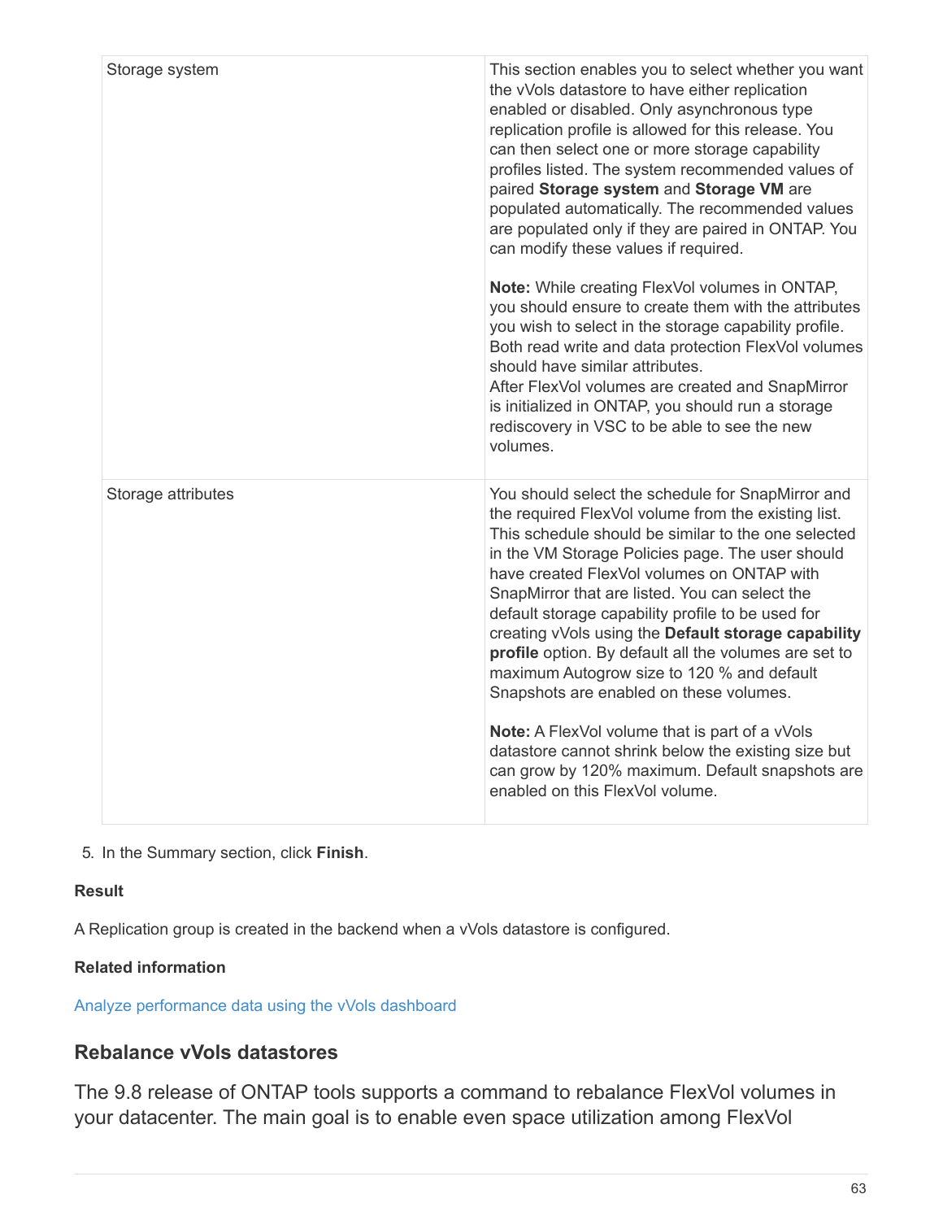| | |
|---|---|
| Storage system | This section enables you to select whether you want the vVols datastore to have either replication enabled or disabled. Only asynchronous type replication profile is allowed for this release. You can then select one or more storage capability profiles listed. The system recommended values of paired **Storage system** and **Storage VM** are populated automatically. The recommended values are populated only if they are paired in ONTAP. You can modify these values if required.<br><br>**Note:** While creating FlexVol volumes in ONTAP, you should ensure to create them with the attributes you wish to select in the storage capability profile. Both read write and data protection FlexVol volumes should have similar attributes.<br>After FlexVol volumes are created and SnapMirror is initialized in ONTAP, you should run a storage rediscovery in VSC to be able to see the new volumes. |
| Storage attributes | You should select the schedule for SnapMirror and the required FlexVol volume from the existing list. This schedule should be similar to the one selected in the VM Storage Policies page. The user should have created FlexVol volumes on ONTAP with SnapMirror that are listed. You can select the default storage capability profile to be used for creating vVols using the **Default storage capability profile** option. By default all the volumes are set to maximum Autogrow size to 120 % and default Snapshots are enabled on these volumes.<br><br>**Note:** A FlexVol volume that is part of a vVols datastore cannot shrink below the existing size but can grow by 120% maximum. Default snapshots are enabled on this FlexVol volume. |

5. In the Summary section, click **Finish**.

**Result**

A Replication group is created in the backend when a vVols datastore is configured.

**Related information**

Analyze performance data using the vVols dashboard

## Rebalance vVols datastores

The 9.8 release of ONTAP tools supports a command to rebalance FlexVol volumes in your datacenter. The main goal is to enable even space utilization among FlexVol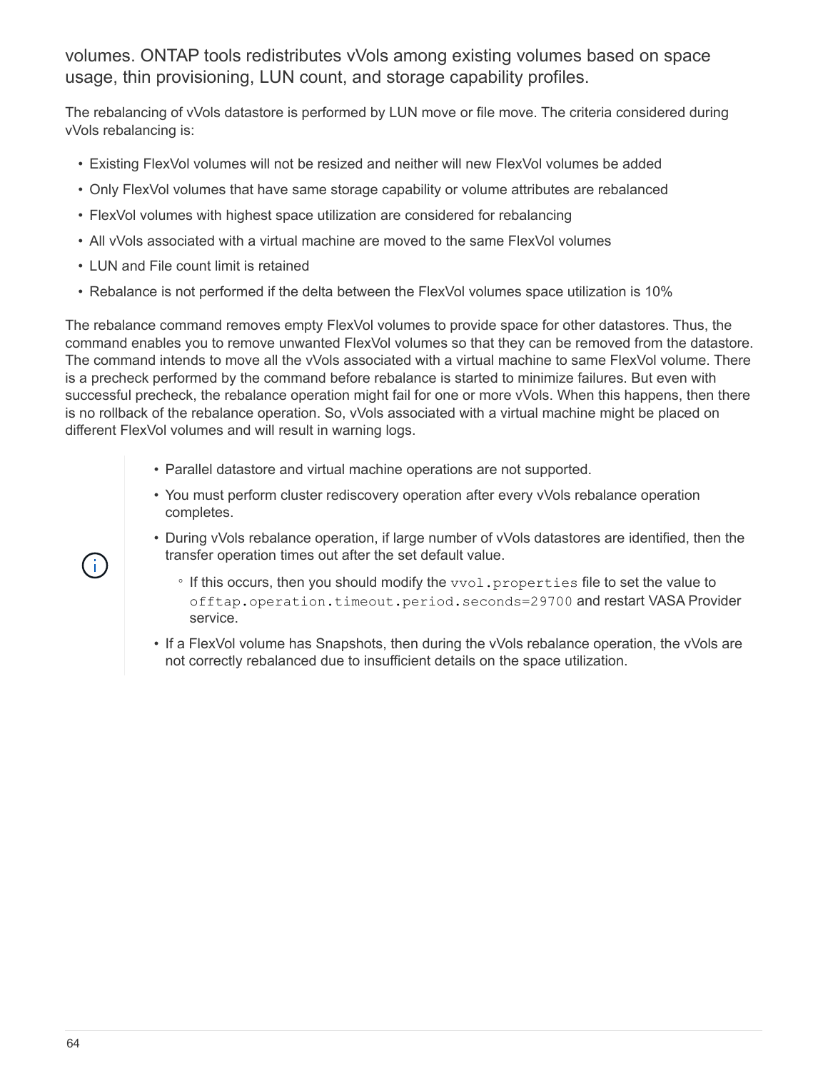volumes. ONTAP tools redistributes vVols among existing volumes based on space usage, thin provisioning, LUN count, and storage capability profiles.

The rebalancing of vVols datastore is performed by LUN move or file move. The criteria considered during vVols rebalancing is:

- Existing FlexVol volumes will not be resized and neither will new FlexVol volumes be added
- Only FlexVol volumes that have same storage capability or volume attributes are rebalanced
- FlexVol volumes with highest space utilization are considered for rebalancing
- All vVols associated with a virtual machine are moved to the same FlexVol volumes
- LUN and File count limit is retained
- Rebalance is not performed if the delta between the FlexVol volumes space utilization is 10%

The rebalance command removes empty FlexVol volumes to provide space for other datastores. Thus, the command enables you to remove unwanted FlexVol volumes so that they can be removed from the datastore. The command intends to move all the vVols associated with a virtual machine to same FlexVol volume. There is a precheck performed by the command before rebalance is started to minimize failures. But even with successful precheck, the rebalance operation might fail for one or more vVols. When this happens, then there is no rollback of the rebalance operation. So, vVols associated with a virtual machine might be placed on different FlexVol volumes and will result in warning logs.

- Parallel datastore and virtual machine operations are not supported.
- You must perform cluster rediscovery operation after every vVols rebalance operation completes.
- During vVols rebalance operation, if large number of vVols datastores are identified, then the transfer operation times out after the set default value.
    - If this occurs, then you should modify the `vvol.properties` file to set the value to `offtap.operation.timeout.period.seconds=29700` and restart VASA Provider service.
- If a FlexVol volume has Snapshots, then during the vVols rebalance operation, the vVols are not correctly rebalanced due to insufficient details on the space utilization.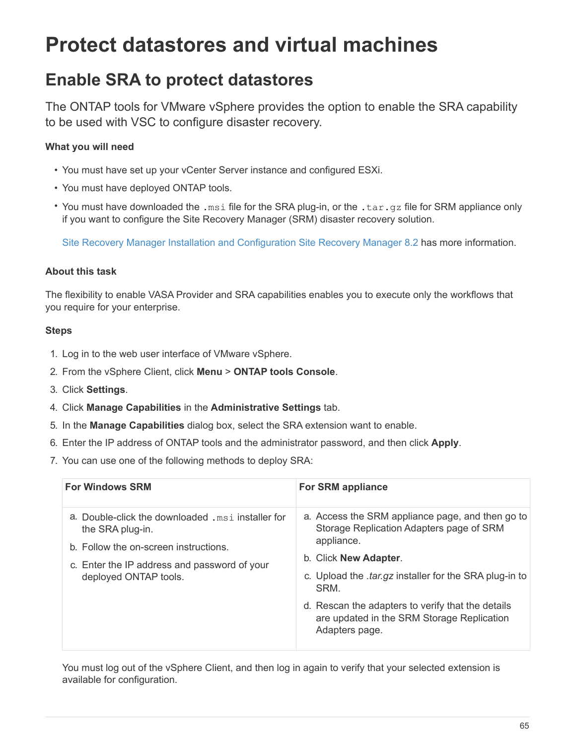# Protect datastores and virtual machines

## Enable SRA to protect datastores

The ONTAP tools for VMware vSphere provides the option to enable the SRA capability to be used with VSC to configure disaster recovery.

**What you will need**

- You must have set up your vCenter Server instance and configured ESXi.
- You must have deployed ONTAP tools.
- You must have downloaded the `.msi` file for the SRA plug-in, or the `.tar.gz` file for SRM appliance only if you want to configure the Site Recovery Manager (SRM) disaster recovery solution.

  Site Recovery Manager Installation and Configuration Site Recovery Manager 8.2 has more information.

**About this task**

The flexibility to enable VASA Provider and SRA capabilities enables you to execute only the workflows that you require for your enterprise.

**Steps**

1. Log in to the web user interface of VMware vSphere.
2. From the vSphere Client, click **Menu** > **ONTAP tools Console**.
3. Click **Settings**.
4. Click **Manage Capabilities** in the **Administrative Settings** tab.
5. In the **Manage Capabilities** dialog box, select the SRA extension want to enable.
6. Enter the IP address of ONTAP tools and the administrator password, and then click **Apply**.
7. You can use one of the following methods to deploy SRA:

| For Windows SRM | For SRM appliance |
| --- | --- |
| a. Double-click the downloaded `.msi` installer for the SRA plug-in.<br>b. Follow the on-screen instructions.<br>c. Enter the IP address and password of your deployed ONTAP tools. | a. Access the SRM appliance page, and then go to Storage Replication Adapters page of SRM appliance.<br>b. Click **New Adapter**.<br>c. Upload the *.tar.gz* installer for the SRA plug-in to SRM.<br>d. Rescan the adapters to verify that the details are updated in the SRM Storage Replication Adapters page. |

You must log out of the vSphere Client, and then log in again to verify that your selected extension is available for configuration.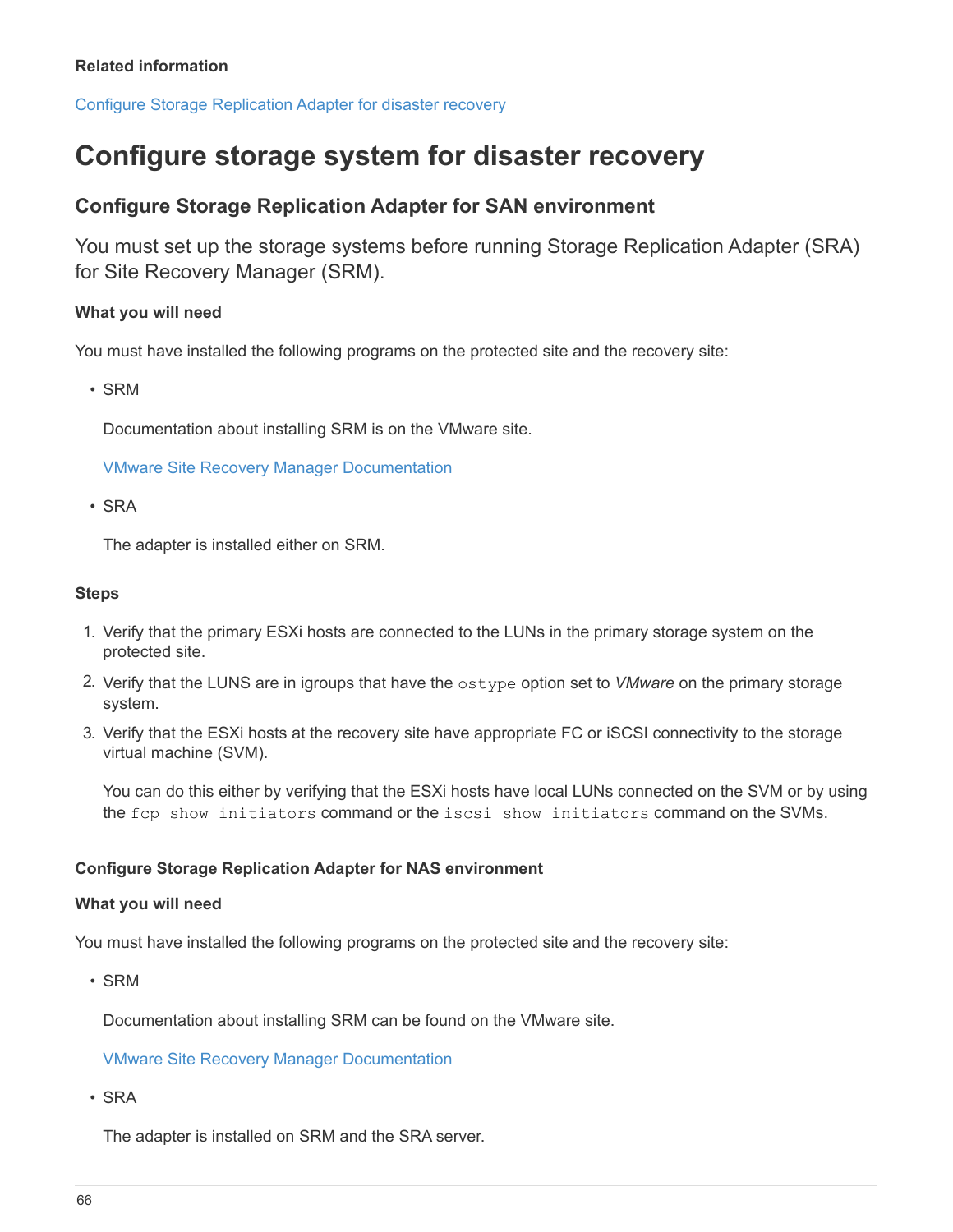**Related information**

Configure Storage Replication Adapter for disaster recovery

# Configure storage system for disaster recovery

## Configure Storage Replication Adapter for SAN environment

You must set up the storage systems before running Storage Replication Adapter (SRA) for Site Recovery Manager (SRM).

**What you will need**

You must have installed the following programs on the protected site and the recovery site:

- SRM

  Documentation about installing SRM is on the VMware site.

  VMware Site Recovery Manager Documentation

- SRA

  The adapter is installed either on SRM.

**Steps**

1. Verify that the primary ESXi hosts are connected to the LUNs in the primary storage system on the protected site.
2. Verify that the LUNS are in igroups that have the `ostype` option set to *VMware* on the primary storage system.
3. Verify that the ESXi hosts at the recovery site have appropriate FC or iSCSI connectivity to the storage virtual machine (SVM).

   You can do this either by verifying that the ESXi hosts have local LUNs connected on the SVM or by using the `fcp show initiators` command or the `iscsi show initiators` command on the SVMs.

#### Configure Storage Replication Adapter for NAS environment

**What you will need**

You must have installed the following programs on the protected site and the recovery site:

- SRM

  Documentation about installing SRM can be found on the VMware site.

  VMware Site Recovery Manager Documentation

- SRA

  The adapter is installed on SRM and the SRA server.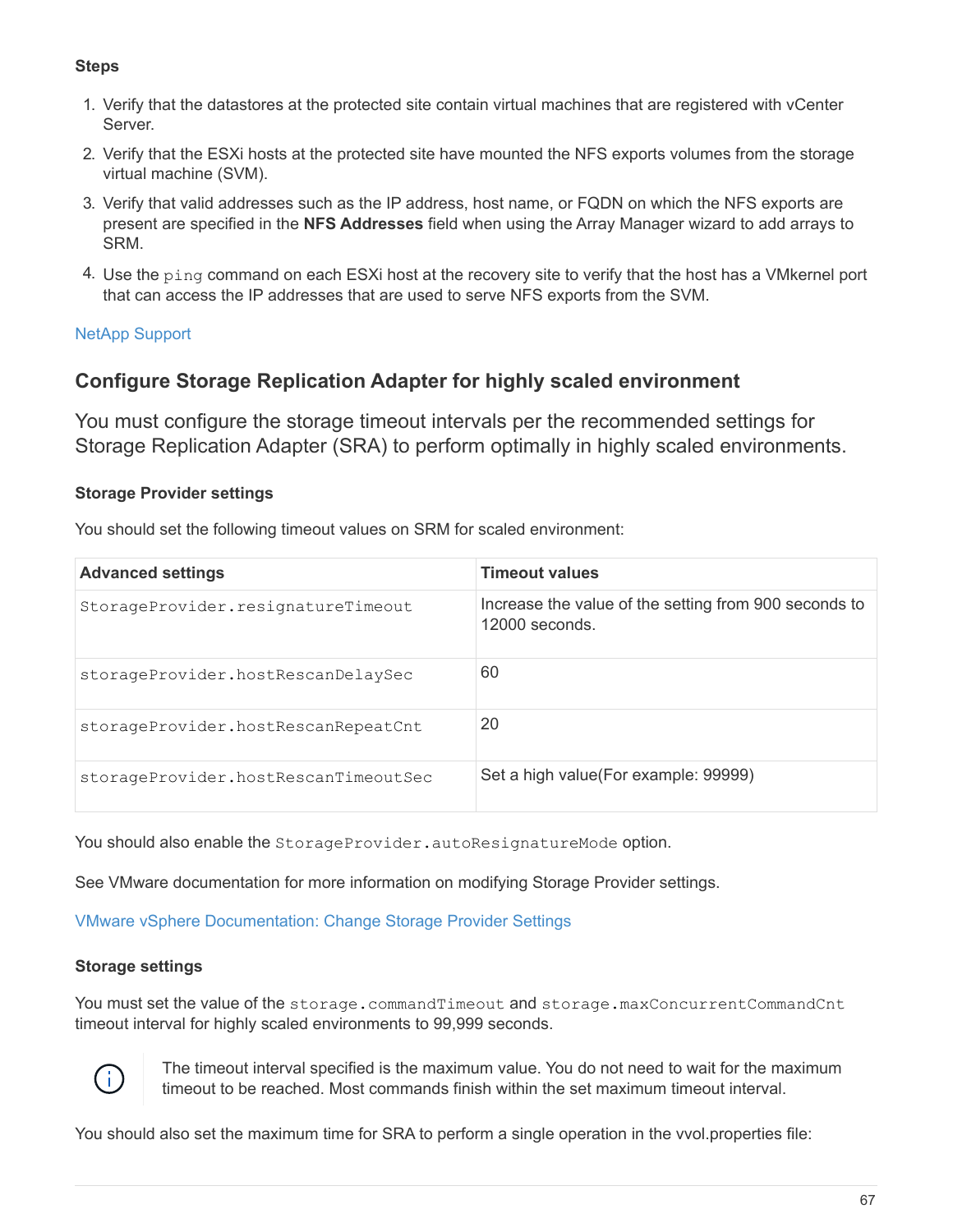**Steps**

1. Verify that the datastores at the protected site contain virtual machines that are registered with vCenter Server.
2. Verify that the ESXi hosts at the protected site have mounted the NFS exports volumes from the storage virtual machine (SVM).
3. Verify that valid addresses such as the IP address, host name, or FQDN on which the NFS exports are present are specified in the **NFS Addresses** field when using the Array Manager wizard to add arrays to SRM.
4. Use the `ping` command on each ESXi host at the recovery site to verify that the host has a VMkernel port that can access the IP addresses that are used to serve NFS exports from the SVM.

NetApp Support

## Configure Storage Replication Adapter for highly scaled environment

You must configure the storage timeout intervals per the recommended settings for Storage Replication Adapter (SRA) to perform optimally in highly scaled environments.

### Storage Provider settings

You should set the following timeout values on SRM for scaled environment:

| Advanced settings | Timeout values |
| --- | --- |
| `StorageProvider.resignatureTimeout` | Increase the value of the setting from 900 seconds to 12000 seconds. |
| `storageProvider.hostRescanDelaySec` | 60 |
| `storageProvider.hostRescanRepeatCnt` | 20 |
| `storageProvider.hostRescanTimeoutSec` | Set a high value(For example: 99999) |

You should also enable the `StorageProvider.autoResignatureMode` option.

See VMware documentation for more information on modifying Storage Provider settings.

VMware vSphere Documentation: Change Storage Provider Settings

### Storage settings

You must set the value of the `storage.commandTimeout` and `storage.maxConcurrentCommandCnt` timeout interval for highly scaled environments to 99,999 seconds.

> The timeout interval specified is the maximum value. You do not need to wait for the maximum timeout to be reached. Most commands finish within the set maximum timeout interval.

You should also set the maximum time for SRA to perform a single operation in the vvol.properties file: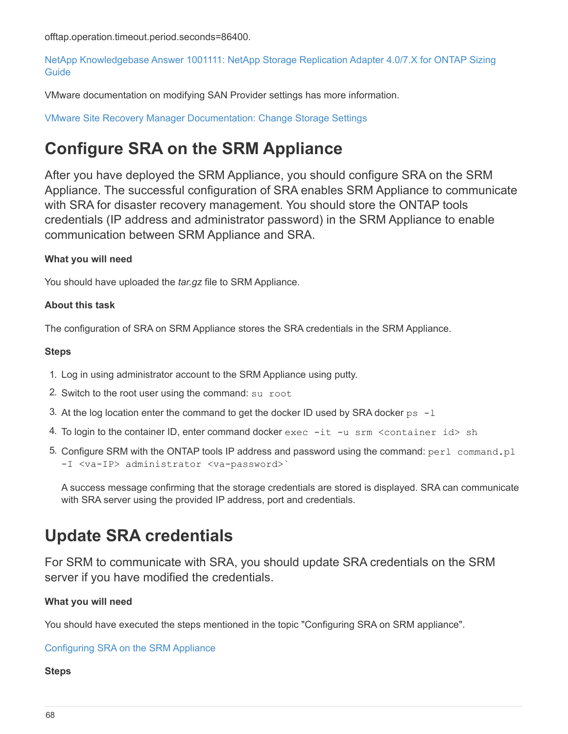offtap.operation.timeout.period.seconds=86400.

NetApp Knowledgebase Answer 1001111: NetApp Storage Replication Adapter 4.0/7.X for ONTAP Sizing Guide

VMware documentation on modifying SAN Provider settings has more information.

VMware Site Recovery Manager Documentation: Change Storage Settings

# Configure SRA on the SRM Appliance

After you have deployed the SRM Appliance, you should configure SRA on the SRM Appliance. The successful configuration of SRA enables SRM Appliance to communicate with SRA for disaster recovery management. You should store the ONTAP tools credentials (IP address and administrator password) in the SRM Appliance to enable communication between SRM Appliance and SRA.

#### What you will need

You should have uploaded the *tar.gz* file to SRM Appliance.

#### About this task

The configuration of SRA on SRM Appliance stores the SRA credentials in the SRM Appliance.

#### Steps

1. Log in using administrator account to the SRM Appliance using putty.
2. Switch to the root user using the command: `su root`
3. At the log location enter the command to get the docker ID used by SRA docker `ps -l`
4. To login to the container ID, enter command docker `exec -it -u srm <container id> sh`
5. Configure SRM with the ONTAP tools IP address and password using the command: `perl command.pl -I <va-IP> administrator <va-password>`\`

   A success message confirming that the storage credentials are stored is displayed. SRA can communicate with SRA server using the provided IP address, port and credentials.

# Update SRA credentials

For SRM to communicate with SRA, you should update SRA credentials on the SRM server if you have modified the credentials.

#### What you will need

You should have executed the steps mentioned in the topic "Configuring SRA on SRM appliance".

Configuring SRA on the SRM Appliance

#### Steps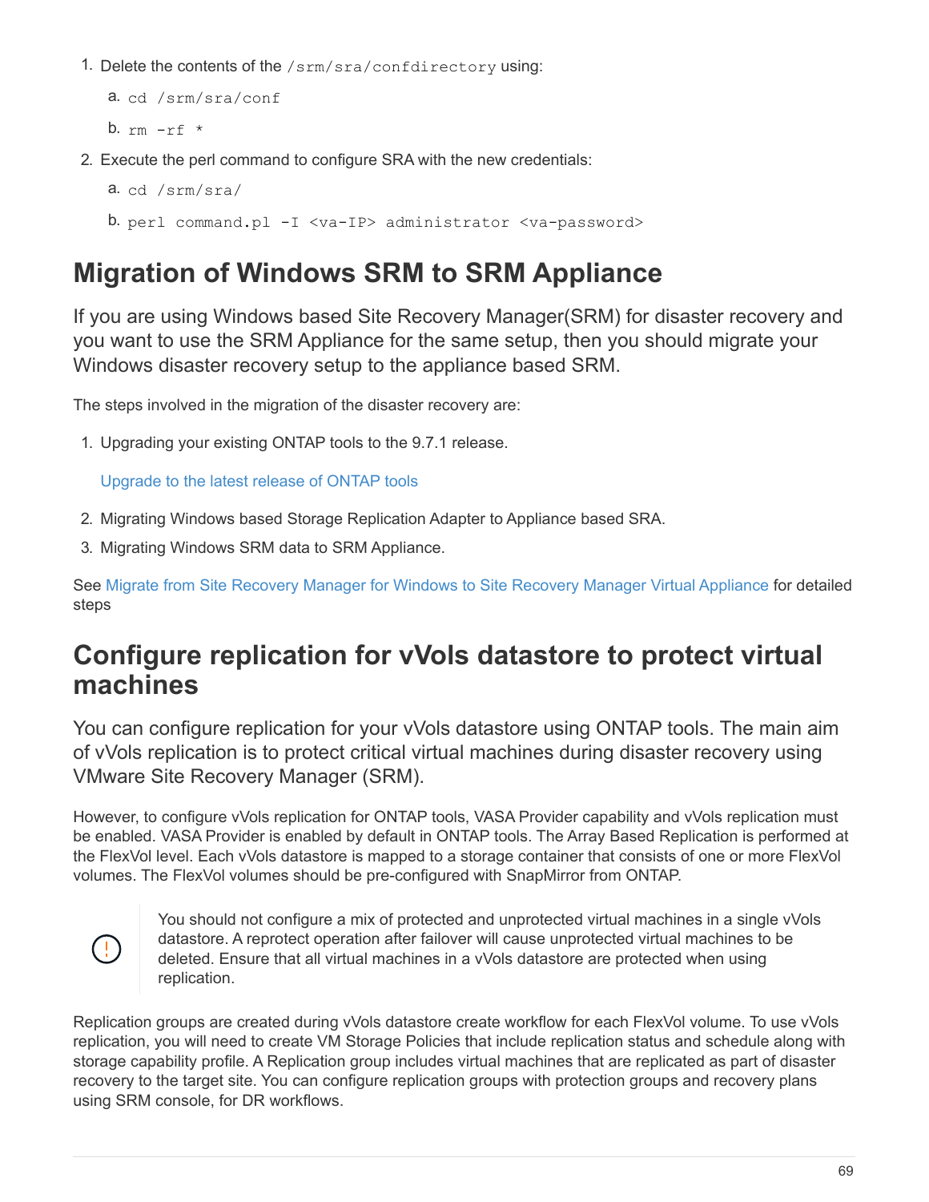1. Delete the contents of the `/srm/sra/confdirectory` using:

   a. `cd /srm/sra/conf`

   b. `rm -rf *`

2. Execute the perl command to configure SRA with the new credentials:

   a. `cd /srm/sra/`

   b. `perl command.pl -I <va-IP> administrator <va-password>`

## Migration of Windows SRM to SRM Appliance

If you are using Windows based Site Recovery Manager(SRM) for disaster recovery and you want to use the SRM Appliance for the same setup, then you should migrate your Windows disaster recovery setup to the appliance based SRM.

The steps involved in the migration of the disaster recovery are:

1. Upgrading your existing ONTAP tools to the 9.7.1 release.

   Upgrade to the latest release of ONTAP tools

2. Migrating Windows based Storage Replication Adapter to Appliance based SRA.
3. Migrating Windows SRM data to SRM Appliance.

See Migrate from Site Recovery Manager for Windows to Site Recovery Manager Virtual Appliance for detailed steps

## Configure replication for vVols datastore to protect virtual machines

You can configure replication for your vVols datastore using ONTAP tools. The main aim of vVols replication is to protect critical virtual machines during disaster recovery using VMware Site Recovery Manager (SRM).

However, to configure vVols replication for ONTAP tools, VASA Provider capability and vVols replication must be enabled. VASA Provider is enabled by default in ONTAP tools. The Array Based Replication is performed at the FlexVol level. Each vVols datastore is mapped to a storage container that consists of one or more FlexVol volumes. The FlexVol volumes should be pre-configured with SnapMirror from ONTAP.

> You should not configure a mix of protected and unprotected virtual machines in a single vVols datastore. A reprotect operation after failover will cause unprotected virtual machines to be deleted. Ensure that all virtual machines in a vVols datastore are protected when using replication.

Replication groups are created during vVols datastore create workflow for each FlexVol volume. To use vVols replication, you will need to create VM Storage Policies that include replication status and schedule along with storage capability profile. A Replication group includes virtual machines that are replicated as part of disaster recovery to the target site. You can configure replication groups with protection groups and recovery plans using SRM console, for DR workflows.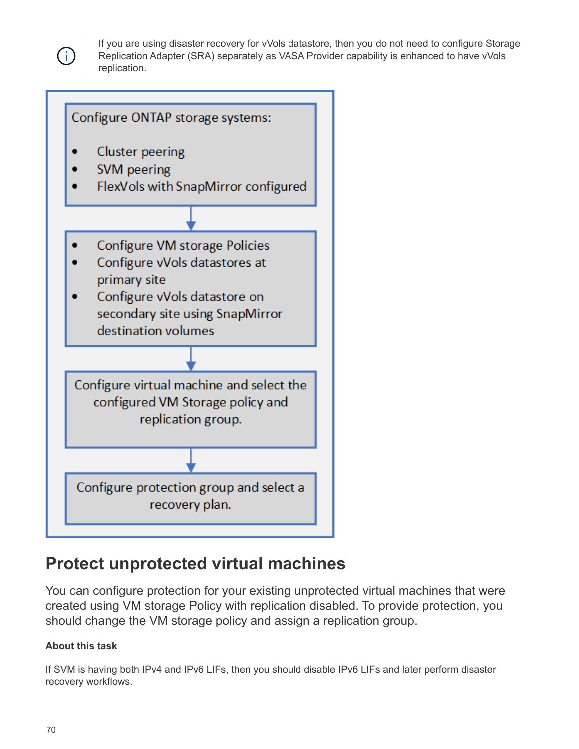If you are using disaster recovery for vVols datastore, then you do not need to configure Storage Replication Adapter (SRA) separately as VASA Provider capability is enhanced to have vVols replication.

Configure ONTAP storage systems:

- Cluster peering
- SVM peering
- FlexVols with SnapMirror configured

↓

- Configure VM storage Policies
- Configure vVols datastores at primary site
- Configure vVols datastore on secondary site using SnapMirror destination volumes

↓

Configure virtual machine and select the configured VM Storage policy and replication group.

↓

Configure protection group and select a recovery plan.

## Protect unprotected virtual machines

You can configure protection for your existing unprotected virtual machines that were created using VM storage Policy with replication disabled. To provide protection, you should change the VM storage policy and assign a replication group.

#### About this task

If SVM is having both IPv4 and IPv6 LIFs, then you should disable IPv6 LIFs and later perform disaster recovery workflows.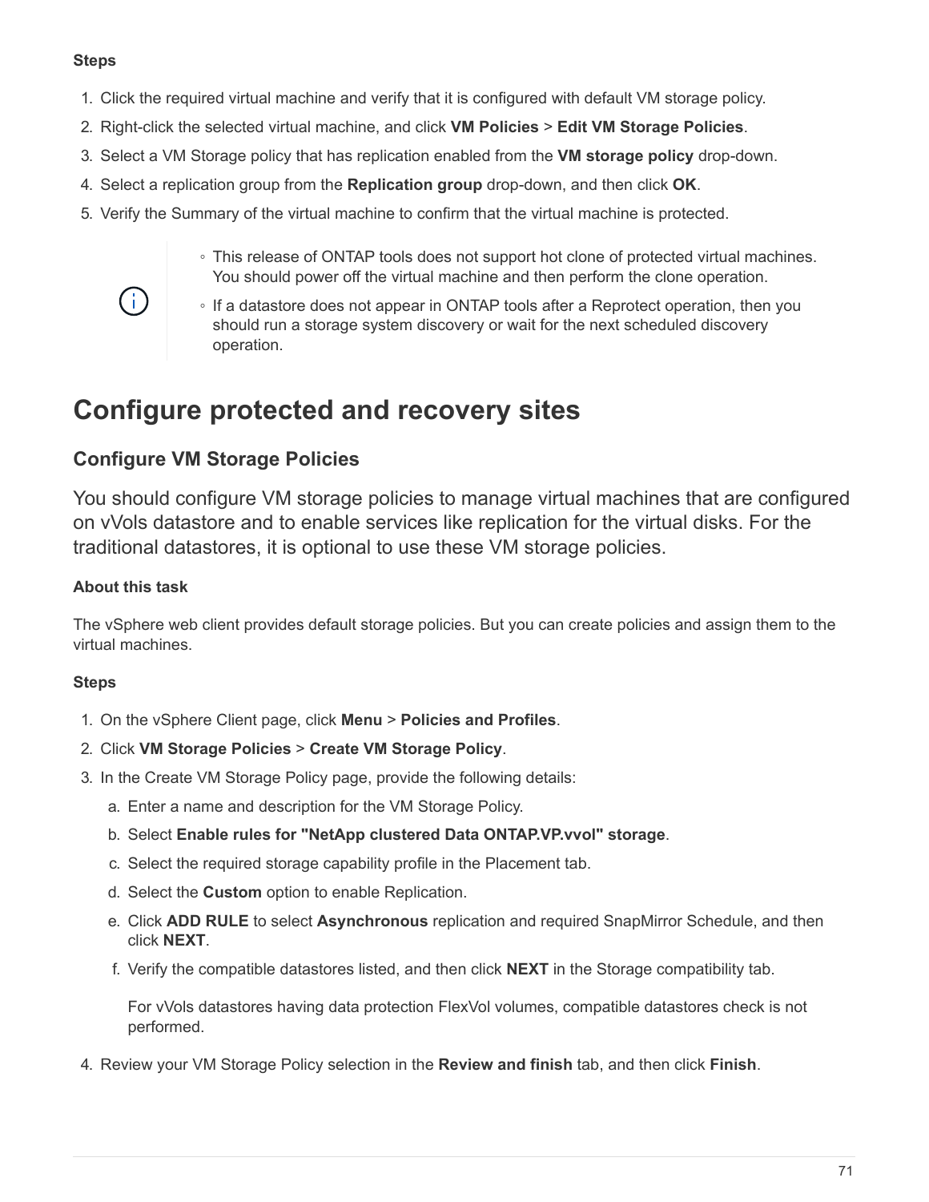**Steps**

1. Click the required virtual machine and verify that it is configured with default VM storage policy.
2. Right-click the selected virtual machine, and click **VM Policies** > **Edit VM Storage Policies**.
3. Select a VM Storage policy that has replication enabled from the **VM storage policy** drop-down.
4. Select a replication group from the **Replication group** drop-down, and then click **OK**.
5. Verify the Summary of the virtual machine to confirm that the virtual machine is protected.

> ◦ This release of ONTAP tools does not support hot clone of protected virtual machines. You should power off the virtual machine and then perform the clone operation.
>
> ◦ If a datastore does not appear in ONTAP tools after a Reprotect operation, then you should run a storage system discovery or wait for the next scheduled discovery operation.

# Configure protected and recovery sites

## Configure VM Storage Policies

You should configure VM storage policies to manage virtual machines that are configured on vVols datastore and to enable services like replication for the virtual disks. For the traditional datastores, it is optional to use these VM storage policies.

**About this task**

The vSphere web client provides default storage policies. But you can create policies and assign them to the virtual machines.

**Steps**

1. On the vSphere Client page, click **Menu** > **Policies and Profiles**.
2. Click **VM Storage Policies** > **Create VM Storage Policy**.
3. In the Create VM Storage Policy page, provide the following details:
   a. Enter a name and description for the VM Storage Policy.
   b. Select **Enable rules for "NetApp clustered Data ONTAP.VP.vvol" storage**.
   c. Select the required storage capability profile in the Placement tab.
   d. Select the **Custom** option to enable Replication.
   e. Click **ADD RULE** to select **Asynchronous** replication and required SnapMirror Schedule, and then click **NEXT**.
   f. Verify the compatible datastores listed, and then click **NEXT** in the Storage compatibility tab.

      For vVols datastores having data protection FlexVol volumes, compatible datastores check is not performed.
4. Review your VM Storage Policy selection in the **Review and finish** tab, and then click **Finish**.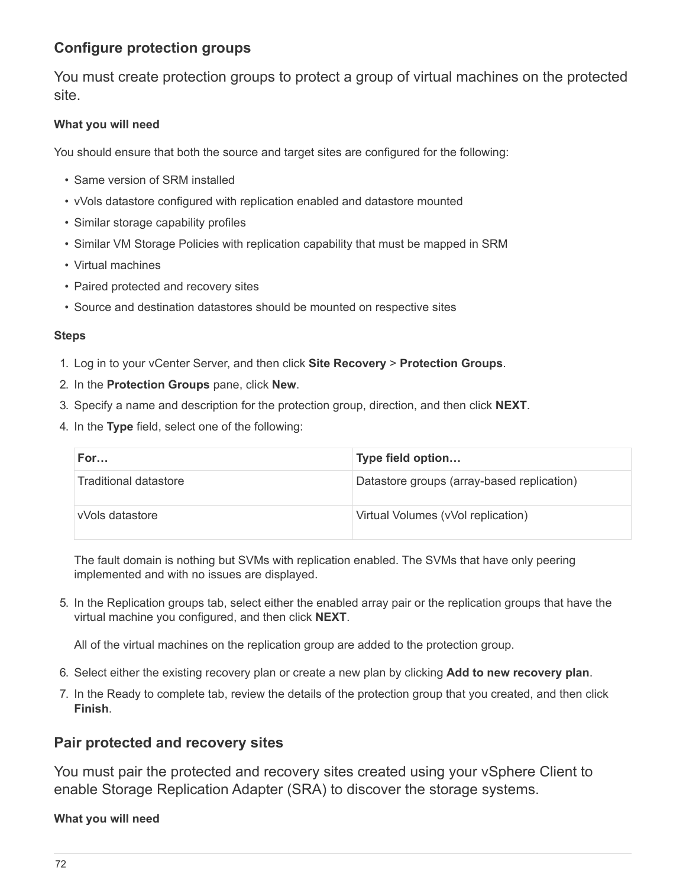## Configure protection groups

You must create protection groups to protect a group of virtual machines on the protected site.

#### What you will need

You should ensure that both the source and target sites are configured for the following:

- Same version of SRM installed
- vVols datastore configured with replication enabled and datastore mounted
- Similar storage capability profiles
- Similar VM Storage Policies with replication capability that must be mapped in SRM
- Virtual machines
- Paired protected and recovery sites
- Source and destination datastores should be mounted on respective sites

#### Steps

1. Log in to your vCenter Server, and then click **Site Recovery** > **Protection Groups**.
2. In the **Protection Groups** pane, click **New**.
3. Specify a name and description for the protection group, direction, and then click **NEXT**.
4. In the **Type** field, select one of the following:

   | For… | Type field option… |
   | --- | --- |
   | Traditional datastore | Datastore groups (array-based replication) |
   | vVols datastore | Virtual Volumes (vVol replication) |

   The fault domain is nothing but SVMs with replication enabled. The SVMs that have only peering implemented and with no issues are displayed.

5. In the Replication groups tab, select either the enabled array pair or the replication groups that have the virtual machine you configured, and then click **NEXT**.

   All of the virtual machines on the replication group are added to the protection group.

6. Select either the existing recovery plan or create a new plan by clicking **Add to new recovery plan**.
7. In the Ready to complete tab, review the details of the protection group that you created, and then click **Finish**.

## Pair protected and recovery sites

You must pair the protected and recovery sites created using your vSphere Client to enable Storage Replication Adapter (SRA) to discover the storage systems.

#### What you will need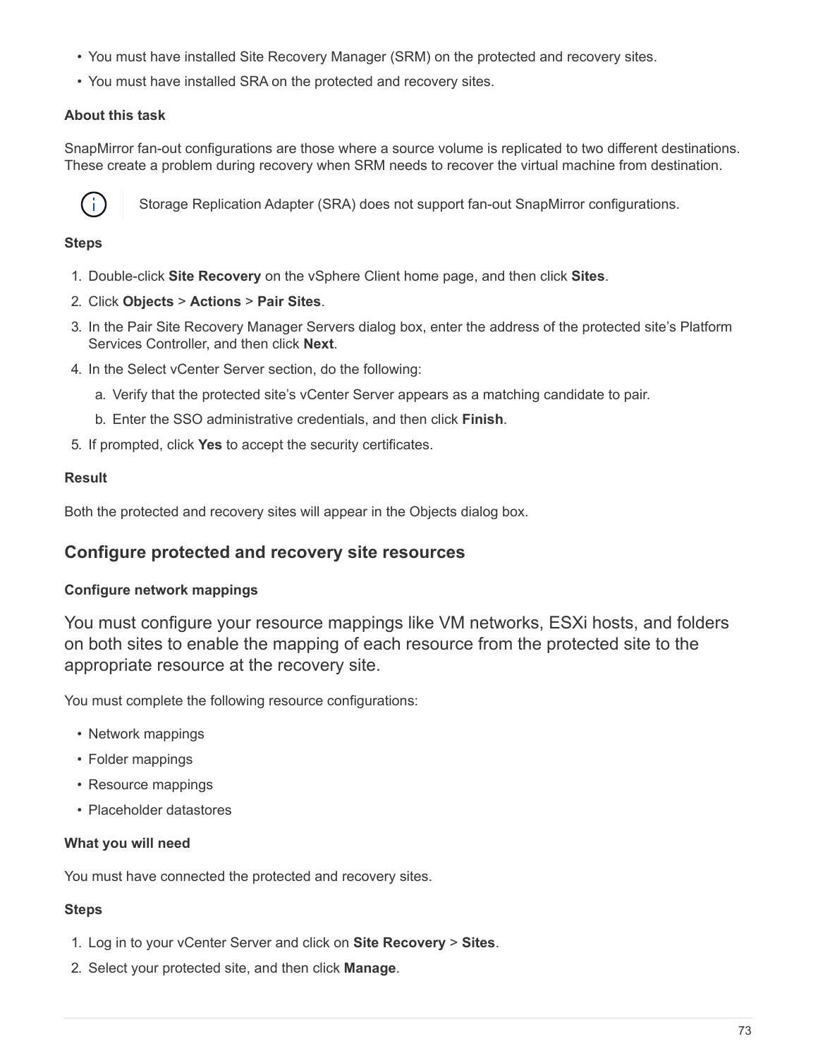- You must have installed Site Recovery Manager (SRM) on the protected and recovery sites.
- You must have installed SRA on the protected and recovery sites.

**About this task**

SnapMirror fan-out configurations are those where a source volume is replicated to two different destinations. These create a problem during recovery when SRM needs to recover the virtual machine from destination.

> Storage Replication Adapter (SRA) does not support fan-out SnapMirror configurations.

**Steps**

1. Double-click **Site Recovery** on the vSphere Client home page, and then click **Sites**.
2. Click **Objects** > **Actions** > **Pair Sites**.
3. In the Pair Site Recovery Manager Servers dialog box, enter the address of the protected site's Platform Services Controller, and then click **Next**.
4. In the Select vCenter Server section, do the following:
   a. Verify that the protected site's vCenter Server appears as a matching candidate to pair.
   b. Enter the SSO administrative credentials, and then click **Finish**.
5. If prompted, click **Yes** to accept the security certificates.

**Result**

Both the protected and recovery sites will appear in the Objects dialog box.

## Configure protected and recovery site resources

### Configure network mappings

You must configure your resource mappings like VM networks, ESXi hosts, and folders on both sites to enable the mapping of each resource from the protected site to the appropriate resource at the recovery site.

You must complete the following resource configurations:

- Network mappings
- Folder mappings
- Resource mappings
- Placeholder datastores

**What you will need**

You must have connected the protected and recovery sites.

**Steps**

1. Log in to your vCenter Server and click on **Site Recovery** > **Sites**.
2. Select your protected site, and then click **Manage**.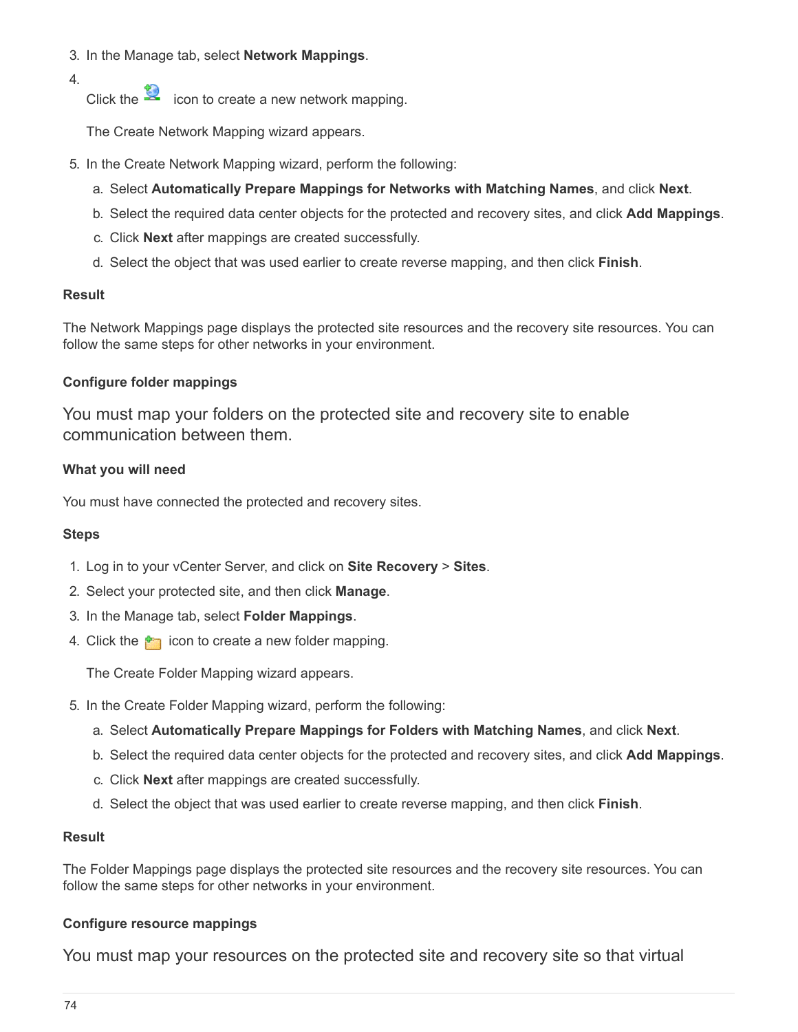3. In the Manage tab, select **Network Mappings**.
4. Click the icon to create a new network mapping.

   The Create Network Mapping wizard appears.

5. In the Create Network Mapping wizard, perform the following:
   a. Select **Automatically Prepare Mappings for Networks with Matching Names**, and click **Next**.
   b. Select the required data center objects for the protected and recovery sites, and click **Add Mappings**.
   c. Click **Next** after mappings are created successfully.
   d. Select the object that was used earlier to create reverse mapping, and then click **Finish**.

#### Result

The Network Mappings page displays the protected site resources and the recovery site resources. You can follow the same steps for other networks in your environment.

#### Configure folder mappings

You must map your folders on the protected site and recovery site to enable communication between them.

#### What you will need

You must have connected the protected and recovery sites.

#### Steps

1. Log in to your vCenter Server, and click on **Site Recovery** > **Sites**.
2. Select your protected site, and then click **Manage**.
3. In the Manage tab, select **Folder Mappings**.
4. Click the icon to create a new folder mapping.

   The Create Folder Mapping wizard appears.

5. In the Create Folder Mapping wizard, perform the following:
   a. Select **Automatically Prepare Mappings for Folders with Matching Names**, and click **Next**.
   b. Select the required data center objects for the protected and recovery sites, and click **Add Mappings**.
   c. Click **Next** after mappings are created successfully.
   d. Select the object that was used earlier to create reverse mapping, and then click **Finish**.

#### Result

The Folder Mappings page displays the protected site resources and the recovery site resources. You can follow the same steps for other networks in your environment.

#### Configure resource mappings

You must map your resources on the protected site and recovery site so that virtual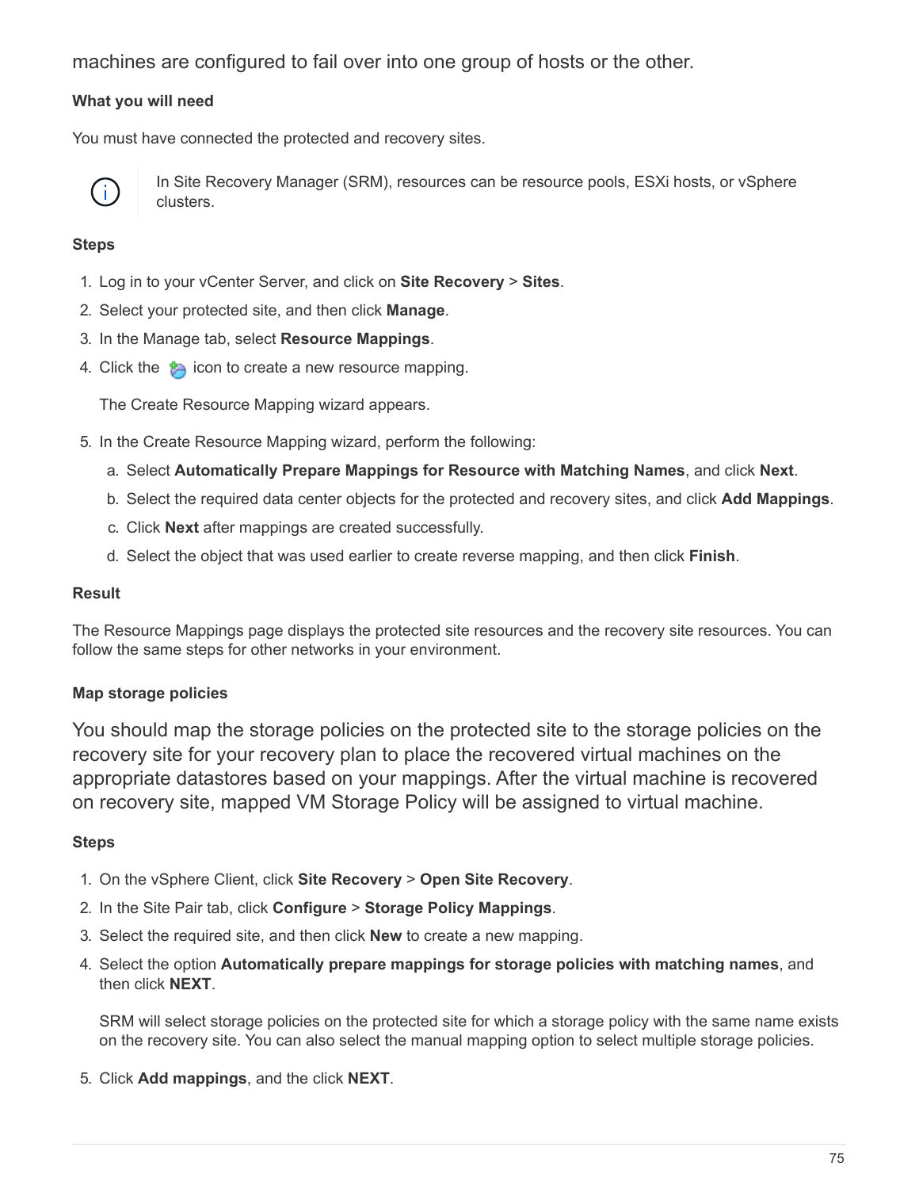machines are configured to fail over into one group of hosts or the other.

#### What you will need

You must have connected the protected and recovery sites.

> In Site Recovery Manager (SRM), resources can be resource pools, ESXi hosts, or vSphere clusters.

#### Steps

1. Log in to your vCenter Server, and click on **Site Recovery** > **Sites**.
2. Select your protected site, and then click **Manage**.
3. In the Manage tab, select **Resource Mappings**.
4. Click the icon to create a new resource mapping.

   The Create Resource Mapping wizard appears.

5. In the Create Resource Mapping wizard, perform the following:
   a. Select **Automatically Prepare Mappings for Resource with Matching Names**, and click **Next**.
   b. Select the required data center objects for the protected and recovery sites, and click **Add Mappings**.
   c. Click **Next** after mappings are created successfully.
   d. Select the object that was used earlier to create reverse mapping, and then click **Finish**.

#### Result

The Resource Mappings page displays the protected site resources and the recovery site resources. You can follow the same steps for other networks in your environment.

#### Map storage policies

You should map the storage policies on the protected site to the storage policies on the recovery site for your recovery plan to place the recovered virtual machines on the appropriate datastores based on your mappings. After the virtual machine is recovered on recovery site, mapped VM Storage Policy will be assigned to virtual machine.

#### Steps

1. On the vSphere Client, click **Site Recovery** > **Open Site Recovery**.
2. In the Site Pair tab, click **Configure** > **Storage Policy Mappings**.
3. Select the required site, and then click **New** to create a new mapping.
4. Select the option **Automatically prepare mappings for storage policies with matching names**, and then click **NEXT**.

   SRM will select storage policies on the protected site for which a storage policy with the same name exists on the recovery site. You can also select the manual mapping option to select multiple storage policies.

5. Click **Add mappings**, and the click **NEXT**.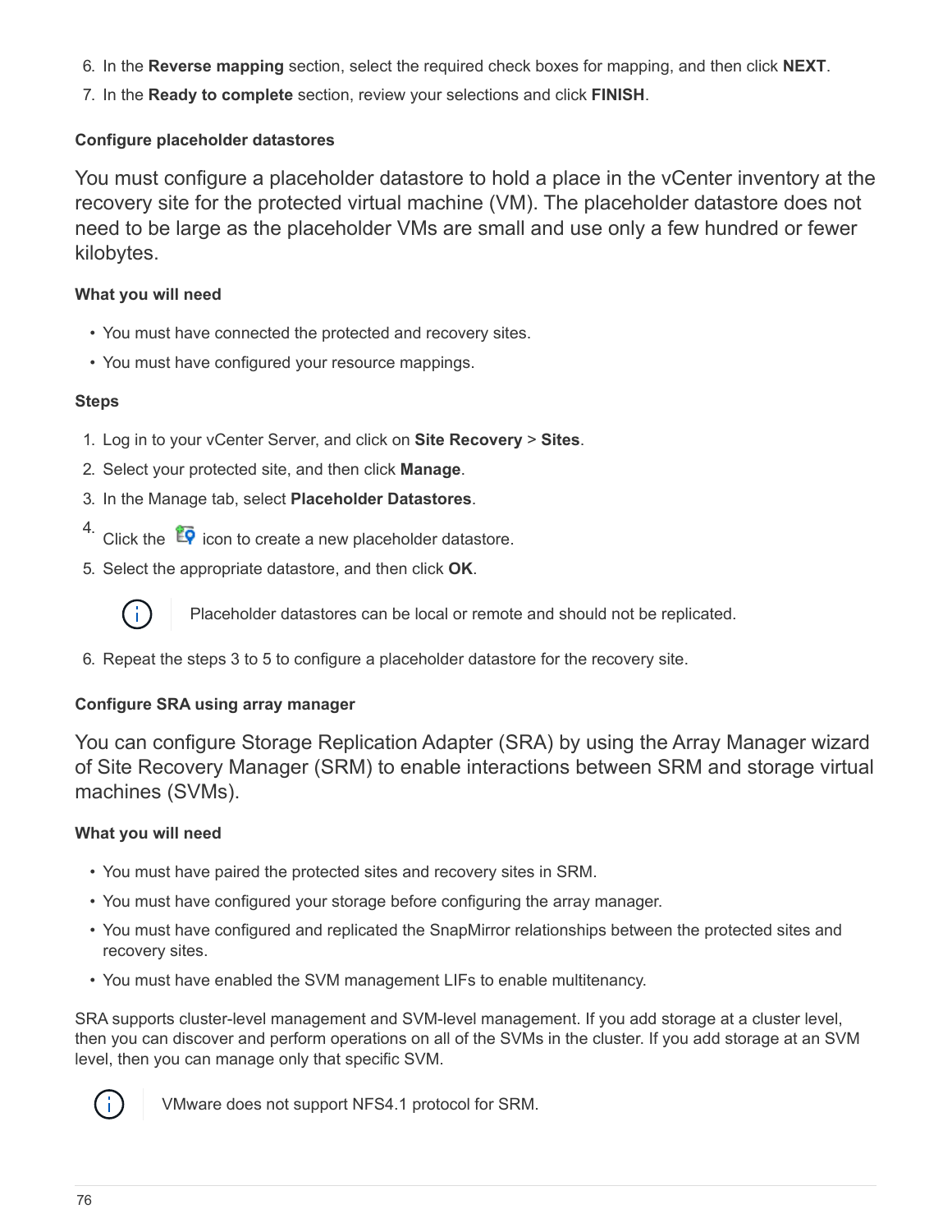6. In the **Reverse mapping** section, select the required check boxes for mapping, and then click **NEXT**.
7. In the **Ready to complete** section, review your selections and click **FINISH**.

#### Configure placeholder datastores

You must configure a placeholder datastore to hold a place in the vCenter inventory at the recovery site for the protected virtual machine (VM). The placeholder datastore does not need to be large as the placeholder VMs are small and use only a few hundred or fewer kilobytes.

**What you will need**

- You must have connected the protected and recovery sites.
- You must have configured your resource mappings.

**Steps**

1. Log in to your vCenter Server, and click on **Site Recovery** > **Sites**.
2. Select your protected site, and then click **Manage**.
3. In the Manage tab, select **Placeholder Datastores**.
4. Click the icon to create a new placeholder datastore.
5. Select the appropriate datastore, and then click **OK**.

   Placeholder datastores can be local or remote and should not be replicated.

6. Repeat the steps 3 to 5 to configure a placeholder datastore for the recovery site.

#### Configure SRA using array manager

You can configure Storage Replication Adapter (SRA) by using the Array Manager wizard of Site Recovery Manager (SRM) to enable interactions between SRM and storage virtual machines (SVMs).

**What you will need**

- You must have paired the protected sites and recovery sites in SRM.
- You must have configured your storage before configuring the array manager.
- You must have configured and replicated the SnapMirror relationships between the protected sites and recovery sites.
- You must have enabled the SVM management LIFs to enable multitenancy.

SRA supports cluster-level management and SVM-level management. If you add storage at a cluster level, then you can discover and perform operations on all of the SVMs in the cluster. If you add storage at an SVM level, then you can manage only that specific SVM.

VMware does not support NFS4.1 protocol for SRM.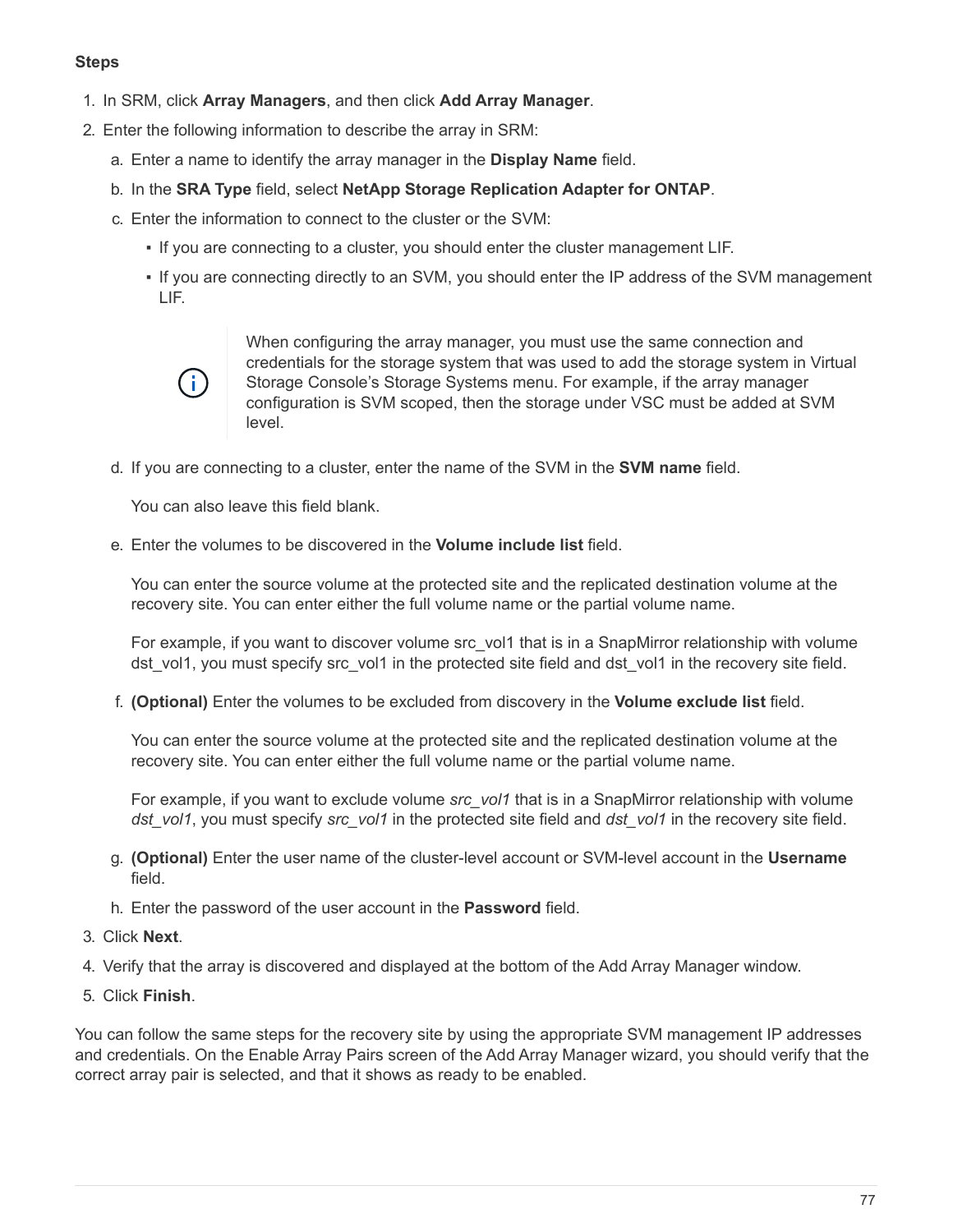**Steps**

1. In SRM, click **Array Managers**, and then click **Add Array Manager**.
2. Enter the following information to describe the array in SRM:
   a. Enter a name to identify the array manager in the **Display Name** field.
   b. In the **SRA Type** field, select **NetApp Storage Replication Adapter for ONTAP**.
   c. Enter the information to connect to the cluster or the SVM:
      - If you are connecting to a cluster, you should enter the cluster management LIF.
      - If you are connecting directly to an SVM, you should enter the IP address of the SVM management LIF.

      > When configuring the array manager, you must use the same connection and credentials for the storage system that was used to add the storage system in Virtual Storage Console's Storage Systems menu. For example, if the array manager configuration is SVM scoped, then the storage under VSC must be added at SVM level.

   d. If you are connecting to a cluster, enter the name of the SVM in the **SVM name** field.

      You can also leave this field blank.

   e. Enter the volumes to be discovered in the **Volume include list** field.

      You can enter the source volume at the protected site and the replicated destination volume at the recovery site. You can enter either the full volume name or the partial volume name.

      For example, if you want to discover volume src_vol1 that is in a SnapMirror relationship with volume dst_vol1, you must specify src_vol1 in the protected site field and dst_vol1 in the recovery site field.

   f. **(Optional)** Enter the volumes to be excluded from discovery in the **Volume exclude list** field.

      You can enter the source volume at the protected site and the replicated destination volume at the recovery site. You can enter either the full volume name or the partial volume name.

      For example, if you want to exclude volume *src_vol1* that is in a SnapMirror relationship with volume *dst_vol1*, you must specify *src_vol1* in the protected site field and *dst_vol1* in the recovery site field.

   g. **(Optional)** Enter the user name of the cluster-level account or SVM-level account in the **Username** field.
   h. Enter the password of the user account in the **Password** field.
3. Click **Next**.
4. Verify that the array is discovered and displayed at the bottom of the Add Array Manager window.
5. Click **Finish**.

You can follow the same steps for the recovery site by using the appropriate SVM management IP addresses and credentials. On the Enable Array Pairs screen of the Add Array Manager wizard, you should verify that the correct array pair is selected, and that it shows as ready to be enabled.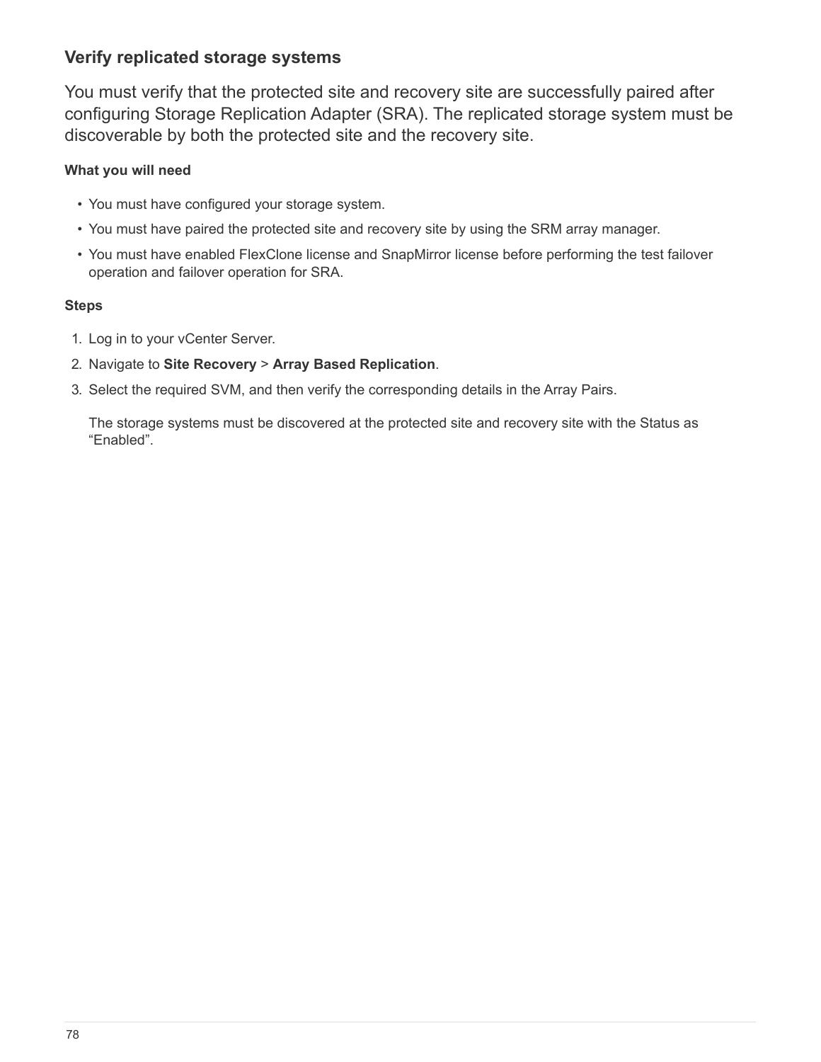## Verify replicated storage systems

You must verify that the protected site and recovery site are successfully paired after configuring Storage Replication Adapter (SRA). The replicated storage system must be discoverable by both the protected site and the recovery site.

#### What you will need

- You must have configured your storage system.
- You must have paired the protected site and recovery site by using the SRM array manager.
- You must have enabled FlexClone license and SnapMirror license before performing the test failover operation and failover operation for SRA.

#### Steps

1. Log in to your vCenter Server.
2. Navigate to **Site Recovery** > **Array Based Replication**.
3. Select the required SVM, and then verify the corresponding details in the Array Pairs.

   The storage systems must be discovered at the protected site and recovery site with the Status as “Enabled”.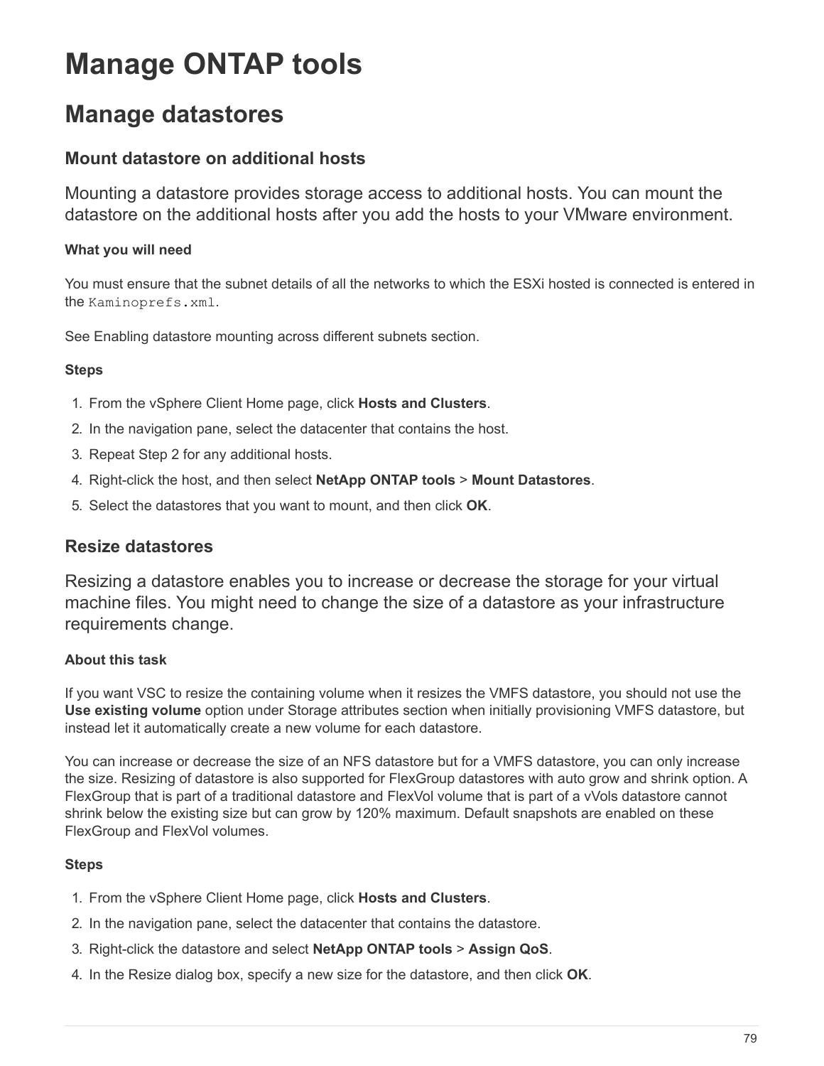# Manage ONTAP tools

## Manage datastores

### Mount datastore on additional hosts

Mounting a datastore provides storage access to additional hosts. You can mount the datastore on the additional hosts after you add the hosts to your VMware environment.

#### What you will need

You must ensure that the subnet details of all the networks to which the ESXi hosted is connected is entered in the `Kaminoprefs.xml`.

See Enabling datastore mounting across different subnets section.

#### Steps

1. From the vSphere Client Home page, click **Hosts and Clusters**.
2. In the navigation pane, select the datacenter that contains the host.
3. Repeat Step 2 for any additional hosts.
4. Right-click the host, and then select **NetApp ONTAP tools** > **Mount Datastores**.
5. Select the datastores that you want to mount, and then click **OK**.

### Resize datastores

Resizing a datastore enables you to increase or decrease the storage for your virtual machine files. You might need to change the size of a datastore as your infrastructure requirements change.

#### About this task

If you want VSC to resize the containing volume when it resizes the VMFS datastore, you should not use the **Use existing volume** option under Storage attributes section when initially provisioning VMFS datastore, but instead let it automatically create a new volume for each datastore.

You can increase or decrease the size of an NFS datastore but for a VMFS datastore, you can only increase the size. Resizing of datastore is also supported for FlexGroup datastores with auto grow and shrink option. A FlexGroup that is part of a traditional datastore and FlexVol volume that is part of a vVols datastore cannot shrink below the existing size but can grow by 120% maximum. Default snapshots are enabled on these FlexGroup and FlexVol volumes.

#### Steps

1. From the vSphere Client Home page, click **Hosts and Clusters**.
2. In the navigation pane, select the datacenter that contains the datastore.
3. Right-click the datastore and select **NetApp ONTAP tools** > **Assign QoS**.
4. In the Resize dialog box, specify a new size for the datastore, and then click **OK**.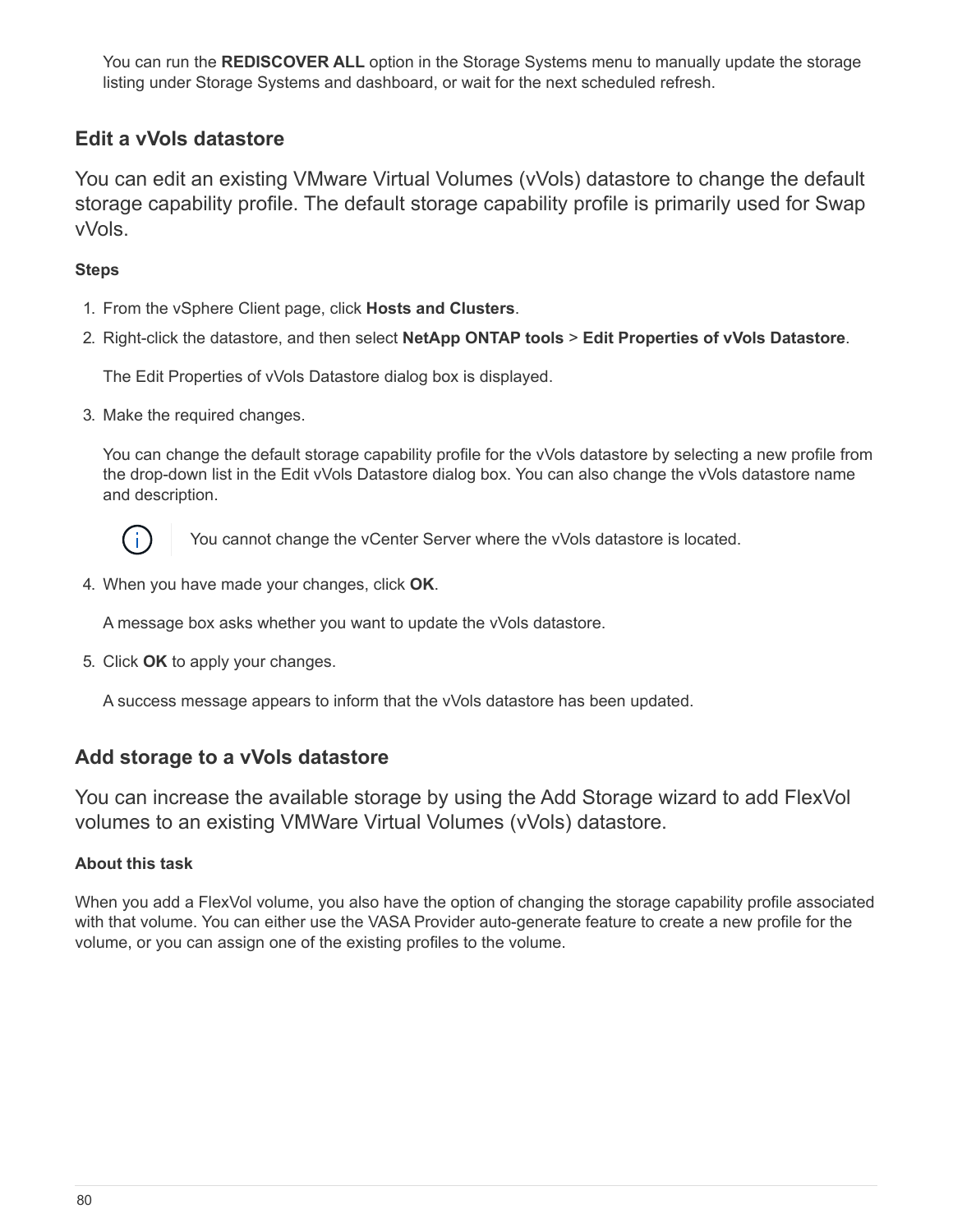You can run the **REDISCOVER ALL** option in the Storage Systems menu to manually update the storage listing under Storage Systems and dashboard, or wait for the next scheduled refresh.

## Edit a vVols datastore

You can edit an existing VMware Virtual Volumes (vVols) datastore to change the default storage capability profile. The default storage capability profile is primarily used for Swap vVols.

### Steps

1. From the vSphere Client page, click **Hosts and Clusters**.
2. Right-click the datastore, and then select **NetApp ONTAP tools** > **Edit Properties of vVols Datastore**.

   The Edit Properties of vVols Datastore dialog box is displayed.
3. Make the required changes.

   You can change the default storage capability profile for the vVols datastore by selecting a new profile from the drop-down list in the Edit vVols Datastore dialog box. You can also change the vVols datastore name and description.

   You cannot change the vCenter Server where the vVols datastore is located.
4. When you have made your changes, click **OK**.

   A message box asks whether you want to update the vVols datastore.
5. Click **OK** to apply your changes.

   A success message appears to inform that the vVols datastore has been updated.

## Add storage to a vVols datastore

You can increase the available storage by using the Add Storage wizard to add FlexVol volumes to an existing VMWare Virtual Volumes (vVols) datastore.

### About this task

When you add a FlexVol volume, you also have the option of changing the storage capability profile associated with that volume. You can either use the VASA Provider auto-generate feature to create a new profile for the volume, or you can assign one of the existing profiles to the volume.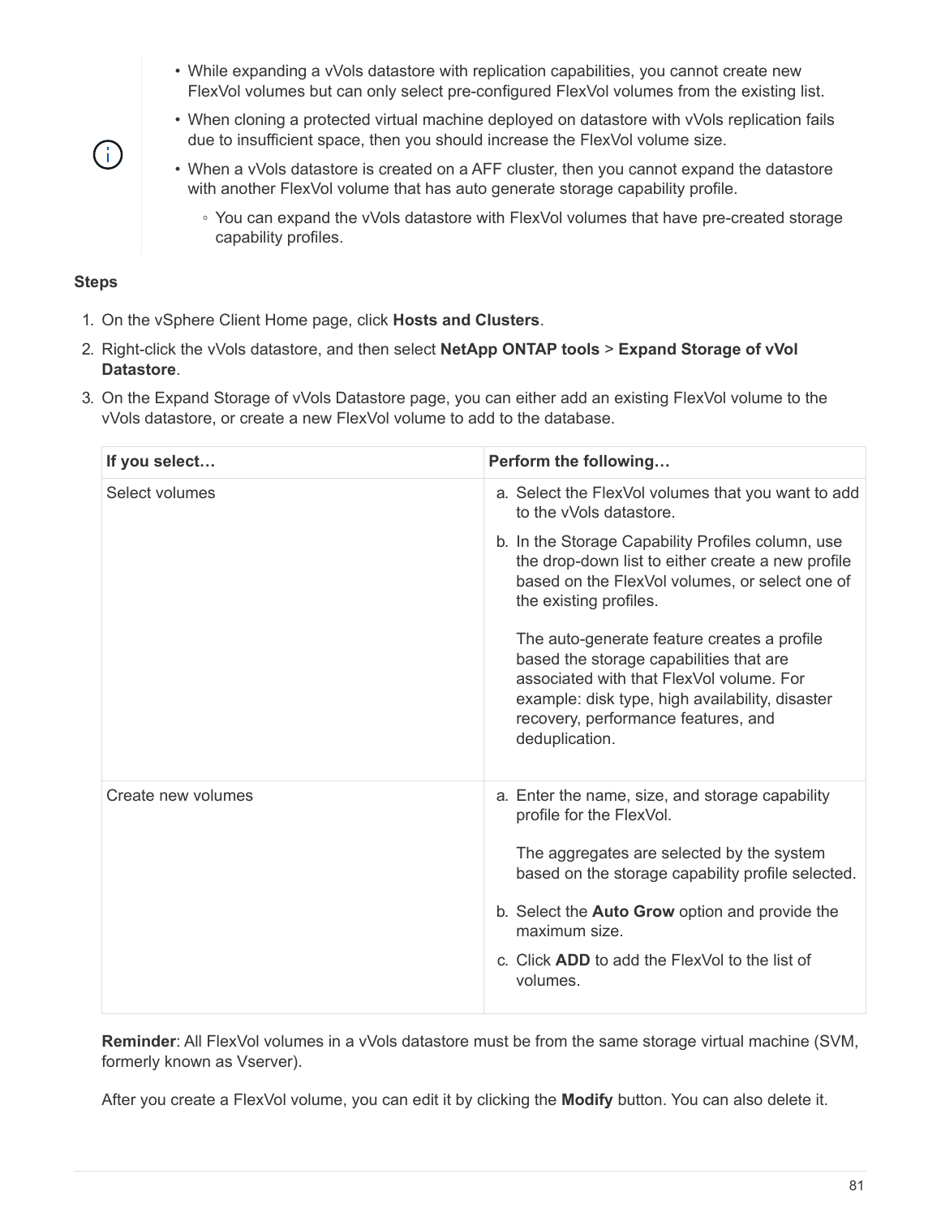> - While expanding a vVols datastore with replication capabilities, you cannot create new FlexVol volumes but can only select pre-configured FlexVol volumes from the existing list.
> - When cloning a protected virtual machine deployed on datastore with vVols replication fails due to insufficient space, then you should increase the FlexVol volume size.
> - When a vVols datastore is created on a AFF cluster, then you cannot expand the datastore with another FlexVol volume that has auto generate storage capability profile.
>     - You can expand the vVols datastore with FlexVol volumes that have pre-created storage capability profiles.

**Steps**

1. On the vSphere Client Home page, click **Hosts and Clusters**.
2. Right-click the vVols datastore, and then select **NetApp ONTAP tools** > **Expand Storage of vVol Datastore**.
3. On the Expand Storage of vVols Datastore page, you can either add an existing FlexVol volume to the vVols datastore, or create a new FlexVol volume to add to the database.

| If you select… | Perform the following… |
| --- | --- |
| Select volumes | a. Select the FlexVol volumes that you want to add to the vVols datastore.<br>b. In the Storage Capability Profiles column, use the drop-down list to either create a new profile based on the FlexVol volumes, or select one of the existing profiles.<br><br>The auto-generate feature creates a profile based the storage capabilities that are associated with that FlexVol volume. For example: disk type, high availability, disaster recovery, performance features, and deduplication. |
| Create new volumes | a. Enter the name, size, and storage capability profile for the FlexVol.<br><br>The aggregates are selected by the system based on the storage capability profile selected.<br>b. Select the **Auto Grow** option and provide the maximum size.<br>c. Click **ADD** to add the FlexVol to the list of volumes. |

**Reminder**: All FlexVol volumes in a vVols datastore must be from the same storage virtual machine (SVM, formerly known as Vserver).

After you create a FlexVol volume, you can edit it by clicking the **Modify** button. You can also delete it.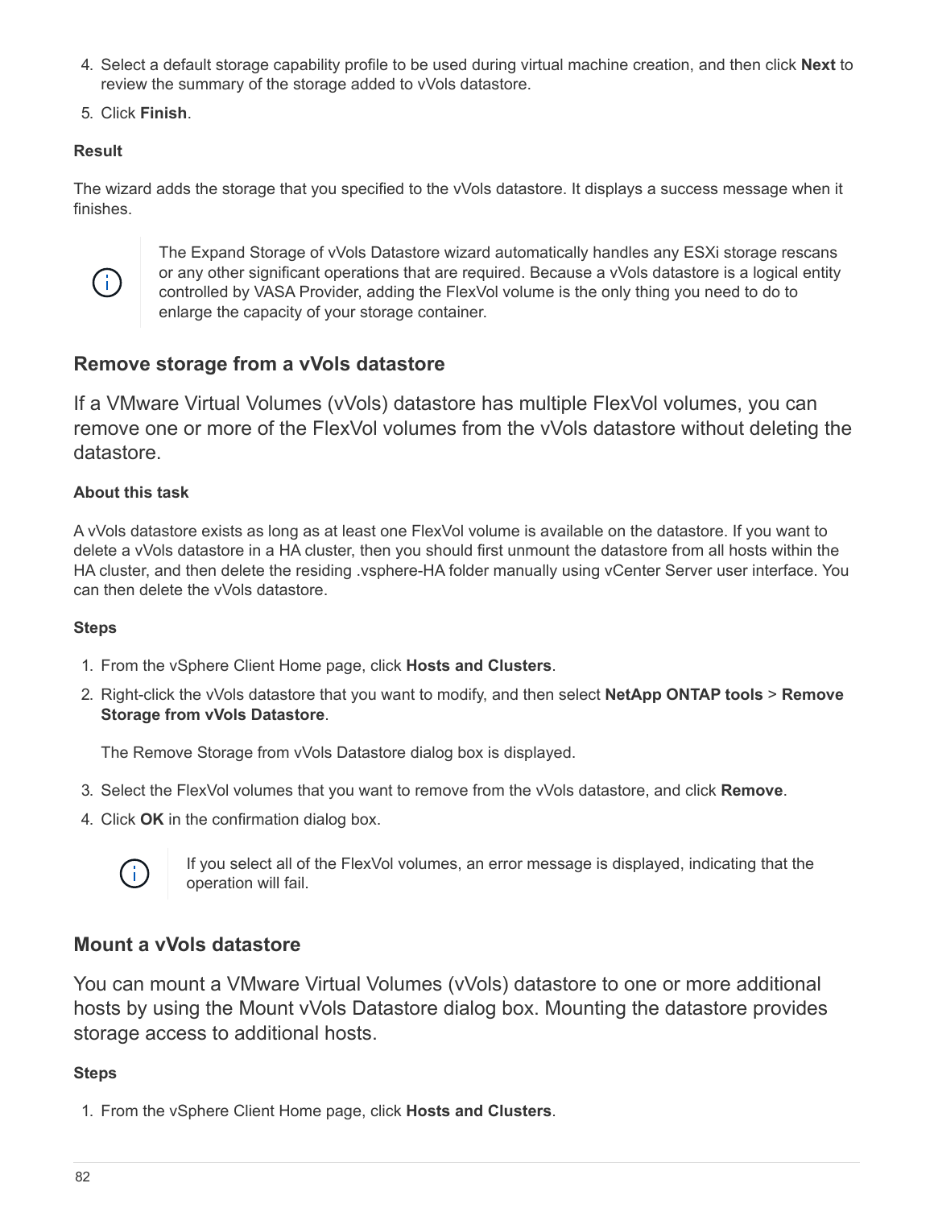4. Select a default storage capability profile to be used during virtual machine creation, and then click **Next** to review the summary of the storage added to vVols datastore.
5. Click **Finish**.

#### Result

The wizard adds the storage that you specified to the vVols datastore. It displays a success message when it finishes.

> The Expand Storage of vVols Datastore wizard automatically handles any ESXi storage rescans or any other significant operations that are required. Because a vVols datastore is a logical entity controlled by VASA Provider, adding the FlexVol volume is the only thing you need to do to enlarge the capacity of your storage container.

### Remove storage from a vVols datastore

If a VMware Virtual Volumes (vVols) datastore has multiple FlexVol volumes, you can remove one or more of the FlexVol volumes from the vVols datastore without deleting the datastore.

#### About this task

A vVols datastore exists as long as at least one FlexVol volume is available on the datastore. If you want to delete a vVols datastore in a HA cluster, then you should first unmount the datastore from all hosts within the HA cluster, and then delete the residing .vsphere-HA folder manually using vCenter Server user interface. You can then delete the vVols datastore.

#### Steps

1. From the vSphere Client Home page, click **Hosts and Clusters**.
2. Right-click the vVols datastore that you want to modify, and then select **NetApp ONTAP tools** > **Remove Storage from vVols Datastore**.

   The Remove Storage from vVols Datastore dialog box is displayed.
3. Select the FlexVol volumes that you want to remove from the vVols datastore, and click **Remove**.
4. Click **OK** in the confirmation dialog box.

> If you select all of the FlexVol volumes, an error message is displayed, indicating that the operation will fail.

### Mount a vVols datastore

You can mount a VMware Virtual Volumes (vVols) datastore to one or more additional hosts by using the Mount vVols Datastore dialog box. Mounting the datastore provides storage access to additional hosts.

#### Steps

1. From the vSphere Client Home page, click **Hosts and Clusters**.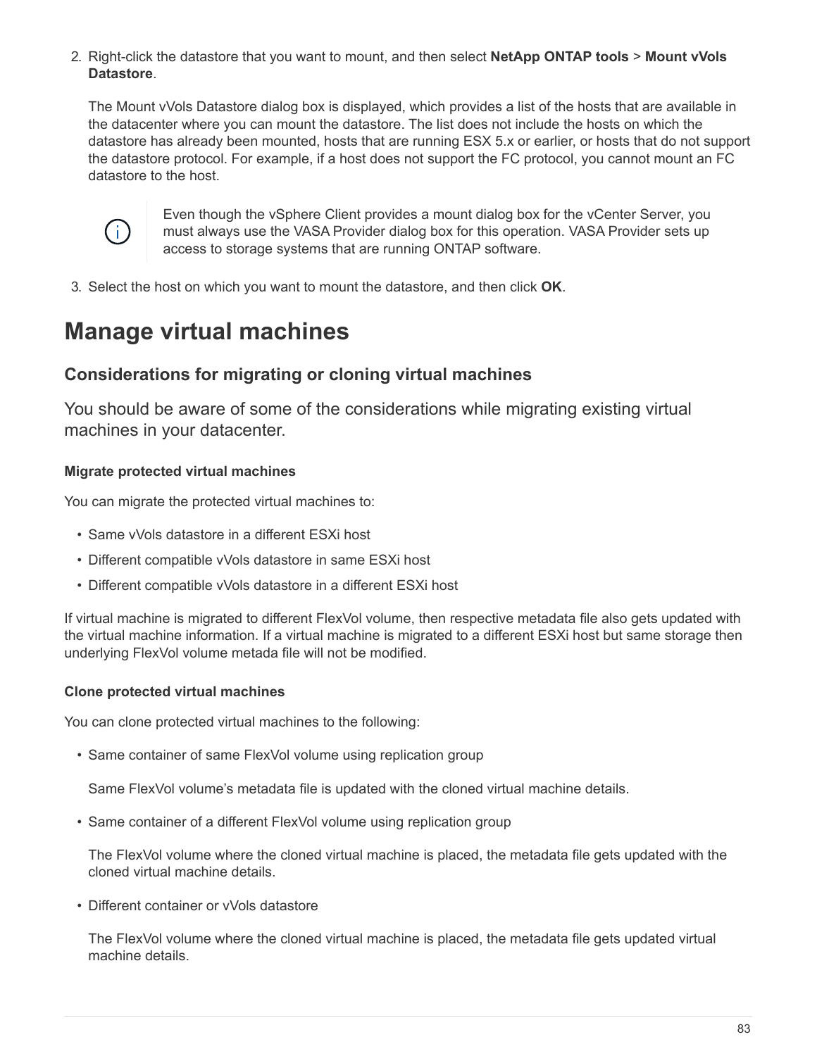2. Right-click the datastore that you want to mount, and then select **NetApp ONTAP tools** > **Mount vVols Datastore**.

   The Mount vVols Datastore dialog box is displayed, which provides a list of the hosts that are available in the datacenter where you can mount the datastore. The list does not include the hosts on which the datastore has already been mounted, hosts that are running ESX 5.x or earlier, or hosts that do not support the datastore protocol. For example, if a host does not support the FC protocol, you cannot mount an FC datastore to the host.

   > Even though the vSphere Client provides a mount dialog box for the vCenter Server, you must always use the VASA Provider dialog box for this operation. VASA Provider sets up access to storage systems that are running ONTAP software.

3. Select the host on which you want to mount the datastore, and then click **OK**.

# Manage virtual machines

## Considerations for migrating or cloning virtual machines

You should be aware of some of the considerations while migrating existing virtual machines in your datacenter.

### Migrate protected virtual machines

You can migrate the protected virtual machines to:

- Same vVols datastore in a different ESXi host
- Different compatible vVols datastore in same ESXi host
- Different compatible vVols datastore in a different ESXi host

If virtual machine is migrated to different FlexVol volume, then respective metadata file also gets updated with the virtual machine information. If a virtual machine is migrated to a different ESXi host but same storage then underlying FlexVol volume metada file will not be modified.

### Clone protected virtual machines

You can clone protected virtual machines to the following:

- Same container of same FlexVol volume using replication group

  Same FlexVol volume's metadata file is updated with the cloned virtual machine details.

- Same container of a different FlexVol volume using replication group

  The FlexVol volume where the cloned virtual machine is placed, the metadata file gets updated with the cloned virtual machine details.

- Different container or vVols datastore

  The FlexVol volume where the cloned virtual machine is placed, the metadata file gets updated virtual machine details.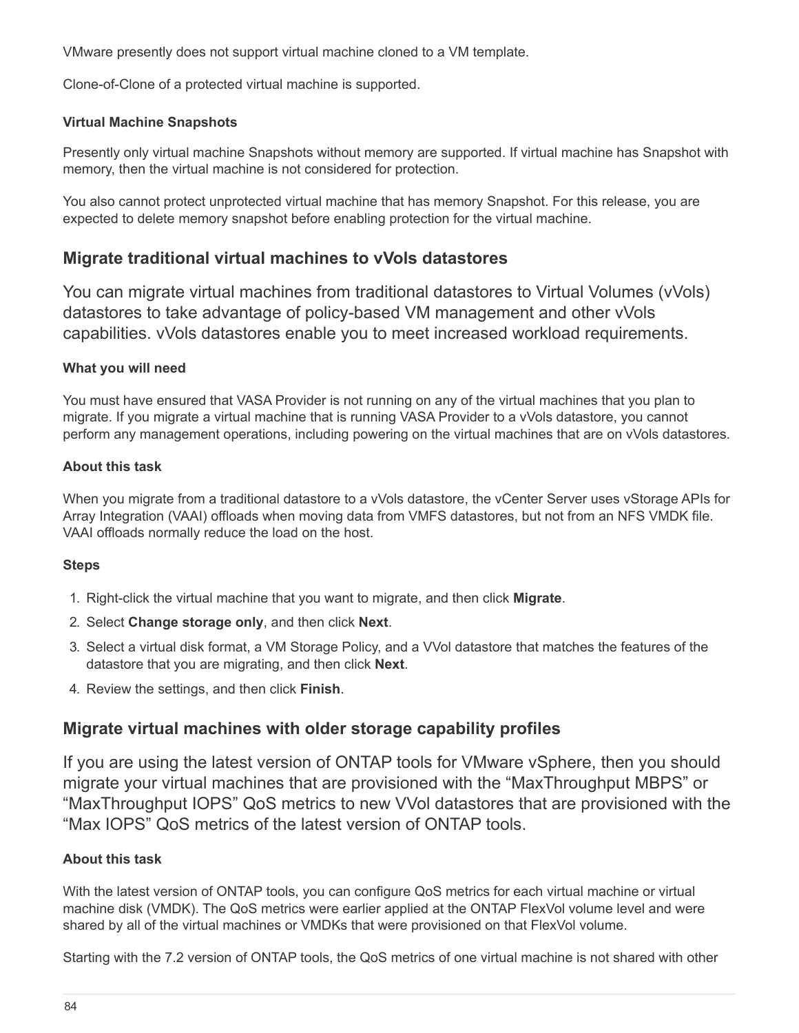VMware presently does not support virtual machine cloned to a VM template.

Clone-of-Clone of a protected virtual machine is supported.

#### Virtual Machine Snapshots

Presently only virtual machine Snapshots without memory are supported. If virtual machine has Snapshot with memory, then the virtual machine is not considered for protection.

You also cannot protect unprotected virtual machine that has memory Snapshot. For this release, you are expected to delete memory snapshot before enabling protection for the virtual machine.

## Migrate traditional virtual machines to vVols datastores

You can migrate virtual machines from traditional datastores to Virtual Volumes (vVols) datastores to take advantage of policy-based VM management and other vVols capabilities. vVols datastores enable you to meet increased workload requirements.

#### What you will need

You must have ensured that VASA Provider is not running on any of the virtual machines that you plan to migrate. If you migrate a virtual machine that is running VASA Provider to a vVols datastore, you cannot perform any management operations, including powering on the virtual machines that are on vVols datastores.

#### About this task

When you migrate from a traditional datastore to a vVols datastore, the vCenter Server uses vStorage APIs for Array Integration (VAAI) offloads when moving data from VMFS datastores, but not from an NFS VMDK file. VAAI offloads normally reduce the load on the host.

#### Steps

1. Right-click the virtual machine that you want to migrate, and then click **Migrate**.
2. Select **Change storage only**, and then click **Next**.
3. Select a virtual disk format, a VM Storage Policy, and a VVol datastore that matches the features of the datastore that you are migrating, and then click **Next**.
4. Review the settings, and then click **Finish**.

## Migrate virtual machines with older storage capability profiles

If you are using the latest version of ONTAP tools for VMware vSphere, then you should migrate your virtual machines that are provisioned with the “MaxThroughput MBPS” or “MaxThroughput IOPS” QoS metrics to new VVol datastores that are provisioned with the “Max IOPS” QoS metrics of the latest version of ONTAP tools.

#### About this task

With the latest version of ONTAP tools, you can configure QoS metrics for each virtual machine or virtual machine disk (VMDK). The QoS metrics were earlier applied at the ONTAP FlexVol volume level and were shared by all of the virtual machines or VMDKs that were provisioned on that FlexVol volume.

Starting with the 7.2 version of ONTAP tools, the QoS metrics of one virtual machine is not shared with other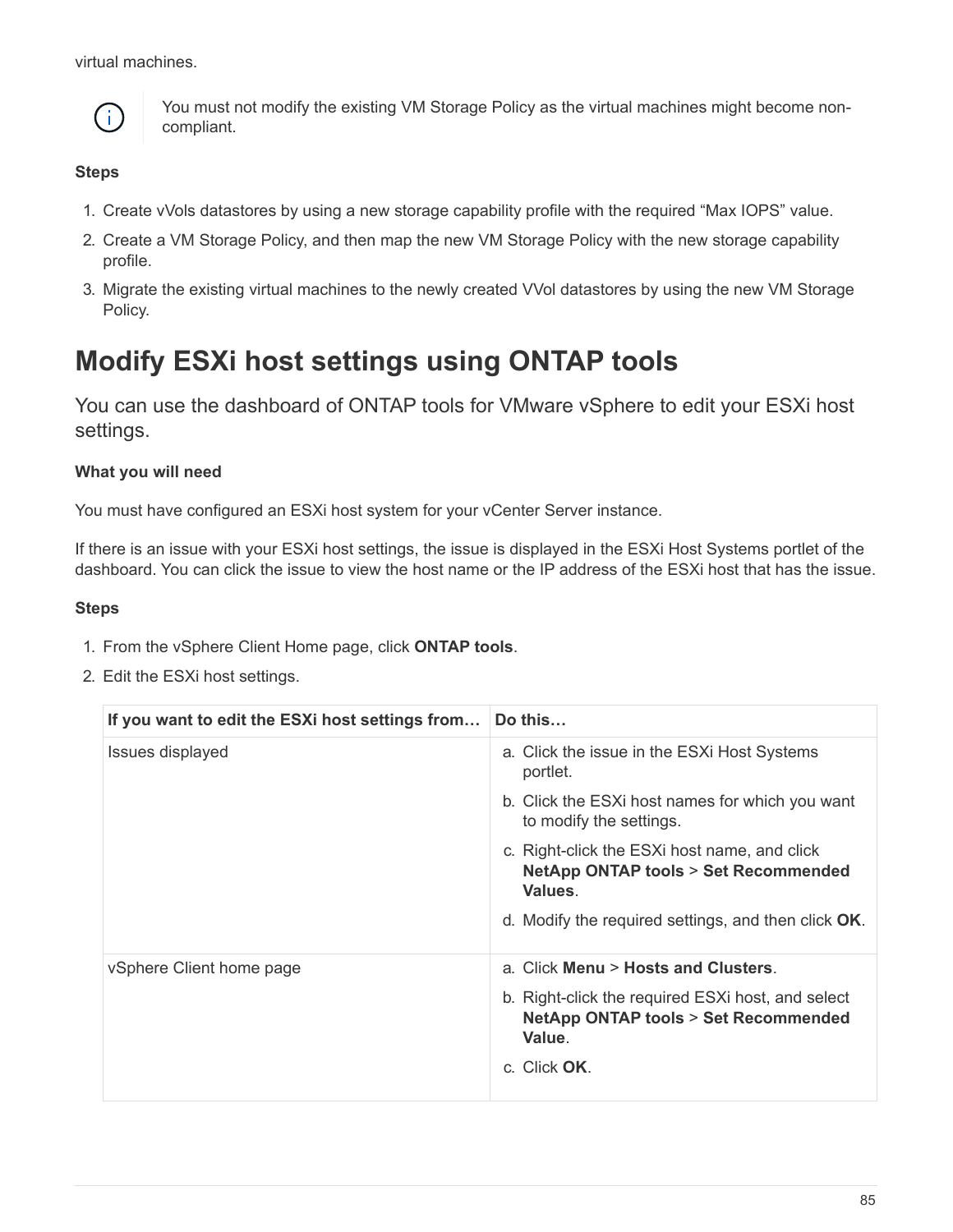virtual machines.

> You must not modify the existing VM Storage Policy as the virtual machines might become non-compliant.

**Steps**

1. Create vVols datastores by using a new storage capability profile with the required “Max IOPS” value.
2. Create a VM Storage Policy, and then map the new VM Storage Policy with the new storage capability profile.
3. Migrate the existing virtual machines to the newly created VVol datastores by using the new VM Storage Policy.

# Modify ESXi host settings using ONTAP tools

You can use the dashboard of ONTAP tools for VMware vSphere to edit your ESXi host settings.

**What you will need**

You must have configured an ESXi host system for your vCenter Server instance.

If there is an issue with your ESXi host settings, the issue is displayed in the ESXi Host Systems portlet of the dashboard. You can click the issue to view the host name or the IP address of the ESXi host that has the issue.

**Steps**

1. From the vSphere Client Home page, click **ONTAP tools**.
2. Edit the ESXi host settings.

| If you want to edit the ESXi host settings from… | Do this… |
| --- | --- |
| Issues displayed | a. Click the issue in the ESXi Host Systems portlet.<br>b. Click the ESXi host names for which you want to modify the settings.<br>c. Right-click the ESXi host name, and click **NetApp ONTAP tools** > **Set Recommended Values**.<br>d. Modify the required settings, and then click **OK**. |
| vSphere Client home page | a. Click **Menu** > **Hosts and Clusters**.<br>b. Right-click the required ESXi host, and select **NetApp ONTAP tools** > **Set Recommended Value**.<br>c. Click **OK**. |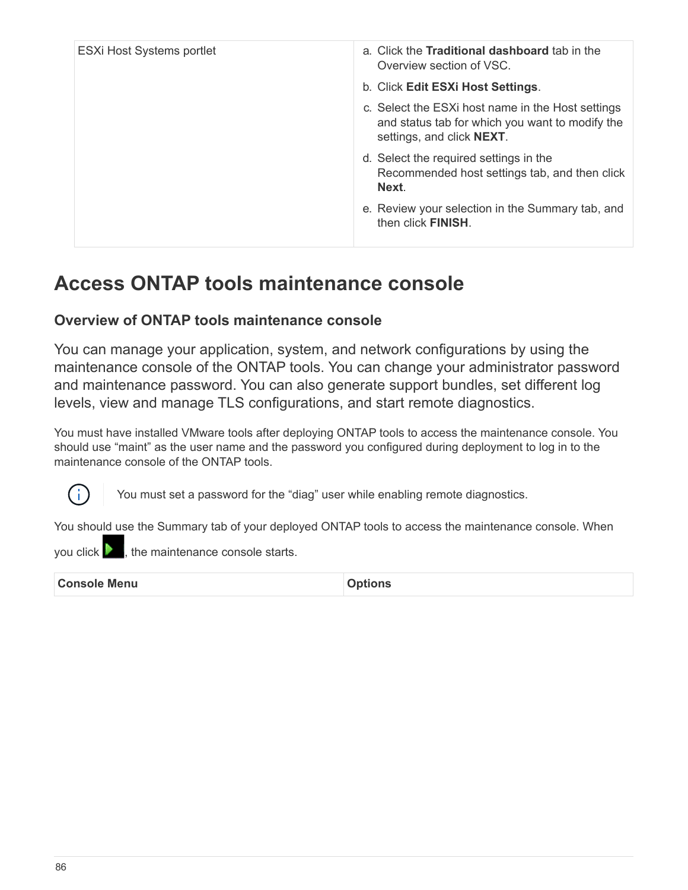| ESXi Host Systems portlet | a. Click the **Traditional dashboard** tab in the Overview section of VSC.<br>b. Click **Edit ESXi Host Settings**.<br>c. Select the ESXi host name in the Host settings and status tab for which you want to modify the settings, and click **NEXT**.<br>d. Select the required settings in the Recommended host settings tab, and then click **Next**.<br>e. Review your selection in the Summary tab, and then click **FINISH**. |
|---|---|

# Access ONTAP tools maintenance console

## Overview of ONTAP tools maintenance console

You can manage your application, system, and network configurations by using the maintenance console of the ONTAP tools. You can change your administrator password and maintenance password. You can also generate support bundles, set different log levels, view and manage TLS configurations, and start remote diagnostics.

You must have installed VMware tools after deploying ONTAP tools to access the maintenance console. You should use “maint” as the user name and the password you configured during deployment to log in to the maintenance console of the ONTAP tools.

> You must set a password for the “diag” user while enabling remote diagnostics.

You should use the Summary tab of your deployed ONTAP tools to access the maintenance console. When you click ▶, the maintenance console starts.

| Console Menu | Options |
|---|---|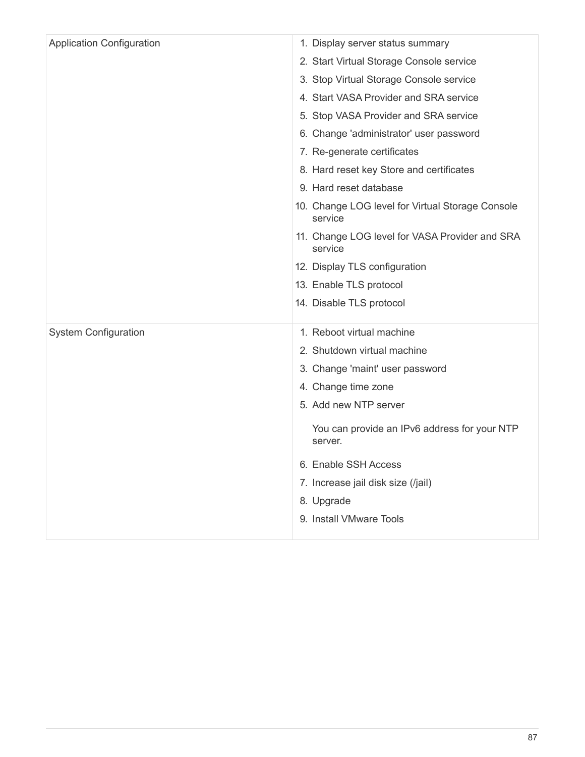| | |
|---|---|
| Application Configuration | 1. Display server status summary<br>2. Start Virtual Storage Console service<br>3. Stop Virtual Storage Console service<br>4. Start VASA Provider and SRA service<br>5. Stop VASA Provider and SRA service<br>6. Change 'administrator' user password<br>7. Re-generate certificates<br>8. Hard reset key Store and certificates<br>9. Hard reset database<br>10. Change LOG level for Virtual Storage Console service<br>11. Change LOG level for VASA Provider and SRA service<br>12. Display TLS configuration<br>13. Enable TLS protocol<br>14. Disable TLS protocol |
| System Configuration | 1. Reboot virtual machine<br>2. Shutdown virtual machine<br>3. Change 'maint' user password<br>4. Change time zone<br>5. Add new NTP server<br>You can provide an IPv6 address for your NTP server.<br>6. Enable SSH Access<br>7. Increase jail disk size (/jail)<br>8. Upgrade<br>9. Install VMware Tools |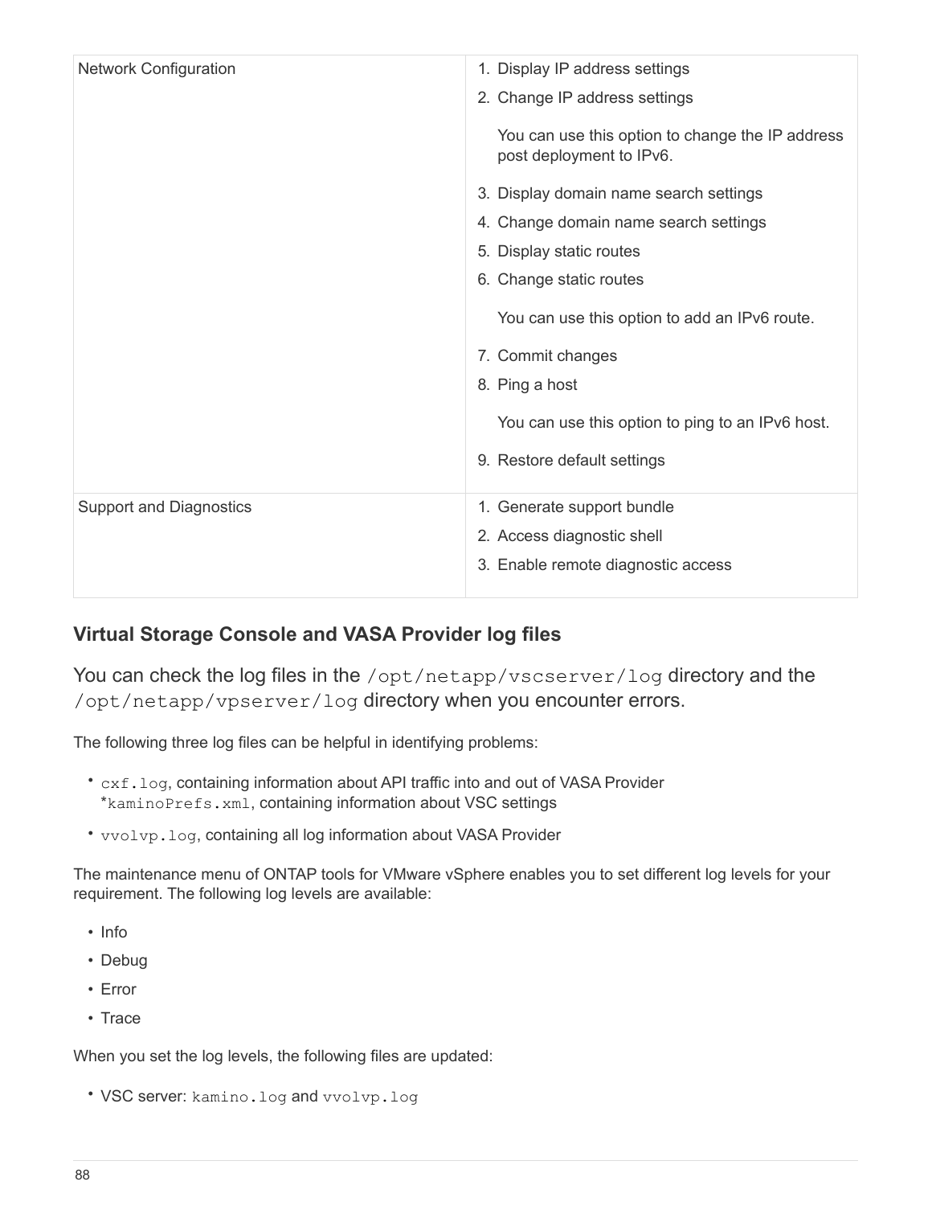| Network Configuration | 1. Display IP address settings<br>2. Change IP address settings<br>You can use this option to change the IP address post deployment to IPv6.<br>3. Display domain name search settings<br>4. Change domain name search settings<br>5. Display static routes<br>6. Change static routes<br>You can use this option to add an IPv6 route.<br>7. Commit changes<br>8. Ping a host<br>You can use this option to ping to an IPv6 host.<br>9. Restore default settings |
| --- | --- |
| Support and Diagnostics | 1. Generate support bundle<br>2. Access diagnostic shell<br>3. Enable remote diagnostic access |

### Virtual Storage Console and VASA Provider log files

You can check the log files in the `/opt/netapp/vscserver/log` directory and the `/opt/netapp/vpserver/log` directory when you encounter errors.

The following three log files can be helpful in identifying problems:

- `cxf.log`, containing information about API traffic into and out of VASA Provider *`kaminoPrefs.xml`, containing information about VSC settings
- `vvolvp.log`, containing all log information about VASA Provider

The maintenance menu of ONTAP tools for VMware vSphere enables you to set different log levels for your requirement. The following log levels are available:

- Info
- Debug
- Error
- Trace

When you set the log levels, the following files are updated:

- VSC server: `kamino.log` and `vvolvp.log`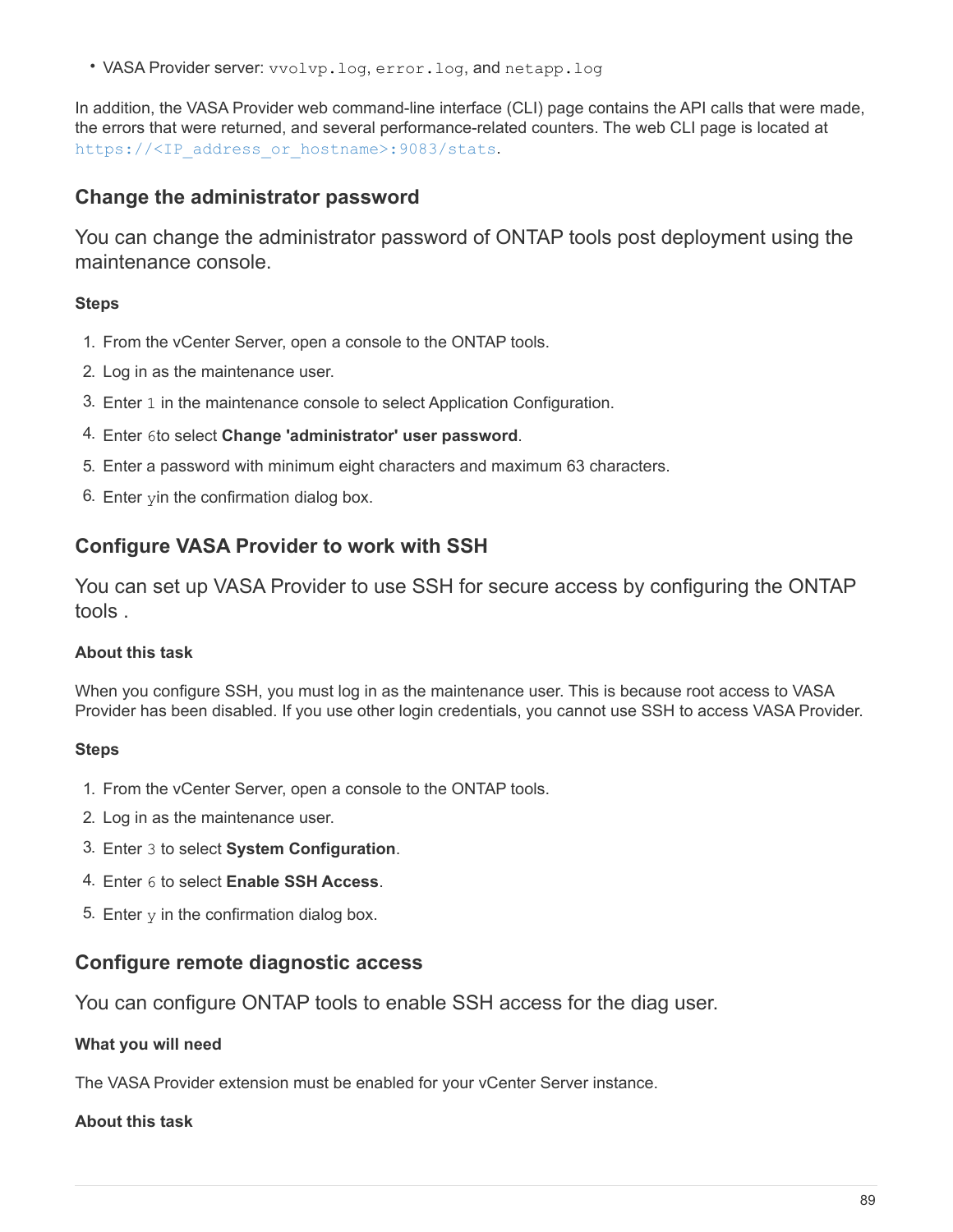- VASA Provider server: `vvolvp.log`, `error.log`, and `netapp.log`

In addition, the VASA Provider web command-line interface (CLI) page contains the API calls that were made, the errors that were returned, and several performance-related counters. The web CLI page is located at `https://<IP_address_or_hostname>:9083/stats`.

## Change the administrator password

You can change the administrator password of ONTAP tools post deployment using the maintenance console.

### Steps

1. From the vCenter Server, open a console to the ONTAP tools.
2. Log in as the maintenance user.
3. Enter `1` in the maintenance console to select Application Configuration.
4. Enter `6`to select **Change 'administrator' user password**.
5. Enter a password with minimum eight characters and maximum 63 characters.
6. Enter `y`in the confirmation dialog box.

## Configure VASA Provider to work with SSH

You can set up VASA Provider to use SSH for secure access by configuring the ONTAP tools .

### About this task

When you configure SSH, you must log in as the maintenance user. This is because root access to VASA Provider has been disabled. If you use other login credentials, you cannot use SSH to access VASA Provider.

### Steps

1. From the vCenter Server, open a console to the ONTAP tools.
2. Log in as the maintenance user.
3. Enter `3` to select **System Configuration**.
4. Enter `6` to select **Enable SSH Access**.
5. Enter `y` in the confirmation dialog box.

## Configure remote diagnostic access

You can configure ONTAP tools to enable SSH access for the diag user.

### What you will need

The VASA Provider extension must be enabled for your vCenter Server instance.

### About this task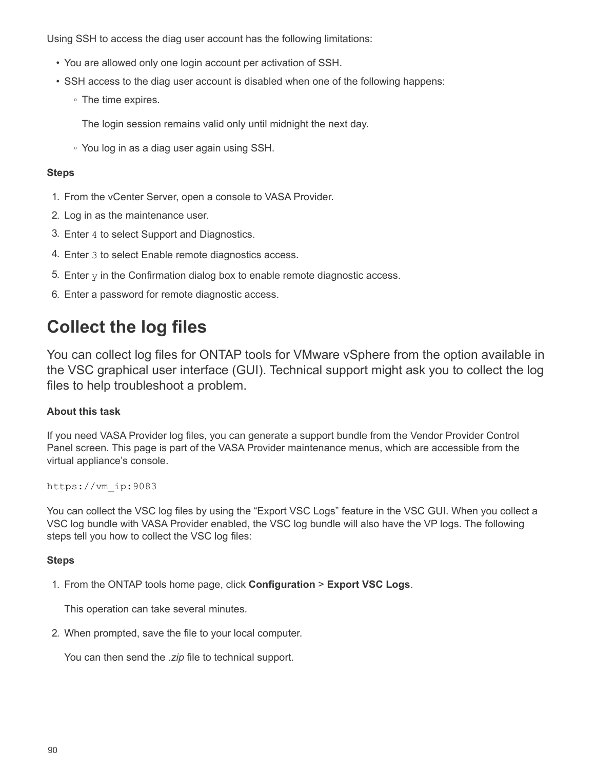Using SSH to access the diag user account has the following limitations:

- You are allowed only one login account per activation of SSH.
- SSH access to the diag user account is disabled when one of the following happens:
  - The time expires.

    The login session remains valid only until midnight the next day.

  - You log in as a diag user again using SSH.

**Steps**

1. From the vCenter Server, open a console to VASA Provider.
2. Log in as the maintenance user.
3. Enter `4` to select Support and Diagnostics.
4. Enter `3` to select Enable remote diagnostics access.
5. Enter `y` in the Confirmation dialog box to enable remote diagnostic access.
6. Enter a password for remote diagnostic access.

# Collect the log files

You can collect log files for ONTAP tools for VMware vSphere from the option available in the VSC graphical user interface (GUI). Technical support might ask you to collect the log files to help troubleshoot a problem.

**About this task**

If you need VASA Provider log files, you can generate a support bundle from the Vendor Provider Control Panel screen. This page is part of the VASA Provider maintenance menus, which are accessible from the virtual appliance's console.

```
https://vm_ip:9083
```

You can collect the VSC log files by using the "Export VSC Logs" feature in the VSC GUI. When you collect a VSC log bundle with VASA Provider enabled, the VSC log bundle will also have the VP logs. The following steps tell you how to collect the VSC log files:

**Steps**

1. From the ONTAP tools home page, click **Configuration** > **Export VSC Logs**.

   This operation can take several minutes.

2. When prompted, save the file to your local computer.

   You can then send the *.zip* file to technical support.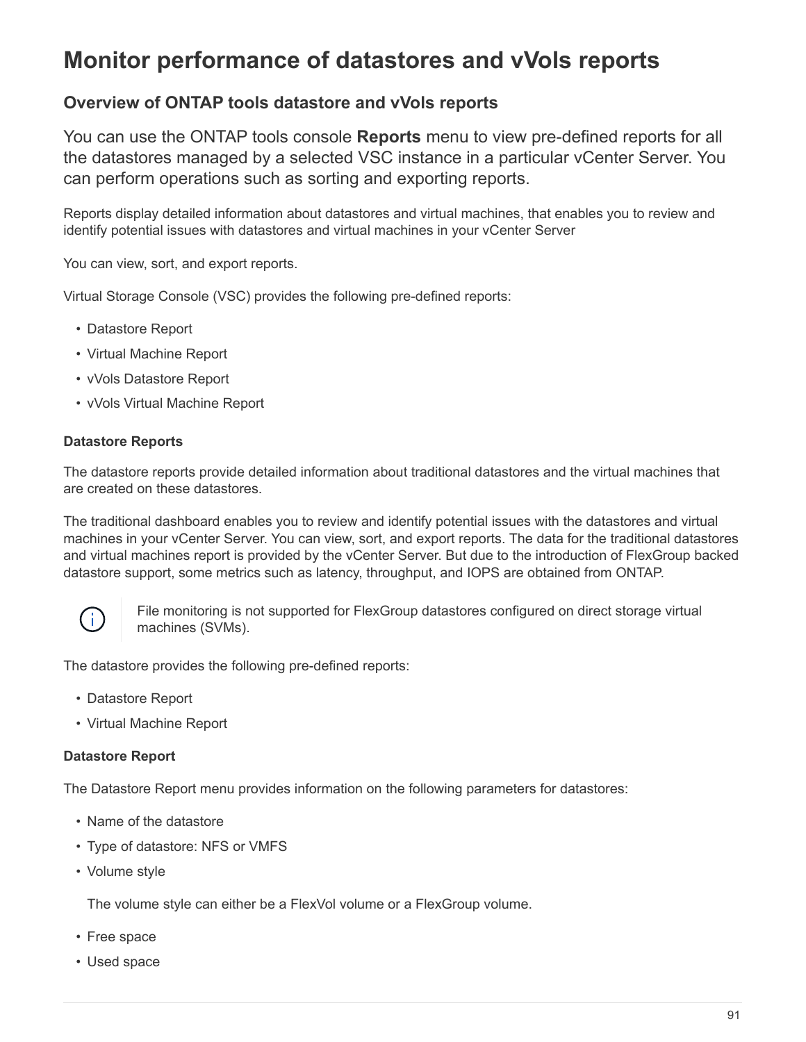# Monitor performance of datastores and vVols reports

## Overview of ONTAP tools datastore and vVols reports

You can use the ONTAP tools console **Reports** menu to view pre-defined reports for all the datastores managed by a selected VSC instance in a particular vCenter Server. You can perform operations such as sorting and exporting reports.

Reports display detailed information about datastores and virtual machines, that enables you to review and identify potential issues with datastores and virtual machines in your vCenter Server

You can view, sort, and export reports.

Virtual Storage Console (VSC) provides the following pre-defined reports:

- Datastore Report
- Virtual Machine Report
- vVols Datastore Report
- vVols Virtual Machine Report

#### Datastore Reports

The datastore reports provide detailed information about traditional datastores and the virtual machines that are created on these datastores.

The traditional dashboard enables you to review and identify potential issues with the datastores and virtual machines in your vCenter Server. You can view, sort, and export reports. The data for the traditional datastores and virtual machines report is provided by the vCenter Server. But due to the introduction of FlexGroup backed datastore support, some metrics such as latency, throughput, and IOPS are obtained from ONTAP.

> File monitoring is not supported for FlexGroup datastores configured on direct storage virtual machines (SVMs).

The datastore provides the following pre-defined reports:

- Datastore Report
- Virtual Machine Report

#### Datastore Report

The Datastore Report menu provides information on the following parameters for datastores:

- Name of the datastore
- Type of datastore: NFS or VMFS
- Volume style

  The volume style can either be a FlexVol volume or a FlexGroup volume.
- Free space
- Used space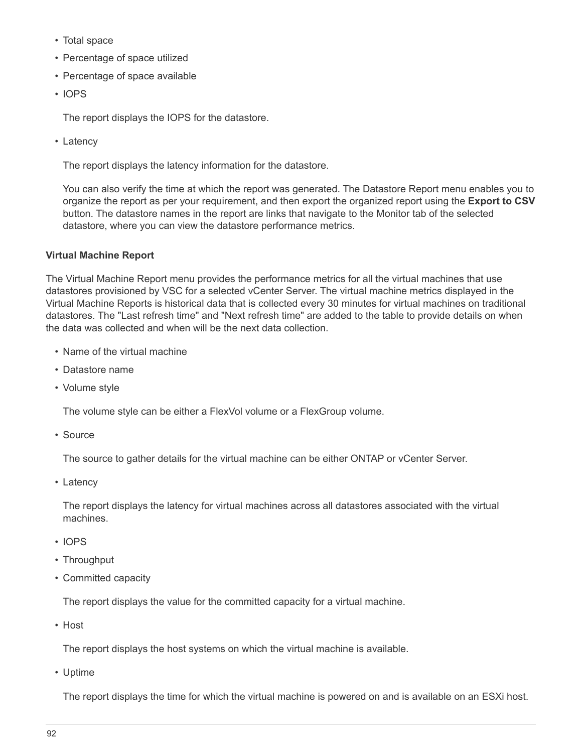- Total space
- Percentage of space utilized
- Percentage of space available
- IOPS

  The report displays the IOPS for the datastore.

- Latency

  The report displays the latency information for the datastore.

  You can also verify the time at which the report was generated. The Datastore Report menu enables you to organize the report as per your requirement, and then export the organized report using the **Export to CSV** button. The datastore names in the report are links that navigate to the Monitor tab of the selected datastore, where you can view the datastore performance metrics.

**Virtual Machine Report**

The Virtual Machine Report menu provides the performance metrics for all the virtual machines that use datastores provisioned by VSC for a selected vCenter Server. The virtual machine metrics displayed in the Virtual Machine Reports is historical data that is collected every 30 minutes for virtual machines on traditional datastores. The "Last refresh time" and "Next refresh time" are added to the table to provide details on when the data was collected and when will be the next data collection.

- Name of the virtual machine
- Datastore name
- Volume style

  The volume style can be either a FlexVol volume or a FlexGroup volume.

- Source

  The source to gather details for the virtual machine can be either ONTAP or vCenter Server.

- Latency

  The report displays the latency for virtual machines across all datastores associated with the virtual machines.

- IOPS
- Throughput
- Committed capacity

  The report displays the value for the committed capacity for a virtual machine.

- Host

  The report displays the host systems on which the virtual machine is available.

- Uptime

  The report displays the time for which the virtual machine is powered on and is available on an ESXi host.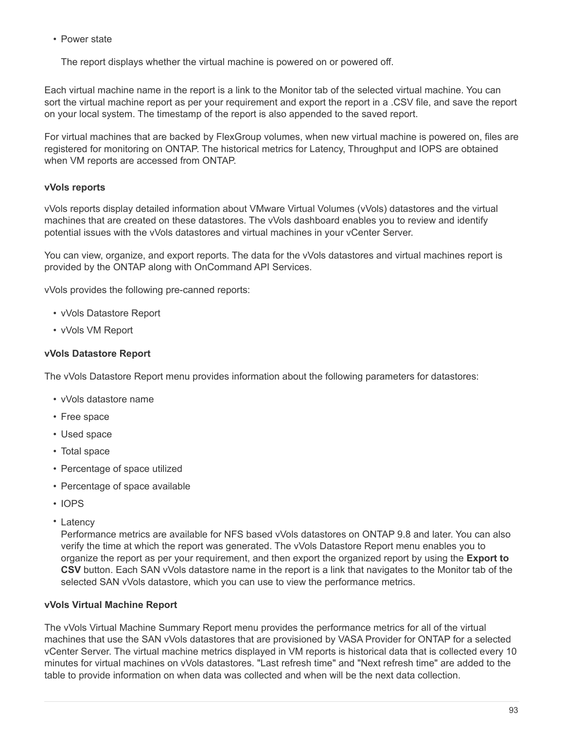- Power state

  The report displays whether the virtual machine is powered on or powered off.

Each virtual machine name in the report is a link to the Monitor tab of the selected virtual machine. You can sort the virtual machine report as per your requirement and export the report in a .CSV file, and save the report on your local system. The timestamp of the report is also appended to the saved report.

For virtual machines that are backed by FlexGroup volumes, when new virtual machine is powered on, files are registered for monitoring on ONTAP. The historical metrics for Latency, Throughput and IOPS are obtained when VM reports are accessed from ONTAP.

#### vVols reports

vVols reports display detailed information about VMware Virtual Volumes (vVols) datastores and the virtual machines that are created on these datastores. The vVols dashboard enables you to review and identify potential issues with the vVols datastores and virtual machines in your vCenter Server.

You can view, organize, and export reports. The data for the vVols datastores and virtual machines report is provided by the ONTAP along with OnCommand API Services.

vVols provides the following pre-canned reports:

- vVols Datastore Report
- vVols VM Report

#### vVols Datastore Report

The vVols Datastore Report menu provides information about the following parameters for datastores:

- vVols datastore name
- Free space
- Used space
- Total space
- Percentage of space utilized
- Percentage of space available
- IOPS
- Latency
  Performance metrics are available for NFS based vVols datastores on ONTAP 9.8 and later. You can also verify the time at which the report was generated. The vVols Datastore Report menu enables you to organize the report as per your requirement, and then export the organized report by using the **Export to CSV** button. Each SAN vVols datastore name in the report is a link that navigates to the Monitor tab of the selected SAN vVols datastore, which you can use to view the performance metrics.

#### vVols Virtual Machine Report

The vVols Virtual Machine Summary Report menu provides the performance metrics for all of the virtual machines that use the SAN vVols datastores that are provisioned by VASA Provider for ONTAP for a selected vCenter Server. The virtual machine metrics displayed in VM reports is historical data that is collected every 10 minutes for virtual machines on vVols datastores. "Last refresh time" and "Next refresh time" are added to the table to provide information on when data was collected and when will be the next data collection.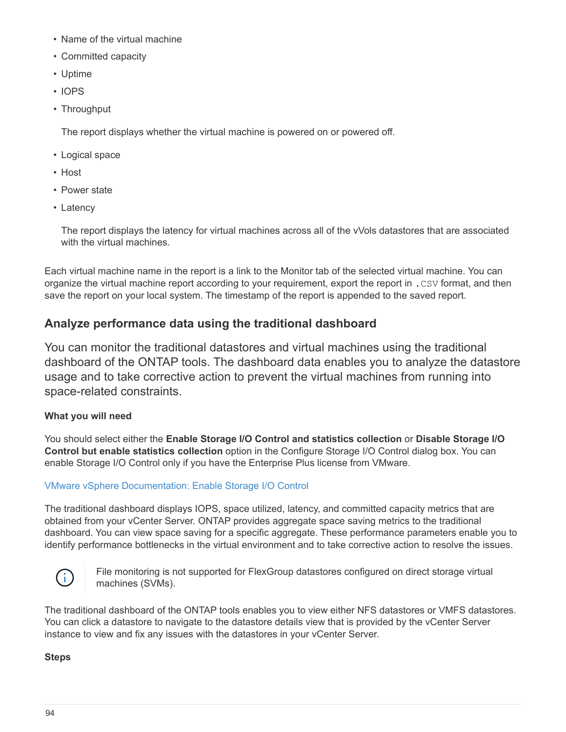- Name of the virtual machine
- Committed capacity
- Uptime
- IOPS
- Throughput

  The report displays whether the virtual machine is powered on or powered off.

- Logical space
- Host
- Power state
- Latency

  The report displays the latency for virtual machines across all of the vVols datastores that are associated with the virtual machines.

Each virtual machine name in the report is a link to the Monitor tab of the selected virtual machine. You can organize the virtual machine report according to your requirement, export the report in `.CSV` format, and then save the report on your local system. The timestamp of the report is appended to the saved report.

## Analyze performance data using the traditional dashboard

You can monitor the traditional datastores and virtual machines using the traditional dashboard of the ONTAP tools. The dashboard data enables you to analyze the datastore usage and to take corrective action to prevent the virtual machines from running into space-related constraints.

**What you will need**

You should select either the **Enable Storage I/O Control and statistics collection** or **Disable Storage I/O Control but enable statistics collection** option in the Configure Storage I/O Control dialog box. You can enable Storage I/O Control only if you have the Enterprise Plus license from VMware.

VMware vSphere Documentation: Enable Storage I/O Control

The traditional dashboard displays IOPS, space utilized, latency, and committed capacity metrics that are obtained from your vCenter Server. ONTAP provides aggregate space saving metrics to the traditional dashboard. You can view space saving for a specific aggregate. These performance parameters enable you to identify performance bottlenecks in the virtual environment and to take corrective action to resolve the issues.

> File monitoring is not supported for FlexGroup datastores configured on direct storage virtual machines (SVMs).

The traditional dashboard of the ONTAP tools enables you to view either NFS datastores or VMFS datastores. You can click a datastore to navigate to the datastore details view that is provided by the vCenter Server instance to view and fix any issues with the datastores in your vCenter Server.

**Steps**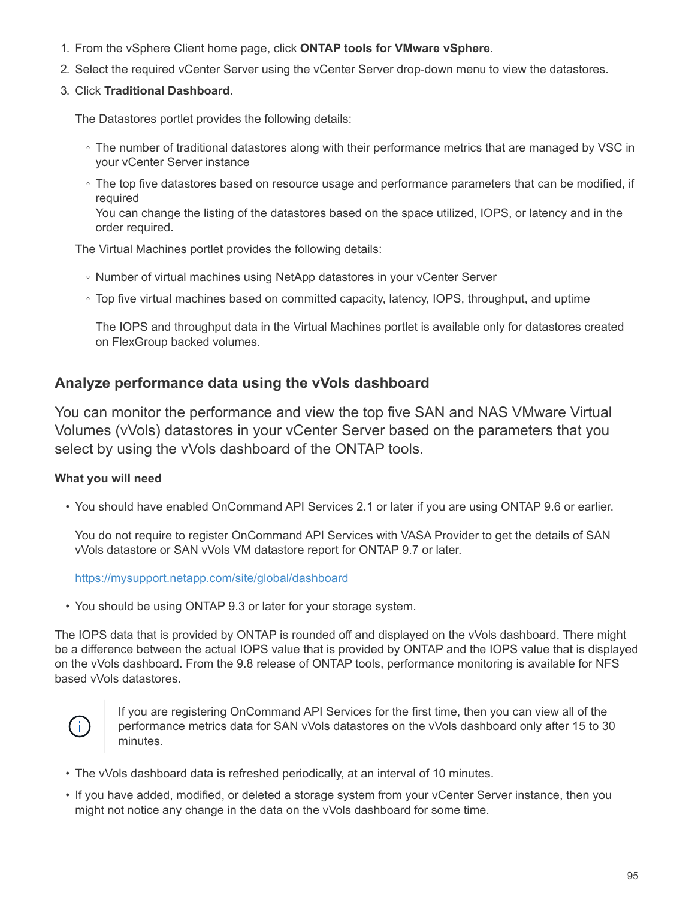1. From the vSphere Client home page, click **ONTAP tools for VMware vSphere**.
2. Select the required vCenter Server using the vCenter Server drop-down menu to view the datastores.
3. Click **Traditional Dashboard**.

   The Datastores portlet provides the following details:

   - The number of traditional datastores along with their performance metrics that are managed by VSC in your vCenter Server instance
   - The top five datastores based on resource usage and performance parameters that can be modified, if required
     You can change the listing of the datastores based on the space utilized, IOPS, or latency and in the order required.

   The Virtual Machines portlet provides the following details:

   - Number of virtual machines using NetApp datastores in your vCenter Server
   - Top five virtual machines based on committed capacity, latency, IOPS, throughput, and uptime

     The IOPS and throughput data in the Virtual Machines portlet is available only for datastores created on FlexGroup backed volumes.

## Analyze performance data using the vVols dashboard

You can monitor the performance and view the top five SAN and NAS VMware Virtual Volumes (vVols) datastores in your vCenter Server based on the parameters that you select by using the vVols dashboard of the ONTAP tools.

**What you will need**

- You should have enabled OnCommand API Services 2.1 or later if you are using ONTAP 9.6 or earlier.

  You do not require to register OnCommand API Services with VASA Provider to get the details of SAN vVols datastore or SAN vVols VM datastore report for ONTAP 9.7 or later.

  https://mysupport.netapp.com/site/global/dashboard

- You should be using ONTAP 9.3 or later for your storage system.

The IOPS data that is provided by ONTAP is rounded off and displayed on the vVols dashboard. There might be a difference between the actual IOPS value that is provided by ONTAP and the IOPS value that is displayed on the vVols dashboard. From the 9.8 release of ONTAP tools, performance monitoring is available for NFS based vVols datastores.

> If you are registering OnCommand API Services for the first time, then you can view all of the performance metrics data for SAN vVols datastores on the vVols dashboard only after 15 to 30 minutes.

- The vVols dashboard data is refreshed periodically, at an interval of 10 minutes.
- If you have added, modified, or deleted a storage system from your vCenter Server instance, then you might not notice any change in the data on the vVols dashboard for some time.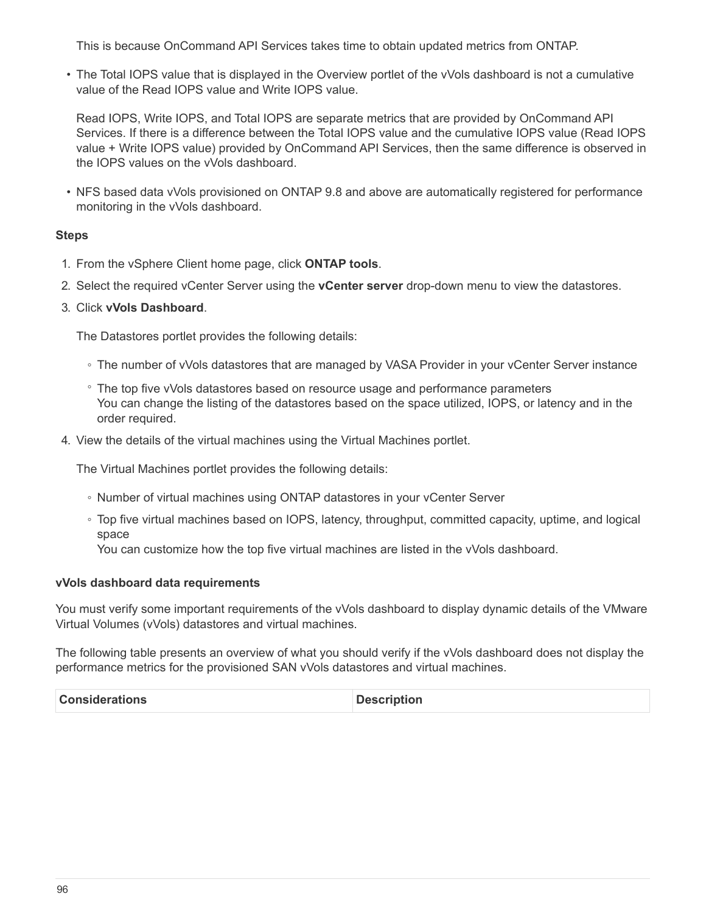This is because OnCommand API Services takes time to obtain updated metrics from ONTAP.

- The Total IOPS value that is displayed in the Overview portlet of the vVols dashboard is not a cumulative value of the Read IOPS value and Write IOPS value.

  Read IOPS, Write IOPS, and Total IOPS are separate metrics that are provided by OnCommand API Services. If there is a difference between the Total IOPS value and the cumulative IOPS value (Read IOPS value + Write IOPS value) provided by OnCommand API Services, then the same difference is observed in the IOPS values on the vVols dashboard.

- NFS based data vVols provisioned on ONTAP 9.8 and above are automatically registered for performance monitoring in the vVols dashboard.

**Steps**

1. From the vSphere Client home page, click **ONTAP tools**.
2. Select the required vCenter Server using the **vCenter server** drop-down menu to view the datastores.
3. Click **vVols Dashboard**.

   The Datastores portlet provides the following details:

   - The number of vVols datastores that are managed by VASA Provider in your vCenter Server instance
   - The top five vVols datastores based on resource usage and performance parameters
     You can change the listing of the datastores based on the space utilized, IOPS, or latency and in the order required.

4. View the details of the virtual machines using the Virtual Machines portlet.

   The Virtual Machines portlet provides the following details:

   - Number of virtual machines using ONTAP datastores in your vCenter Server
   - Top five virtual machines based on IOPS, latency, throughput, committed capacity, uptime, and logical space
     You can customize how the top five virtual machines are listed in the vVols dashboard.

**vVols dashboard data requirements**

You must verify some important requirements of the vVols dashboard to display dynamic details of the VMware Virtual Volumes (vVols) datastores and virtual machines.

The following table presents an overview of what you should verify if the vVols dashboard does not display the performance metrics for the provisioned SAN vVols datastores and virtual machines.

| Considerations | Description |
| --- | --- |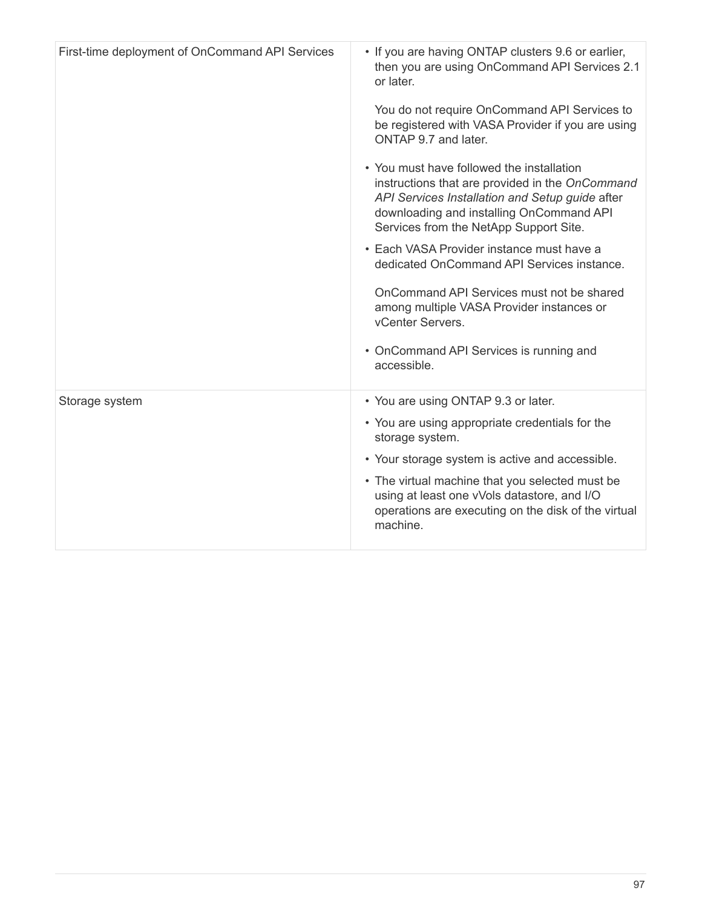| | |
|---|---|
| First-time deployment of OnCommand API Services | • If you are having ONTAP clusters 9.6 or earlier, then you are using OnCommand API Services 2.1 or later.<br><br>You do not require OnCommand API Services to be registered with VASA Provider if you are using ONTAP 9.7 and later.<br><br>• You must have followed the installation instructions that are provided in the *OnCommand API Services Installation and Setup guide* after downloading and installing OnCommand API Services from the NetApp Support Site.<br><br>• Each VASA Provider instance must have a dedicated OnCommand API Services instance.<br><br>OnCommand API Services must not be shared among multiple VASA Provider instances or vCenter Servers.<br><br>• OnCommand API Services is running and accessible. |
| Storage system | • You are using ONTAP 9.3 or later.<br><br>• You are using appropriate credentials for the storage system.<br><br>• Your storage system is active and accessible.<br><br>• The virtual machine that you selected must be using at least one vVols datastore, and I/O operations are executing on the disk of the virtual machine. |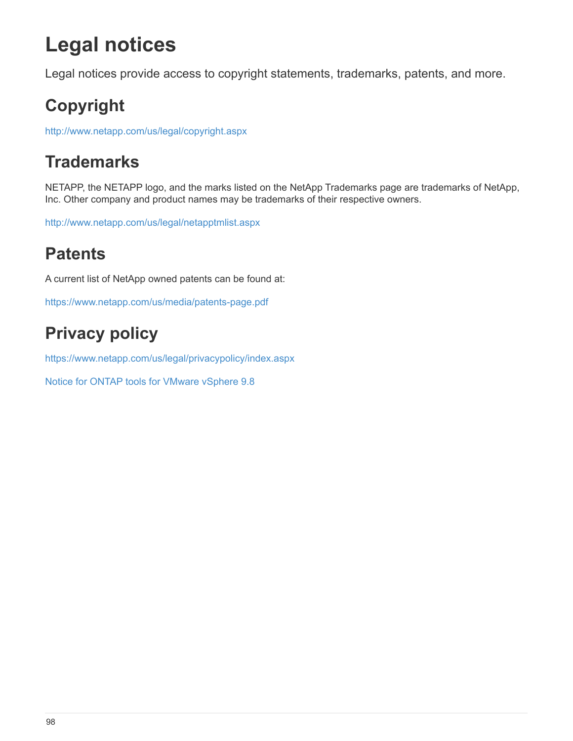# Legal notices

Legal notices provide access to copyright statements, trademarks, patents, and more.

## Copyright

http://www.netapp.com/us/legal/copyright.aspx

## Trademarks

NETAPP, the NETAPP logo, and the marks listed on the NetApp Trademarks page are trademarks of NetApp, Inc. Other company and product names may be trademarks of their respective owners.

http://www.netapp.com/us/legal/netapptmlist.aspx

## Patents

A current list of NetApp owned patents can be found at:

https://www.netapp.com/us/media/patents-page.pdf

## Privacy policy

https://www.netapp.com/us/legal/privacypolicy/index.aspx

Notice for ONTAP tools for VMware vSphere 9.8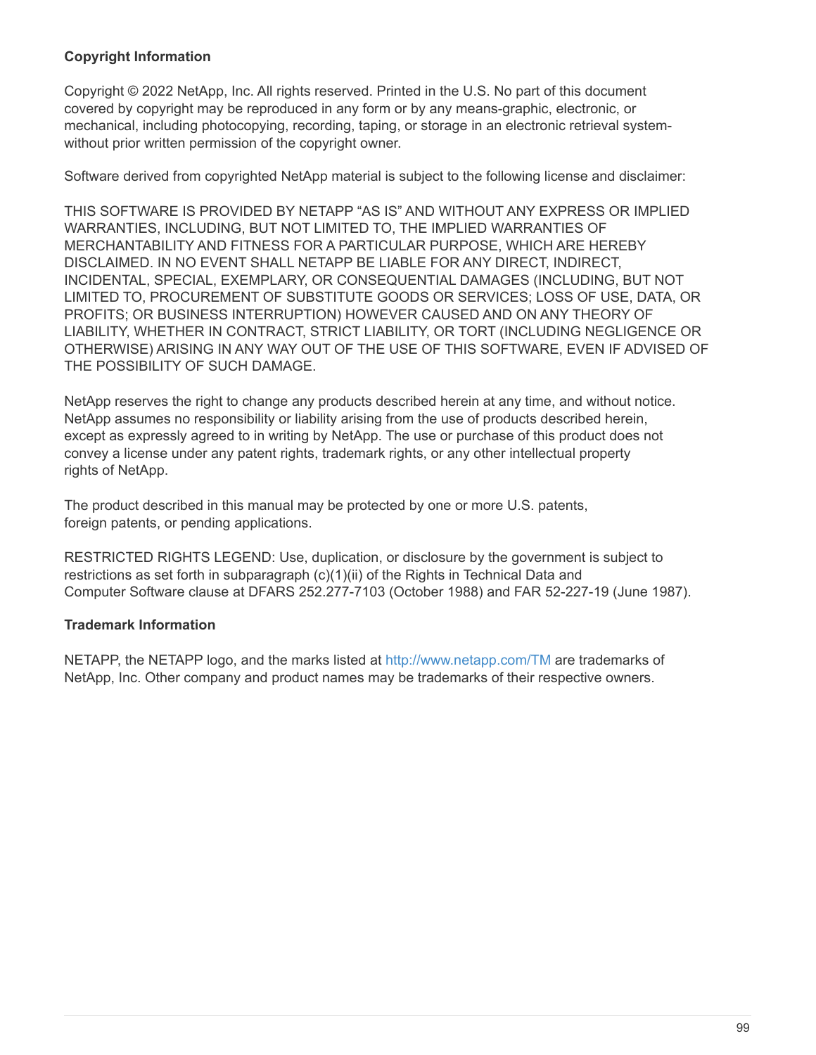### Copyright Information

Copyright © 2022 NetApp, Inc. All rights reserved. Printed in the U.S. No part of this document covered by copyright may be reproduced in any form or by any means-graphic, electronic, or mechanical, including photocopying, recording, taping, or storage in an electronic retrieval system-without prior written permission of the copyright owner.

Software derived from copyrighted NetApp material is subject to the following license and disclaimer:

THIS SOFTWARE IS PROVIDED BY NETAPP "AS IS" AND WITHOUT ANY EXPRESS OR IMPLIED WARRANTIES, INCLUDING, BUT NOT LIMITED TO, THE IMPLIED WARRANTIES OF MERCHANTABILITY AND FITNESS FOR A PARTICULAR PURPOSE, WHICH ARE HEREBY DISCLAIMED. IN NO EVENT SHALL NETAPP BE LIABLE FOR ANY DIRECT, INDIRECT, INCIDENTAL, SPECIAL, EXEMPLARY, OR CONSEQUENTIAL DAMAGES (INCLUDING, BUT NOT LIMITED TO, PROCUREMENT OF SUBSTITUTE GOODS OR SERVICES; LOSS OF USE, DATA, OR PROFITS; OR BUSINESS INTERRUPTION) HOWEVER CAUSED AND ON ANY THEORY OF LIABILITY, WHETHER IN CONTRACT, STRICT LIABILITY, OR TORT (INCLUDING NEGLIGENCE OR OTHERWISE) ARISING IN ANY WAY OUT OF THE USE OF THIS SOFTWARE, EVEN IF ADVISED OF THE POSSIBILITY OF SUCH DAMAGE.

NetApp reserves the right to change any products described herein at any time, and without notice. NetApp assumes no responsibility or liability arising from the use of products described herein, except as expressly agreed to in writing by NetApp. The use or purchase of this product does not convey a license under any patent rights, trademark rights, or any other intellectual property rights of NetApp.

The product described in this manual may be protected by one or more U.S. patents, foreign patents, or pending applications.

RESTRICTED RIGHTS LEGEND: Use, duplication, or disclosure by the government is subject to restrictions as set forth in subparagraph (c)(1)(ii) of the Rights in Technical Data and Computer Software clause at DFARS 252.277-7103 (October 1988) and FAR 52-227-19 (June 1987).

### Trademark Information

NETAPP, the NETAPP logo, and the marks listed at http://www.netapp.com/TM are trademarks of NetApp, Inc. Other company and product names may be trademarks of their respective owners.